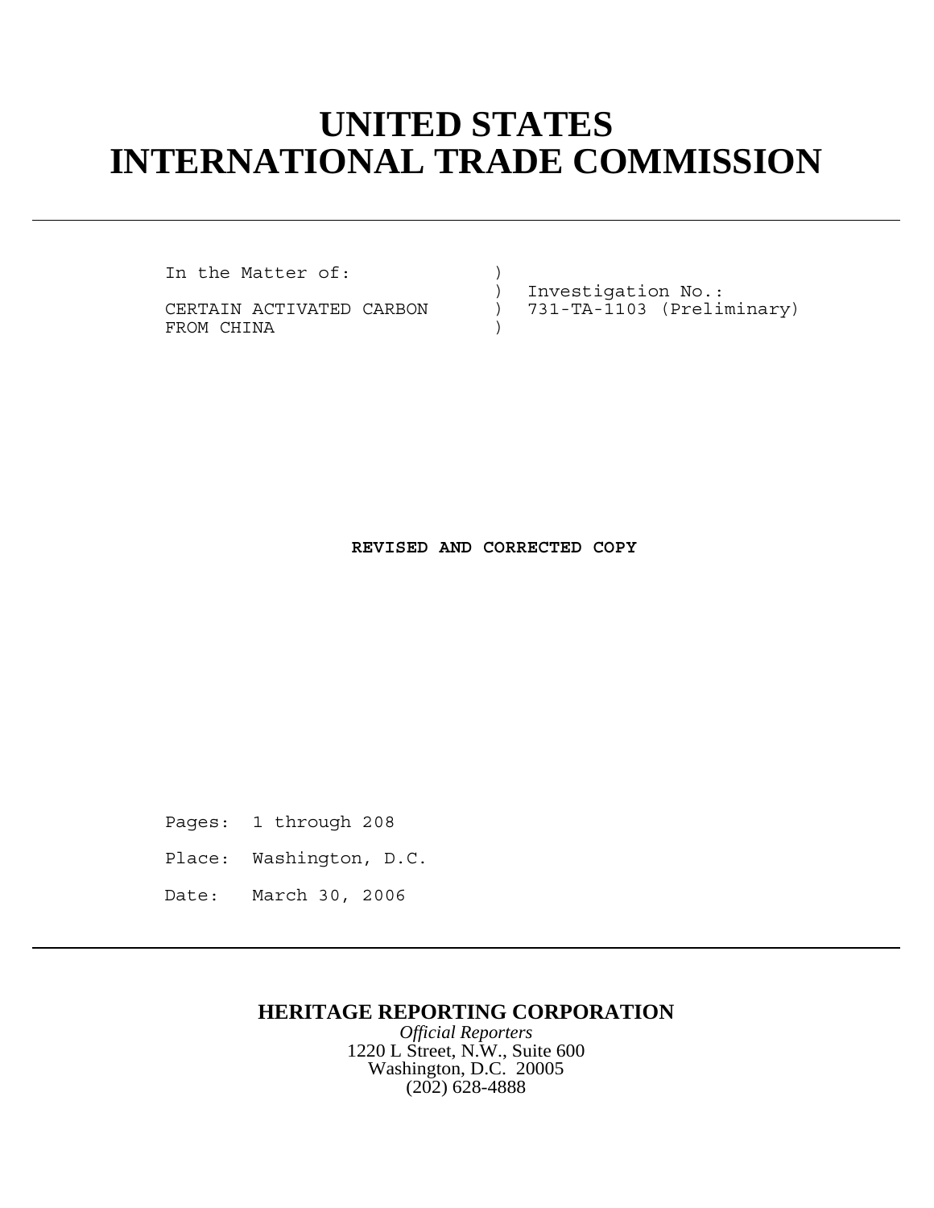# UNITED STATES
# INTERNATIONAL TRADE COMMISSION

---

```
In the Matter of:          )
                           )  Investigation No.:
CERTAIN ACTIVATED CARBON   )  731-TA-1103 (Preliminary)
FROM CHINA                 )
```

**REVISED AND CORRECTED COPY**

Pages: 1 through 208

Place: Washington, D.C.

Date: March 30, 2006

---

**HERITAGE REPORTING CORPORATION**

*Official Reporters*

1220 L Street, N.W., Suite 600

Washington, D.C. 20005

(202) 628-4888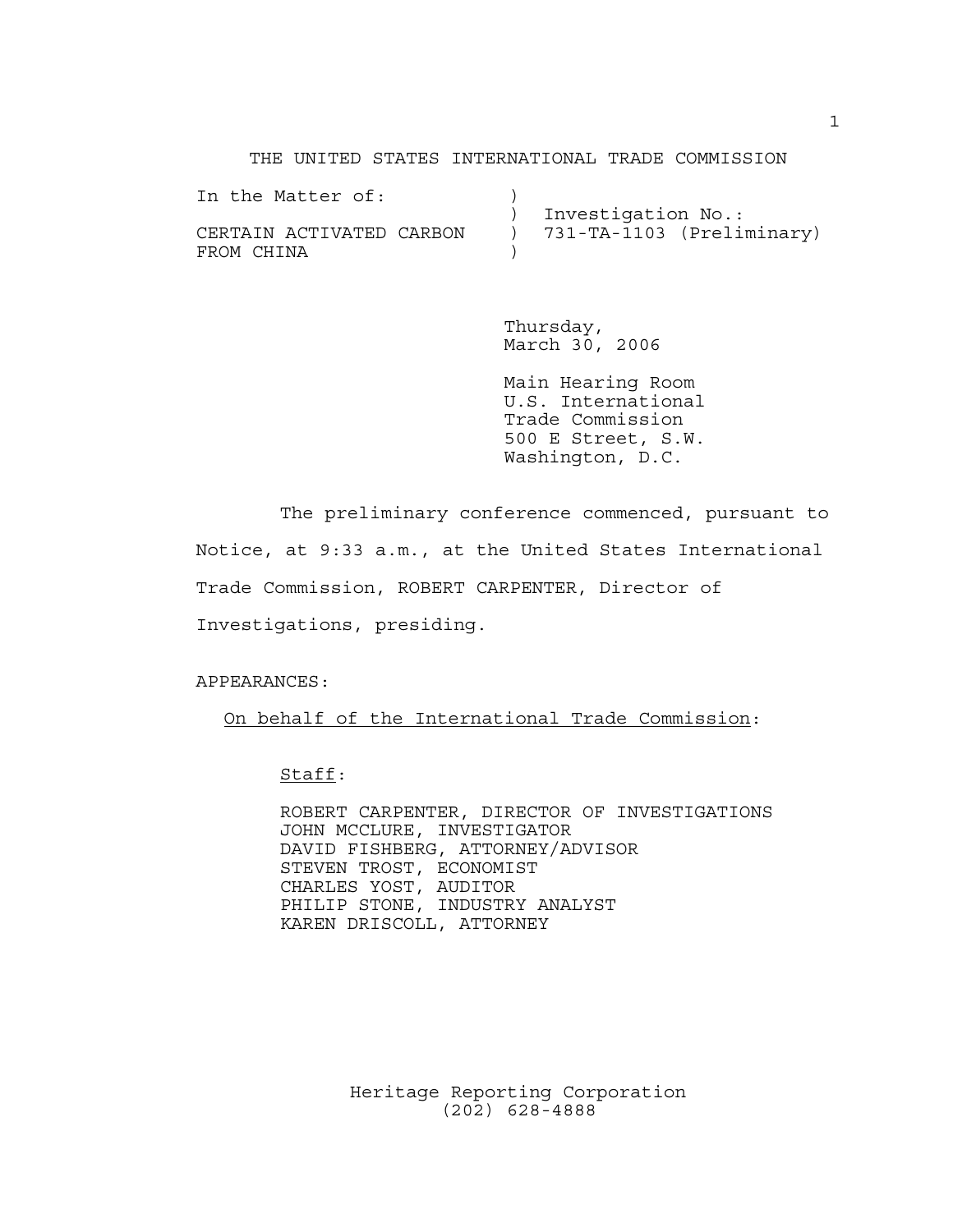# THE UNITED STATES INTERNATIONAL TRADE COMMISSION

```
In the Matter of:           )
                            )  Investigation No.:
CERTAIN ACTIVATED CARBON    )  731-TA-1103 (Preliminary)
FROM CHINA                  )
```

Thursday,
March 30, 2006

Main Hearing Room
U.S. International
Trade Commission
500 E Street, S.W.
Washington, D.C.

The preliminary conference commenced, pursuant to Notice, at 9:33 a.m., at the United States International Trade Commission, ROBERT CARPENTER, Director of Investigations, presiding.

APPEARANCES:

On behalf of the International Trade Commission:

Staff:

ROBERT CARPENTER, DIRECTOR OF INVESTIGATIONS
JOHN MCCLURE, INVESTIGATOR
DAVID FISHBERG, ATTORNEY/ADVISOR
STEVEN TROST, ECONOMIST
CHARLES YOST, AUDITOR
PHILIP STONE, INDUSTRY ANALYST
KAREN DRISCOLL, ATTORNEY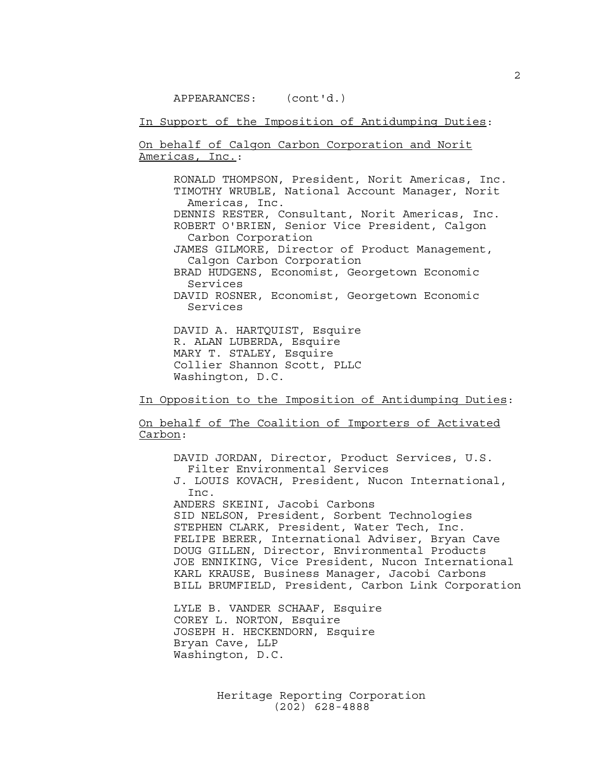APPEARANCES: (cont'd.)

In Support of the Imposition of Antidumping Duties:

On behalf of Calgon Carbon Corporation and Norit Americas, Inc.:

RONALD THOMPSON, President, Norit Americas, Inc.
TIMOTHY WRUBLE, National Account Manager, Norit Americas, Inc.
DENNIS RESTER, Consultant, Norit Americas, Inc.
ROBERT O'BRIEN, Senior Vice President, Calgon Carbon Corporation
JAMES GILMORE, Director of Product Management, Calgon Carbon Corporation
BRAD HUDGENS, Economist, Georgetown Economic Services
DAVID ROSNER, Economist, Georgetown Economic Services

DAVID A. HARTQUIST, Esquire
R. ALAN LUBERDA, Esquire
MARY T. STALEY, Esquire
Collier Shannon Scott, PLLC
Washington, D.C.

In Opposition to the Imposition of Antidumping Duties:

On behalf of The Coalition of Importers of Activated Carbon:

DAVID JORDAN, Director, Product Services, U.S. Filter Environmental Services
J. LOUIS KOVACH, President, Nucon International, Inc.
ANDERS SKEINI, Jacobi Carbons
SID NELSON, President, Sorbent Technologies
STEPHEN CLARK, President, Water Tech, Inc.
FELIPE BERER, International Adviser, Bryan Cave
DOUG GILLEN, Director, Environmental Products
JOE ENNIKING, Vice President, Nucon International
KARL KRAUSE, Business Manager, Jacobi Carbons
BILL BRUMFIELD, President, Carbon Link Corporation

LYLE B. VANDER SCHAAF, Esquire
COREY L. NORTON, Esquire
JOSEPH H. HECKENDORN, Esquire
Bryan Cave, LLP
Washington, D.C.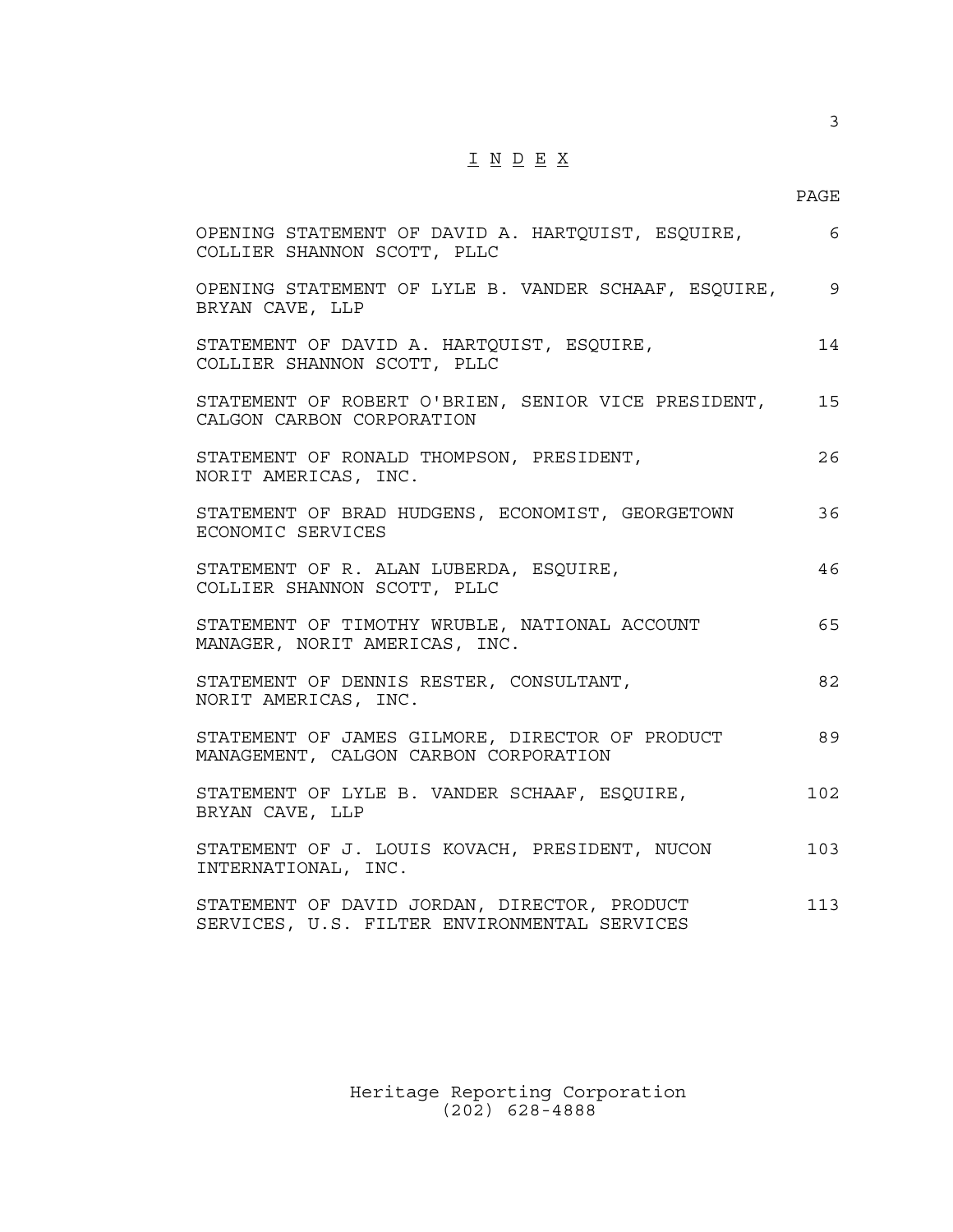# I N D E X

| | PAGE |
|---|---|
| OPENING STATEMENT OF DAVID A. HARTQUIST, ESQUIRE, COLLIER SHANNON SCOTT, PLLC | 6 |
| OPENING STATEMENT OF LYLE B. VANDER SCHAAF, ESQUIRE, BRYAN CAVE, LLP | 9 |
| STATEMENT OF DAVID A. HARTQUIST, ESQUIRE, COLLIER SHANNON SCOTT, PLLC | 14 |
| STATEMENT OF ROBERT O'BRIEN, SENIOR VICE PRESIDENT, CALGON CARBON CORPORATION | 15 |
| STATEMENT OF RONALD THOMPSON, PRESIDENT, NORIT AMERICAS, INC. | 26 |
| STATEMENT OF BRAD HUDGENS, ECONOMIST, GEORGETOWN ECONOMIC SERVICES | 36 |
| STATEMENT OF R. ALAN LUBERDA, ESQUIRE, COLLIER SHANNON SCOTT, PLLC | 46 |
| STATEMENT OF TIMOTHY WRUBLE, NATIONAL ACCOUNT MANAGER, NORIT AMERICAS, INC. | 65 |
| STATEMENT OF DENNIS RESTER, CONSULTANT, NORIT AMERICAS, INC. | 82 |
| STATEMENT OF JAMES GILMORE, DIRECTOR OF PRODUCT MANAGEMENT, CALGON CARBON CORPORATION | 89 |
| STATEMENT OF LYLE B. VANDER SCHAAF, ESQUIRE, BRYAN CAVE, LLP | 102 |
| STATEMENT OF J. LOUIS KOVACH, PRESIDENT, NUCON INTERNATIONAL, INC. | 103 |
| STATEMENT OF DAVID JORDAN, DIRECTOR, PRODUCT SERVICES, U.S. FILTER ENVIRONMENTAL SERVICES | 113 |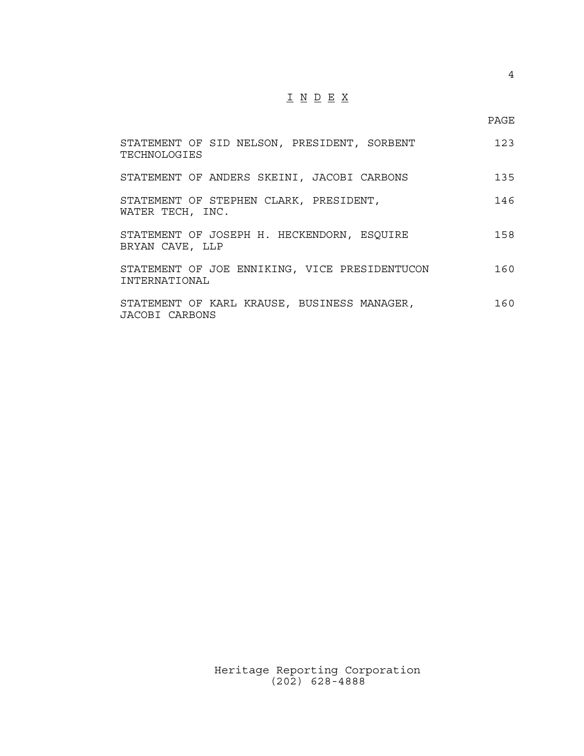# I N D E X

| | PAGE |
|---|---|
| STATEMENT OF SID NELSON, PRESIDENT, SORBENT TECHNOLOGIES | 123 |
| STATEMENT OF ANDERS SKEINI, JACOBI CARBONS | 135 |
| STATEMENT OF STEPHEN CLARK, PRESIDENT, WATER TECH, INC. | 146 |
| STATEMENT OF JOSEPH H. HECKENDORN, ESQUIRE BRYAN CAVE, LLP | 158 |
| STATEMENT OF JOE ENNIKING, VICE PRESIDENTUCON INTERNATIONAL | 160 |
| STATEMENT OF KARL KRAUSE, BUSINESS MANAGER, JACOBI CARBONS | 160 |

Heritage Reporting Corporation
(202) 628-4888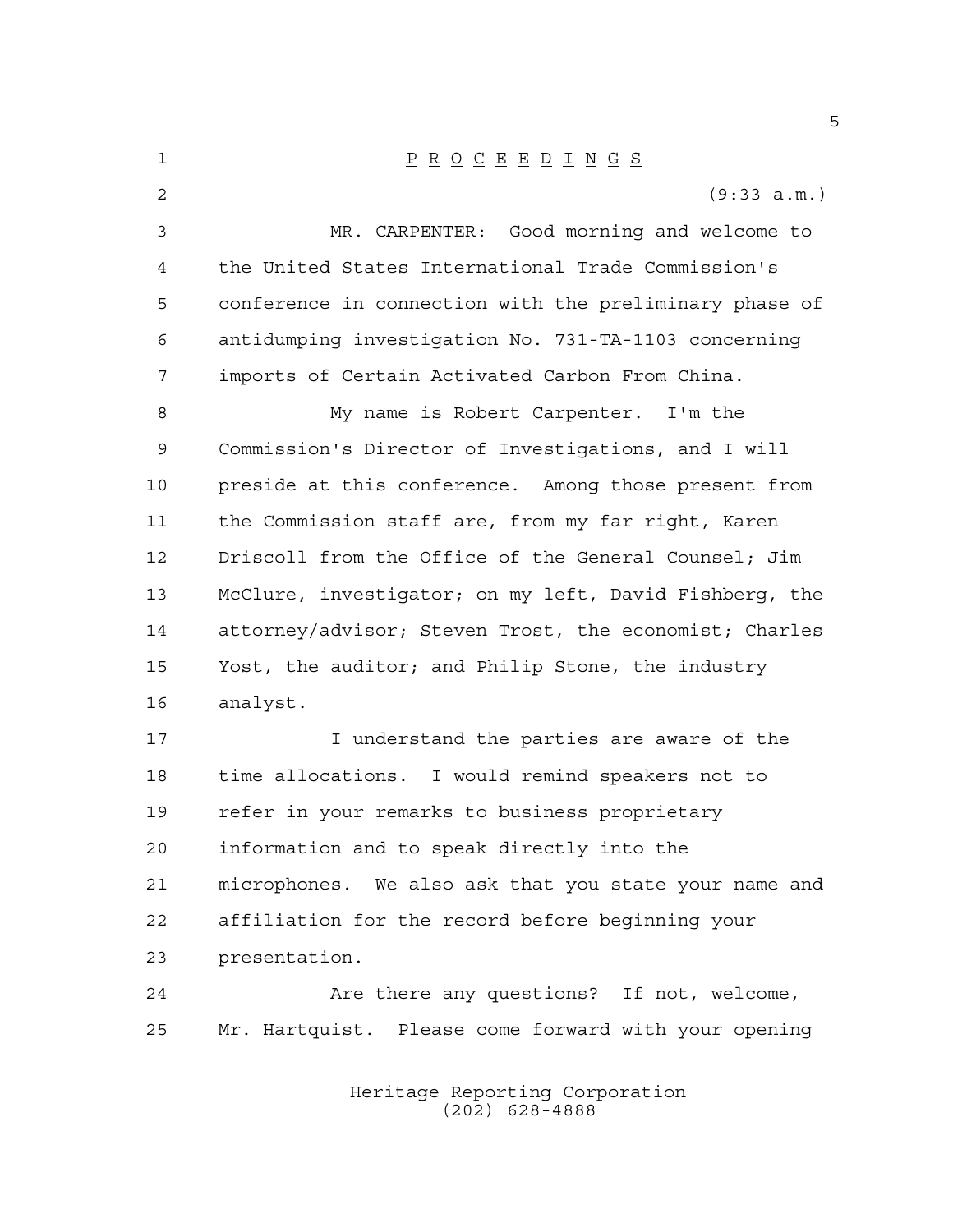P R O C E E D I N G S

(9:33 a.m.)

MR. CARPENTER: Good morning and welcome to the United States International Trade Commission's conference in connection with the preliminary phase of antidumping investigation No. 731-TA-1103 concerning imports of Certain Activated Carbon From China.

My name is Robert Carpenter. I'm the Commission's Director of Investigations, and I will preside at this conference. Among those present from the Commission staff are, from my far right, Karen Driscoll from the Office of the General Counsel; Jim McClure, investigator; on my left, David Fishberg, the attorney/advisor; Steven Trost, the economist; Charles Yost, the auditor; and Philip Stone, the industry analyst.

I understand the parties are aware of the time allocations. I would remind speakers not to refer in your remarks to business proprietary information and to speak directly into the microphones. We also ask that you state your name and affiliation for the record before beginning your presentation.

Are there any questions? If not, welcome, Mr. Hartquist. Please come forward with your opening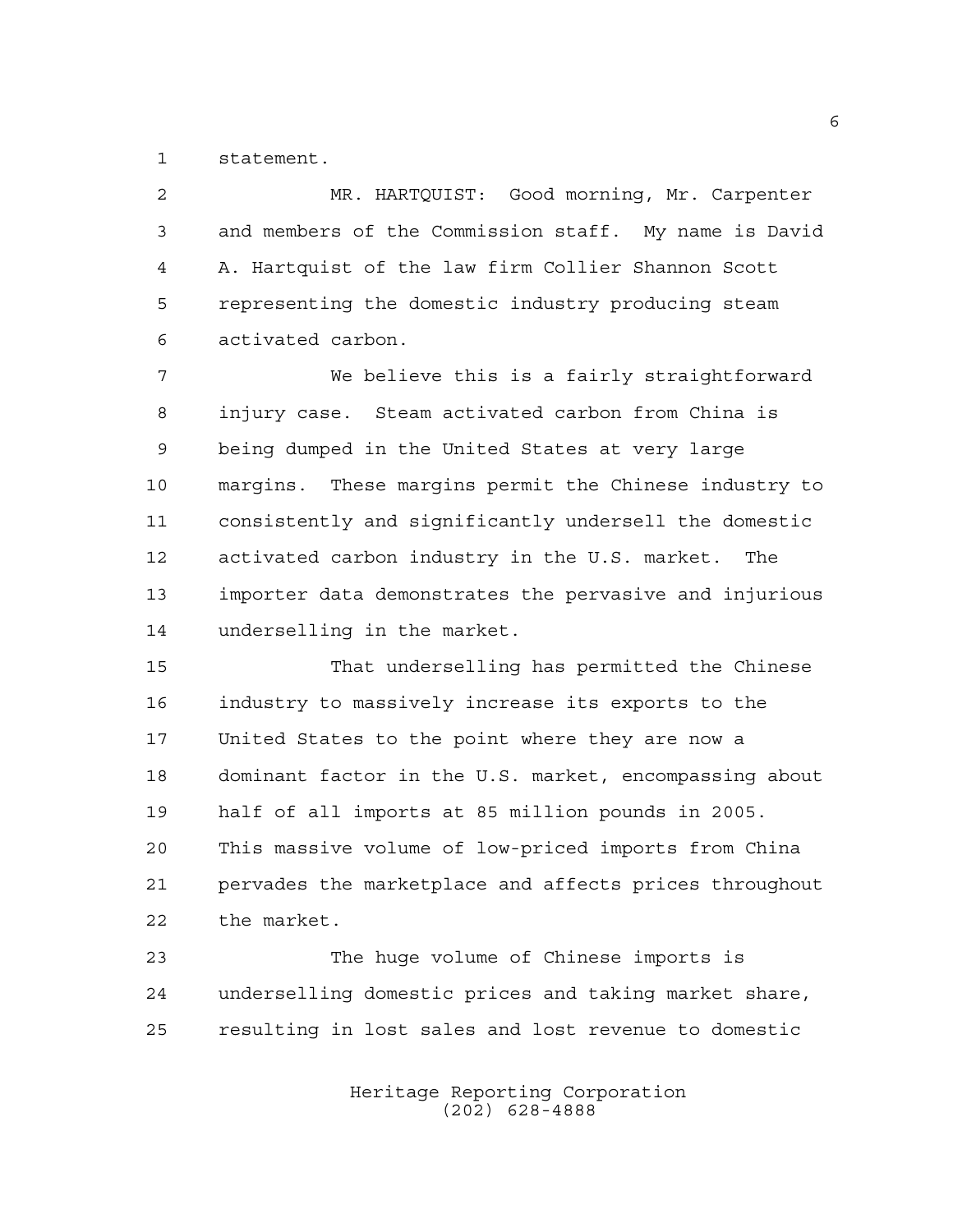statement.

MR. HARTQUIST: Good morning, Mr. Carpenter and members of the Commission staff. My name is David A. Hartquist of the law firm Collier Shannon Scott representing the domestic industry producing steam activated carbon.

We believe this is a fairly straightforward injury case. Steam activated carbon from China is being dumped in the United States at very large margins. These margins permit the Chinese industry to consistently and significantly undersell the domestic activated carbon industry in the U.S. market. The importer data demonstrates the pervasive and injurious underselling in the market.

That underselling has permitted the Chinese industry to massively increase its exports to the United States to the point where they are now a dominant factor in the U.S. market, encompassing about half of all imports at 85 million pounds in 2005. This massive volume of low-priced imports from China pervades the marketplace and affects prices throughout the market.

The huge volume of Chinese imports is underselling domestic prices and taking market share, resulting in lost sales and lost revenue to domestic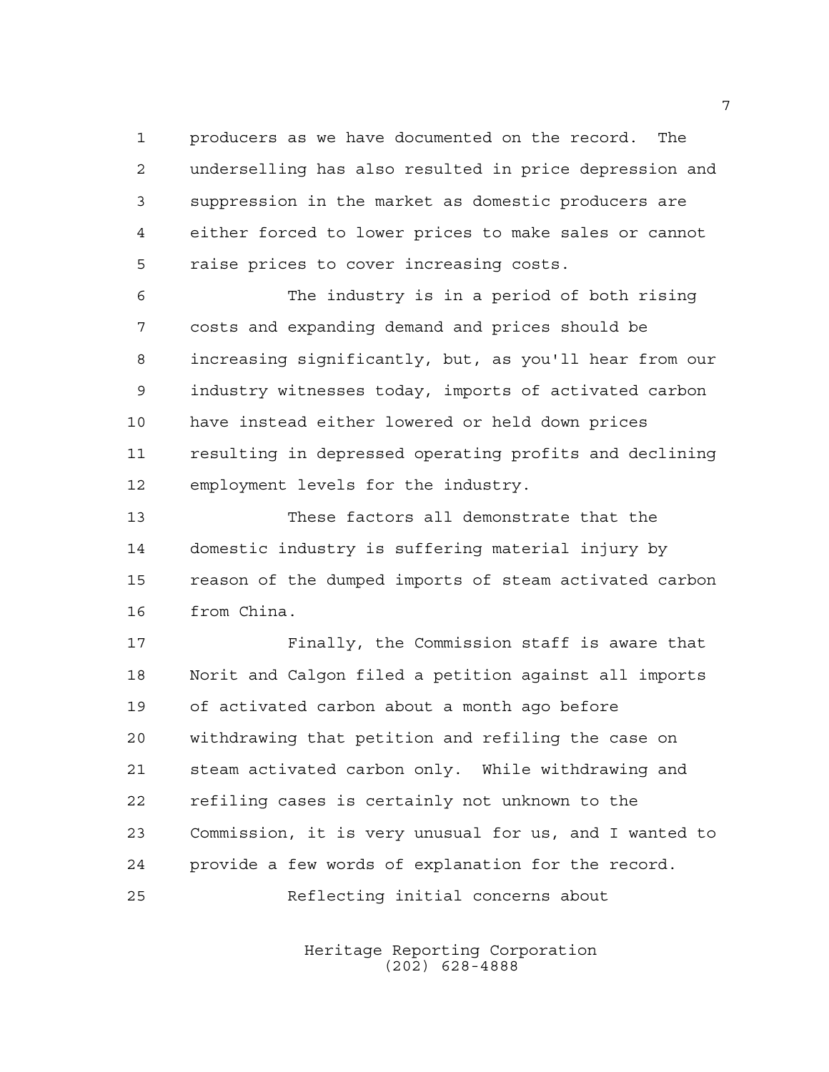producers as we have documented on the record. The underselling has also resulted in price depression and suppression in the market as domestic producers are either forced to lower prices to make sales or cannot raise prices to cover increasing costs.

The industry is in a period of both rising costs and expanding demand and prices should be increasing significantly, but, as you'll hear from our industry witnesses today, imports of activated carbon have instead either lowered or held down prices resulting in depressed operating profits and declining employment levels for the industry.

These factors all demonstrate that the domestic industry is suffering material injury by reason of the dumped imports of steam activated carbon from China.

Finally, the Commission staff is aware that Norit and Calgon filed a petition against all imports of activated carbon about a month ago before withdrawing that petition and refiling the case on steam activated carbon only. While withdrawing and refiling cases is certainly not unknown to the Commission, it is very unusual for us, and I wanted to provide a few words of explanation for the record.

Reflecting initial concerns about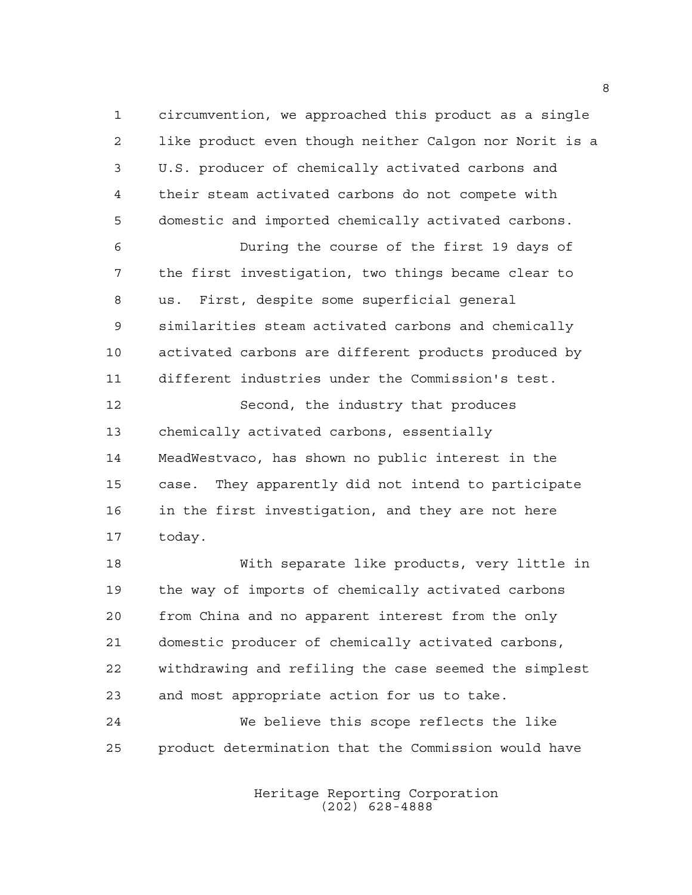circumvention, we approached this product as a single like product even though neither Calgon nor Norit is a U.S. producer of chemically activated carbons and their steam activated carbons do not compete with domestic and imported chemically activated carbons.

During the course of the first 19 days of the first investigation, two things became clear to us. First, despite some superficial general similarities steam activated carbons and chemically activated carbons are different products produced by different industries under the Commission's test.

Second, the industry that produces chemically activated carbons, essentially MeadWestvaco, has shown no public interest in the case. They apparently did not intend to participate in the first investigation, and they are not here today.

With separate like products, very little in the way of imports of chemically activated carbons from China and no apparent interest from the only domestic producer of chemically activated carbons, withdrawing and refiling the case seemed the simplest and most appropriate action for us to take.

We believe this scope reflects the like product determination that the Commission would have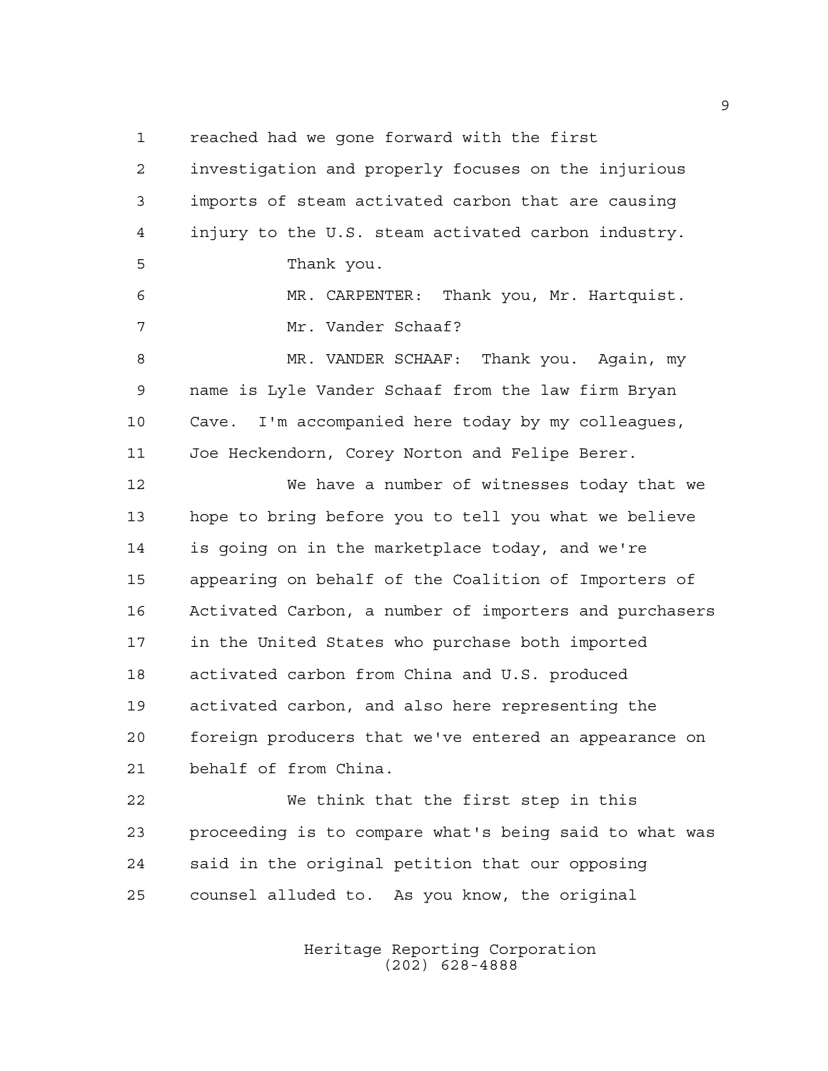reached had we gone forward with the first investigation and properly focuses on the injurious imports of steam activated carbon that are causing injury to the U.S. steam activated carbon industry.

Thank you.

MR. CARPENTER: Thank you, Mr. Hartquist.

Mr. Vander Schaaf?

MR. VANDER SCHAAF: Thank you. Again, my name is Lyle Vander Schaaf from the law firm Bryan Cave. I'm accompanied here today by my colleagues, Joe Heckendorn, Corey Norton and Felipe Berer.

We have a number of witnesses today that we hope to bring before you to tell you what we believe is going on in the marketplace today, and we're appearing on behalf of the Coalition of Importers of Activated Carbon, a number of importers and purchasers in the United States who purchase both imported activated carbon from China and U.S. produced activated carbon, and also here representing the foreign producers that we've entered an appearance on behalf of from China.

We think that the first step in this proceeding is to compare what's being said to what was said in the original petition that our opposing counsel alluded to. As you know, the original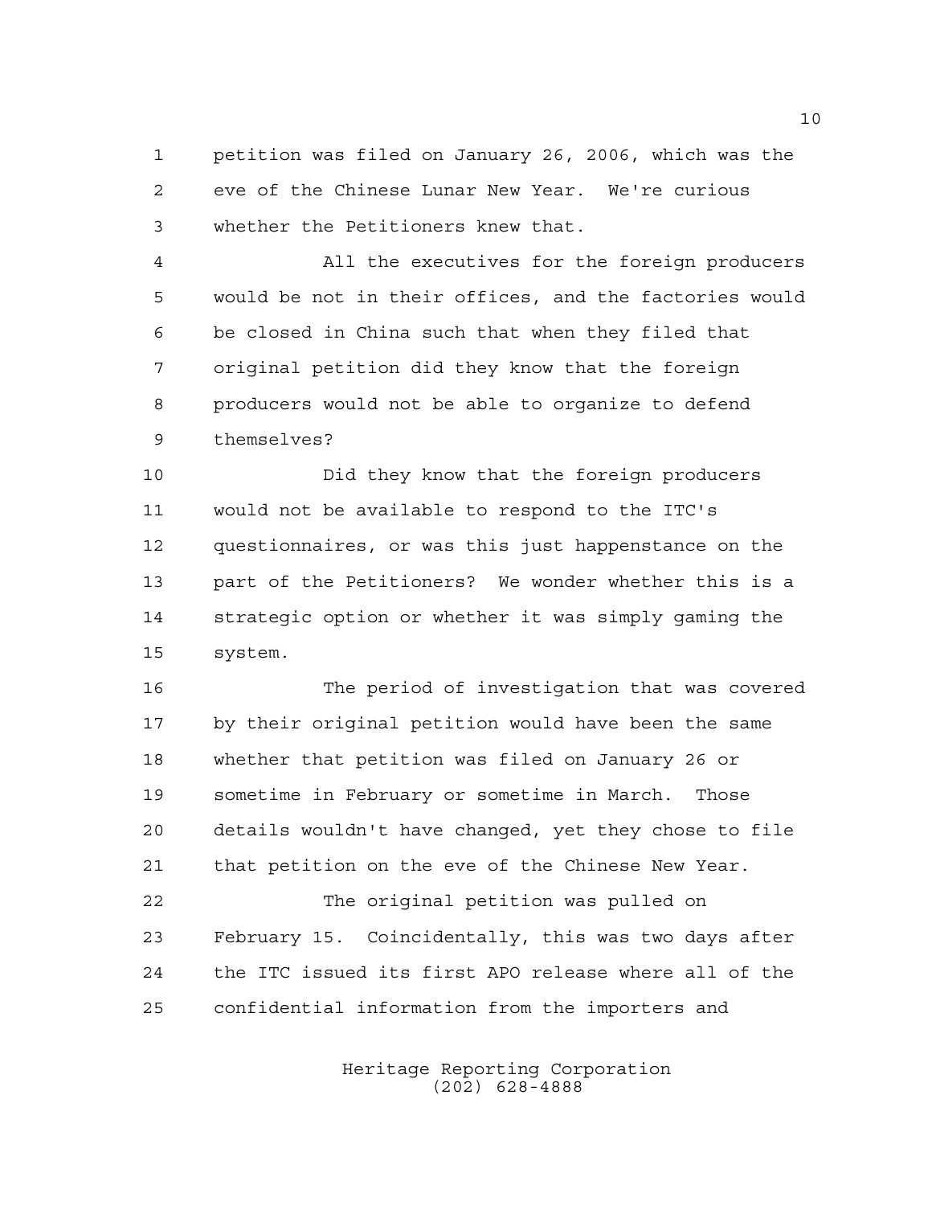petition was filed on January 26, 2006, which was the eve of the Chinese Lunar New Year. We're curious whether the Petitioners knew that.

All the executives for the foreign producers would be not in their offices, and the factories would be closed in China such that when they filed that original petition did they know that the foreign producers would not be able to organize to defend themselves?

Did they know that the foreign producers would not be available to respond to the ITC's questionnaires, or was this just happenstance on the part of the Petitioners? We wonder whether this is a strategic option or whether it was simply gaming the system.

The period of investigation that was covered by their original petition would have been the same whether that petition was filed on January 26 or sometime in February or sometime in March. Those details wouldn't have changed, yet they chose to file that petition on the eve of the Chinese New Year.

The original petition was pulled on February 15. Coincidentally, this was two days after the ITC issued its first APO release where all of the confidential information from the importers and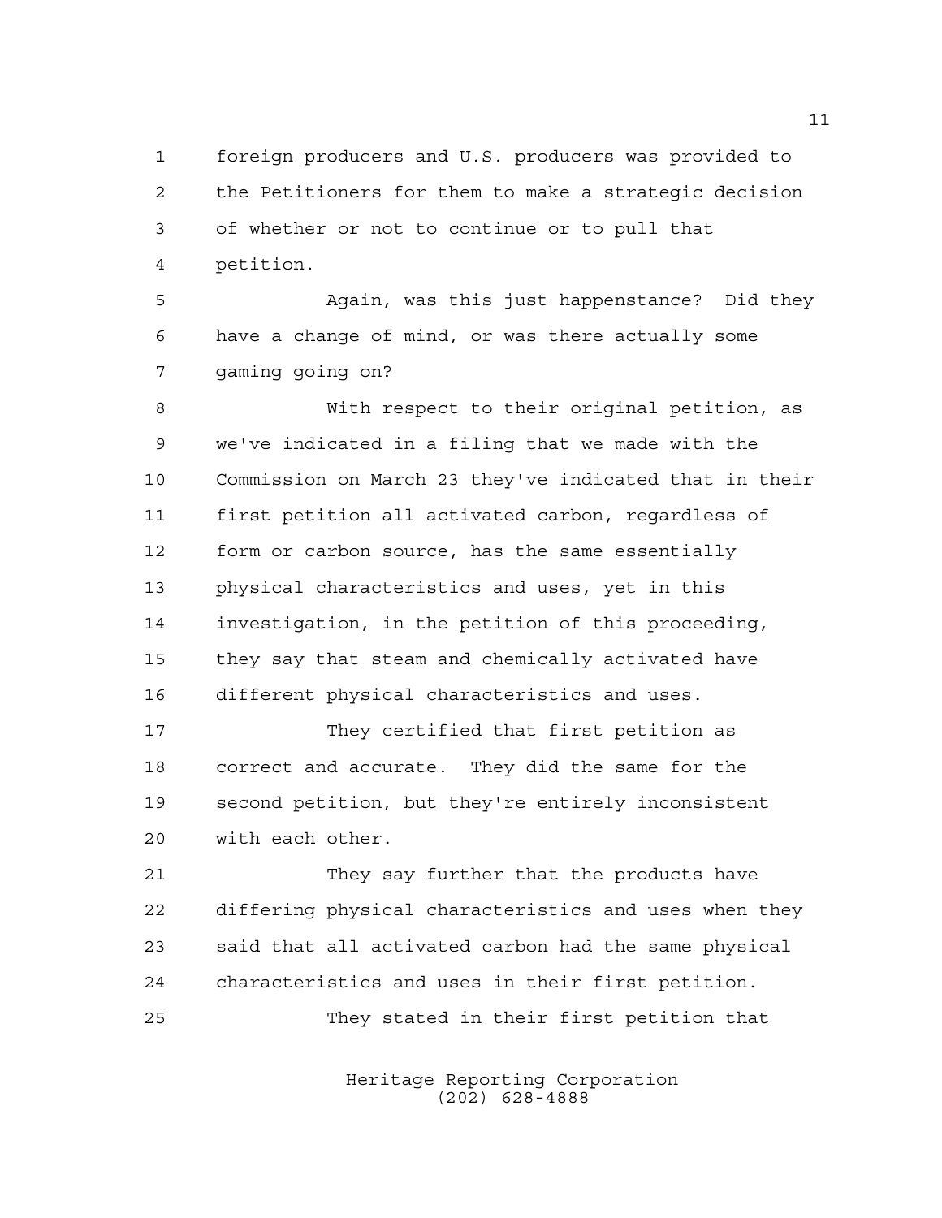foreign producers and U.S. producers was provided to the Petitioners for them to make a strategic decision of whether or not to continue or to pull that petition.

Again, was this just happenstance? Did they have a change of mind, or was there actually some gaming going on?

With respect to their original petition, as we've indicated in a filing that we made with the Commission on March 23 they've indicated that in their first petition all activated carbon, regardless of form or carbon source, has the same essentially physical characteristics and uses, yet in this investigation, in the petition of this proceeding, they say that steam and chemically activated have different physical characteristics and uses.

They certified that first petition as correct and accurate. They did the same for the second petition, but they're entirely inconsistent with each other.

They say further that the products have differing physical characteristics and uses when they said that all activated carbon had the same physical characteristics and uses in their first petition.

They stated in their first petition that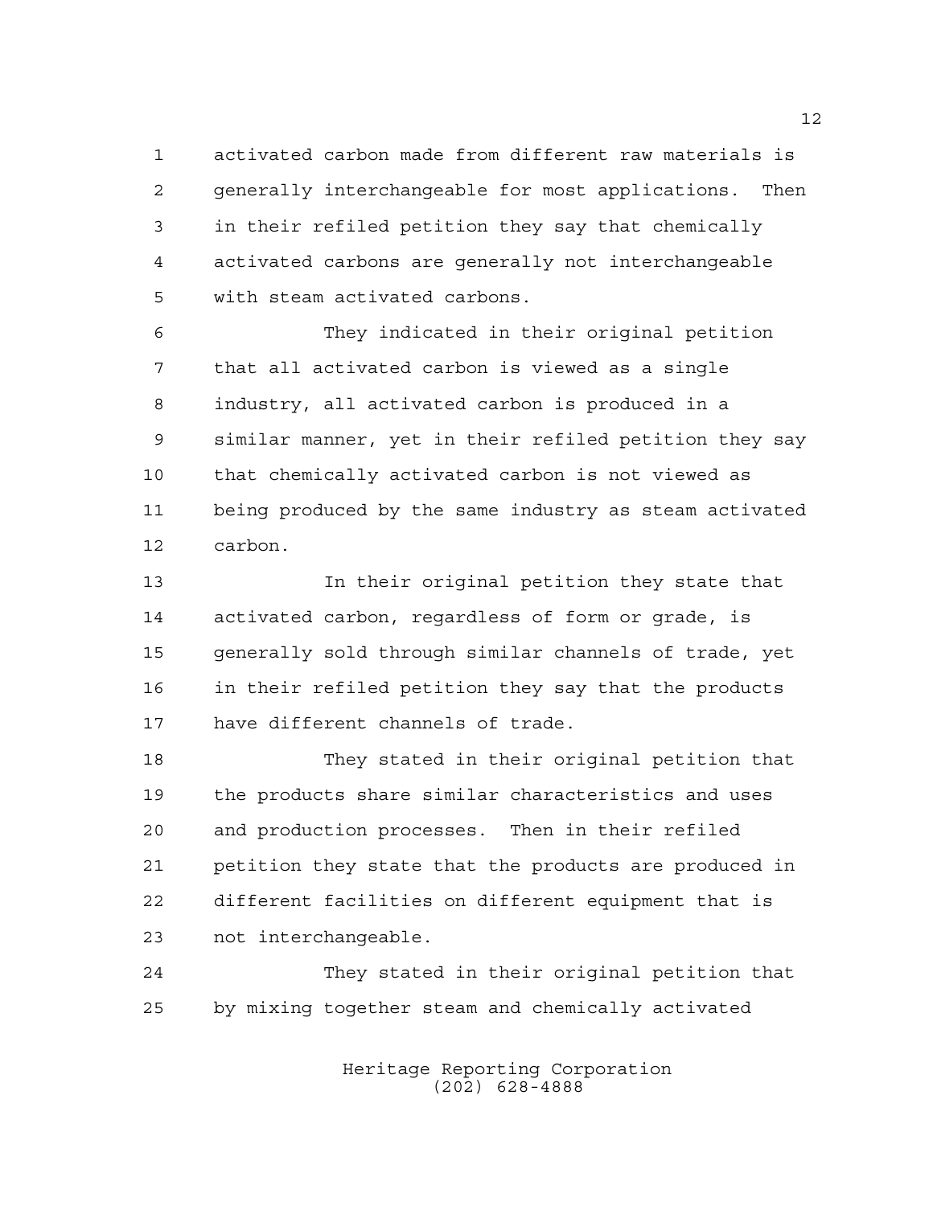activated carbon made from different raw materials is generally interchangeable for most applications. Then in their refiled petition they say that chemically activated carbons are generally not interchangeable with steam activated carbons.

They indicated in their original petition that all activated carbon is viewed as a single industry, all activated carbon is produced in a similar manner, yet in their refiled petition they say that chemically activated carbon is not viewed as being produced by the same industry as steam activated carbon.

In their original petition they state that activated carbon, regardless of form or grade, is generally sold through similar channels of trade, yet in their refiled petition they say that the products have different channels of trade.

They stated in their original petition that the products share similar characteristics and uses and production processes. Then in their refiled petition they state that the products are produced in different facilities on different equipment that is not interchangeable.

They stated in their original petition that by mixing together steam and chemically activated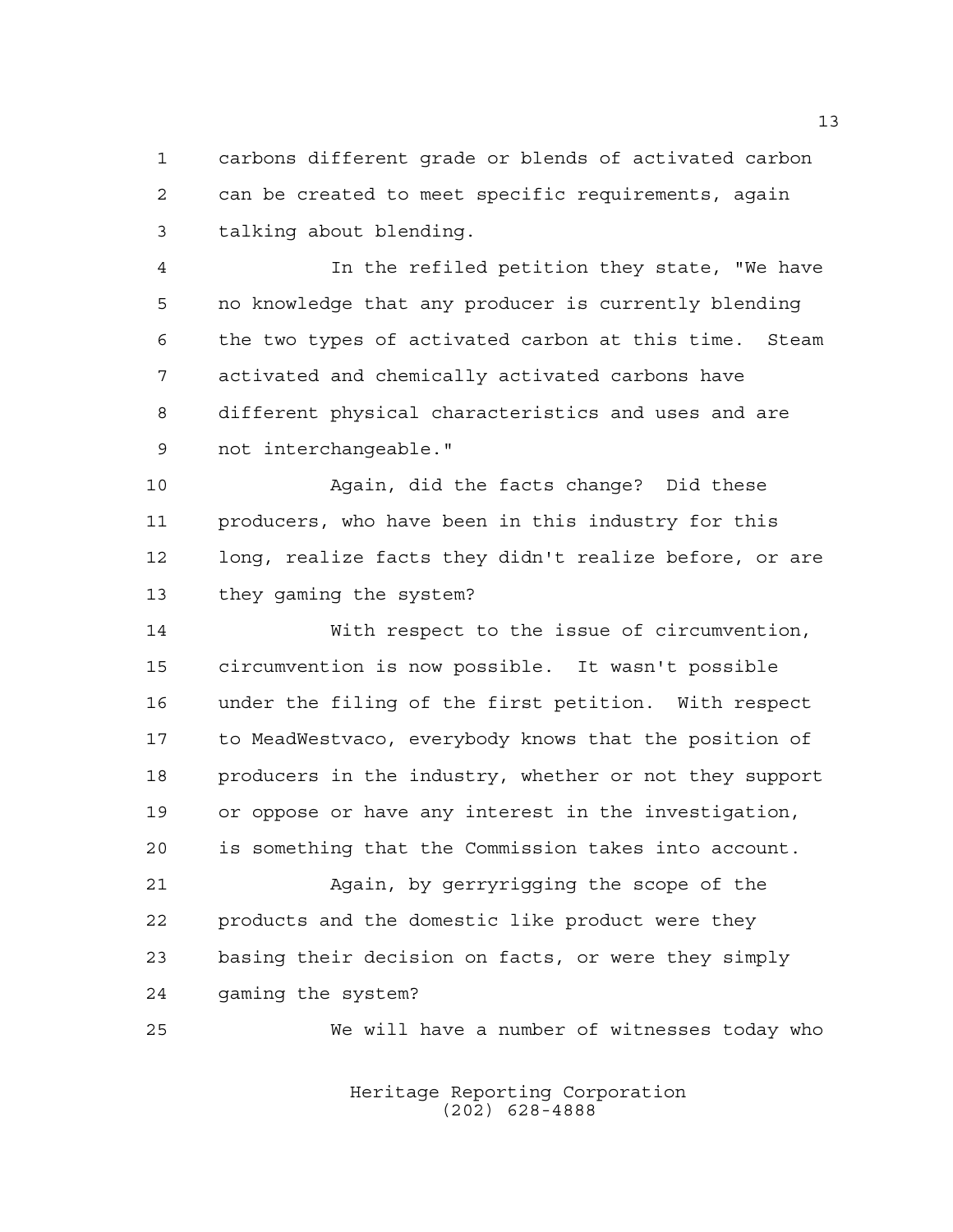carbons different grade or blends of activated carbon can be created to meet specific requirements, again talking about blending.

In the refiled petition they state, "We have no knowledge that any producer is currently blending the two types of activated carbon at this time. Steam activated and chemically activated carbons have different physical characteristics and uses and are not interchangeable."

Again, did the facts change? Did these producers, who have been in this industry for this long, realize facts they didn't realize before, or are they gaming the system?

With respect to the issue of circumvention, circumvention is now possible. It wasn't possible under the filing of the first petition. With respect to MeadWestvaco, everybody knows that the position of producers in the industry, whether or not they support or oppose or have any interest in the investigation, is something that the Commission takes into account.

Again, by gerryrigging the scope of the products and the domestic like product were they basing their decision on facts, or were they simply gaming the system?

We will have a number of witnesses today who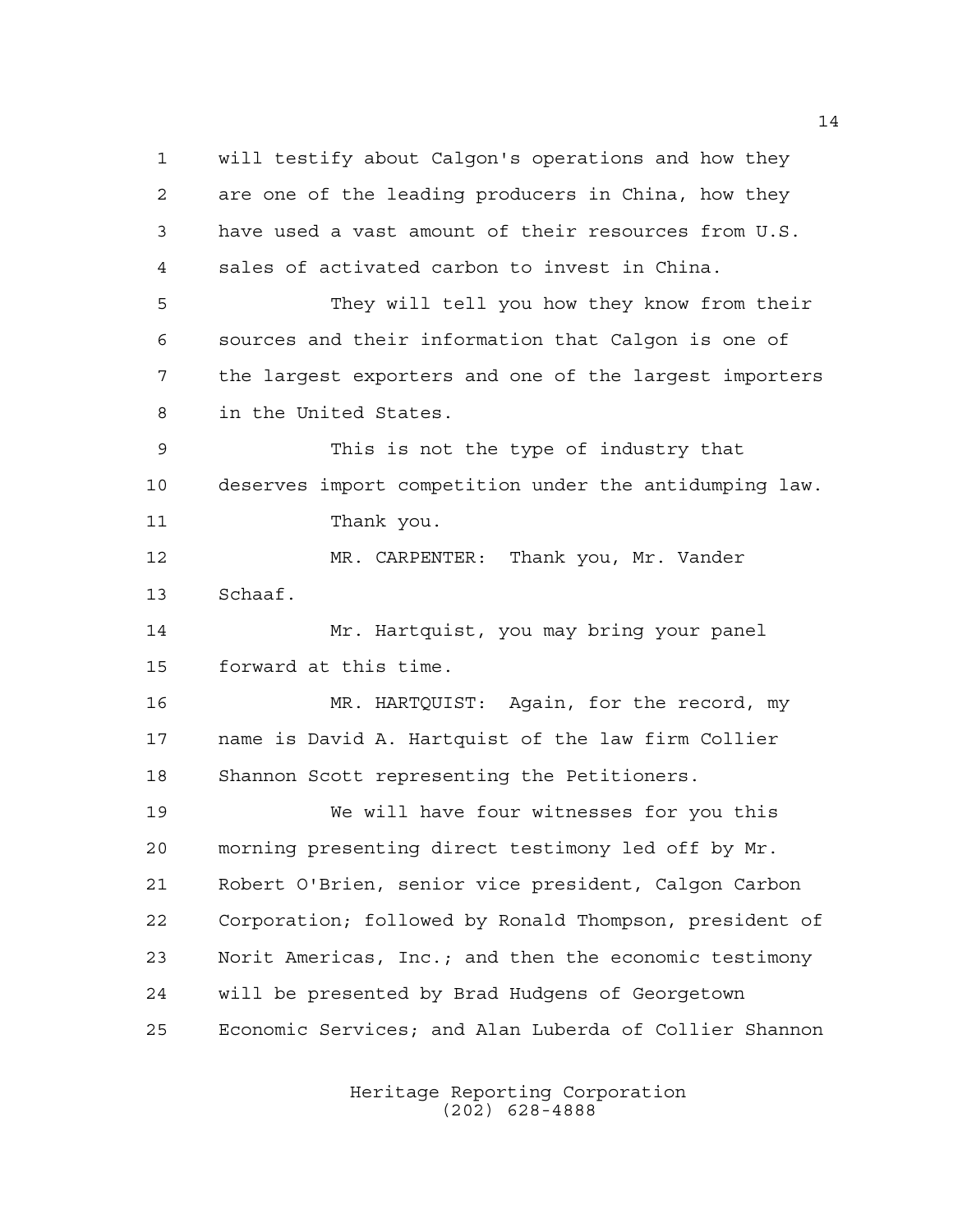will testify about Calgon's operations and how they are one of the leading producers in China, how they have used a vast amount of their resources from U.S. sales of activated carbon to invest in China.

They will tell you how they know from their sources and their information that Calgon is one of the largest exporters and one of the largest importers in the United States.

This is not the type of industry that deserves import competition under the antidumping law.

Thank you.

MR. CARPENTER: Thank you, Mr. Vander Schaaf.

Mr. Hartquist, you may bring your panel forward at this time.

MR. HARTQUIST: Again, for the record, my name is David A. Hartquist of the law firm Collier Shannon Scott representing the Petitioners.

We will have four witnesses for you this morning presenting direct testimony led off by Mr. Robert O'Brien, senior vice president, Calgon Carbon Corporation; followed by Ronald Thompson, president of Norit Americas, Inc.; and then the economic testimony will be presented by Brad Hudgens of Georgetown Economic Services; and Alan Luberda of Collier Shannon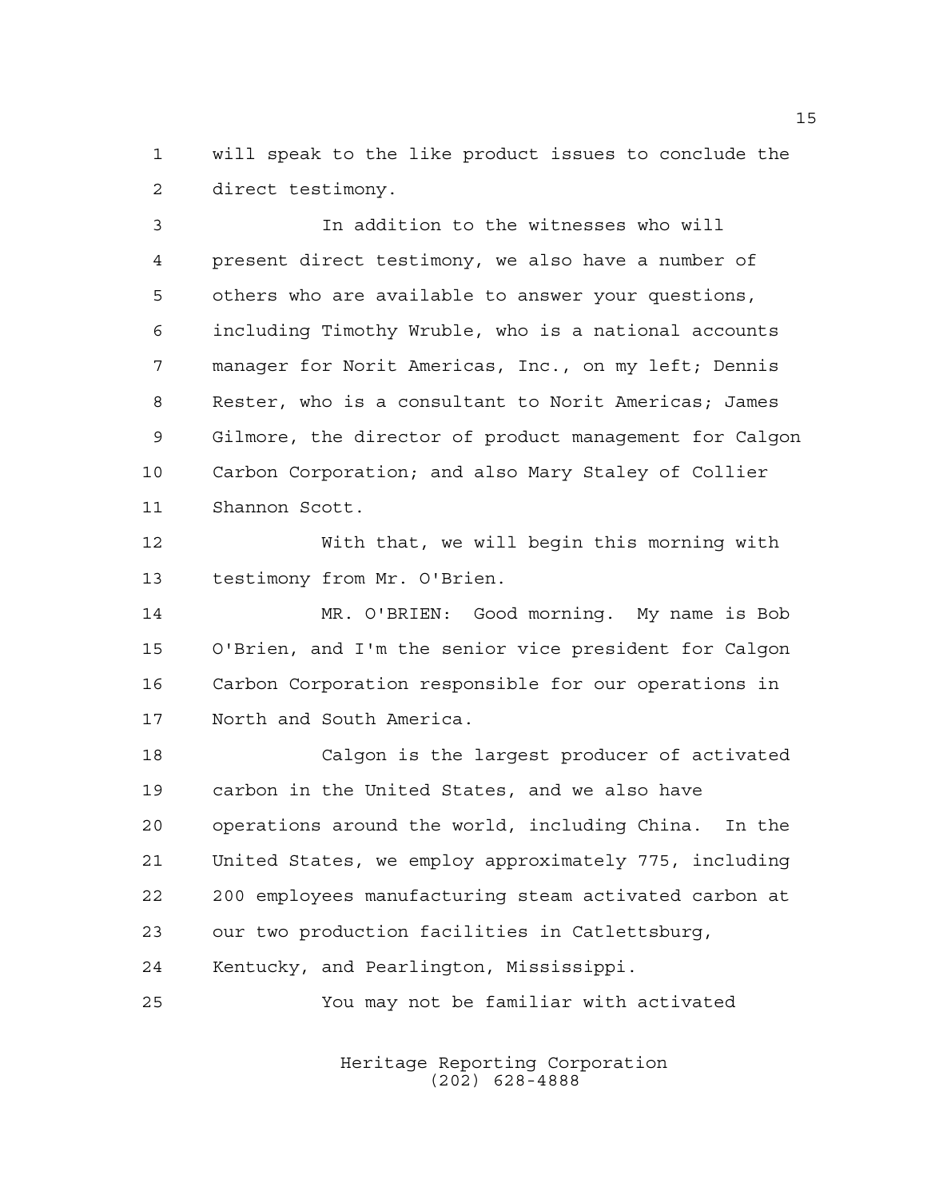will speak to the like product issues to conclude the direct testimony.

In addition to the witnesses who will present direct testimony, we also have a number of others who are available to answer your questions, including Timothy Wruble, who is a national accounts manager for Norit Americas, Inc., on my left; Dennis Rester, who is a consultant to Norit Americas; James Gilmore, the director of product management for Calgon Carbon Corporation; and also Mary Staley of Collier Shannon Scott.

With that, we will begin this morning with testimony from Mr. O'Brien.

MR. O'BRIEN: Good morning. My name is Bob O'Brien, and I'm the senior vice president for Calgon Carbon Corporation responsible for our operations in North and South America.

Calgon is the largest producer of activated carbon in the United States, and we also have operations around the world, including China. In the United States, we employ approximately 775, including 200 employees manufacturing steam activated carbon at our two production facilities in Catlettsburg, Kentucky, and Pearlington, Mississippi.

You may not be familiar with activated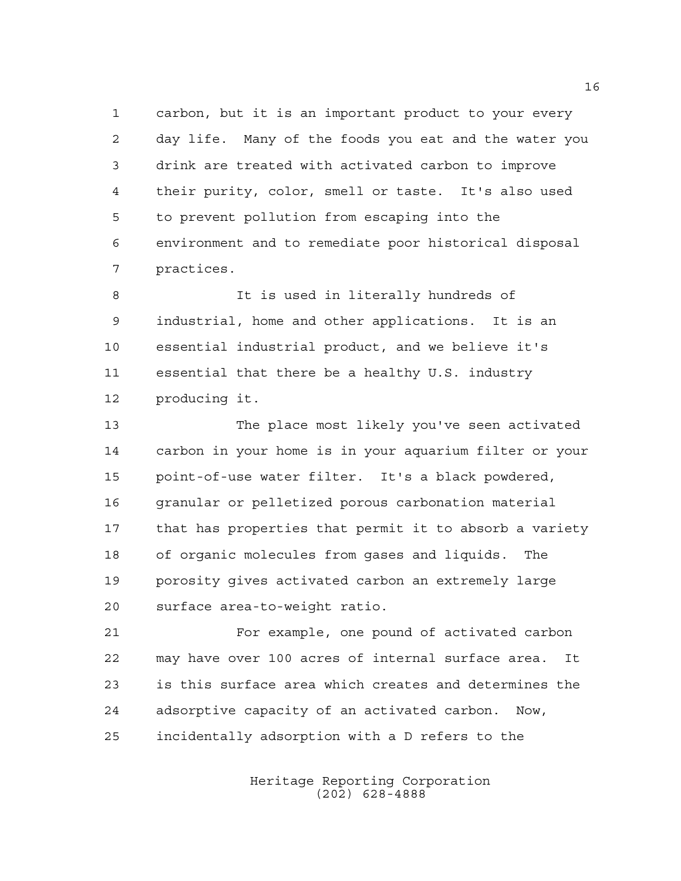carbon, but it is an important product to your every day life. Many of the foods you eat and the water you drink are treated with activated carbon to improve their purity, color, smell or taste. It's also used to prevent pollution from escaping into the environment and to remediate poor historical disposal practices.

It is used in literally hundreds of industrial, home and other applications. It is an essential industrial product, and we believe it's essential that there be a healthy U.S. industry producing it.

The place most likely you've seen activated carbon in your home is in your aquarium filter or your point-of-use water filter. It's a black powdered, granular or pelletized porous carbonation material that has properties that permit it to absorb a variety of organic molecules from gases and liquids. The porosity gives activated carbon an extremely large surface area-to-weight ratio.

For example, one pound of activated carbon may have over 100 acres of internal surface area. It is this surface area which creates and determines the adsorptive capacity of an activated carbon. Now, incidentally adsorption with a D refers to the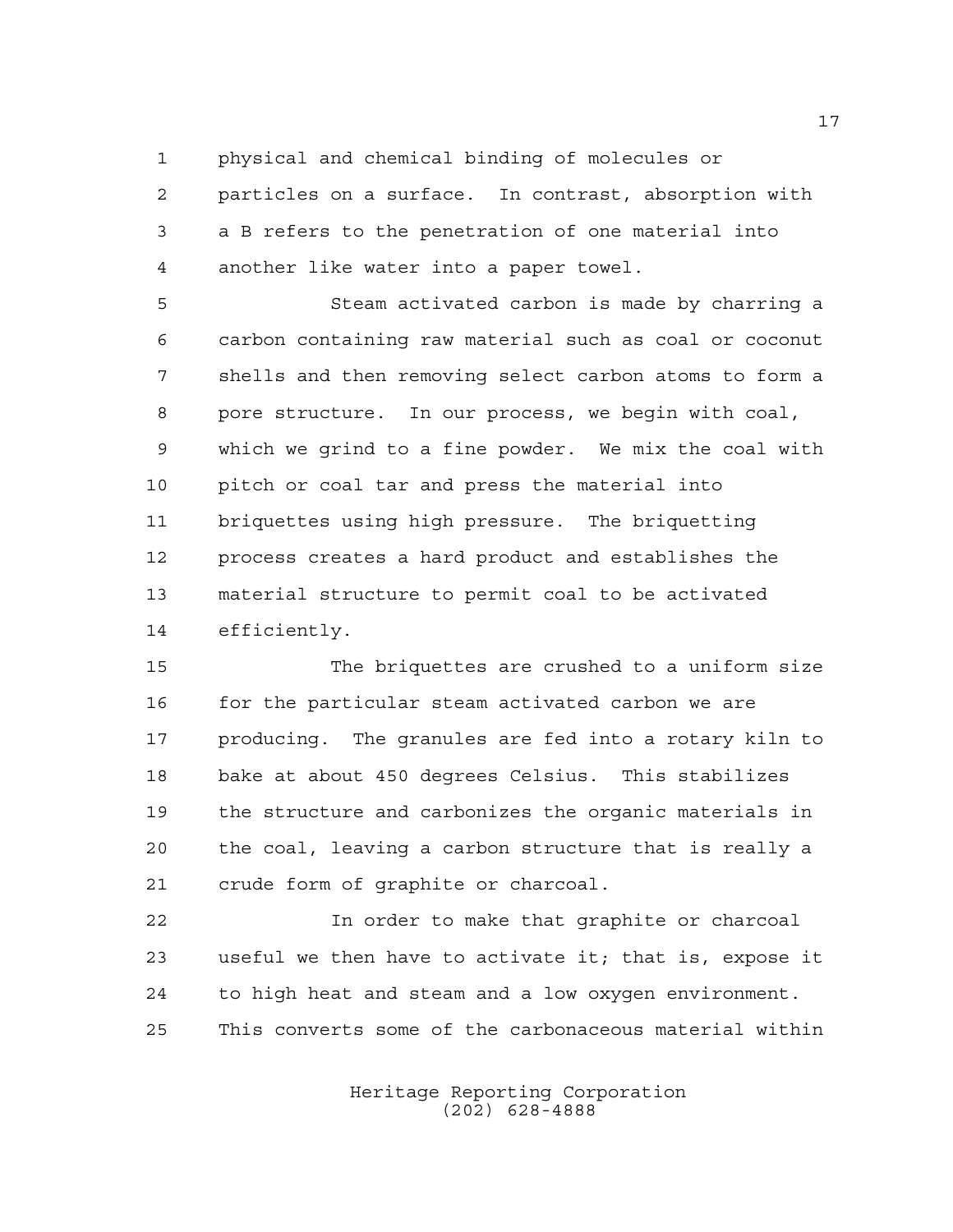physical and chemical binding of molecules or particles on a surface. In contrast, absorption with a B refers to the penetration of one material into another like water into a paper towel.

Steam activated carbon is made by charring a carbon containing raw material such as coal or coconut shells and then removing select carbon atoms to form a pore structure. In our process, we begin with coal, which we grind to a fine powder. We mix the coal with pitch or coal tar and press the material into briquettes using high pressure. The briquetting process creates a hard product and establishes the material structure to permit coal to be activated efficiently.

The briquettes are crushed to a uniform size for the particular steam activated carbon we are producing. The granules are fed into a rotary kiln to bake at about 450 degrees Celsius. This stabilizes the structure and carbonizes the organic materials in the coal, leaving a carbon structure that is really a crude form of graphite or charcoal.

In order to make that graphite or charcoal useful we then have to activate it; that is, expose it to high heat and steam and a low oxygen environment. This converts some of the carbonaceous material within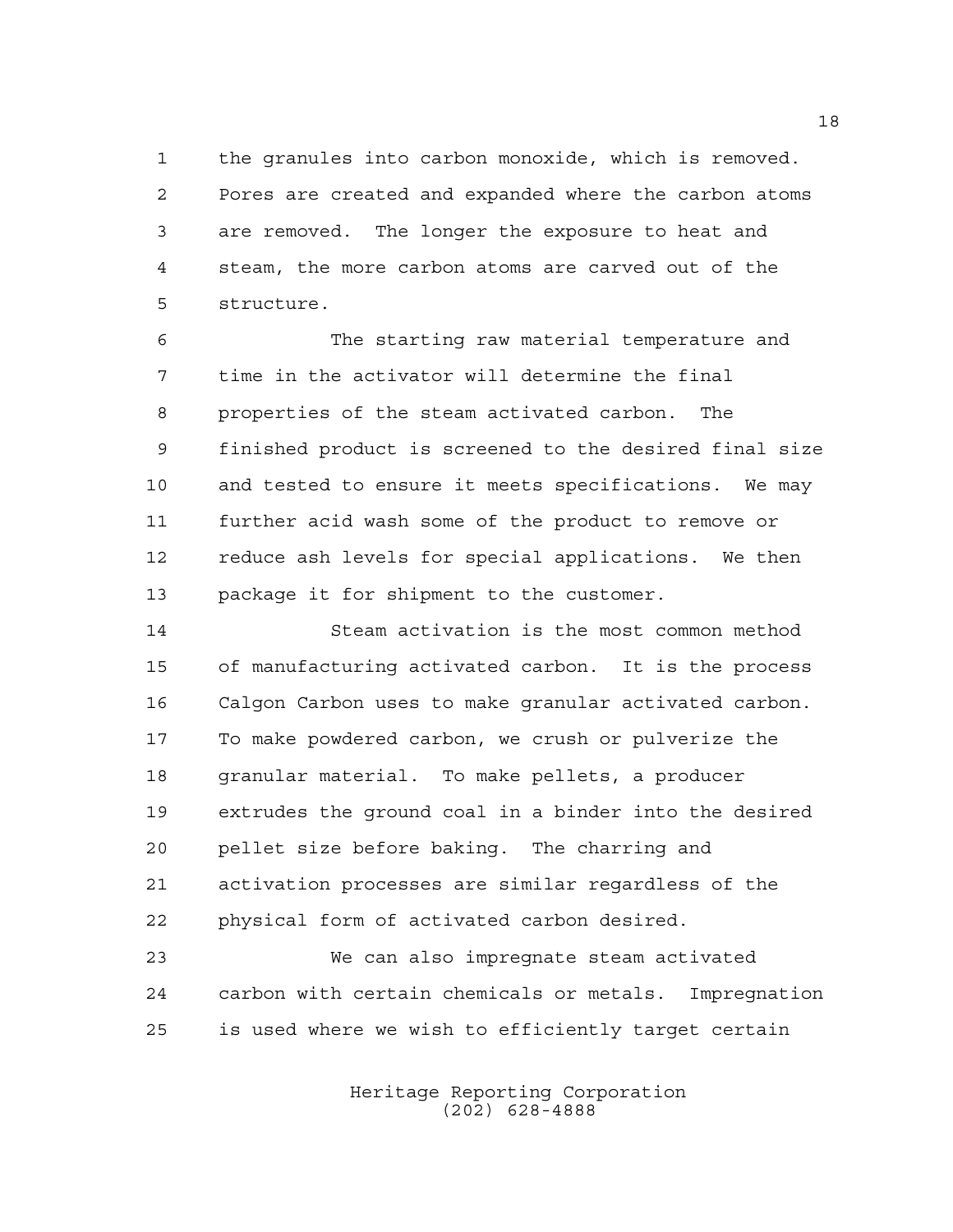the granules into carbon monoxide, which is removed. Pores are created and expanded where the carbon atoms are removed. The longer the exposure to heat and steam, the more carbon atoms are carved out of the structure.

The starting raw material temperature and time in the activator will determine the final properties of the steam activated carbon. The finished product is screened to the desired final size and tested to ensure it meets specifications. We may further acid wash some of the product to remove or reduce ash levels for special applications. We then package it for shipment to the customer.

Steam activation is the most common method of manufacturing activated carbon. It is the process Calgon Carbon uses to make granular activated carbon. To make powdered carbon, we crush or pulverize the granular material. To make pellets, a producer extrudes the ground coal in a binder into the desired pellet size before baking. The charring and activation processes are similar regardless of the physical form of activated carbon desired.

We can also impregnate steam activated carbon with certain chemicals or metals. Impregnation is used where we wish to efficiently target certain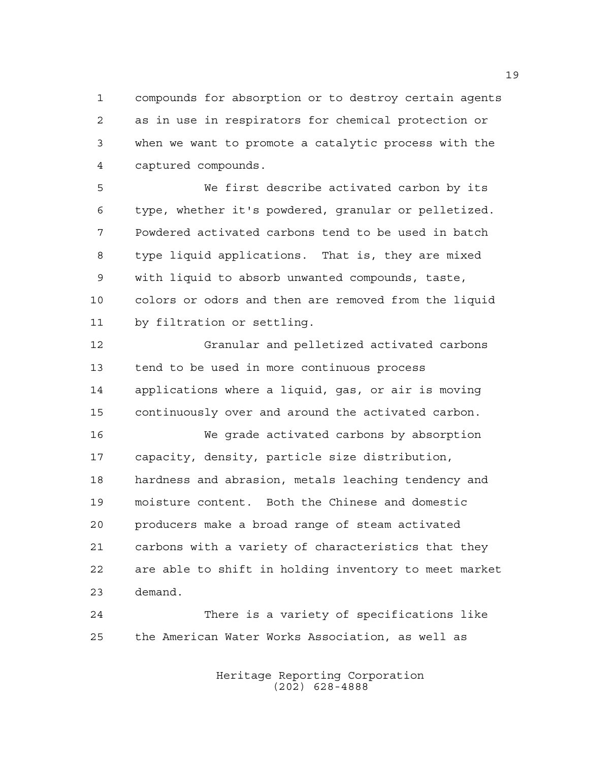compounds for absorption or to destroy certain agents as in use in respirators for chemical protection or when we want to promote a catalytic process with the captured compounds.

We first describe activated carbon by its type, whether it's powdered, granular or pelletized. Powdered activated carbons tend to be used in batch type liquid applications. That is, they are mixed with liquid to absorb unwanted compounds, taste, colors or odors and then are removed from the liquid by filtration or settling.

Granular and pelletized activated carbons tend to be used in more continuous process applications where a liquid, gas, or air is moving continuously over and around the activated carbon.

We grade activated carbons by absorption capacity, density, particle size distribution, hardness and abrasion, metals leaching tendency and moisture content. Both the Chinese and domestic producers make a broad range of steam activated carbons with a variety of characteristics that they are able to shift in holding inventory to meet market demand.

There is a variety of specifications like the American Water Works Association, as well as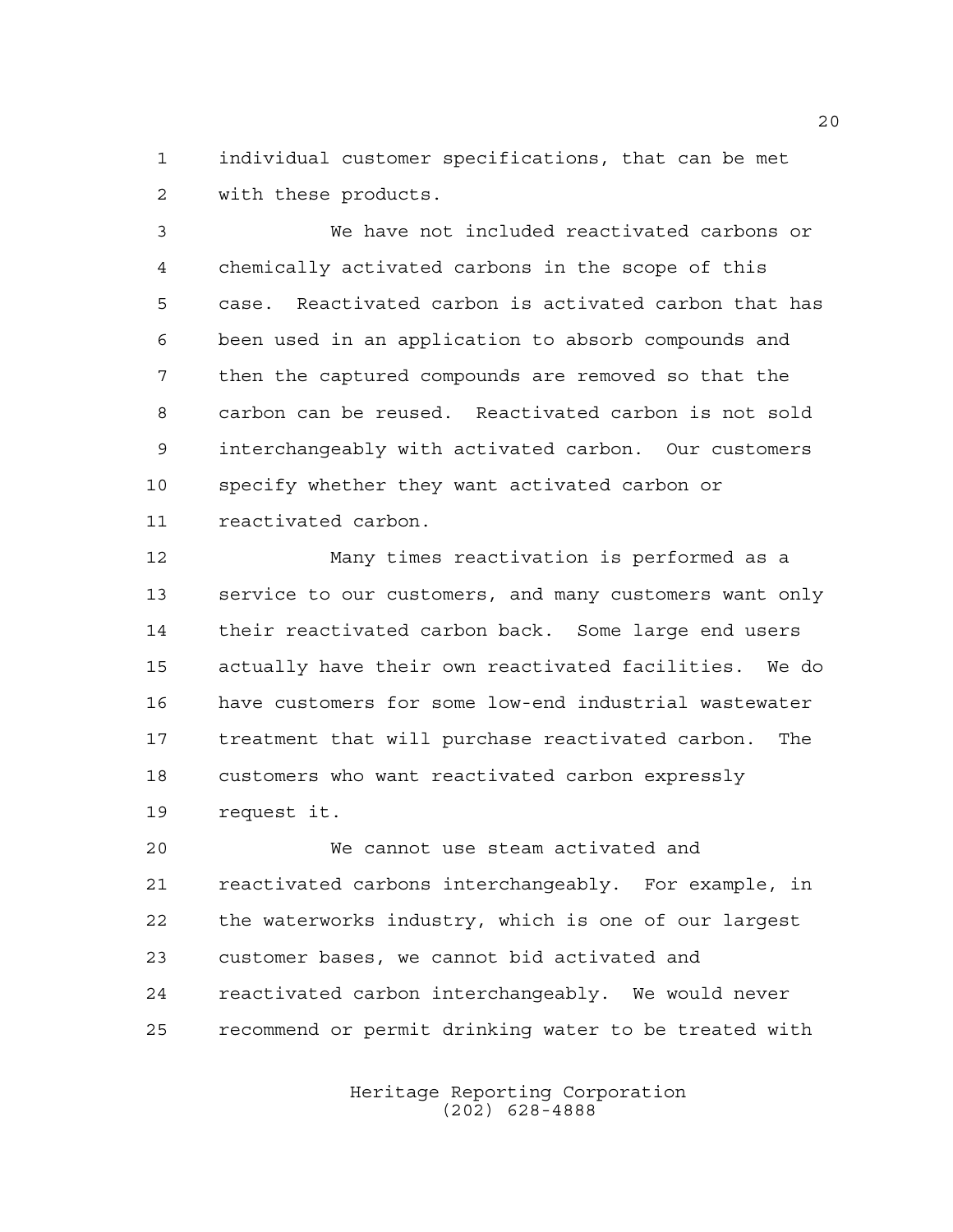individual customer specifications, that can be met with these products.

We have not included reactivated carbons or chemically activated carbons in the scope of this case. Reactivated carbon is activated carbon that has been used in an application to absorb compounds and then the captured compounds are removed so that the carbon can be reused. Reactivated carbon is not sold interchangeably with activated carbon. Our customers specify whether they want activated carbon or reactivated carbon.

Many times reactivation is performed as a service to our customers, and many customers want only their reactivated carbon back. Some large end users actually have their own reactivated facilities. We do have customers for some low-end industrial wastewater treatment that will purchase reactivated carbon. The customers who want reactivated carbon expressly request it.

We cannot use steam activated and reactivated carbons interchangeably. For example, in the waterworks industry, which is one of our largest customer bases, we cannot bid activated and reactivated carbon interchangeably. We would never recommend or permit drinking water to be treated with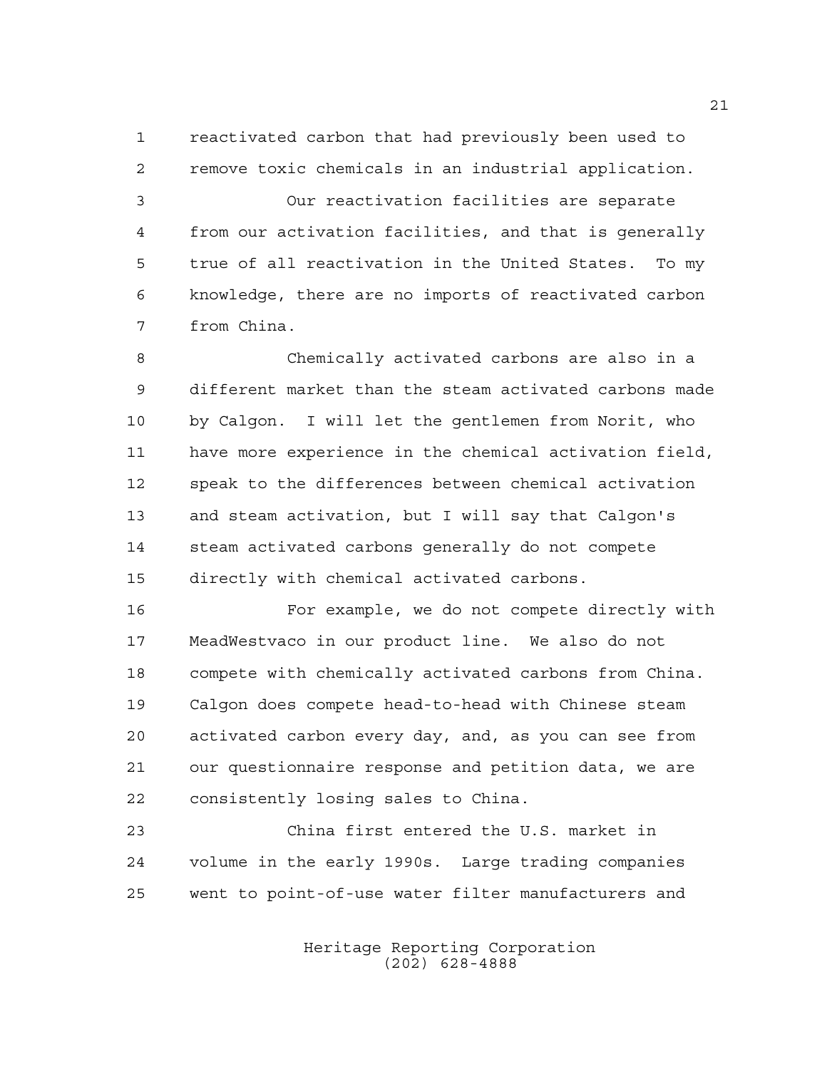reactivated carbon that had previously been used to remove toxic chemicals in an industrial application.

Our reactivation facilities are separate from our activation facilities, and that is generally true of all reactivation in the United States. To my knowledge, there are no imports of reactivated carbon from China.

Chemically activated carbons are also in a different market than the steam activated carbons made by Calgon. I will let the gentlemen from Norit, who have more experience in the chemical activation field, speak to the differences between chemical activation and steam activation, but I will say that Calgon's steam activated carbons generally do not compete directly with chemical activated carbons.

For example, we do not compete directly with MeadWestvaco in our product line. We also do not compete with chemically activated carbons from China. Calgon does compete head-to-head with Chinese steam activated carbon every day, and, as you can see from our questionnaire response and petition data, we are consistently losing sales to China.

China first entered the U.S. market in volume in the early 1990s. Large trading companies went to point-of-use water filter manufacturers and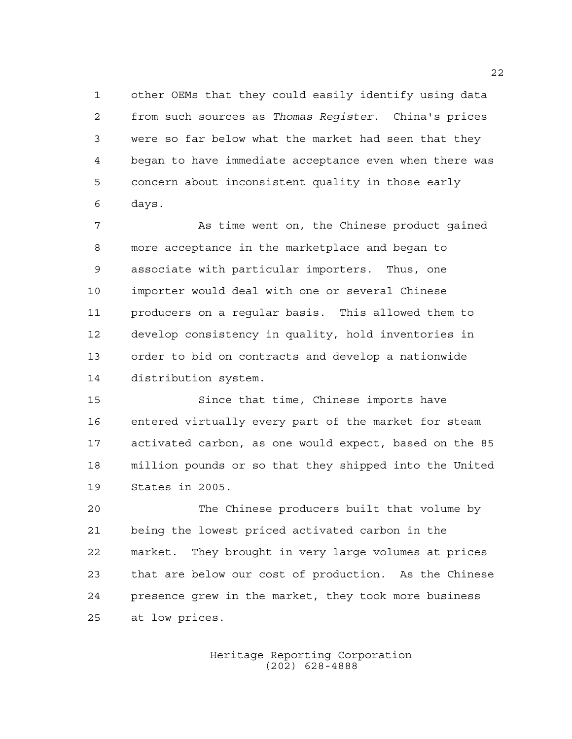other OEMs that they could easily identify using data from such sources as *Thomas Register*. China's prices were so far below what the market had seen that they began to have immediate acceptance even when there was concern about inconsistent quality in those early days.

As time went on, the Chinese product gained more acceptance in the marketplace and began to associate with particular importers. Thus, one importer would deal with one or several Chinese producers on a regular basis. This allowed them to develop consistency in quality, hold inventories in order to bid on contracts and develop a nationwide distribution system.

Since that time, Chinese imports have entered virtually every part of the market for steam activated carbon, as one would expect, based on the 85 million pounds or so that they shipped into the United States in 2005.

The Chinese producers built that volume by being the lowest priced activated carbon in the market. They brought in very large volumes at prices that are below our cost of production. As the Chinese presence grew in the market, they took more business at low prices.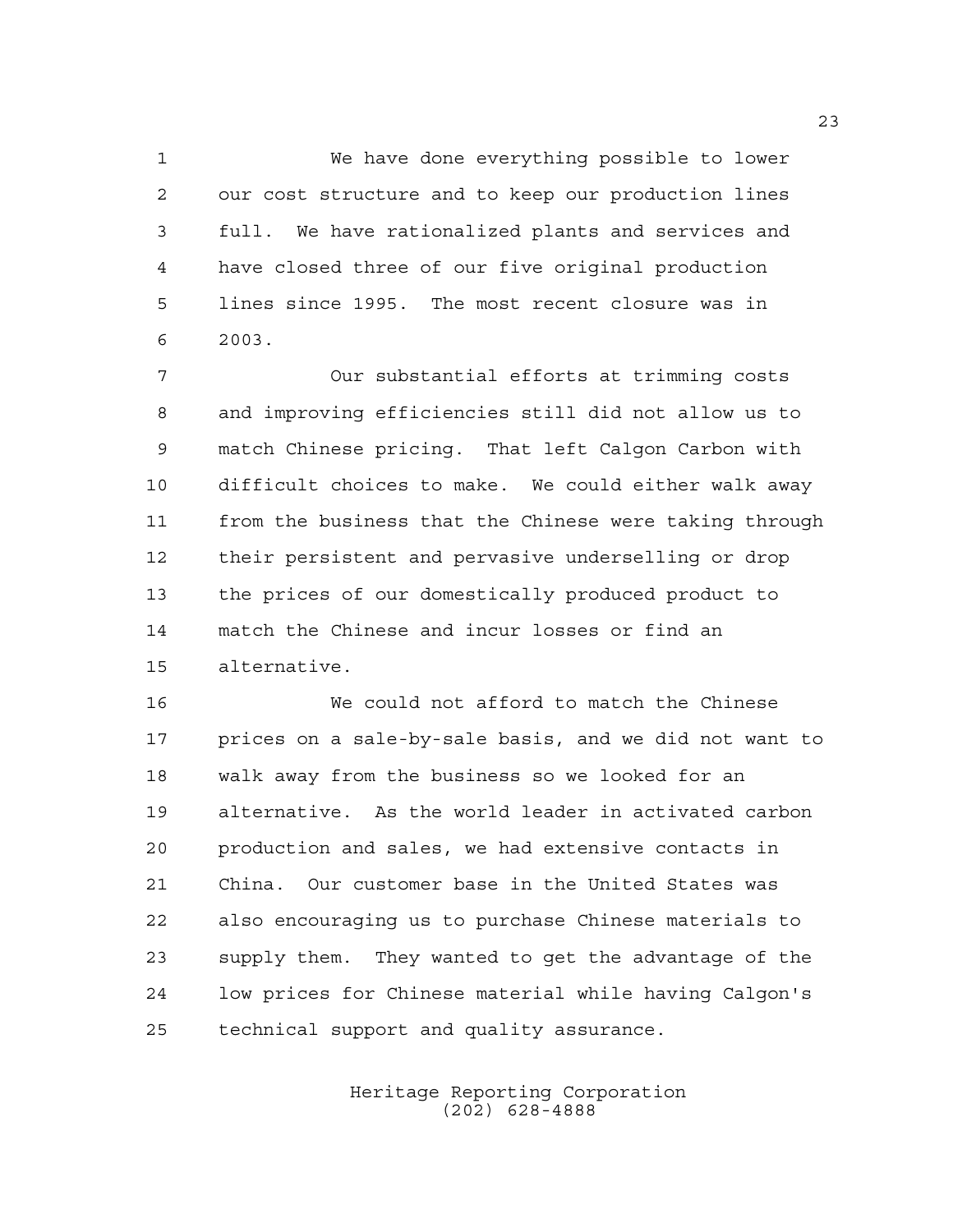We have done everything possible to lower our cost structure and to keep our production lines full. We have rationalized plants and services and have closed three of our five original production lines since 1995. The most recent closure was in 2003.

Our substantial efforts at trimming costs and improving efficiencies still did not allow us to match Chinese pricing. That left Calgon Carbon with difficult choices to make. We could either walk away from the business that the Chinese were taking through their persistent and pervasive underselling or drop the prices of our domestically produced product to match the Chinese and incur losses or find an alternative.

We could not afford to match the Chinese prices on a sale-by-sale basis, and we did not want to walk away from the business so we looked for an alternative. As the world leader in activated carbon production and sales, we had extensive contacts in China. Our customer base in the United States was also encouraging us to purchase Chinese materials to supply them. They wanted to get the advantage of the low prices for Chinese material while having Calgon's technical support and quality assurance.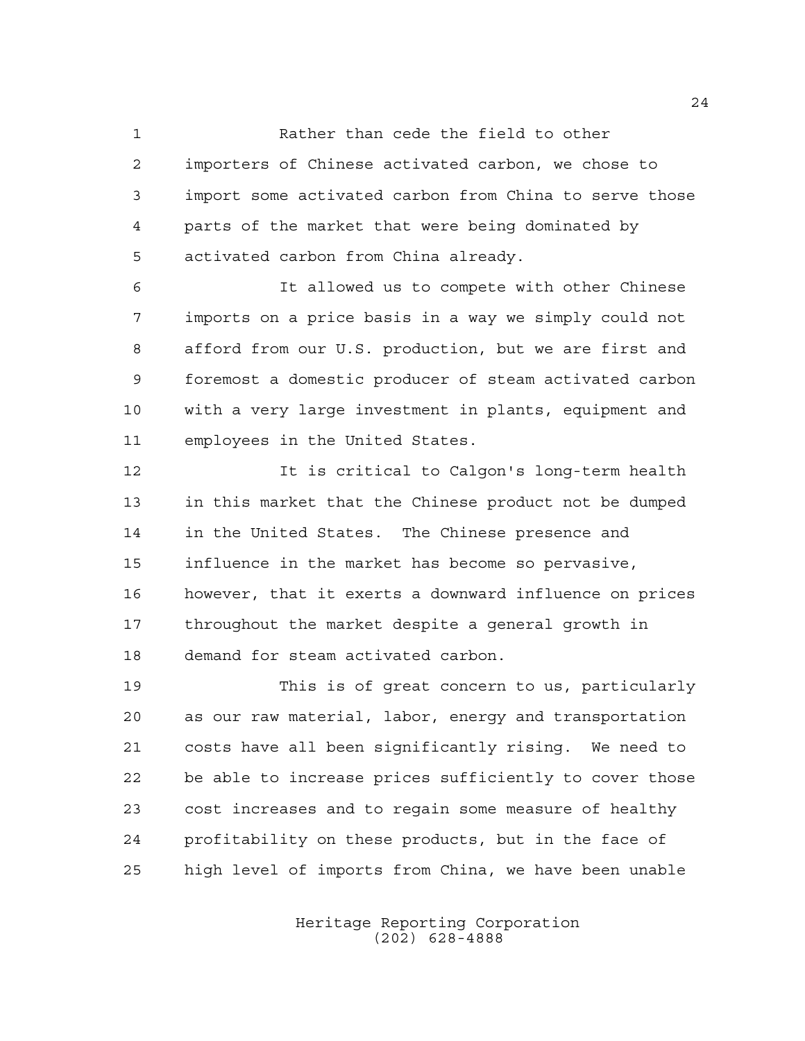Rather than cede the field to other importers of Chinese activated carbon, we chose to import some activated carbon from China to serve those parts of the market that were being dominated by activated carbon from China already.

It allowed us to compete with other Chinese imports on a price basis in a way we simply could not afford from our U.S. production, but we are first and foremost a domestic producer of steam activated carbon with a very large investment in plants, equipment and employees in the United States.

It is critical to Calgon's long-term health in this market that the Chinese product not be dumped in the United States. The Chinese presence and influence in the market has become so pervasive, however, that it exerts a downward influence on prices throughout the market despite a general growth in demand for steam activated carbon.

This is of great concern to us, particularly as our raw material, labor, energy and transportation costs have all been significantly rising. We need to be able to increase prices sufficiently to cover those cost increases and to regain some measure of healthy profitability on these products, but in the face of high level of imports from China, we have been unable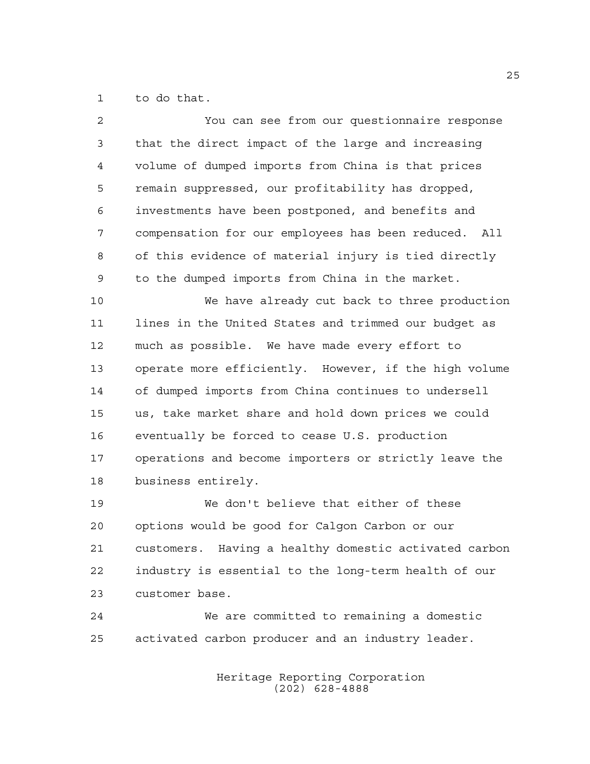to do that.

You can see from our questionnaire response that the direct impact of the large and increasing volume of dumped imports from China is that prices remain suppressed, our profitability has dropped, investments have been postponed, and benefits and compensation for our employees has been reduced. All of this evidence of material injury is tied directly to the dumped imports from China in the market.

We have already cut back to three production lines in the United States and trimmed our budget as much as possible. We have made every effort to operate more efficiently. However, if the high volume of dumped imports from China continues to undersell us, take market share and hold down prices we could eventually be forced to cease U.S. production operations and become importers or strictly leave the business entirely.

We don't believe that either of these options would be good for Calgon Carbon or our customers. Having a healthy domestic activated carbon industry is essential to the long-term health of our customer base.

We are committed to remaining a domestic activated carbon producer and an industry leader.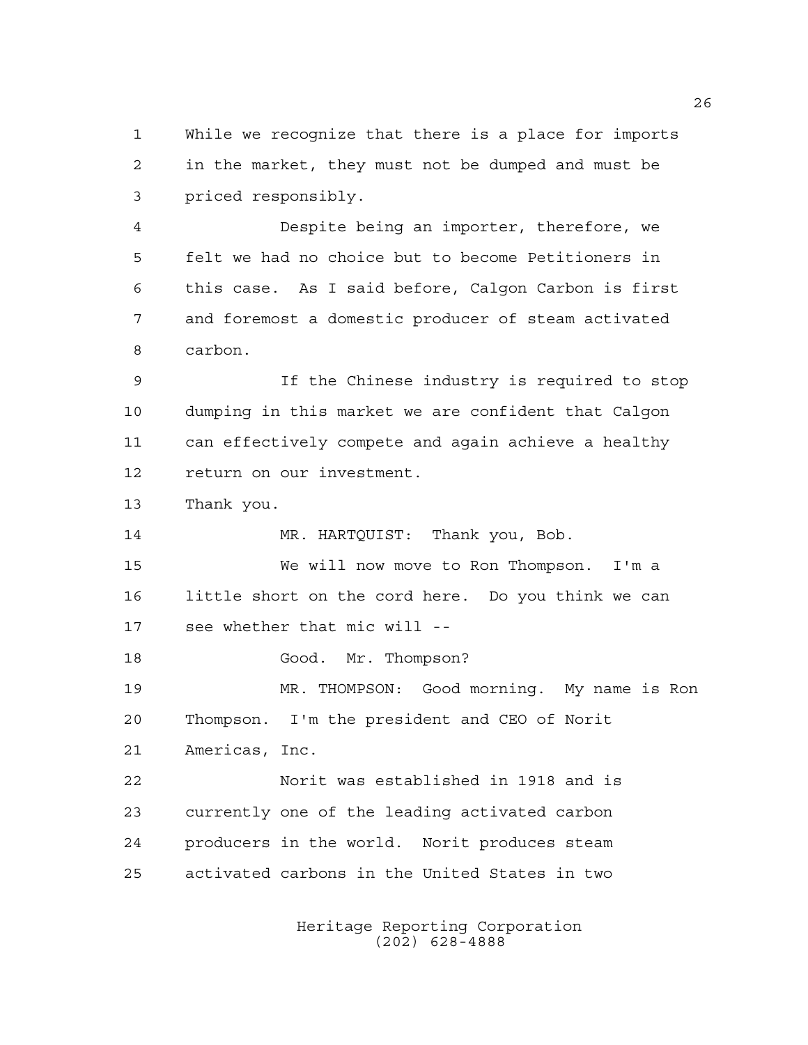While we recognize that there is a place for imports in the market, they must not be dumped and must be priced responsibly.

Despite being an importer, therefore, we felt we had no choice but to become Petitioners in this case. As I said before, Calgon Carbon is first and foremost a domestic producer of steam activated carbon.

If the Chinese industry is required to stop dumping in this market we are confident that Calgon can effectively compete and again achieve a healthy return on our investment.

Thank you.

MR. HARTQUIST: Thank you, Bob.

We will now move to Ron Thompson. I'm a little short on the cord here. Do you think we can see whether that mic will --

Good. Mr. Thompson?

MR. THOMPSON: Good morning. My name is Ron Thompson. I'm the president and CEO of Norit Americas, Inc.

Norit was established in 1918 and is currently one of the leading activated carbon producers in the world. Norit produces steam activated carbons in the United States in two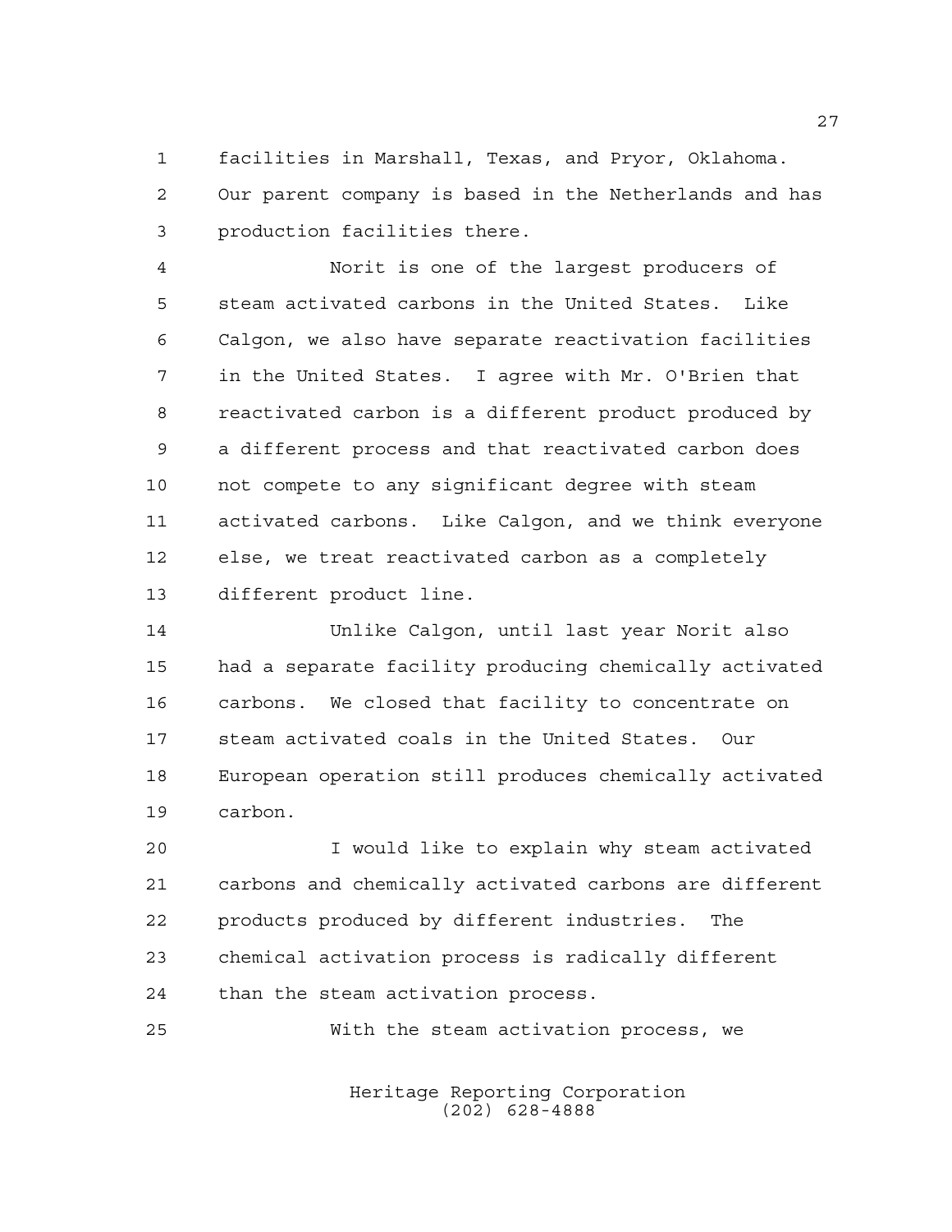facilities in Marshall, Texas, and Pryor, Oklahoma. Our parent company is based in the Netherlands and has production facilities there.

Norit is one of the largest producers of steam activated carbons in the United States. Like Calgon, we also have separate reactivation facilities in the United States. I agree with Mr. O'Brien that reactivated carbon is a different product produced by a different process and that reactivated carbon does not compete to any significant degree with steam activated carbons. Like Calgon, and we think everyone else, we treat reactivated carbon as a completely different product line.

Unlike Calgon, until last year Norit also had a separate facility producing chemically activated carbons. We closed that facility to concentrate on steam activated coals in the United States. Our European operation still produces chemically activated carbon.

I would like to explain why steam activated carbons and chemically activated carbons are different products produced by different industries. The chemical activation process is radically different than the steam activation process.

With the steam activation process, we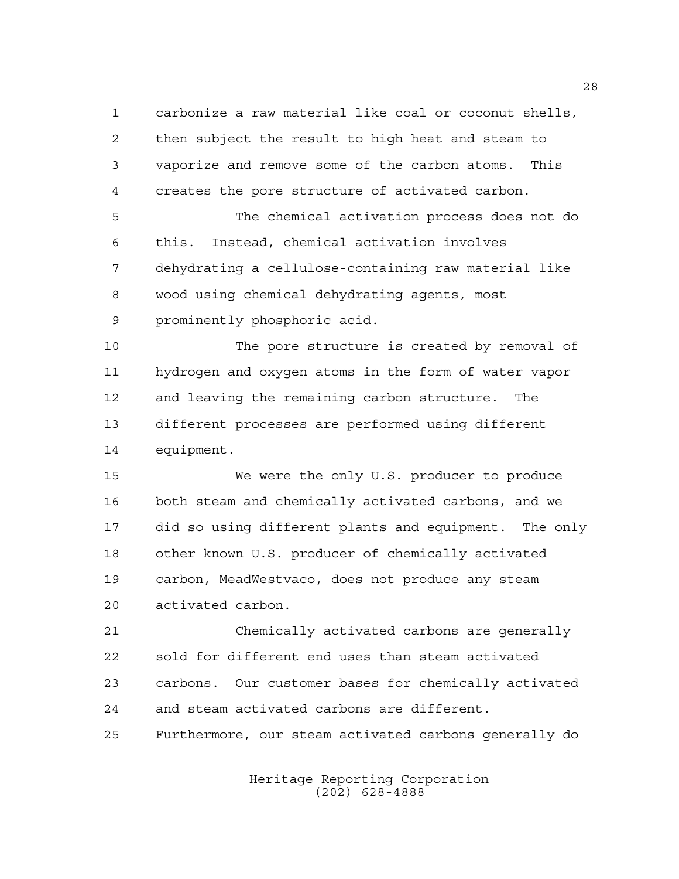carbonize a raw material like coal or coconut shells, then subject the result to high heat and steam to vaporize and remove some of the carbon atoms. This creates the pore structure of activated carbon.

The chemical activation process does not do this. Instead, chemical activation involves dehydrating a cellulose-containing raw material like wood using chemical dehydrating agents, most prominently phosphoric acid.

The pore structure is created by removal of hydrogen and oxygen atoms in the form of water vapor and leaving the remaining carbon structure. The different processes are performed using different equipment.

We were the only U.S. producer to produce both steam and chemically activated carbons, and we did so using different plants and equipment. The only other known U.S. producer of chemically activated carbon, MeadWestvaco, does not produce any steam activated carbon.

Chemically activated carbons are generally sold for different end uses than steam activated carbons. Our customer bases for chemically activated and steam activated carbons are different. Furthermore, our steam activated carbons generally do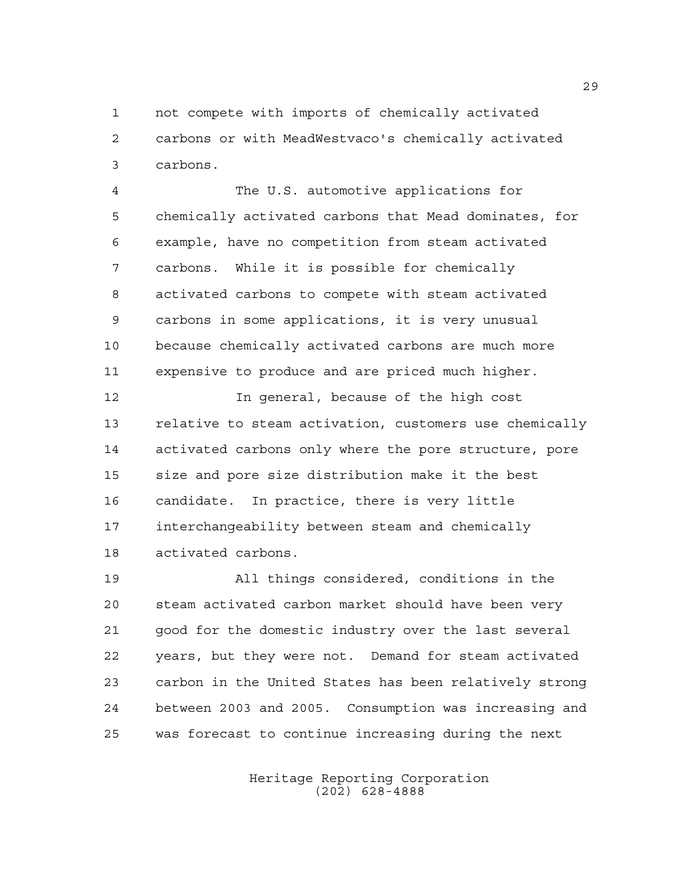not compete with imports of chemically activated carbons or with MeadWestvaco's chemically activated carbons.

The U.S. automotive applications for chemically activated carbons that Mead dominates, for example, have no competition from steam activated carbons. While it is possible for chemically activated carbons to compete with steam activated carbons in some applications, it is very unusual because chemically activated carbons are much more expensive to produce and are priced much higher.

In general, because of the high cost relative to steam activation, customers use chemically activated carbons only where the pore structure, pore size and pore size distribution make it the best candidate. In practice, there is very little interchangeability between steam and chemically activated carbons.

All things considered, conditions in the steam activated carbon market should have been very good for the domestic industry over the last several years, but they were not. Demand for steam activated carbon in the United States has been relatively strong between 2003 and 2005. Consumption was increasing and was forecast to continue increasing during the next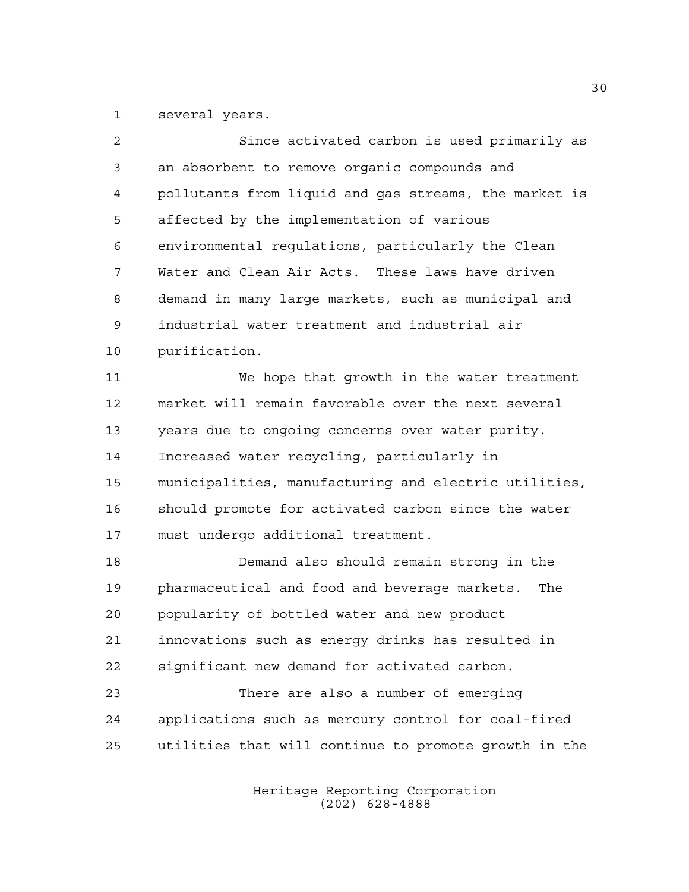several years.

Since activated carbon is used primarily as an absorbent to remove organic compounds and pollutants from liquid and gas streams, the market is affected by the implementation of various environmental regulations, particularly the Clean Water and Clean Air Acts. These laws have driven demand in many large markets, such as municipal and industrial water treatment and industrial air purification.

We hope that growth in the water treatment market will remain favorable over the next several years due to ongoing concerns over water purity. Increased water recycling, particularly in municipalities, manufacturing and electric utilities, should promote for activated carbon since the water must undergo additional treatment.

Demand also should remain strong in the pharmaceutical and food and beverage markets. The popularity of bottled water and new product innovations such as energy drinks has resulted in significant new demand for activated carbon.

There are also a number of emerging applications such as mercury control for coal-fired utilities that will continue to promote growth in the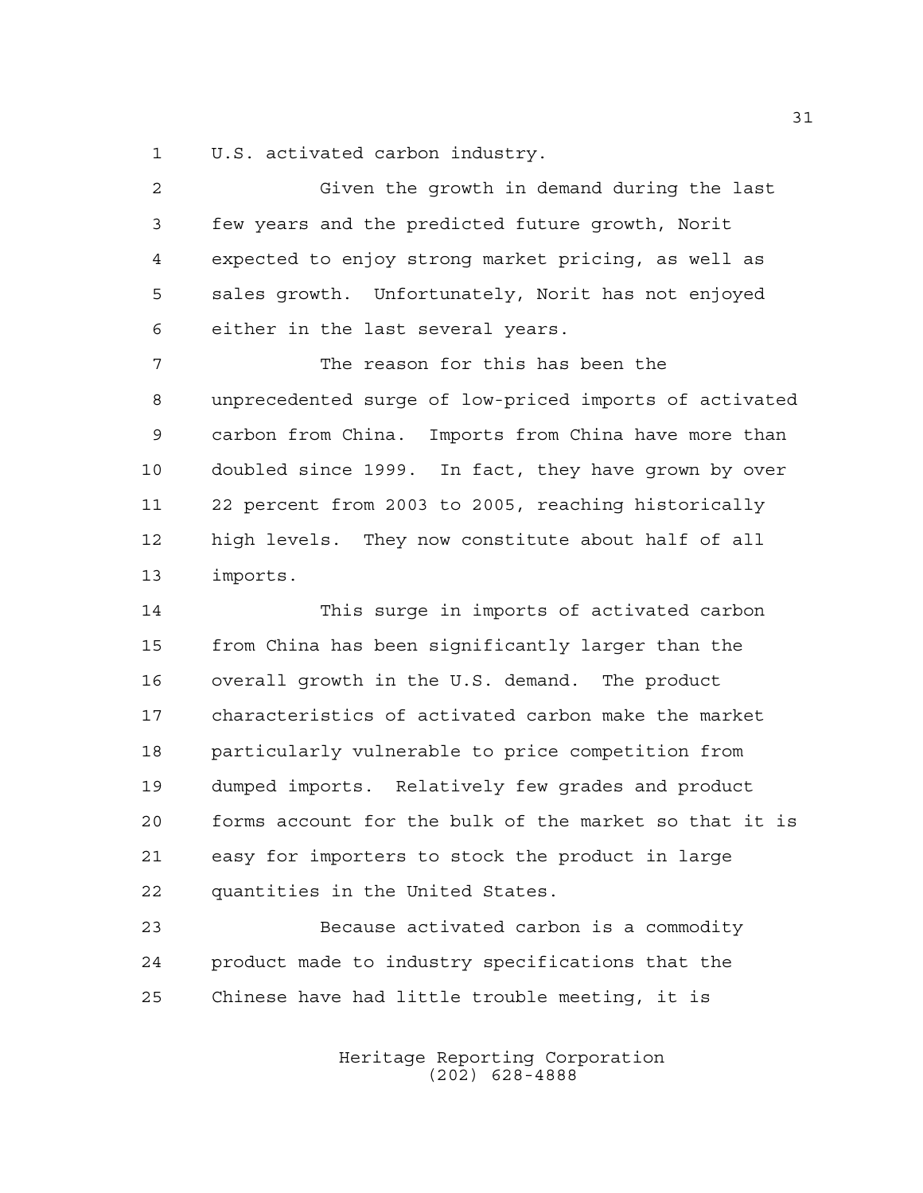U.S. activated carbon industry.

Given the growth in demand during the last few years and the predicted future growth, Norit expected to enjoy strong market pricing, as well as sales growth. Unfortunately, Norit has not enjoyed either in the last several years.

The reason for this has been the unprecedented surge of low-priced imports of activated carbon from China. Imports from China have more than doubled since 1999. In fact, they have grown by over 22 percent from 2003 to 2005, reaching historically high levels. They now constitute about half of all imports.

This surge in imports of activated carbon from China has been significantly larger than the overall growth in the U.S. demand. The product characteristics of activated carbon make the market particularly vulnerable to price competition from dumped imports. Relatively few grades and product forms account for the bulk of the market so that it is easy for importers to stock the product in large quantities in the United States.

Because activated carbon is a commodity product made to industry specifications that the Chinese have had little trouble meeting, it is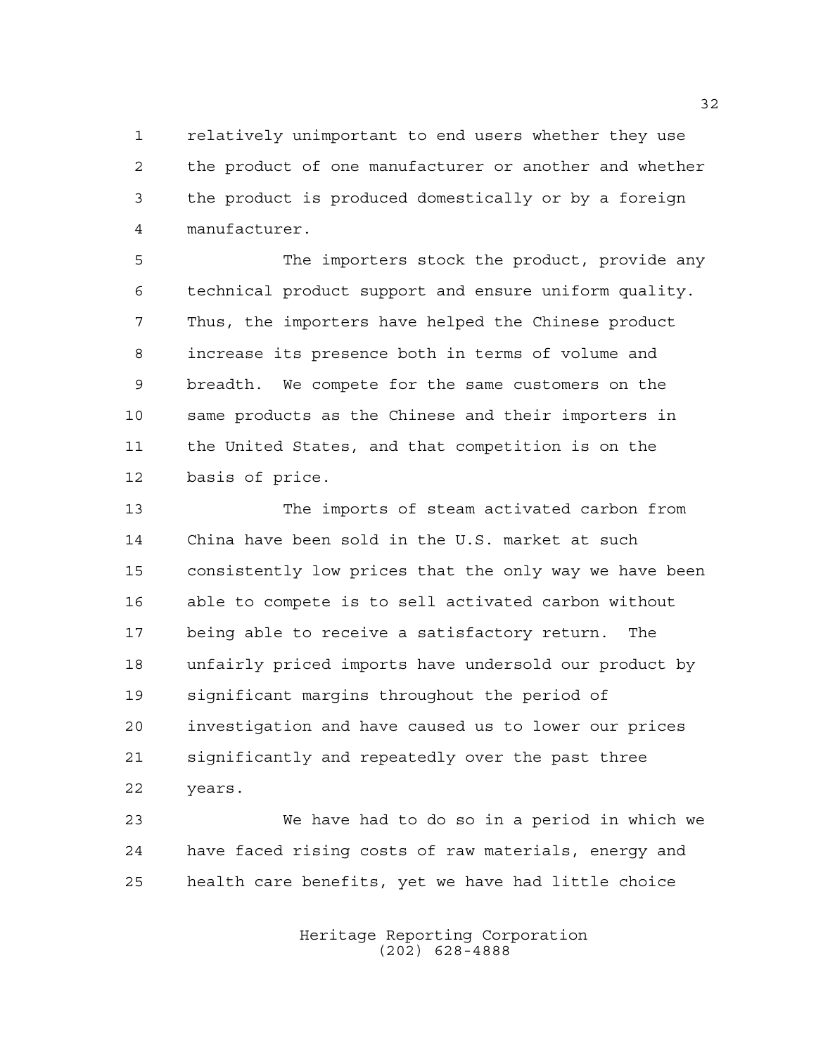relatively unimportant to end users whether they use the product of one manufacturer or another and whether the product is produced domestically or by a foreign manufacturer.

The importers stock the product, provide any technical product support and ensure uniform quality. Thus, the importers have helped the Chinese product increase its presence both in terms of volume and breadth. We compete for the same customers on the same products as the Chinese and their importers in the United States, and that competition is on the basis of price.

The imports of steam activated carbon from China have been sold in the U.S. market at such consistently low prices that the only way we have been able to compete is to sell activated carbon without being able to receive a satisfactory return. The unfairly priced imports have undersold our product by significant margins throughout the period of investigation and have caused us to lower our prices significantly and repeatedly over the past three years.

We have had to do so in a period in which we have faced rising costs of raw materials, energy and health care benefits, yet we have had little choice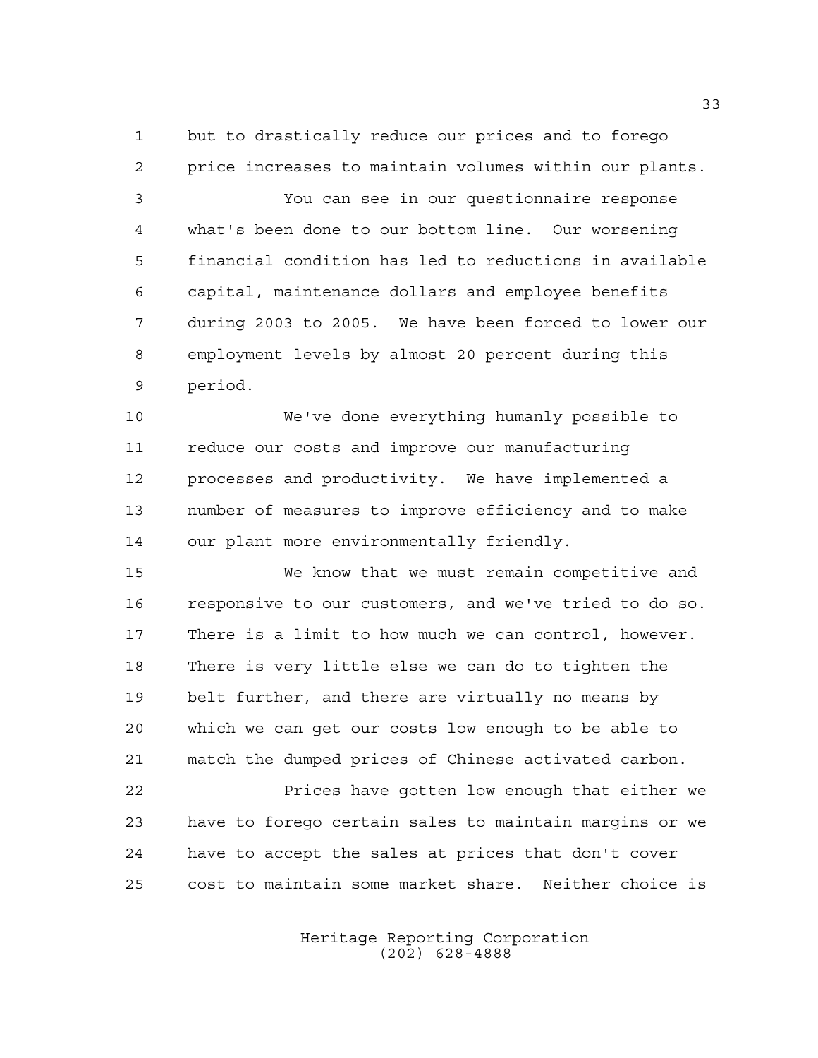but to drastically reduce our prices and to forego price increases to maintain volumes within our plants.

You can see in our questionnaire response what's been done to our bottom line. Our worsening financial condition has led to reductions in available capital, maintenance dollars and employee benefits during 2003 to 2005. We have been forced to lower our employment levels by almost 20 percent during this period.

We've done everything humanly possible to reduce our costs and improve our manufacturing processes and productivity. We have implemented a number of measures to improve efficiency and to make our plant more environmentally friendly.

We know that we must remain competitive and responsive to our customers, and we've tried to do so. There is a limit to how much we can control, however. There is very little else we can do to tighten the belt further, and there are virtually no means by which we can get our costs low enough to be able to match the dumped prices of Chinese activated carbon.

Prices have gotten low enough that either we have to forego certain sales to maintain margins or we have to accept the sales at prices that don't cover cost to maintain some market share. Neither choice is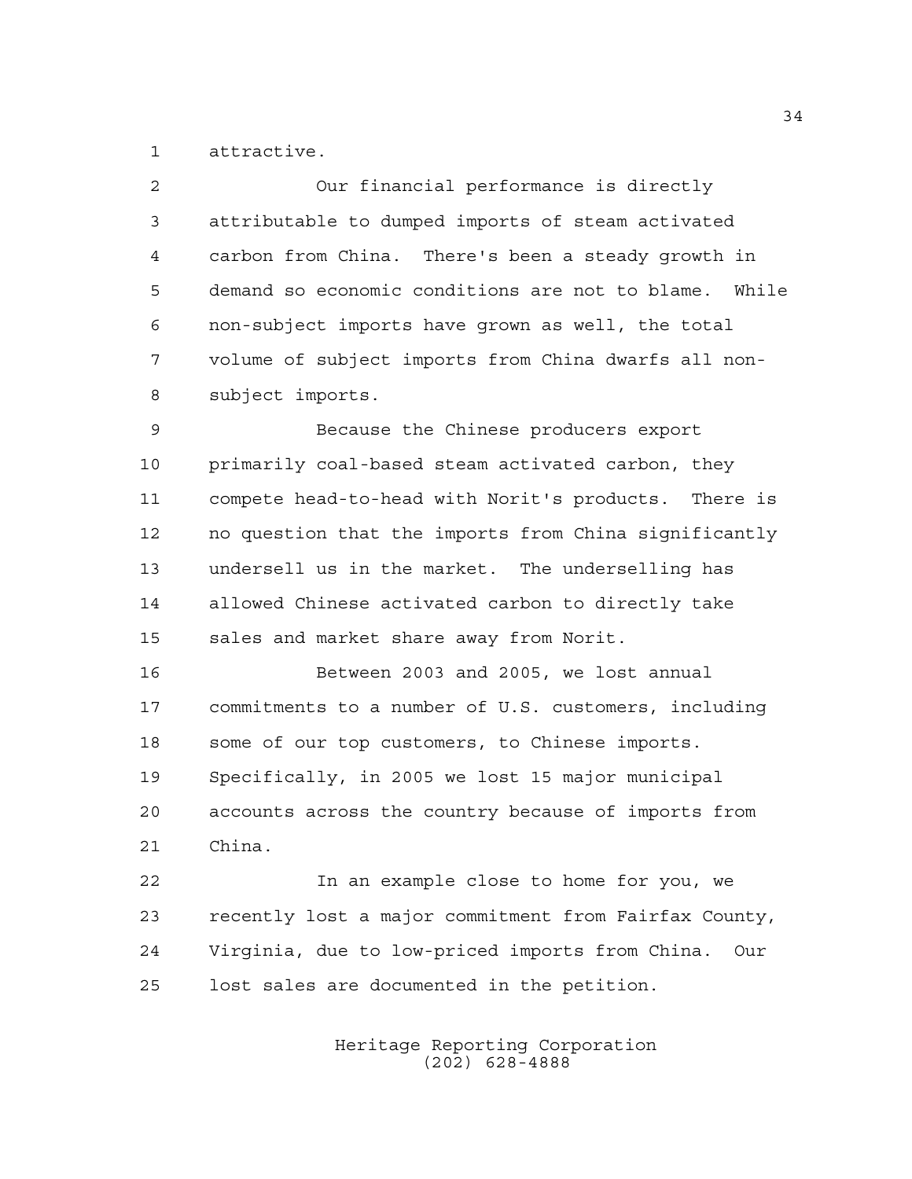attractive.

Our financial performance is directly attributable to dumped imports of steam activated carbon from China. There's been a steady growth in demand so economic conditions are not to blame. While non-subject imports have grown as well, the total volume of subject imports from China dwarfs all non-subject imports.

Because the Chinese producers export primarily coal-based steam activated carbon, they compete head-to-head with Norit's products. There is no question that the imports from China significantly undersell us in the market. The underselling has allowed Chinese activated carbon to directly take sales and market share away from Norit.

Between 2003 and 2005, we lost annual commitments to a number of U.S. customers, including some of our top customers, to Chinese imports. Specifically, in 2005 we lost 15 major municipal accounts across the country because of imports from China.

In an example close to home for you, we recently lost a major commitment from Fairfax County, Virginia, due to low-priced imports from China. Our lost sales are documented in the petition.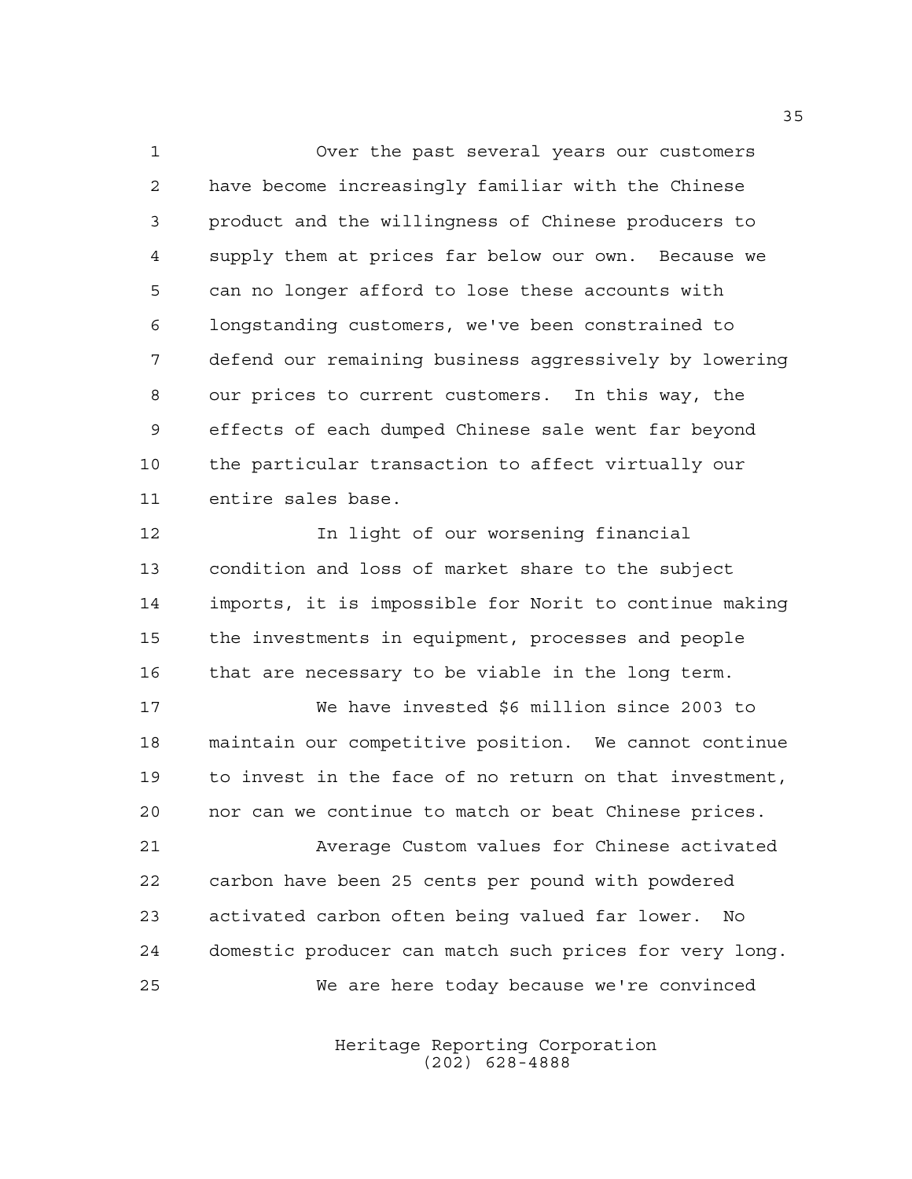Over the past several years our customers have become increasingly familiar with the Chinese product and the willingness of Chinese producers to supply them at prices far below our own. Because we can no longer afford to lose these accounts with longstanding customers, we've been constrained to defend our remaining business aggressively by lowering our prices to current customers. In this way, the effects of each dumped Chinese sale went far beyond the particular transaction to affect virtually our entire sales base.

In light of our worsening financial condition and loss of market share to the subject imports, it is impossible for Norit to continue making the investments in equipment, processes and people that are necessary to be viable in the long term.

We have invested $6 million since 2003 to maintain our competitive position. We cannot continue to invest in the face of no return on that investment, nor can we continue to match or beat Chinese prices.

Average Custom values for Chinese activated carbon have been 25 cents per pound with powdered activated carbon often being valued far lower. No domestic producer can match such prices for very long.

We are here today because we're convinced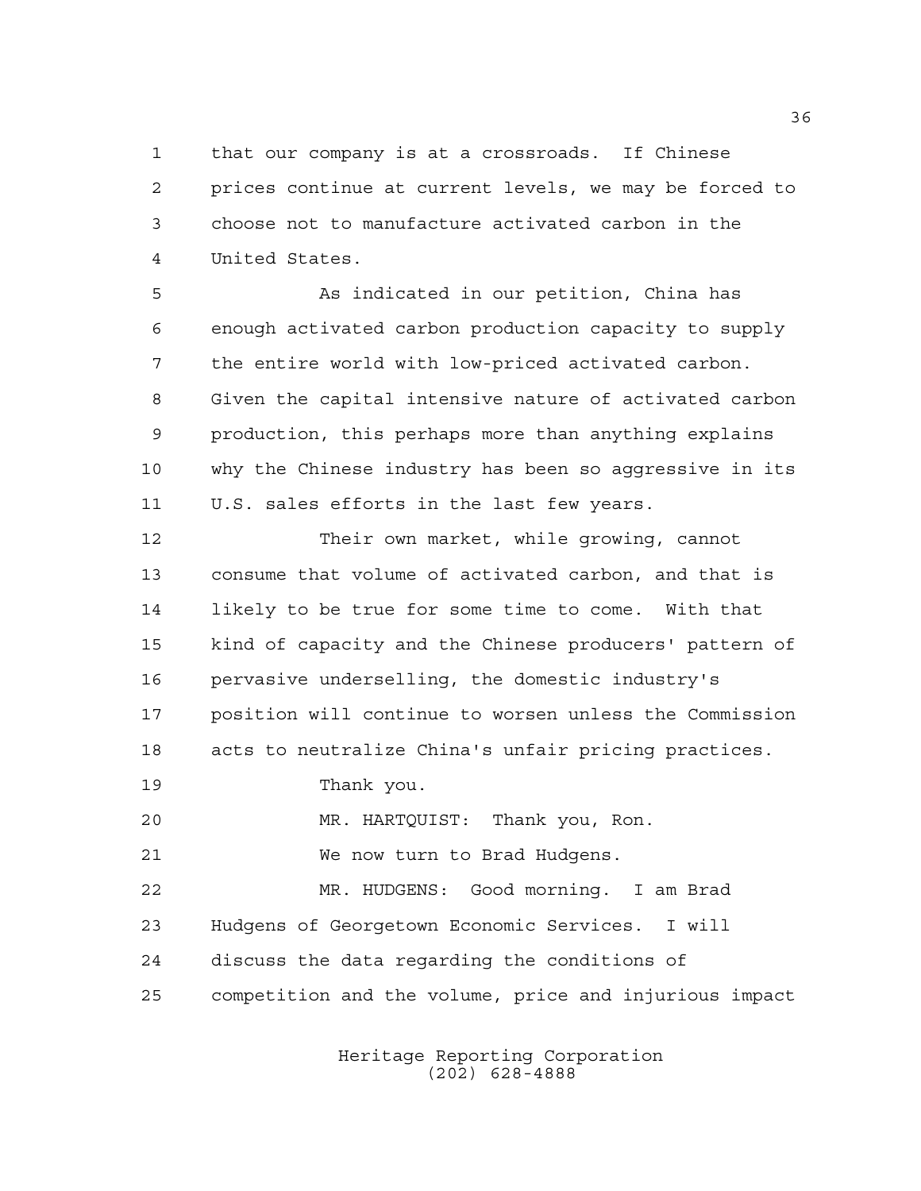that our company is at a crossroads. If Chinese prices continue at current levels, we may be forced to choose not to manufacture activated carbon in the United States.

As indicated in our petition, China has enough activated carbon production capacity to supply the entire world with low-priced activated carbon. Given the capital intensive nature of activated carbon production, this perhaps more than anything explains why the Chinese industry has been so aggressive in its U.S. sales efforts in the last few years.

Their own market, while growing, cannot consume that volume of activated carbon, and that is likely to be true for some time to come. With that kind of capacity and the Chinese producers' pattern of pervasive underselling, the domestic industry's position will continue to worsen unless the Commission acts to neutralize China's unfair pricing practices.

Thank you.

MR. HARTQUIST: Thank you, Ron.

We now turn to Brad Hudgens.

MR. HUDGENS: Good morning. I am Brad Hudgens of Georgetown Economic Services. I will discuss the data regarding the conditions of competition and the volume, price and injurious impact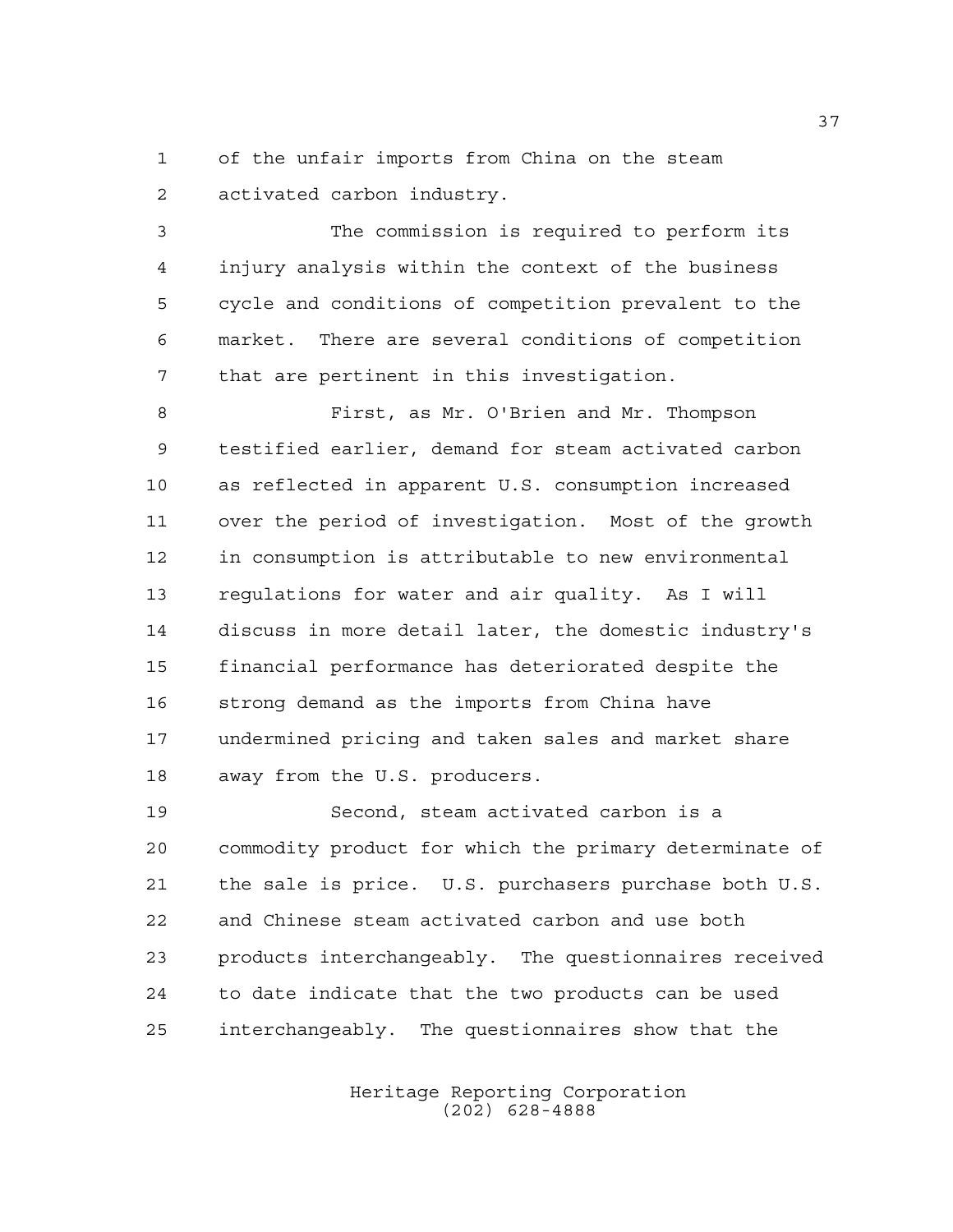of the unfair imports from China on the steam activated carbon industry.

The commission is required to perform its injury analysis within the context of the business cycle and conditions of competition prevalent to the market. There are several conditions of competition that are pertinent in this investigation.

First, as Mr. O'Brien and Mr. Thompson testified earlier, demand for steam activated carbon as reflected in apparent U.S. consumption increased over the period of investigation. Most of the growth in consumption is attributable to new environmental regulations for water and air quality. As I will discuss in more detail later, the domestic industry's financial performance has deteriorated despite the strong demand as the imports from China have undermined pricing and taken sales and market share away from the U.S. producers.

Second, steam activated carbon is a commodity product for which the primary determinate of the sale is price. U.S. purchasers purchase both U.S. and Chinese steam activated carbon and use both products interchangeably. The questionnaires received to date indicate that the two products can be used interchangeably. The questionnaires show that the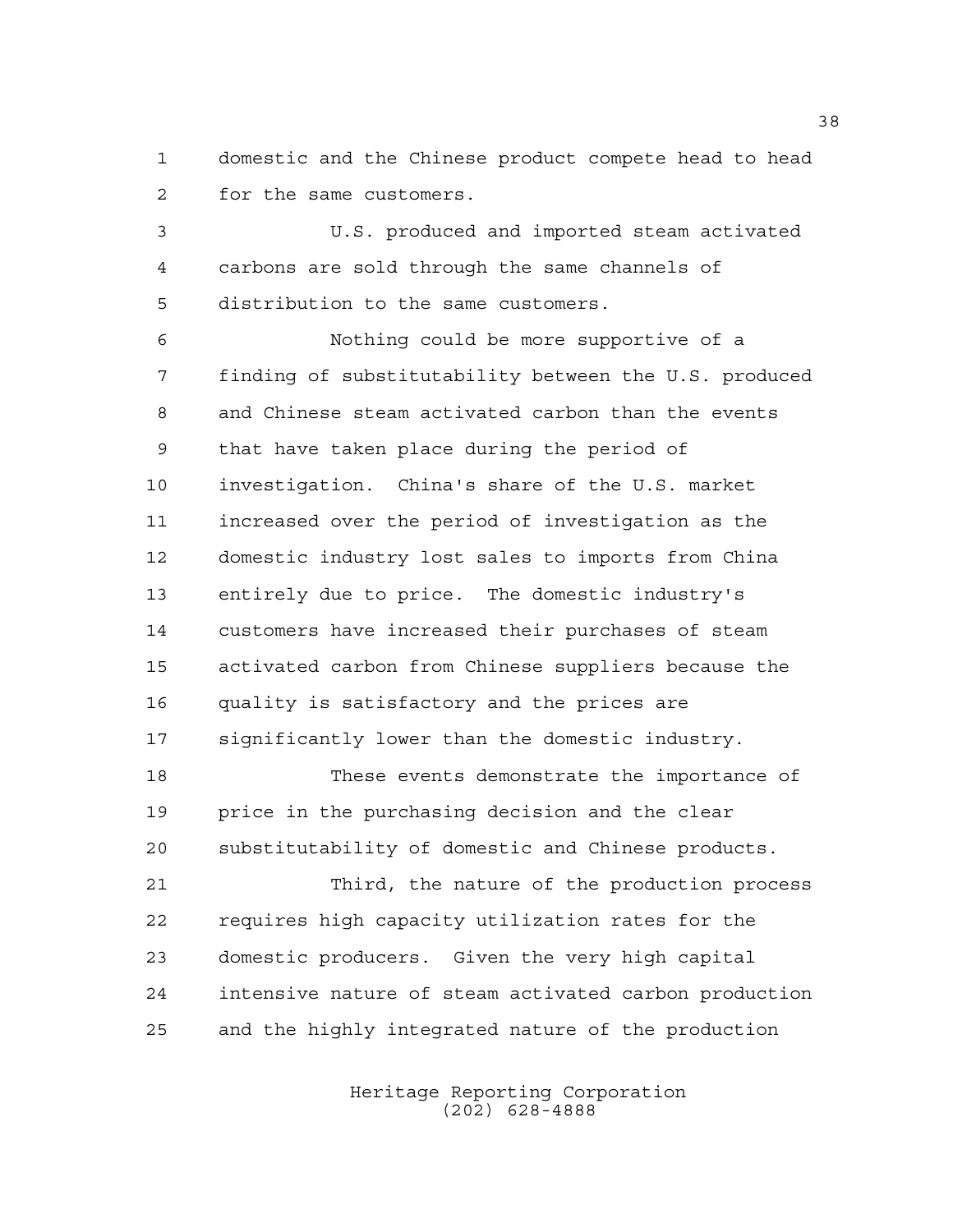domestic and the Chinese product compete head to head for the same customers.

U.S. produced and imported steam activated carbons are sold through the same channels of distribution to the same customers.

Nothing could be more supportive of a finding of substitutability between the U.S. produced and Chinese steam activated carbon than the events that have taken place during the period of investigation. China's share of the U.S. market increased over the period of investigation as the domestic industry lost sales to imports from China entirely due to price. The domestic industry's customers have increased their purchases of steam activated carbon from Chinese suppliers because the quality is satisfactory and the prices are significantly lower than the domestic industry.

These events demonstrate the importance of price in the purchasing decision and the clear substitutability of domestic and Chinese products.

Third, the nature of the production process requires high capacity utilization rates for the domestic producers. Given the very high capital intensive nature of steam activated carbon production and the highly integrated nature of the production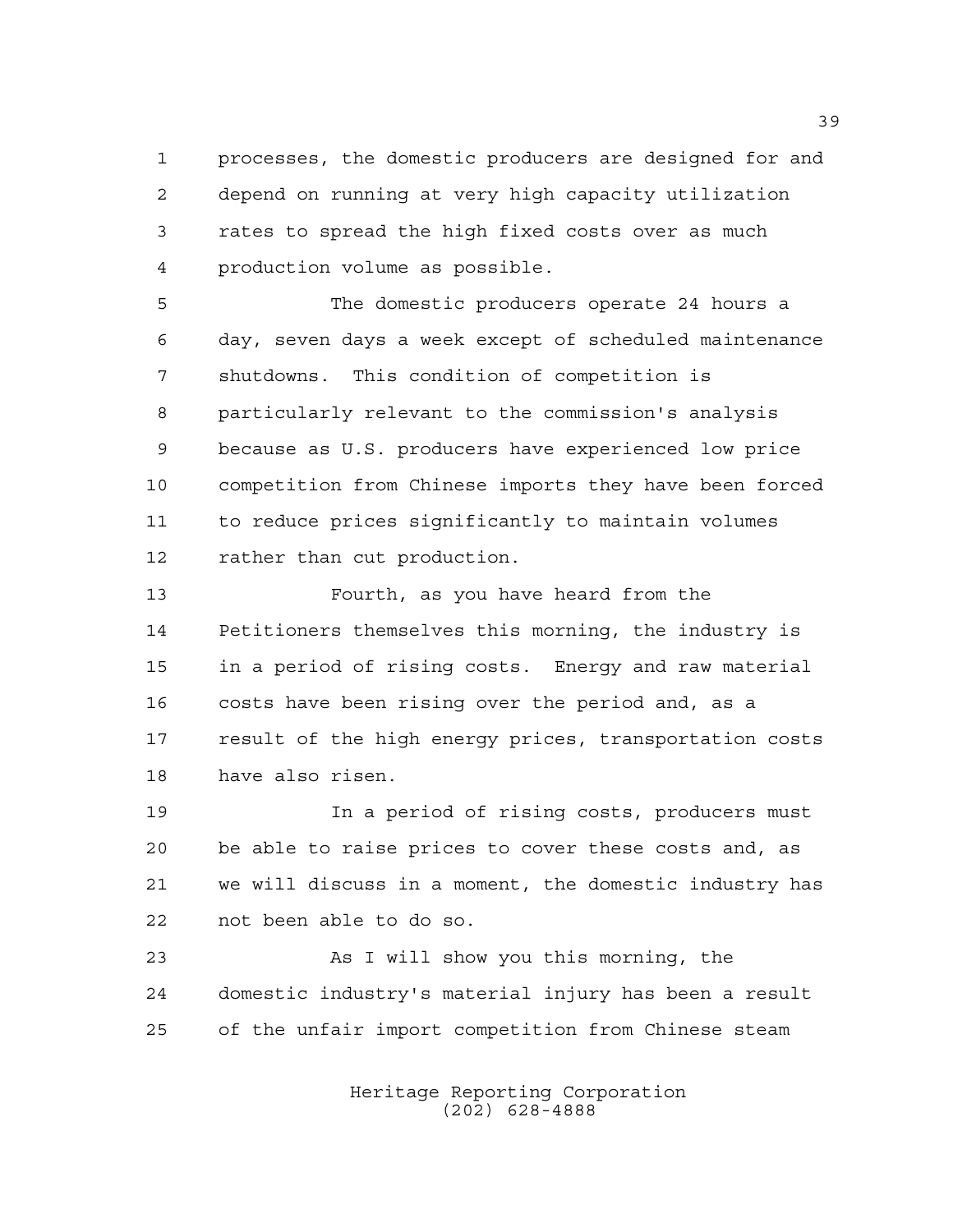processes, the domestic producers are designed for and depend on running at very high capacity utilization rates to spread the high fixed costs over as much production volume as possible.

The domestic producers operate 24 hours a day, seven days a week except of scheduled maintenance shutdowns. This condition of competition is particularly relevant to the commission's analysis because as U.S. producers have experienced low price competition from Chinese imports they have been forced to reduce prices significantly to maintain volumes rather than cut production.

Fourth, as you have heard from the Petitioners themselves this morning, the industry is in a period of rising costs. Energy and raw material costs have been rising over the period and, as a result of the high energy prices, transportation costs have also risen.

In a period of rising costs, producers must be able to raise prices to cover these costs and, as we will discuss in a moment, the domestic industry has not been able to do so.

As I will show you this morning, the domestic industry's material injury has been a result of the unfair import competition from Chinese steam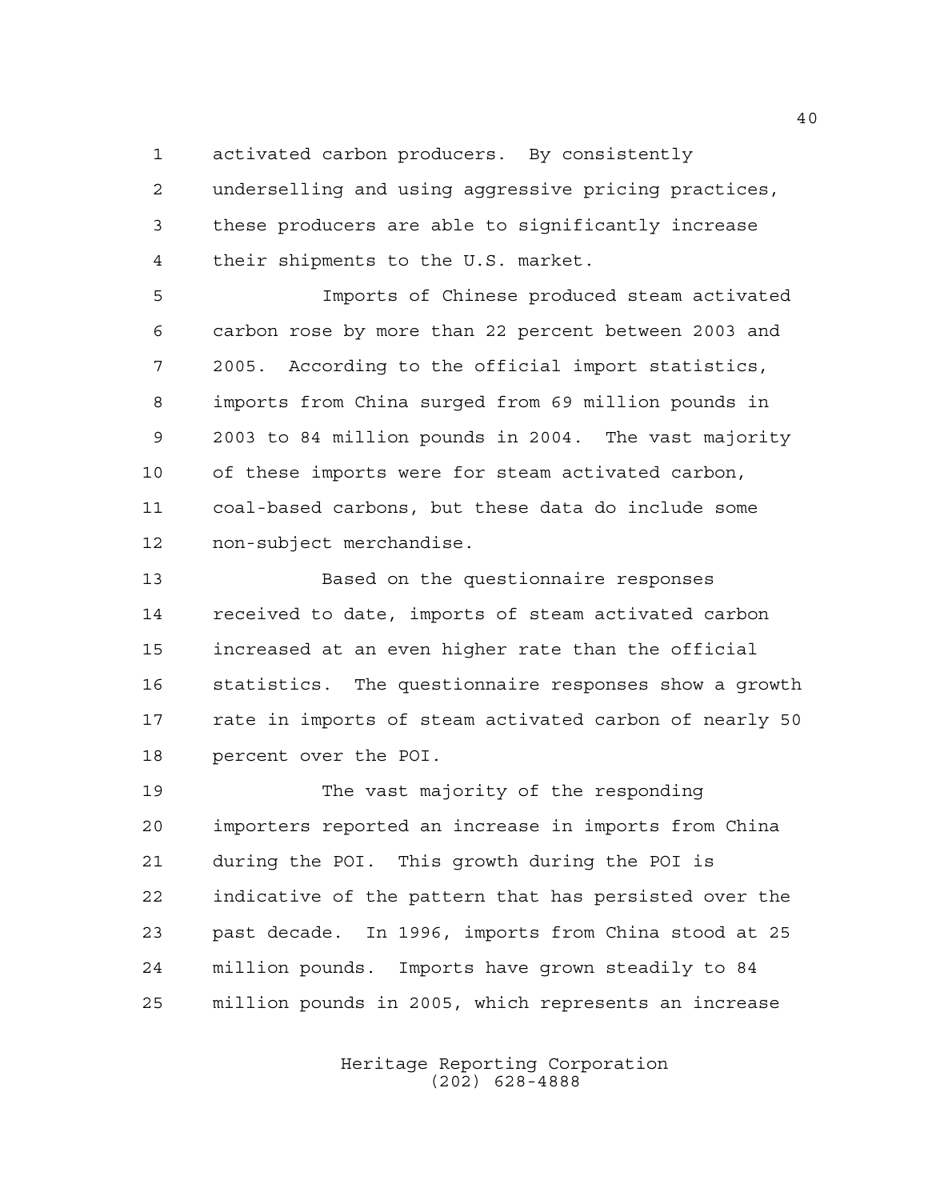activated carbon producers. By consistently underselling and using aggressive pricing practices, these producers are able to significantly increase their shipments to the U.S. market.

Imports of Chinese produced steam activated carbon rose by more than 22 percent between 2003 and 2005. According to the official import statistics, imports from China surged from 69 million pounds in 2003 to 84 million pounds in 2004. The vast majority of these imports were for steam activated carbon, coal-based carbons, but these data do include some non-subject merchandise.

Based on the questionnaire responses received to date, imports of steam activated carbon increased at an even higher rate than the official statistics. The questionnaire responses show a growth rate in imports of steam activated carbon of nearly 50 percent over the POI.

The vast majority of the responding importers reported an increase in imports from China during the POI. This growth during the POI is indicative of the pattern that has persisted over the past decade. In 1996, imports from China stood at 25 million pounds. Imports have grown steadily to 84 million pounds in 2005, which represents an increase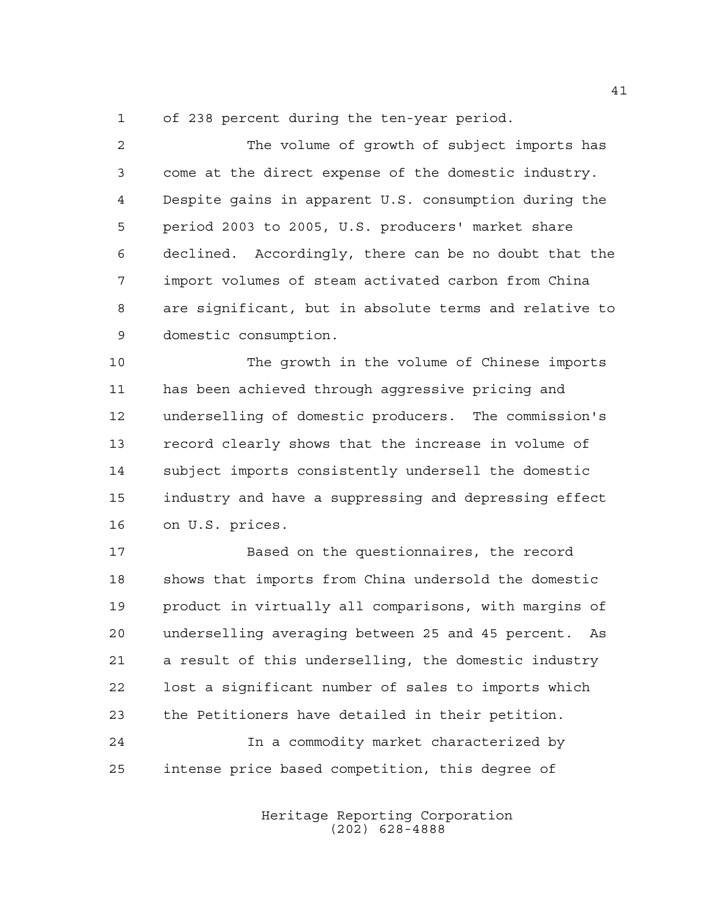of 238 percent during the ten-year period.

The volume of growth of subject imports has come at the direct expense of the domestic industry. Despite gains in apparent U.S. consumption during the period 2003 to 2005, U.S. producers' market share declined. Accordingly, there can be no doubt that the import volumes of steam activated carbon from China are significant, but in absolute terms and relative to domestic consumption.

The growth in the volume of Chinese imports has been achieved through aggressive pricing and underselling of domestic producers. The commission's record clearly shows that the increase in volume of subject imports consistently undersell the domestic industry and have a suppressing and depressing effect on U.S. prices.

Based on the questionnaires, the record shows that imports from China undersold the domestic product in virtually all comparisons, with margins of underselling averaging between 25 and 45 percent. As a result of this underselling, the domestic industry lost a significant number of sales to imports which the Petitioners have detailed in their petition.

In a commodity market characterized by intense price based competition, this degree of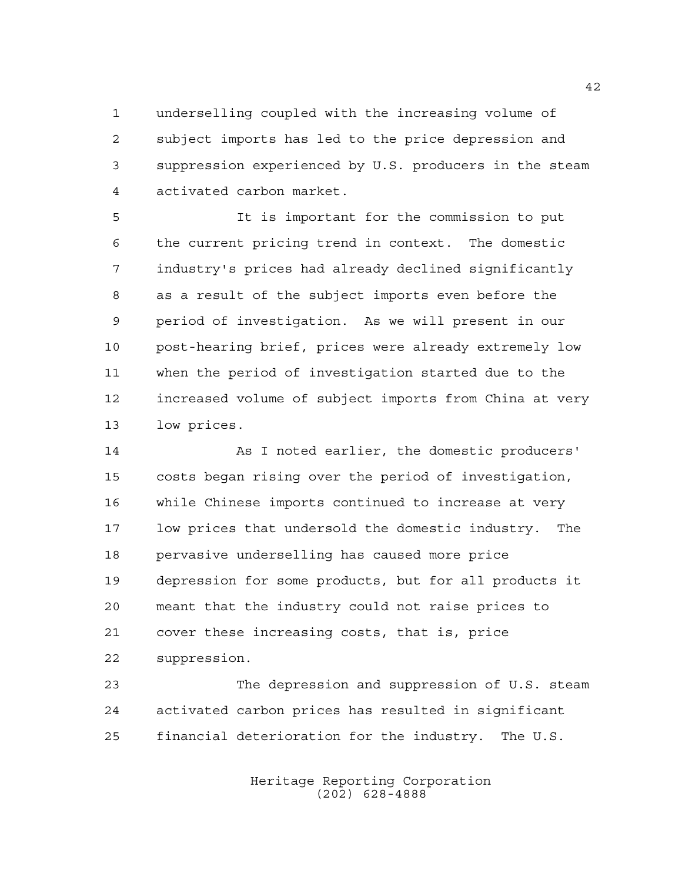underselling coupled with the increasing volume of subject imports has led to the price depression and suppression experienced by U.S. producers in the steam activated carbon market.

It is important for the commission to put the current pricing trend in context. The domestic industry's prices had already declined significantly as a result of the subject imports even before the period of investigation. As we will present in our post-hearing brief, prices were already extremely low when the period of investigation started due to the increased volume of subject imports from China at very low prices.

As I noted earlier, the domestic producers' costs began rising over the period of investigation, while Chinese imports continued to increase at very low prices that undersold the domestic industry. The pervasive underselling has caused more price depression for some products, but for all products it meant that the industry could not raise prices to cover these increasing costs, that is, price suppression.

The depression and suppression of U.S. steam activated carbon prices has resulted in significant financial deterioration for the industry. The U.S.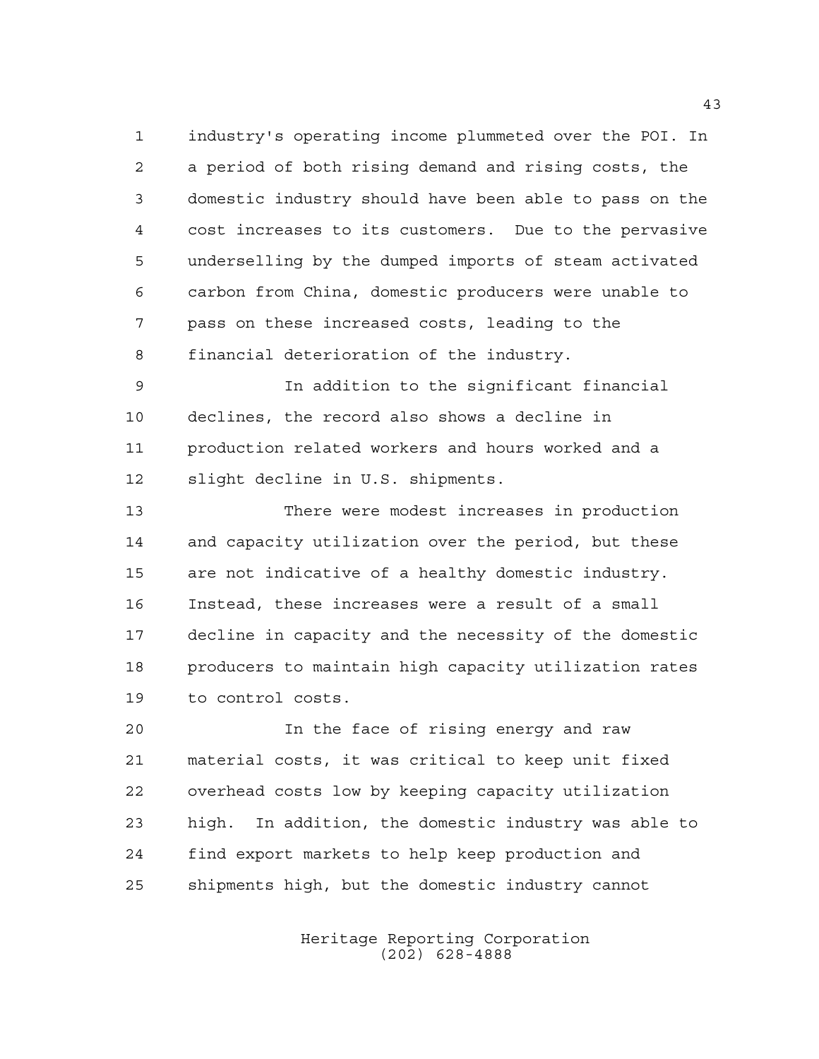industry's operating income plummeted over the POI. In a period of both rising demand and rising costs, the domestic industry should have been able to pass on the cost increases to its customers. Due to the pervasive underselling by the dumped imports of steam activated carbon from China, domestic producers were unable to pass on these increased costs, leading to the financial deterioration of the industry.

In addition to the significant financial declines, the record also shows a decline in production related workers and hours worked and a slight decline in U.S. shipments.

There were modest increases in production and capacity utilization over the period, but these are not indicative of a healthy domestic industry. Instead, these increases were a result of a small decline in capacity and the necessity of the domestic producers to maintain high capacity utilization rates to control costs.

In the face of rising energy and raw material costs, it was critical to keep unit fixed overhead costs low by keeping capacity utilization high. In addition, the domestic industry was able to find export markets to help keep production and shipments high, but the domestic industry cannot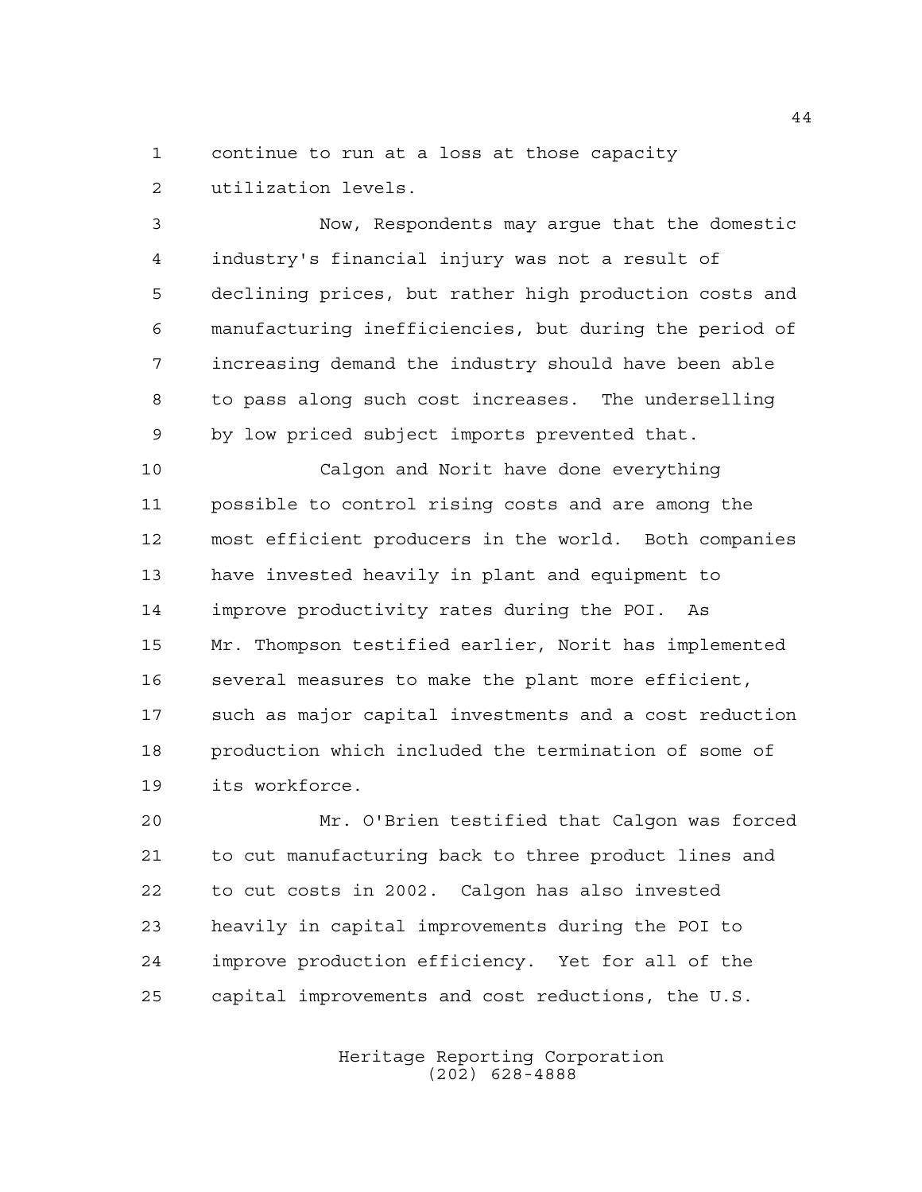continue to run at a loss at those capacity utilization levels.

Now, Respondents may argue that the domestic industry's financial injury was not a result of declining prices, but rather high production costs and manufacturing inefficiencies, but during the period of increasing demand the industry should have been able to pass along such cost increases. The underselling by low priced subject imports prevented that.

Calgon and Norit have done everything possible to control rising costs and are among the most efficient producers in the world. Both companies have invested heavily in plant and equipment to improve productivity rates during the POI. As Mr. Thompson testified earlier, Norit has implemented several measures to make the plant more efficient, such as major capital investments and a cost reduction production which included the termination of some of its workforce.

Mr. O'Brien testified that Calgon was forced to cut manufacturing back to three product lines and to cut costs in 2002. Calgon has also invested heavily in capital improvements during the POI to improve production efficiency. Yet for all of the capital improvements and cost reductions, the U.S.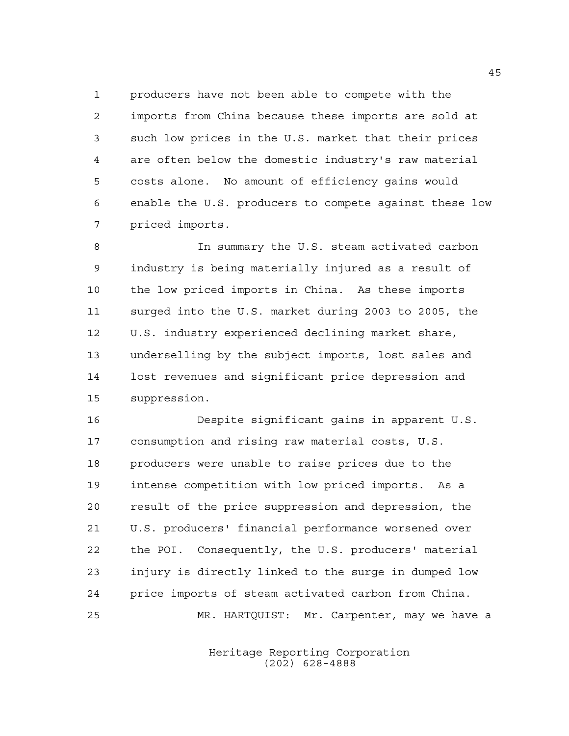producers have not been able to compete with the imports from China because these imports are sold at such low prices in the U.S. market that their prices are often below the domestic industry's raw material costs alone. No amount of efficiency gains would enable the U.S. producers to compete against these low priced imports.

In summary the U.S. steam activated carbon industry is being materially injured as a result of the low priced imports in China. As these imports surged into the U.S. market during 2003 to 2005, the U.S. industry experienced declining market share, underselling by the subject imports, lost sales and lost revenues and significant price depression and suppression.

Despite significant gains in apparent U.S. consumption and rising raw material costs, U.S. producers were unable to raise prices due to the intense competition with low priced imports. As a result of the price suppression and depression, the U.S. producers' financial performance worsened over the POI. Consequently, the U.S. producers' material injury is directly linked to the surge in dumped low price imports of steam activated carbon from China.

MR. HARTQUIST: Mr. Carpenter, may we have a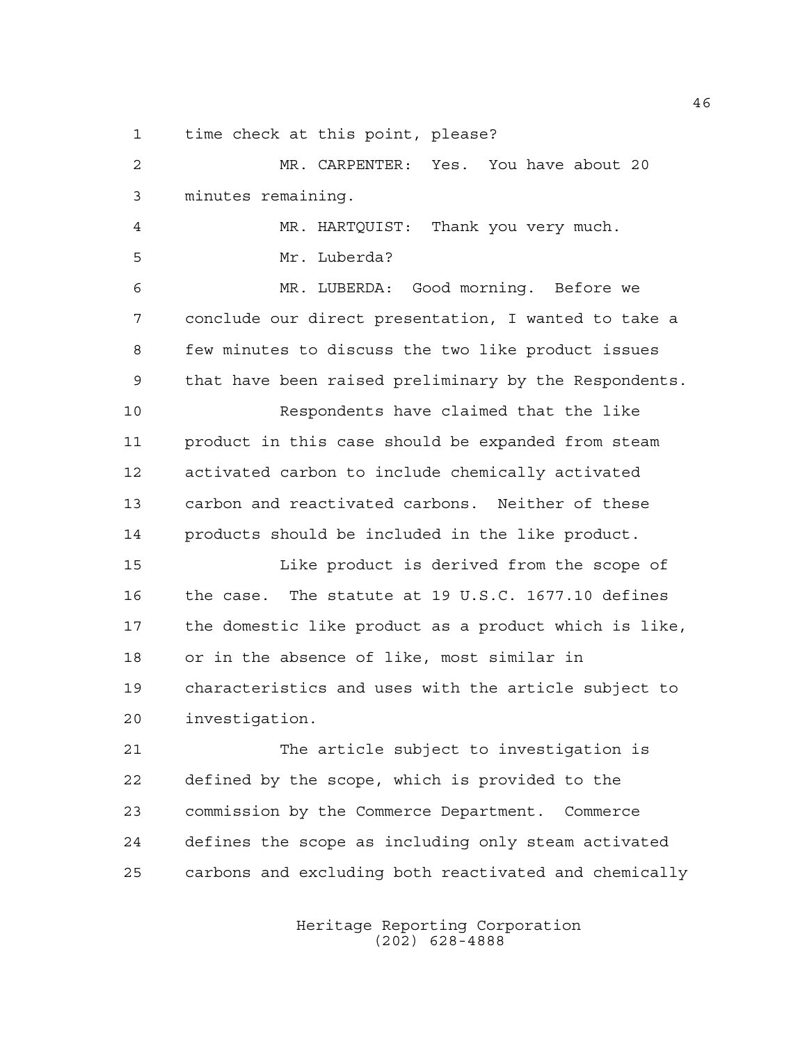time check at this point, please?

MR. CARPENTER: Yes. You have about 20 minutes remaining.

MR. HARTQUIST: Thank you very much.

Mr. Luberda?

MR. LUBERDA: Good morning. Before we conclude our direct presentation, I wanted to take a few minutes to discuss the two like product issues that have been raised preliminary by the Respondents.

Respondents have claimed that the like product in this case should be expanded from steam activated carbon to include chemically activated carbon and reactivated carbons. Neither of these products should be included in the like product.

Like product is derived from the scope of the case. The statute at 19 U.S.C. 1677.10 defines the domestic like product as a product which is like, or in the absence of like, most similar in characteristics and uses with the article subject to investigation.

The article subject to investigation is defined by the scope, which is provided to the commission by the Commerce Department. Commerce defines the scope as including only steam activated carbons and excluding both reactivated and chemically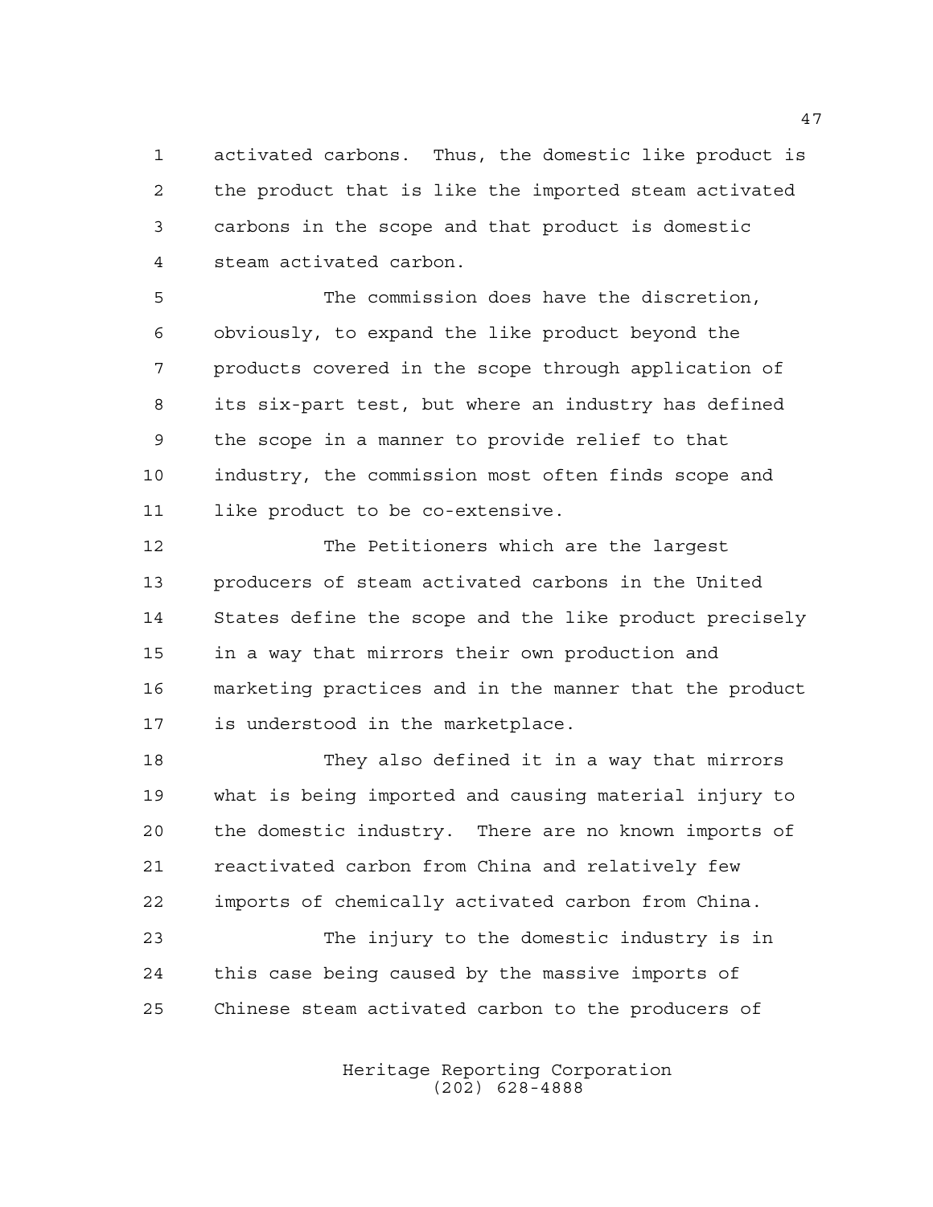activated carbons. Thus, the domestic like product is the product that is like the imported steam activated carbons in the scope and that product is domestic steam activated carbon.

The commission does have the discretion, obviously, to expand the like product beyond the products covered in the scope through application of its six-part test, but where an industry has defined the scope in a manner to provide relief to that industry, the commission most often finds scope and like product to be co-extensive.

The Petitioners which are the largest producers of steam activated carbons in the United States define the scope and the like product precisely in a way that mirrors their own production and marketing practices and in the manner that the product is understood in the marketplace.

They also defined it in a way that mirrors what is being imported and causing material injury to the domestic industry. There are no known imports of reactivated carbon from China and relatively few imports of chemically activated carbon from China.

The injury to the domestic industry is in this case being caused by the massive imports of Chinese steam activated carbon to the producers of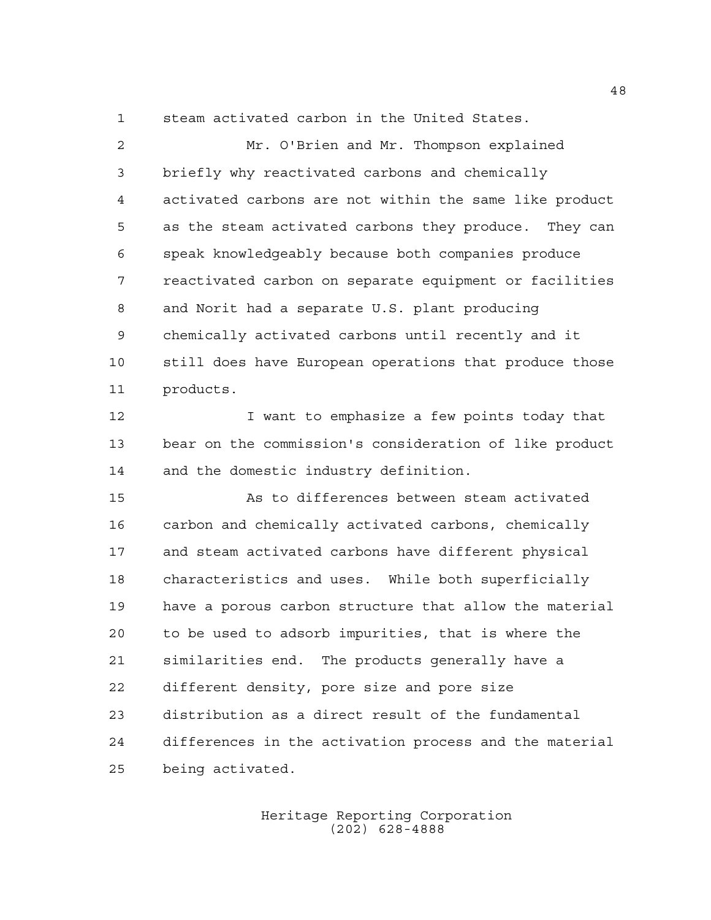steam activated carbon in the United States.

Mr. O'Brien and Mr. Thompson explained briefly why reactivated carbons and chemically activated carbons are not within the same like product as the steam activated carbons they produce. They can speak knowledgeably because both companies produce reactivated carbon on separate equipment or facilities and Norit had a separate U.S. plant producing chemically activated carbons until recently and it still does have European operations that produce those products.

I want to emphasize a few points today that bear on the commission's consideration of like product and the domestic industry definition.

As to differences between steam activated carbon and chemically activated carbons, chemically and steam activated carbons have different physical characteristics and uses. While both superficially have a porous carbon structure that allow the material to be used to adsorb impurities, that is where the similarities end. The products generally have a different density, pore size and pore size distribution as a direct result of the fundamental differences in the activation process and the material being activated.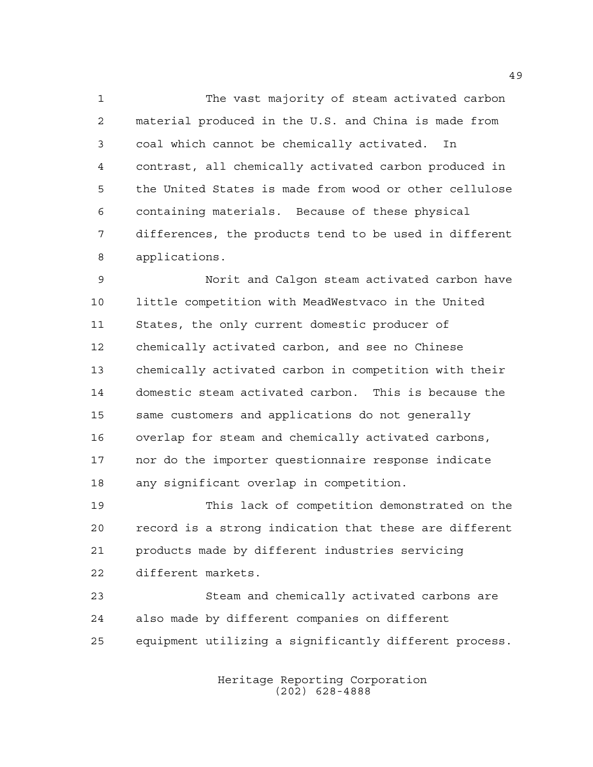The vast majority of steam activated carbon material produced in the U.S. and China is made from coal which cannot be chemically activated. In contrast, all chemically activated carbon produced in the United States is made from wood or other cellulose containing materials. Because of these physical differences, the products tend to be used in different applications.

Norit and Calgon steam activated carbon have little competition with MeadWestvaco in the United States, the only current domestic producer of chemically activated carbon, and see no Chinese chemically activated carbon in competition with their domestic steam activated carbon. This is because the same customers and applications do not generally overlap for steam and chemically activated carbons, nor do the importer questionnaire response indicate any significant overlap in competition.

This lack of competition demonstrated on the record is a strong indication that these are different products made by different industries servicing different markets.

Steam and chemically activated carbons are also made by different companies on different equipment utilizing a significantly different process.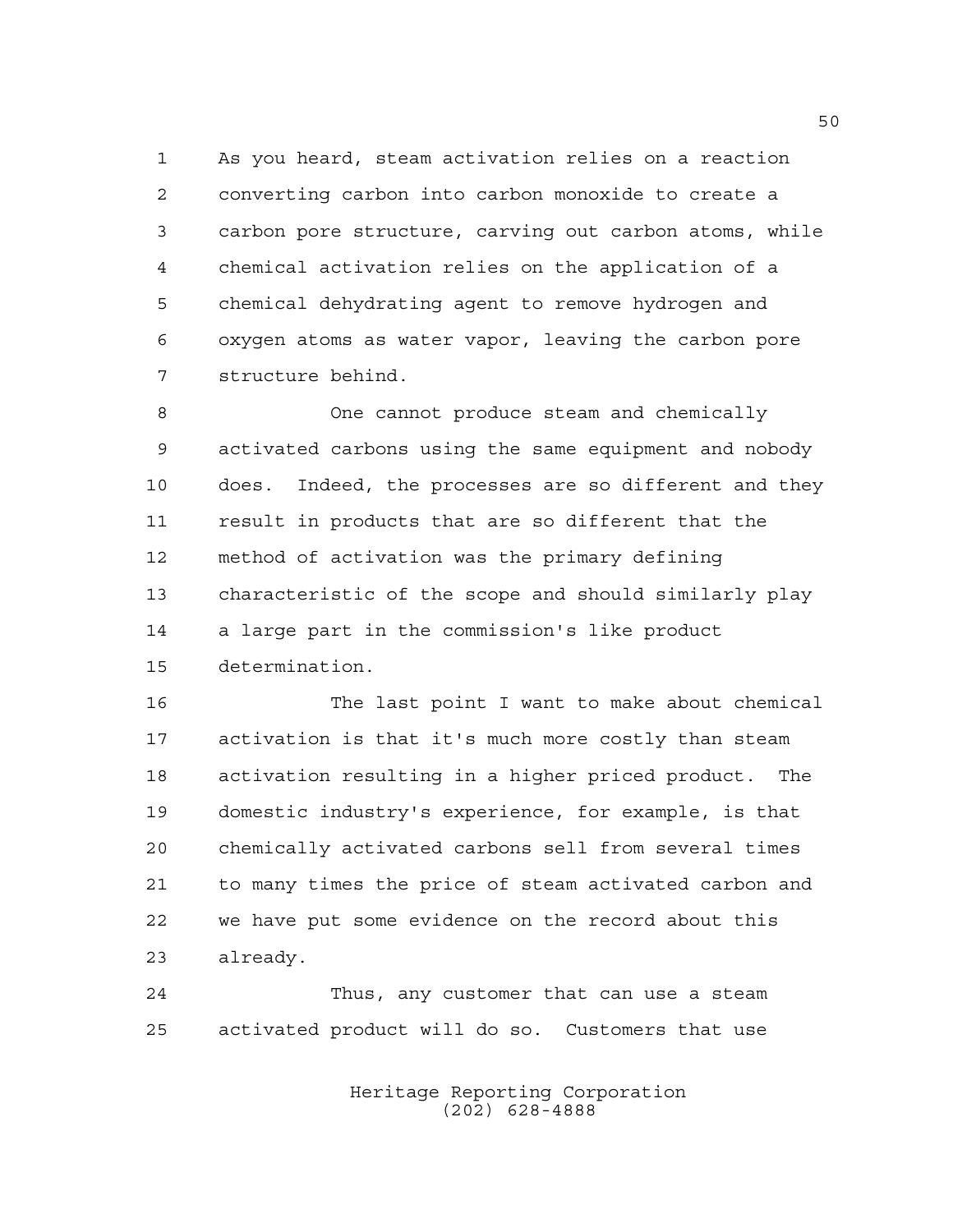As you heard, steam activation relies on a reaction converting carbon into carbon monoxide to create a carbon pore structure, carving out carbon atoms, while chemical activation relies on the application of a chemical dehydrating agent to remove hydrogen and oxygen atoms as water vapor, leaving the carbon pore structure behind.

One cannot produce steam and chemically activated carbons using the same equipment and nobody does. Indeed, the processes are so different and they result in products that are so different that the method of activation was the primary defining characteristic of the scope and should similarly play a large part in the commission's like product determination.

The last point I want to make about chemical activation is that it's much more costly than steam activation resulting in a higher priced product. The domestic industry's experience, for example, is that chemically activated carbons sell from several times to many times the price of steam activated carbon and we have put some evidence on the record about this already.

Thus, any customer that can use a steam activated product will do so. Customers that use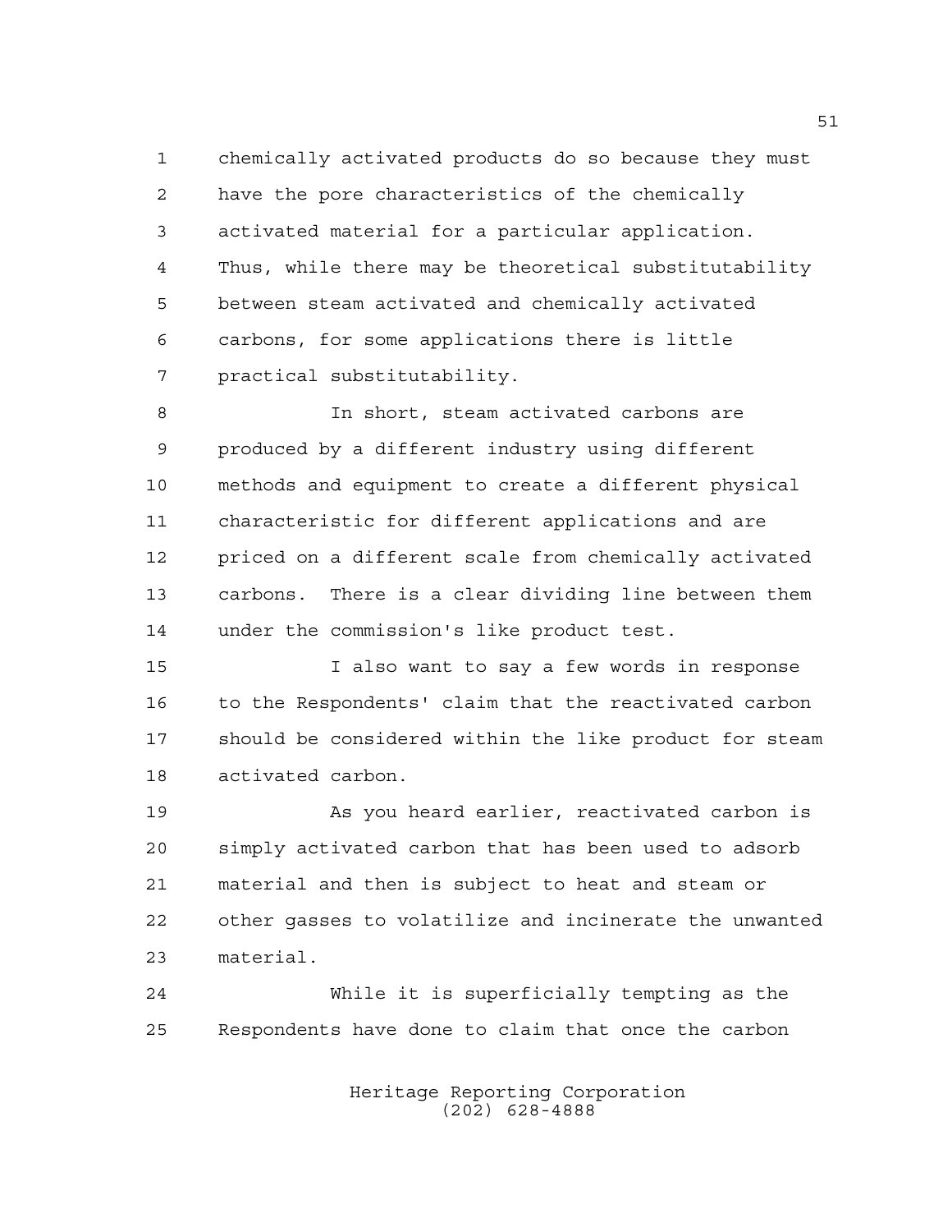chemically activated products do so because they must have the pore characteristics of the chemically activated material for a particular application. Thus, while there may be theoretical substitutability between steam activated and chemically activated carbons, for some applications there is little practical substitutability.

In short, steam activated carbons are produced by a different industry using different methods and equipment to create a different physical characteristic for different applications and are priced on a different scale from chemically activated carbons. There is a clear dividing line between them under the commission's like product test.

I also want to say a few words in response to the Respondents' claim that the reactivated carbon should be considered within the like product for steam activated carbon.

As you heard earlier, reactivated carbon is simply activated carbon that has been used to adsorb material and then is subject to heat and steam or other gasses to volatilize and incinerate the unwanted material.

While it is superficially tempting as the Respondents have done to claim that once the carbon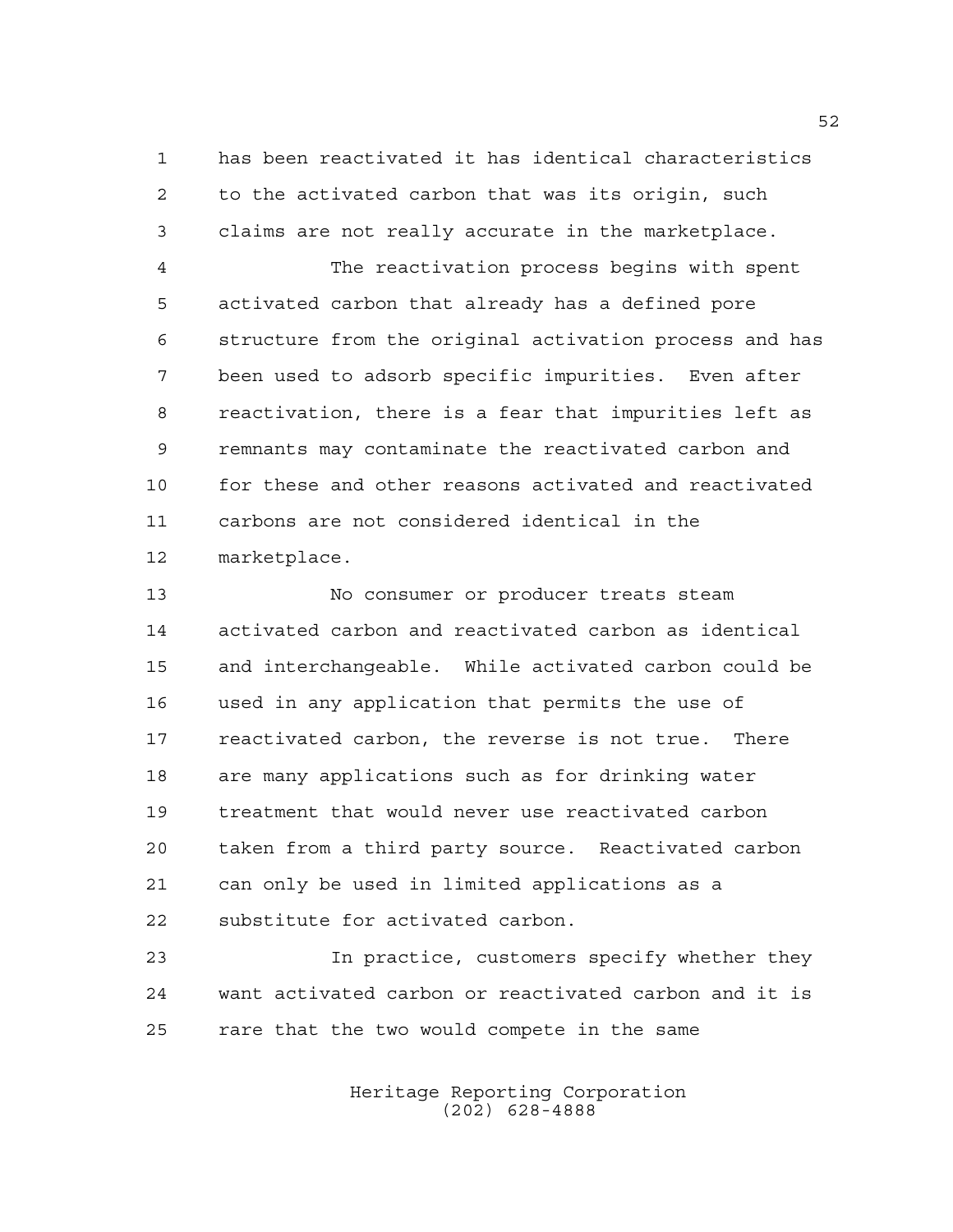has been reactivated it has identical characteristics to the activated carbon that was its origin, such claims are not really accurate in the marketplace.

The reactivation process begins with spent activated carbon that already has a defined pore structure from the original activation process and has been used to adsorb specific impurities. Even after reactivation, there is a fear that impurities left as remnants may contaminate the reactivated carbon and for these and other reasons activated and reactivated carbons are not considered identical in the marketplace.

No consumer or producer treats steam activated carbon and reactivated carbon as identical and interchangeable. While activated carbon could be used in any application that permits the use of reactivated carbon, the reverse is not true. There are many applications such as for drinking water treatment that would never use reactivated carbon taken from a third party source. Reactivated carbon can only be used in limited applications as a substitute for activated carbon.

In practice, customers specify whether they want activated carbon or reactivated carbon and it is rare that the two would compete in the same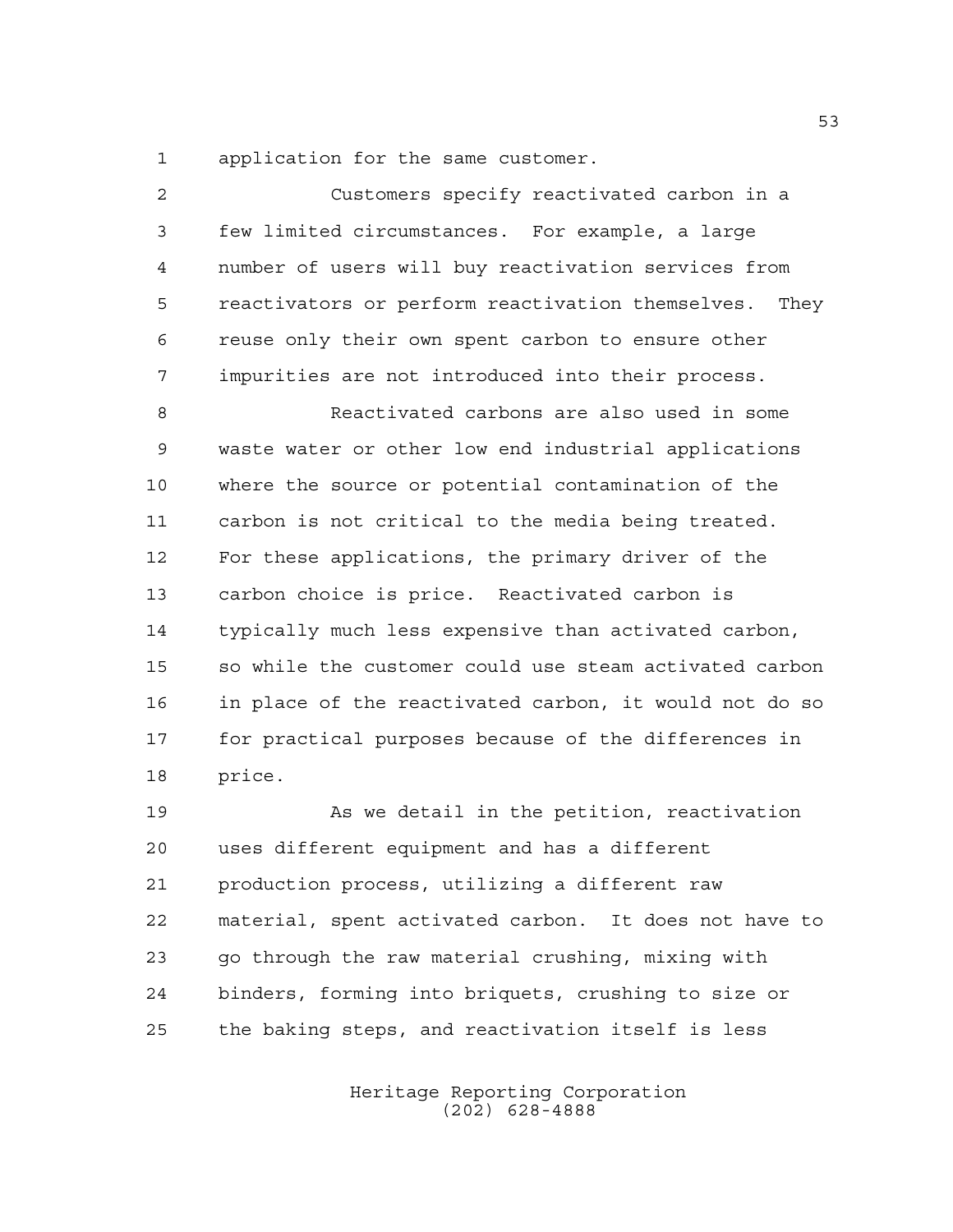application for the same customer.

Customers specify reactivated carbon in a few limited circumstances. For example, a large number of users will buy reactivation services from reactivators or perform reactivation themselves. They reuse only their own spent carbon to ensure other impurities are not introduced into their process.

Reactivated carbons are also used in some waste water or other low end industrial applications where the source or potential contamination of the carbon is not critical to the media being treated. For these applications, the primary driver of the carbon choice is price. Reactivated carbon is typically much less expensive than activated carbon, so while the customer could use steam activated carbon in place of the reactivated carbon, it would not do so for practical purposes because of the differences in price.

As we detail in the petition, reactivation uses different equipment and has a different production process, utilizing a different raw material, spent activated carbon. It does not have to go through the raw material crushing, mixing with binders, forming into briquets, crushing to size or the baking steps, and reactivation itself is less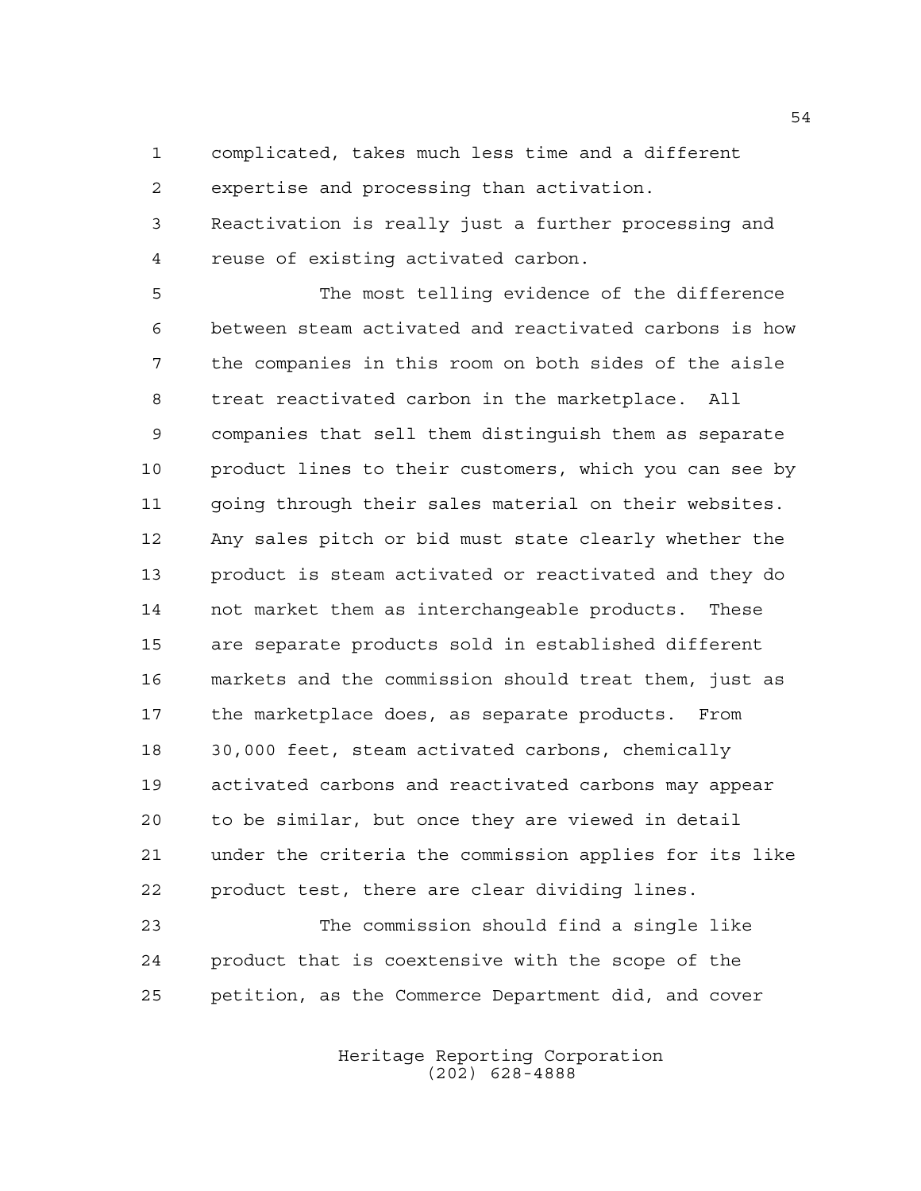complicated, takes much less time and a different expertise and processing than activation. Reactivation is really just a further processing and reuse of existing activated carbon.

The most telling evidence of the difference between steam activated and reactivated carbons is how the companies in this room on both sides of the aisle treat reactivated carbon in the marketplace. All companies that sell them distinguish them as separate product lines to their customers, which you can see by going through their sales material on their websites. Any sales pitch or bid must state clearly whether the product is steam activated or reactivated and they do not market them as interchangeable products. These are separate products sold in established different markets and the commission should treat them, just as the marketplace does, as separate products. From 30,000 feet, steam activated carbons, chemically activated carbons and reactivated carbons may appear to be similar, but once they are viewed in detail under the criteria the commission applies for its like product test, there are clear dividing lines.

The commission should find a single like product that is coextensive with the scope of the petition, as the Commerce Department did, and cover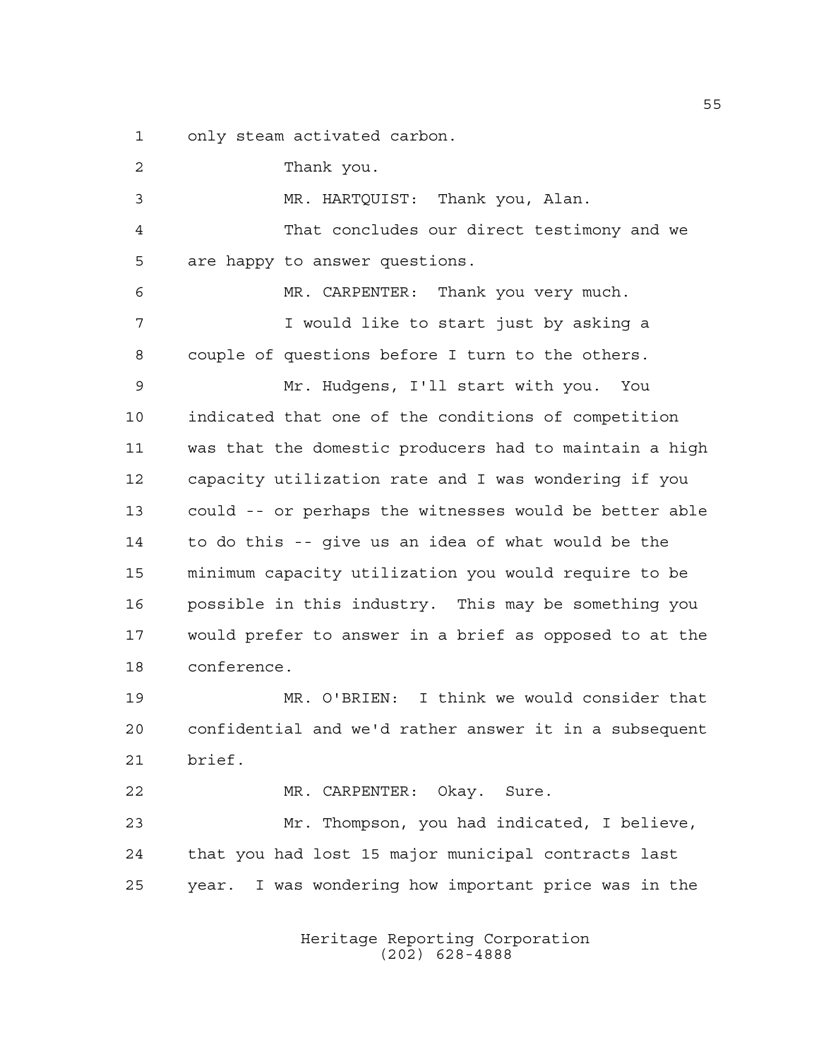only steam activated carbon.

Thank you.

MR. HARTQUIST: Thank you, Alan.

That concludes our direct testimony and we are happy to answer questions.

MR. CARPENTER: Thank you very much.

I would like to start just by asking a couple of questions before I turn to the others.

Mr. Hudgens, I'll start with you. You indicated that one of the conditions of competition was that the domestic producers had to maintain a high capacity utilization rate and I was wondering if you could -- or perhaps the witnesses would be better able to do this -- give us an idea of what would be the minimum capacity utilization you would require to be possible in this industry. This may be something you would prefer to answer in a brief as opposed to at the conference.

MR. O'BRIEN: I think we would consider that confidential and we'd rather answer it in a subsequent brief.

MR. CARPENTER: Okay. Sure.

Mr. Thompson, you had indicated, I believe, that you had lost 15 major municipal contracts last year. I was wondering how important price was in the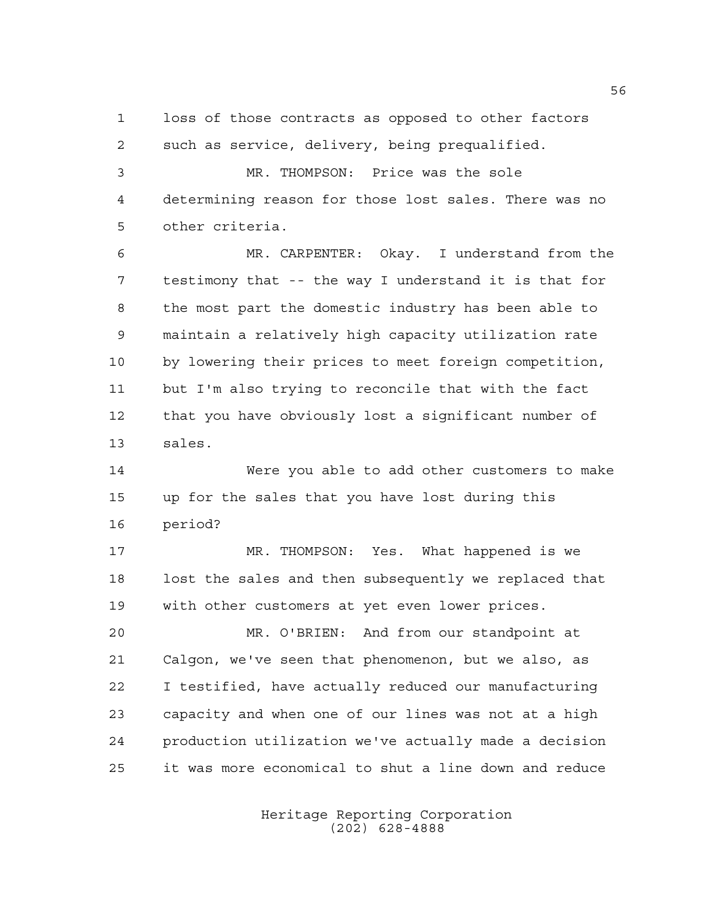loss of those contracts as opposed to other factors such as service, delivery, being prequalified.

MR. THOMPSON: Price was the sole determining reason for those lost sales. There was no other criteria.

MR. CARPENTER: Okay. I understand from the testimony that -- the way I understand it is that for the most part the domestic industry has been able to maintain a relatively high capacity utilization rate by lowering their prices to meet foreign competition, but I'm also trying to reconcile that with the fact that you have obviously lost a significant number of sales.

Were you able to add other customers to make up for the sales that you have lost during this period?

MR. THOMPSON: Yes. What happened is we lost the sales and then subsequently we replaced that with other customers at yet even lower prices.

MR. O'BRIEN: And from our standpoint at Calgon, we've seen that phenomenon, but we also, as I testified, have actually reduced our manufacturing capacity and when one of our lines was not at a high production utilization we've actually made a decision it was more economical to shut a line down and reduce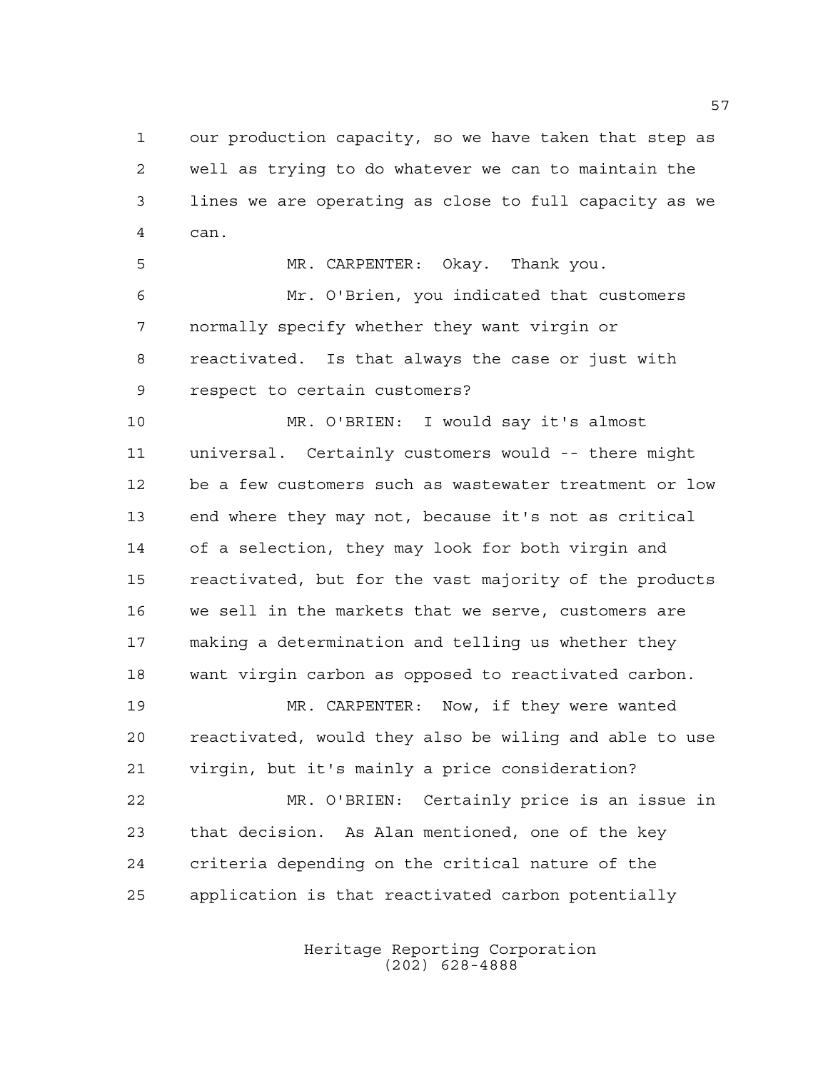our production capacity, so we have taken that step as well as trying to do whatever we can to maintain the lines we are operating as close to full capacity as we can.

MR. CARPENTER: Okay. Thank you.

Mr. O'Brien, you indicated that customers normally specify whether they want virgin or reactivated. Is that always the case or just with respect to certain customers?

MR. O'BRIEN: I would say it's almost universal. Certainly customers would -- there might be a few customers such as wastewater treatment or low end where they may not, because it's not as critical of a selection, they may look for both virgin and reactivated, but for the vast majority of the products we sell in the markets that we serve, customers are making a determination and telling us whether they want virgin carbon as opposed to reactivated carbon.

MR. CARPENTER: Now, if they were wanted reactivated, would they also be wiling and able to use virgin, but it's mainly a price consideration?

MR. O'BRIEN: Certainly price is an issue in that decision. As Alan mentioned, one of the key criteria depending on the critical nature of the application is that reactivated carbon potentially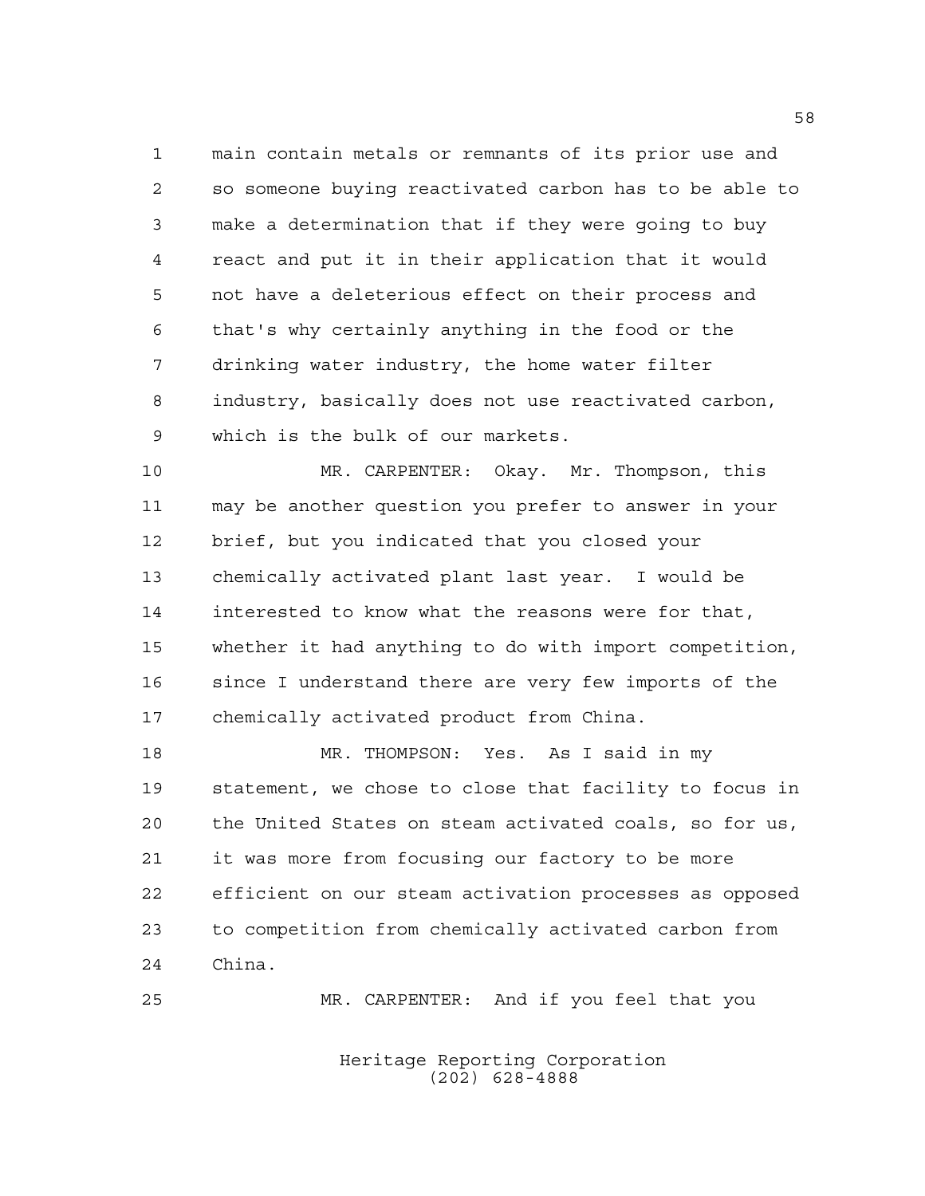main contain metals or remnants of its prior use and so someone buying reactivated carbon has to be able to make a determination that if they were going to buy react and put it in their application that it would not have a deleterious effect on their process and that's why certainly anything in the food or the drinking water industry, the home water filter industry, basically does not use reactivated carbon, which is the bulk of our markets.

MR. CARPENTER: Okay. Mr. Thompson, this may be another question you prefer to answer in your brief, but you indicated that you closed your chemically activated plant last year. I would be interested to know what the reasons were for that, whether it had anything to do with import competition, since I understand there are very few imports of the chemically activated product from China.

MR. THOMPSON: Yes. As I said in my statement, we chose to close that facility to focus in the United States on steam activated coals, so for us, it was more from focusing our factory to be more efficient on our steam activation processes as opposed to competition from chemically activated carbon from China.

MR. CARPENTER: And if you feel that you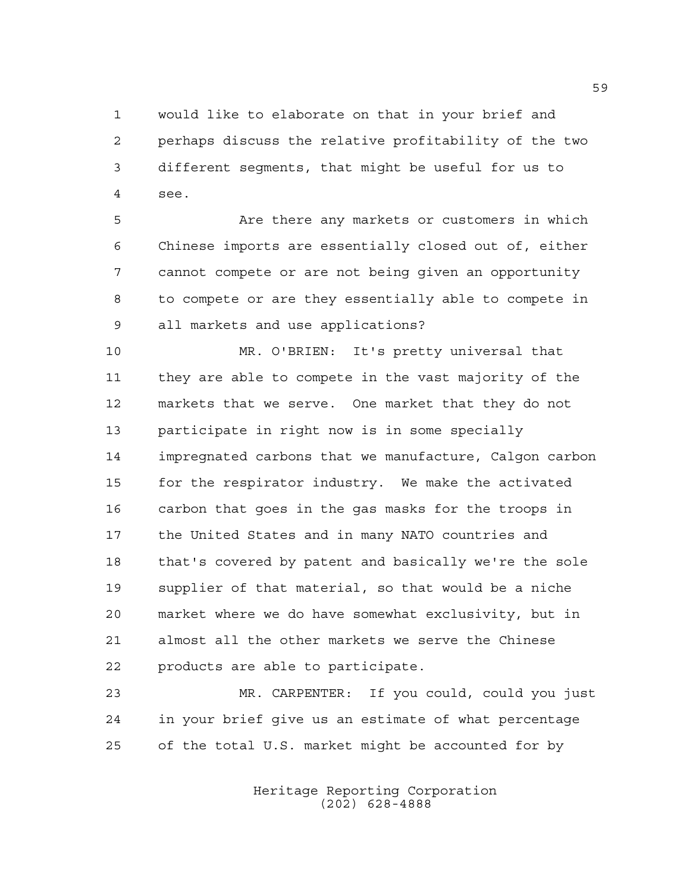would like to elaborate on that in your brief and perhaps discuss the relative profitability of the two different segments, that might be useful for us to see.

Are there any markets or customers in which Chinese imports are essentially closed out of, either cannot compete or are not being given an opportunity to compete or are they essentially able to compete in all markets and use applications?

MR. O'BRIEN: It's pretty universal that they are able to compete in the vast majority of the markets that we serve. One market that they do not participate in right now is in some specially impregnated carbons that we manufacture, Calgon carbon for the respirator industry. We make the activated carbon that goes in the gas masks for the troops in the United States and in many NATO countries and that's covered by patent and basically we're the sole supplier of that material, so that would be a niche market where we do have somewhat exclusivity, but in almost all the other markets we serve the Chinese products are able to participate.

MR. CARPENTER: If you could, could you just in your brief give us an estimate of what percentage of the total U.S. market might be accounted for by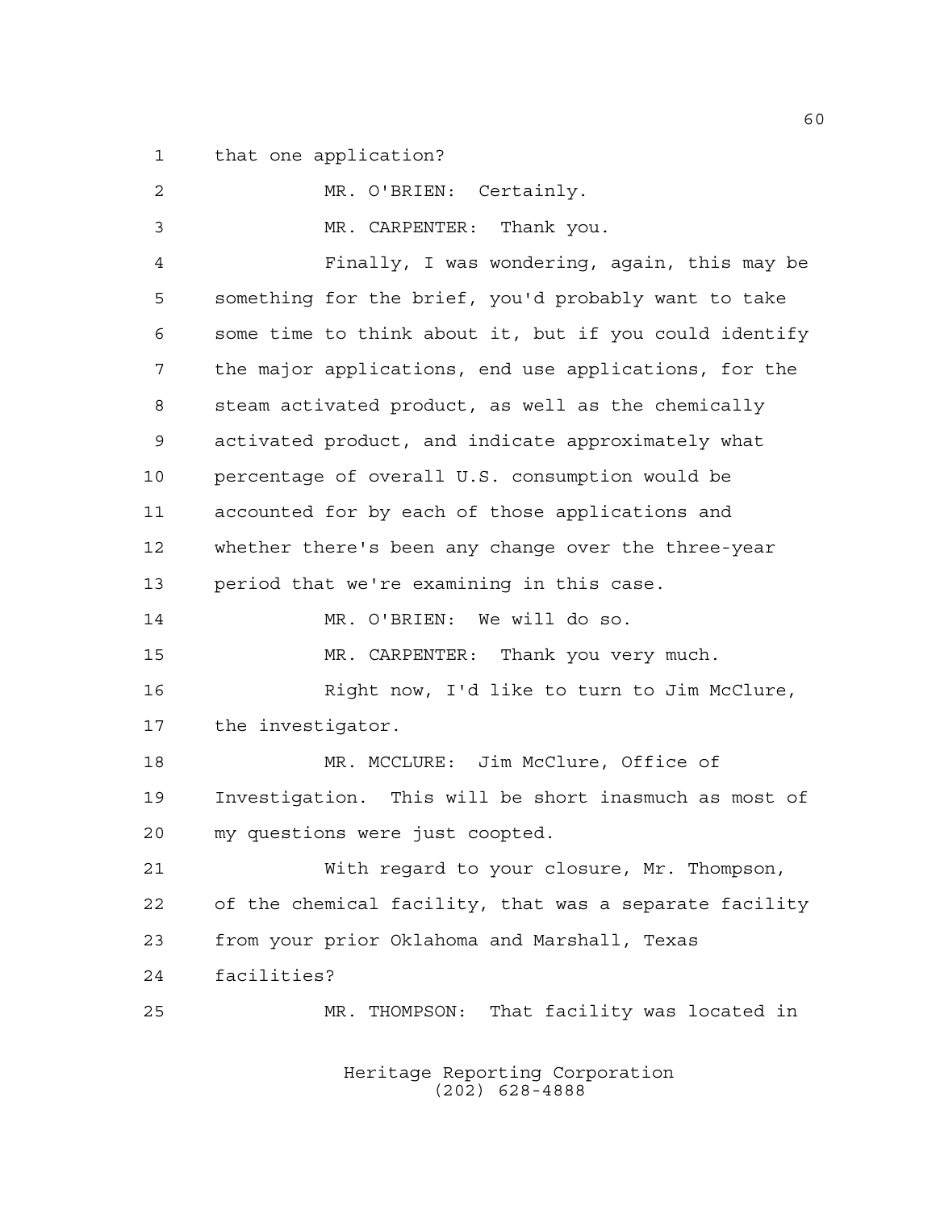that one application?

MR. O'BRIEN: Certainly.

MR. CARPENTER: Thank you.

Finally, I was wondering, again, this may be something for the brief, you'd probably want to take some time to think about it, but if you could identify the major applications, end use applications, for the steam activated product, as well as the chemically activated product, and indicate approximately what percentage of overall U.S. consumption would be accounted for by each of those applications and whether there's been any change over the three-year period that we're examining in this case.

MR. O'BRIEN: We will do so.

MR. CARPENTER: Thank you very much.

Right now, I'd like to turn to Jim McClure, the investigator.

MR. MCCLURE: Jim McClure, Office of Investigation. This will be short inasmuch as most of my questions were just coopted.

With regard to your closure, Mr. Thompson, of the chemical facility, that was a separate facility from your prior Oklahoma and Marshall, Texas facilities?

MR. THOMPSON: That facility was located in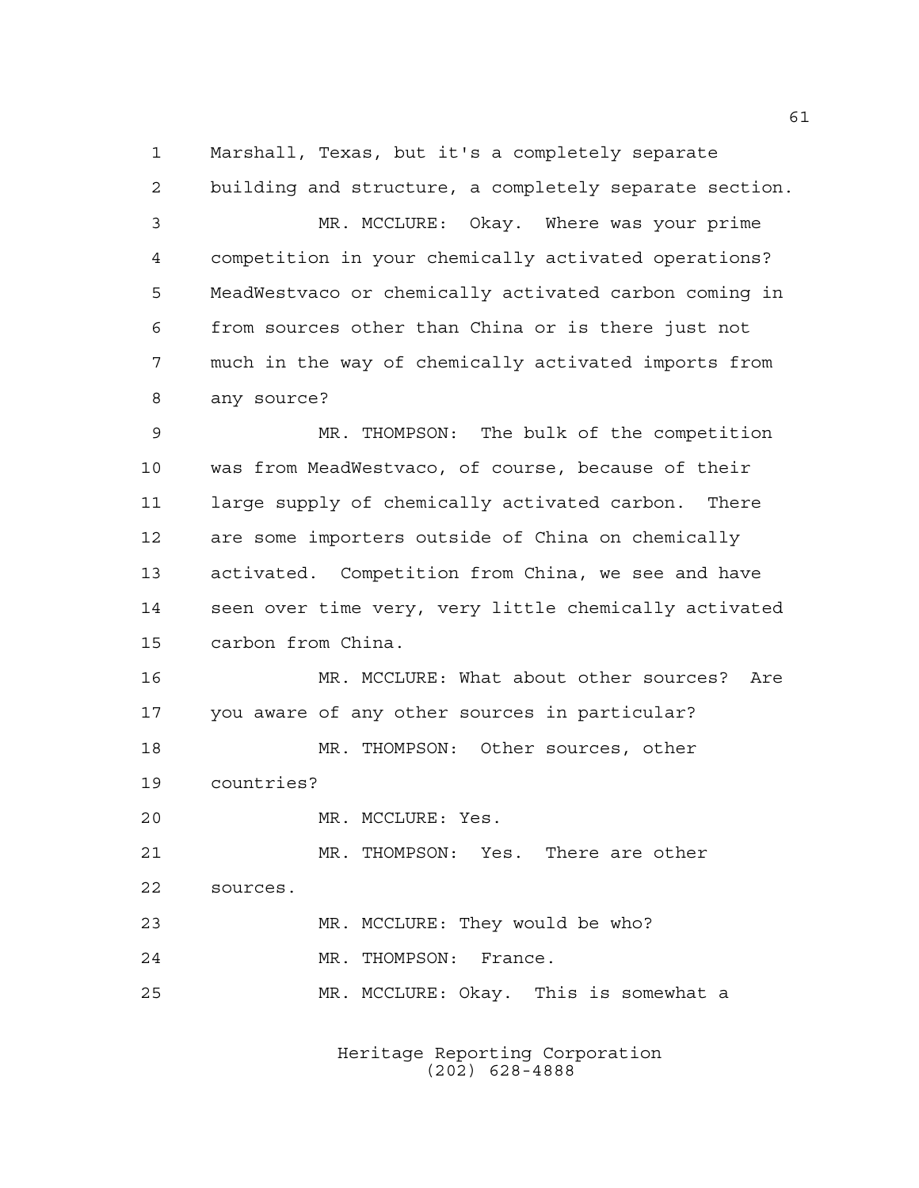Marshall, Texas, but it's a completely separate building and structure, a completely separate section.

MR. MCCLURE: Okay. Where was your prime competition in your chemically activated operations? MeadWestvaco or chemically activated carbon coming in from sources other than China or is there just not much in the way of chemically activated imports from any source?

MR. THOMPSON: The bulk of the competition was from MeadWestvaco, of course, because of their large supply of chemically activated carbon. There are some importers outside of China on chemically activated. Competition from China, we see and have seen over time very, very little chemically activated carbon from China.

MR. MCCLURE: What about other sources? Are you aware of any other sources in particular?

MR. THOMPSON: Other sources, other countries?

MR. MCCLURE: Yes.

MR. THOMPSON: Yes. There are other sources.

MR. MCCLURE: They would be who?

MR. THOMPSON: France.

MR. MCCLURE: Okay. This is somewhat a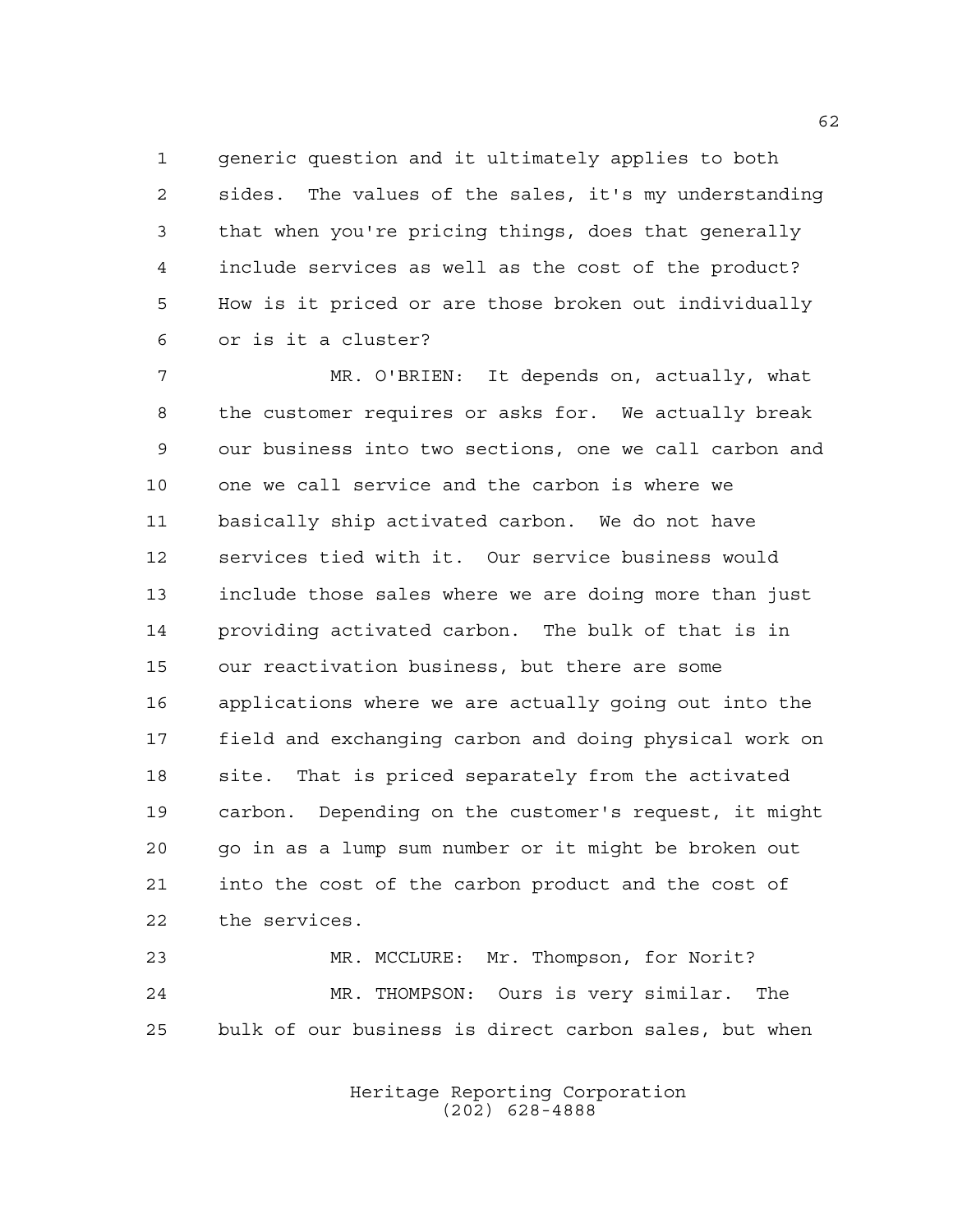generic question and it ultimately applies to both sides. The values of the sales, it's my understanding that when you're pricing things, does that generally include services as well as the cost of the product? How is it priced or are those broken out individually or is it a cluster?

MR. O'BRIEN: It depends on, actually, what the customer requires or asks for. We actually break our business into two sections, one we call carbon and one we call service and the carbon is where we basically ship activated carbon. We do not have services tied with it. Our service business would include those sales where we are doing more than just providing activated carbon. The bulk of that is in our reactivation business, but there are some applications where we are actually going out into the field and exchanging carbon and doing physical work on site. That is priced separately from the activated carbon. Depending on the customer's request, it might go in as a lump sum number or it might be broken out into the cost of the carbon product and the cost of the services.

MR. MCCLURE: Mr. Thompson, for Norit?

MR. THOMPSON: Ours is very similar. The bulk of our business is direct carbon sales, but when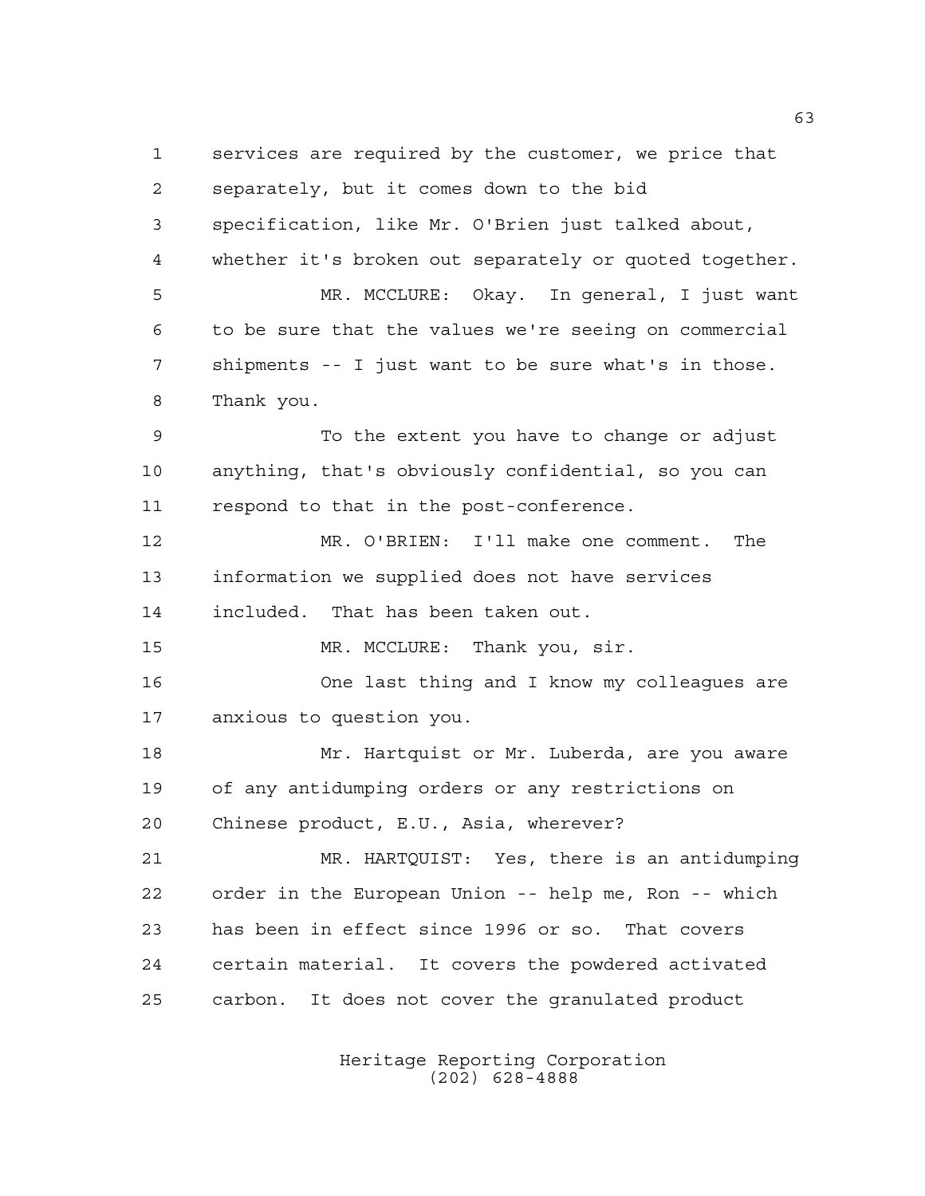services are required by the customer, we price that separately, but it comes down to the bid specification, like Mr. O'Brien just talked about, whether it's broken out separately or quoted together.

MR. MCCLURE: Okay. In general, I just want to be sure that the values we're seeing on commercial shipments -- I just want to be sure what's in those. Thank you.

To the extent you have to change or adjust anything, that's obviously confidential, so you can respond to that in the post-conference.

MR. O'BRIEN: I'll make one comment. The information we supplied does not have services included. That has been taken out.

MR. MCCLURE: Thank you, sir.

One last thing and I know my colleagues are anxious to question you.

Mr. Hartquist or Mr. Luberda, are you aware of any antidumping orders or any restrictions on Chinese product, E.U., Asia, wherever?

MR. HARTQUIST: Yes, there is an antidumping order in the European Union -- help me, Ron -- which has been in effect since 1996 or so. That covers certain material. It covers the powdered activated carbon. It does not cover the granulated product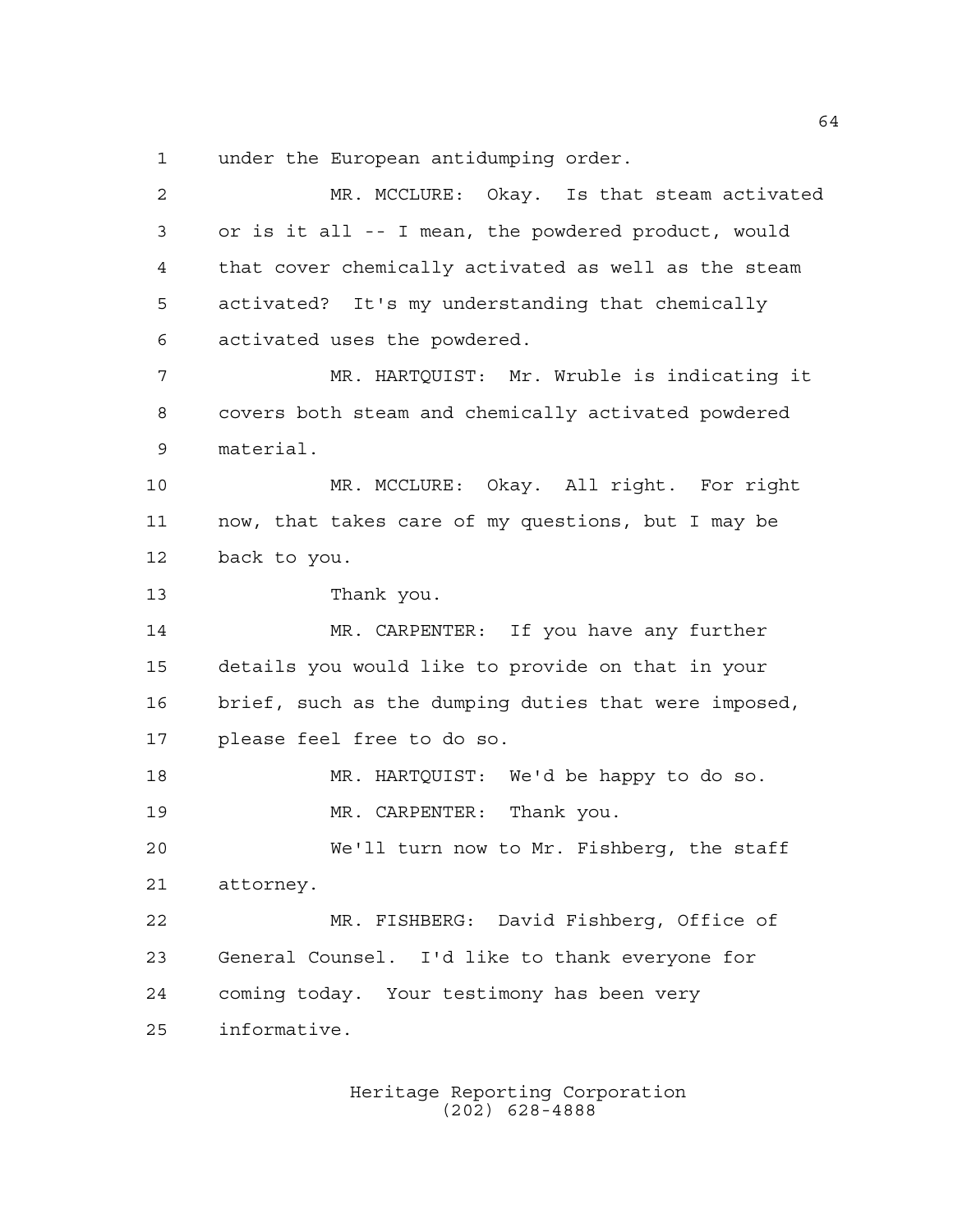under the European antidumping order.

MR. MCCLURE: Okay. Is that steam activated or is it all -- I mean, the powdered product, would that cover chemically activated as well as the steam activated? It's my understanding that chemically activated uses the powdered.

MR. HARTQUIST: Mr. Wruble is indicating it covers both steam and chemically activated powdered material.

MR. MCCLURE: Okay. All right. For right now, that takes care of my questions, but I may be back to you.

Thank you.

MR. CARPENTER: If you have any further details you would like to provide on that in your brief, such as the dumping duties that were imposed, please feel free to do so.

MR. HARTQUIST: We'd be happy to do so.

MR. CARPENTER: Thank you.

We'll turn now to Mr. Fishberg, the staff attorney.

MR. FISHBERG: David Fishberg, Office of General Counsel. I'd like to thank everyone for coming today. Your testimony has been very informative.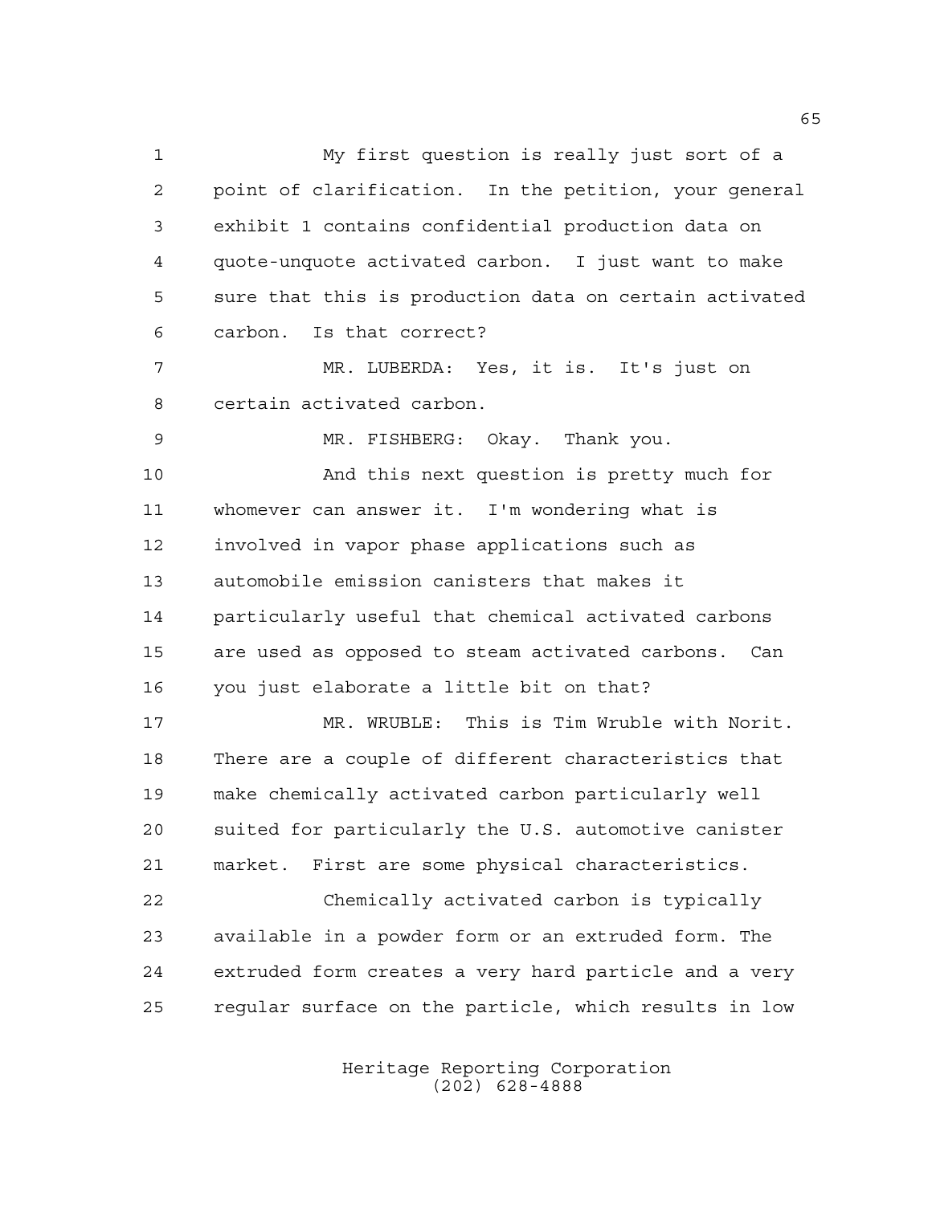My first question is really just sort of a point of clarification. In the petition, your general exhibit 1 contains confidential production data on quote-unquote activated carbon. I just want to make sure that this is production data on certain activated carbon. Is that correct?

MR. LUBERDA: Yes, it is. It's just on certain activated carbon.

MR. FISHBERG: Okay. Thank you.

And this next question is pretty much for whomever can answer it. I'm wondering what is involved in vapor phase applications such as automobile emission canisters that makes it particularly useful that chemical activated carbons are used as opposed to steam activated carbons. Can you just elaborate a little bit on that?

MR. WRUBLE: This is Tim Wruble with Norit. There are a couple of different characteristics that make chemically activated carbon particularly well suited for particularly the U.S. automotive canister market. First are some physical characteristics.

Chemically activated carbon is typically available in a powder form or an extruded form. The extruded form creates a very hard particle and a very regular surface on the particle, which results in low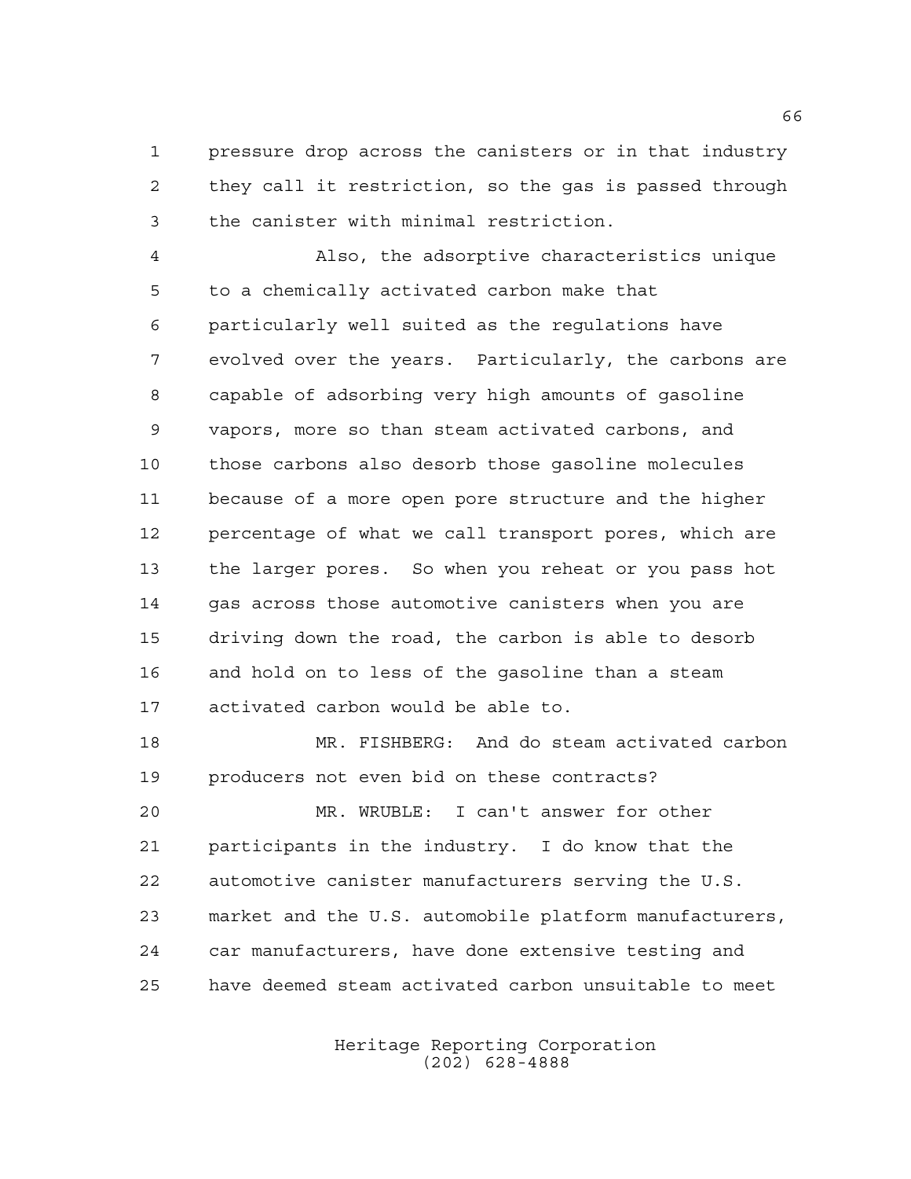pressure drop across the canisters or in that industry they call it restriction, so the gas is passed through the canister with minimal restriction.

Also, the adsorptive characteristics unique to a chemically activated carbon make that particularly well suited as the regulations have evolved over the years. Particularly, the carbons are capable of adsorbing very high amounts of gasoline vapors, more so than steam activated carbons, and those carbons also desorb those gasoline molecules because of a more open pore structure and the higher percentage of what we call transport pores, which are the larger pores. So when you reheat or you pass hot gas across those automotive canisters when you are driving down the road, the carbon is able to desorb and hold on to less of the gasoline than a steam activated carbon would be able to.

MR. FISHBERG: And do steam activated carbon producers not even bid on these contracts?

MR. WRUBLE: I can't answer for other participants in the industry. I do know that the automotive canister manufacturers serving the U.S. market and the U.S. automobile platform manufacturers, car manufacturers, have done extensive testing and have deemed steam activated carbon unsuitable to meet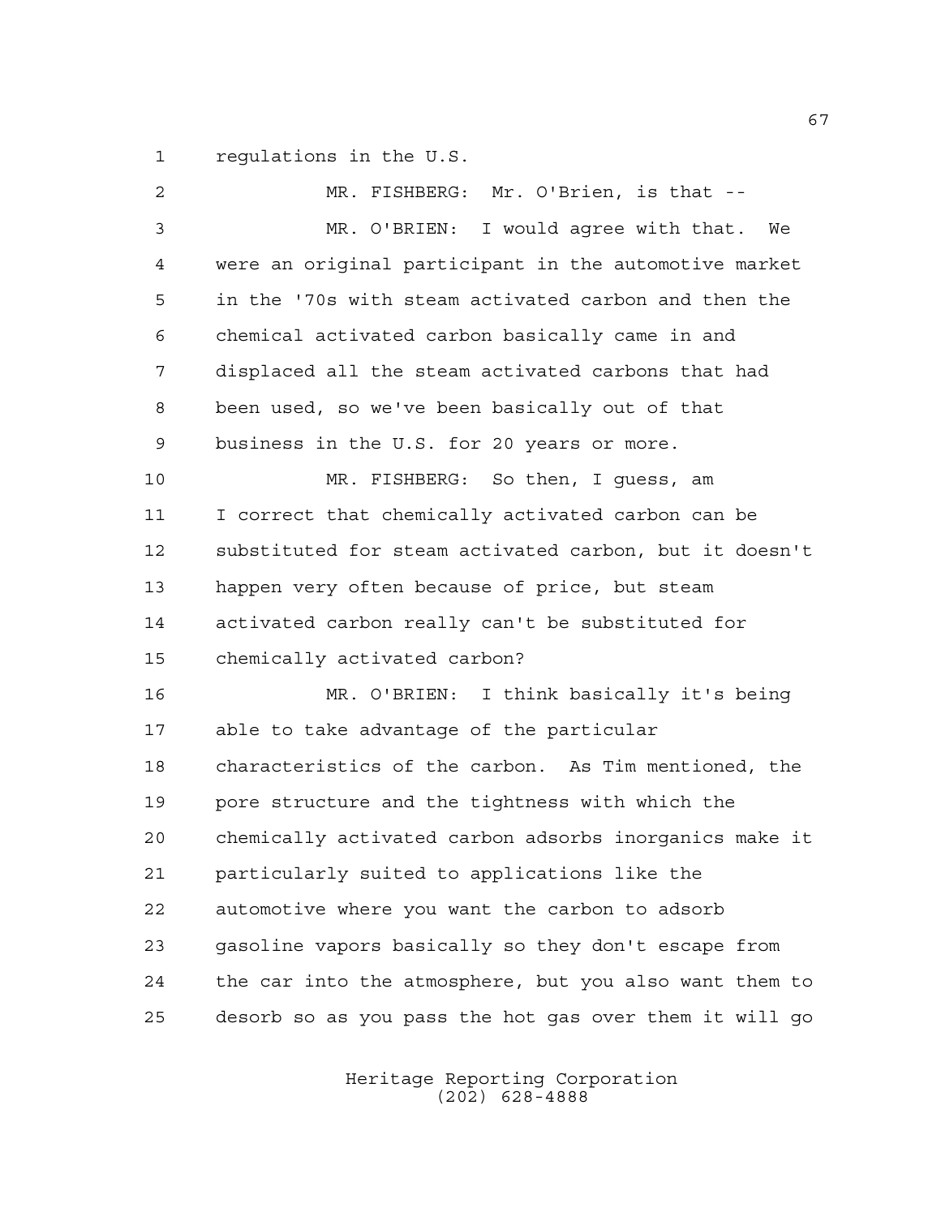regulations in the U.S.

MR. FISHBERG: Mr. O'Brien, is that --

MR. O'BRIEN: I would agree with that. We were an original participant in the automotive market in the '70s with steam activated carbon and then the chemical activated carbon basically came in and displaced all the steam activated carbons that had been used, so we've been basically out of that business in the U.S. for 20 years or more.

MR. FISHBERG: So then, I guess, am I correct that chemically activated carbon can be substituted for steam activated carbon, but it doesn't happen very often because of price, but steam activated carbon really can't be substituted for chemically activated carbon?

MR. O'BRIEN: I think basically it's being able to take advantage of the particular characteristics of the carbon. As Tim mentioned, the pore structure and the tightness with which the chemically activated carbon adsorbs inorganics make it particularly suited to applications like the automotive where you want the carbon to adsorb gasoline vapors basically so they don't escape from the car into the atmosphere, but you also want them to desorb so as you pass the hot gas over them it will go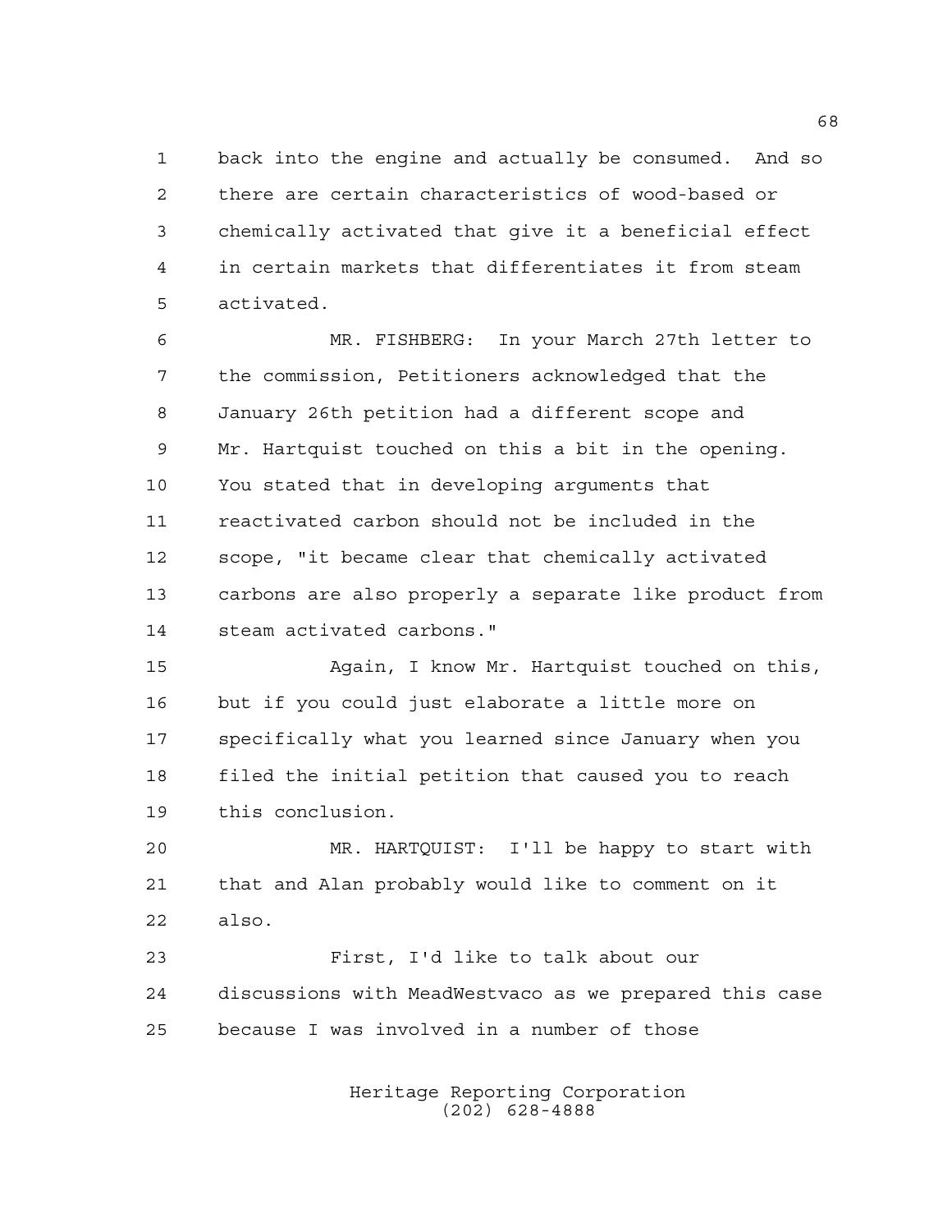back into the engine and actually be consumed. And so there are certain characteristics of wood-based or chemically activated that give it a beneficial effect in certain markets that differentiates it from steam activated.

MR. FISHBERG: In your March 27th letter to the commission, Petitioners acknowledged that the January 26th petition had a different scope and Mr. Hartquist touched on this a bit in the opening. You stated that in developing arguments that reactivated carbon should not be included in the scope, "it became clear that chemically activated carbons are also properly a separate like product from steam activated carbons."

Again, I know Mr. Hartquist touched on this, but if you could just elaborate a little more on specifically what you learned since January when you filed the initial petition that caused you to reach this conclusion.

MR. HARTQUIST: I'll be happy to start with that and Alan probably would like to comment on it also.

First, I'd like to talk about our discussions with MeadWestvaco as we prepared this case because I was involved in a number of those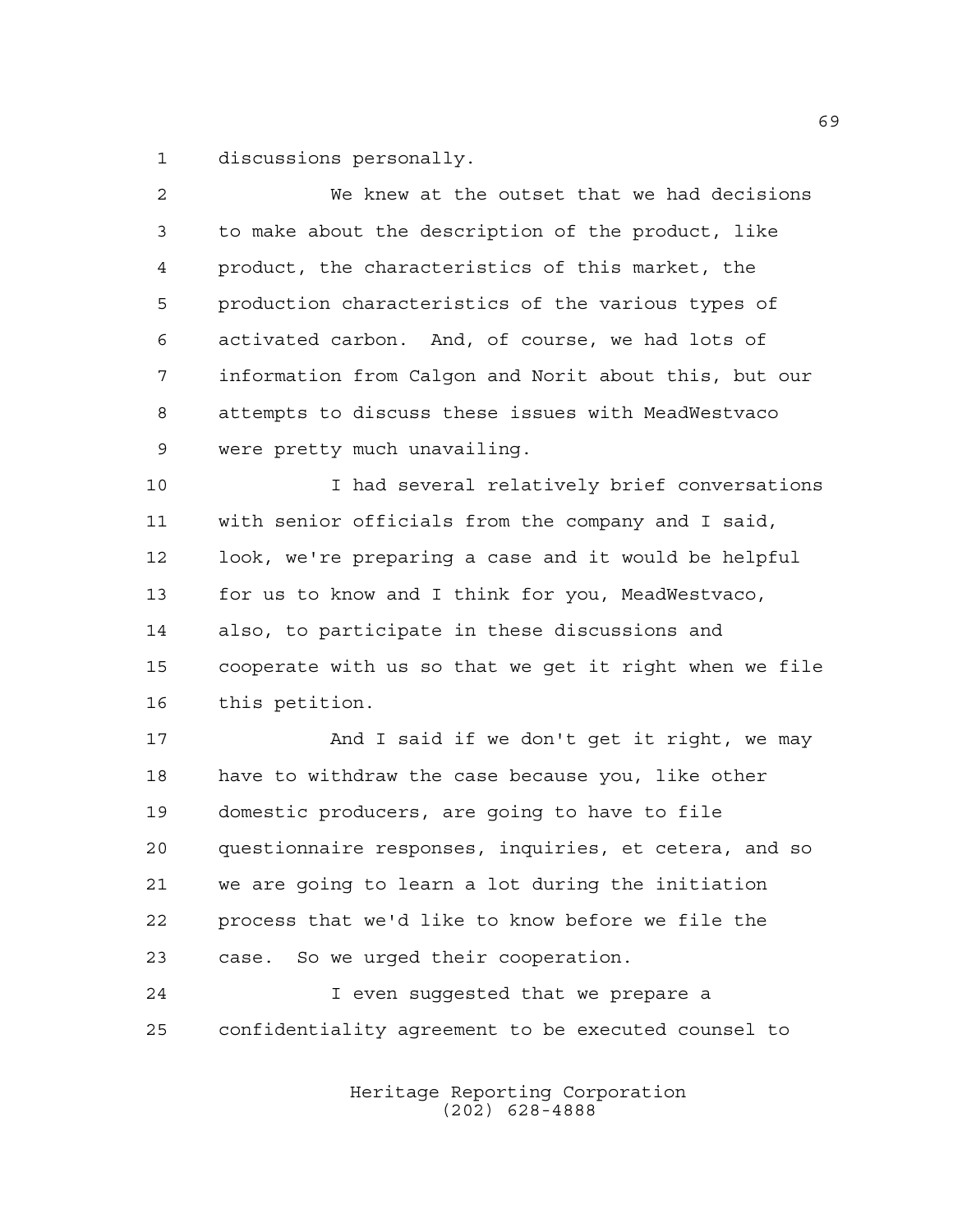discussions personally.

We knew at the outset that we had decisions to make about the description of the product, like product, the characteristics of this market, the production characteristics of the various types of activated carbon. And, of course, we had lots of information from Calgon and Norit about this, but our attempts to discuss these issues with MeadWestvaco were pretty much unavailing.

I had several relatively brief conversations with senior officials from the company and I said, look, we're preparing a case and it would be helpful for us to know and I think for you, MeadWestvaco, also, to participate in these discussions and cooperate with us so that we get it right when we file this petition.

And I said if we don't get it right, we may have to withdraw the case because you, like other domestic producers, are going to have to file questionnaire responses, inquiries, et cetera, and so we are going to learn a lot during the initiation process that we'd like to know before we file the case. So we urged their cooperation.

I even suggested that we prepare a confidentiality agreement to be executed counsel to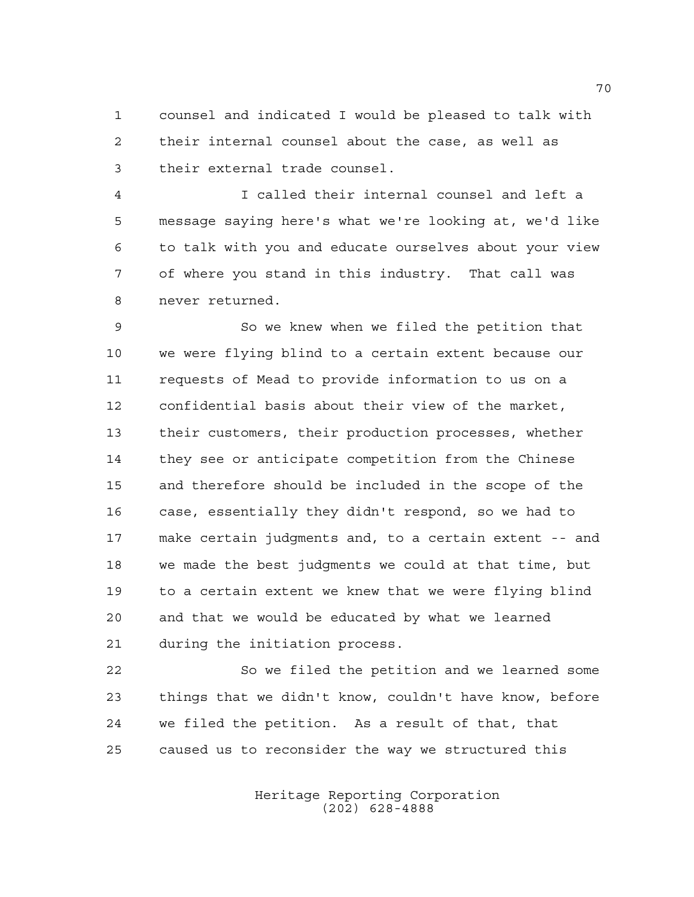counsel and indicated I would be pleased to talk with their internal counsel about the case, as well as their external trade counsel.

I called their internal counsel and left a message saying here's what we're looking at, we'd like to talk with you and educate ourselves about your view of where you stand in this industry. That call was never returned.

So we knew when we filed the petition that we were flying blind to a certain extent because our requests of Mead to provide information to us on a confidential basis about their view of the market, their customers, their production processes, whether they see or anticipate competition from the Chinese and therefore should be included in the scope of the case, essentially they didn't respond, so we had to make certain judgments and, to a certain extent -- and we made the best judgments we could at that time, but to a certain extent we knew that we were flying blind and that we would be educated by what we learned during the initiation process.

So we filed the petition and we learned some things that we didn't know, couldn't have know, before we filed the petition. As a result of that, that caused us to reconsider the way we structured this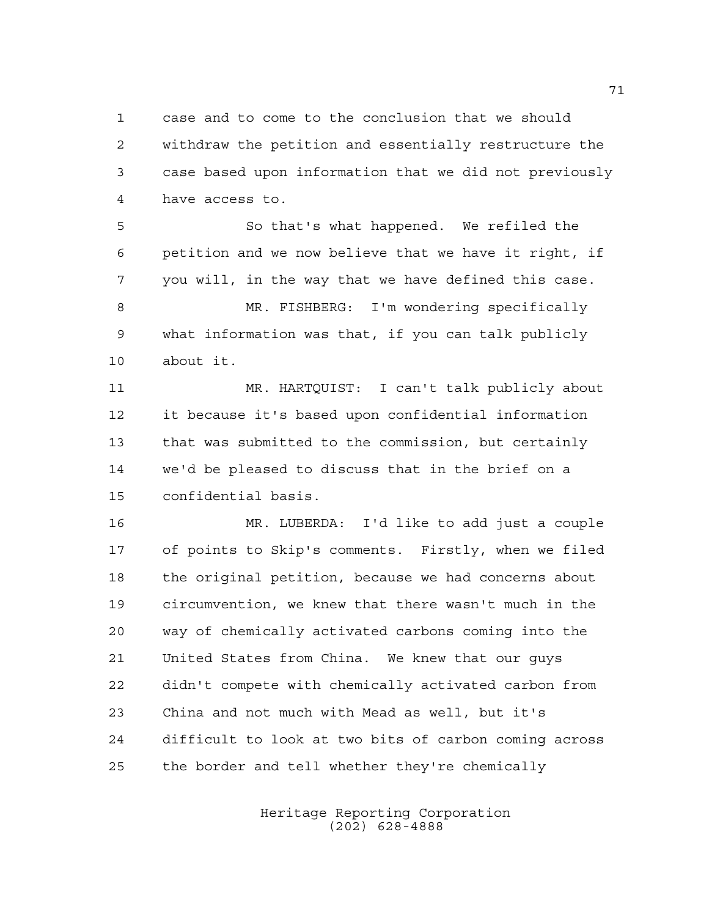case and to come to the conclusion that we should withdraw the petition and essentially restructure the case based upon information that we did not previously have access to.

So that's what happened. We refiled the petition and we now believe that we have it right, if you will, in the way that we have defined this case.

MR. FISHBERG: I'm wondering specifically what information was that, if you can talk publicly about it.

MR. HARTQUIST: I can't talk publicly about it because it's based upon confidential information that was submitted to the commission, but certainly we'd be pleased to discuss that in the brief on a confidential basis.

MR. LUBERDA: I'd like to add just a couple of points to Skip's comments. Firstly, when we filed the original petition, because we had concerns about circumvention, we knew that there wasn't much in the way of chemically activated carbons coming into the United States from China. We knew that our guys didn't compete with chemically activated carbon from China and not much with Mead as well, but it's difficult to look at two bits of carbon coming across the border and tell whether they're chemically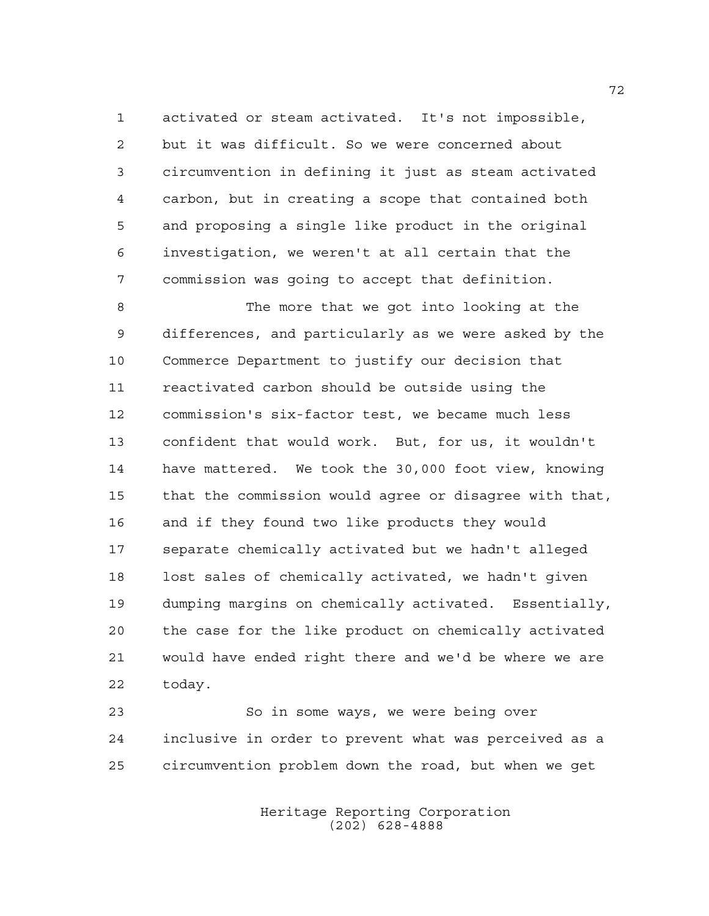activated or steam activated. It's not impossible, but it was difficult. So we were concerned about circumvention in defining it just as steam activated carbon, but in creating a scope that contained both and proposing a single like product in the original investigation, we weren't at all certain that the commission was going to accept that definition.

The more that we got into looking at the differences, and particularly as we were asked by the Commerce Department to justify our decision that reactivated carbon should be outside using the commission's six-factor test, we became much less confident that would work. But, for us, it wouldn't have mattered. We took the 30,000 foot view, knowing that the commission would agree or disagree with that, and if they found two like products they would separate chemically activated but we hadn't alleged lost sales of chemically activated, we hadn't given dumping margins on chemically activated. Essentially, the case for the like product on chemically activated would have ended right there and we'd be where we are today.

So in some ways, we were being over inclusive in order to prevent what was perceived as a circumvention problem down the road, but when we get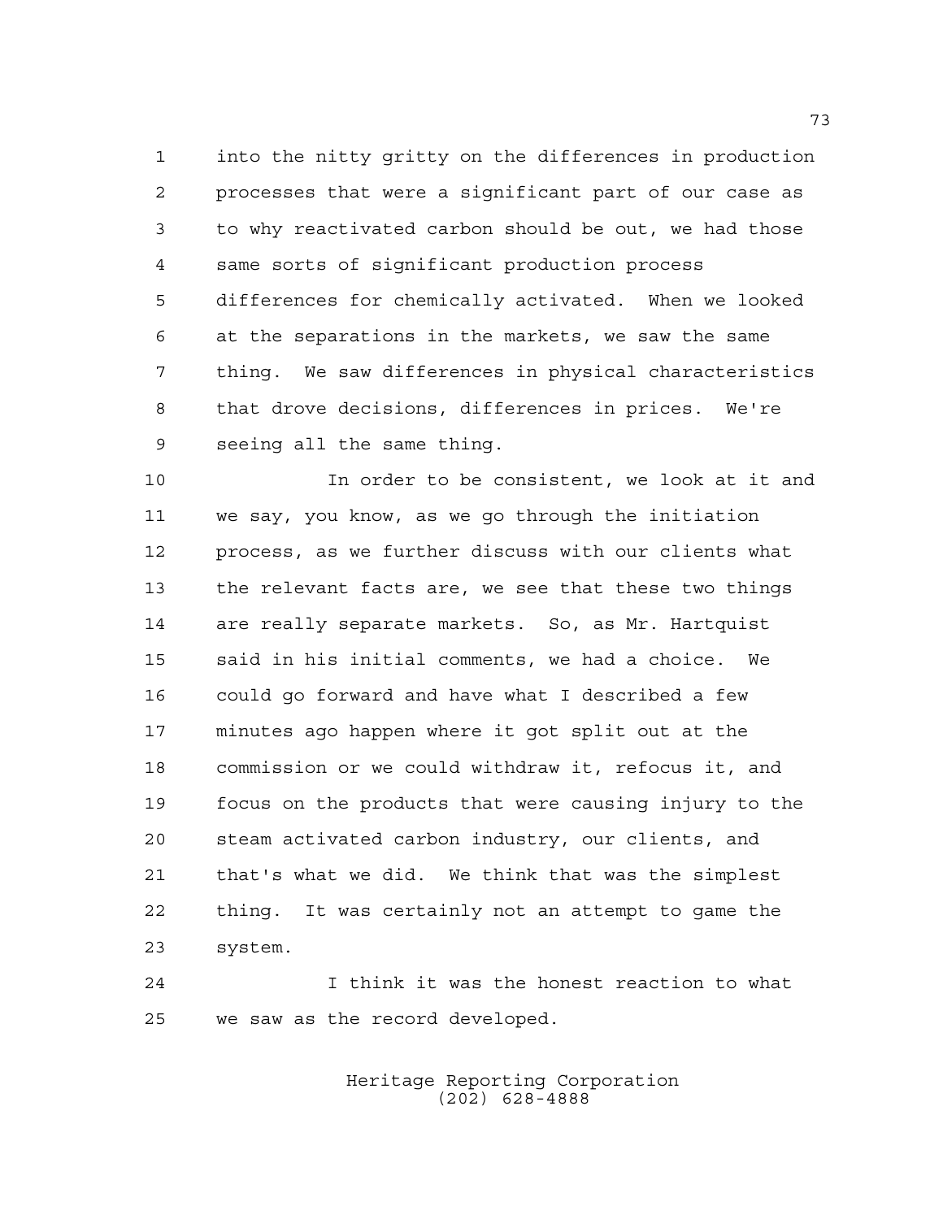into the nitty gritty on the differences in production processes that were a significant part of our case as to why reactivated carbon should be out, we had those same sorts of significant production process differences for chemically activated. When we looked at the separations in the markets, we saw the same thing. We saw differences in physical characteristics that drove decisions, differences in prices. We're seeing all the same thing.

In order to be consistent, we look at it and we say, you know, as we go through the initiation process, as we further discuss with our clients what the relevant facts are, we see that these two things are really separate markets. So, as Mr. Hartquist said in his initial comments, we had a choice. We could go forward and have what I described a few minutes ago happen where it got split out at the commission or we could withdraw it, refocus it, and focus on the products that were causing injury to the steam activated carbon industry, our clients, and that's what we did. We think that was the simplest thing. It was certainly not an attempt to game the system.

I think it was the honest reaction to what we saw as the record developed.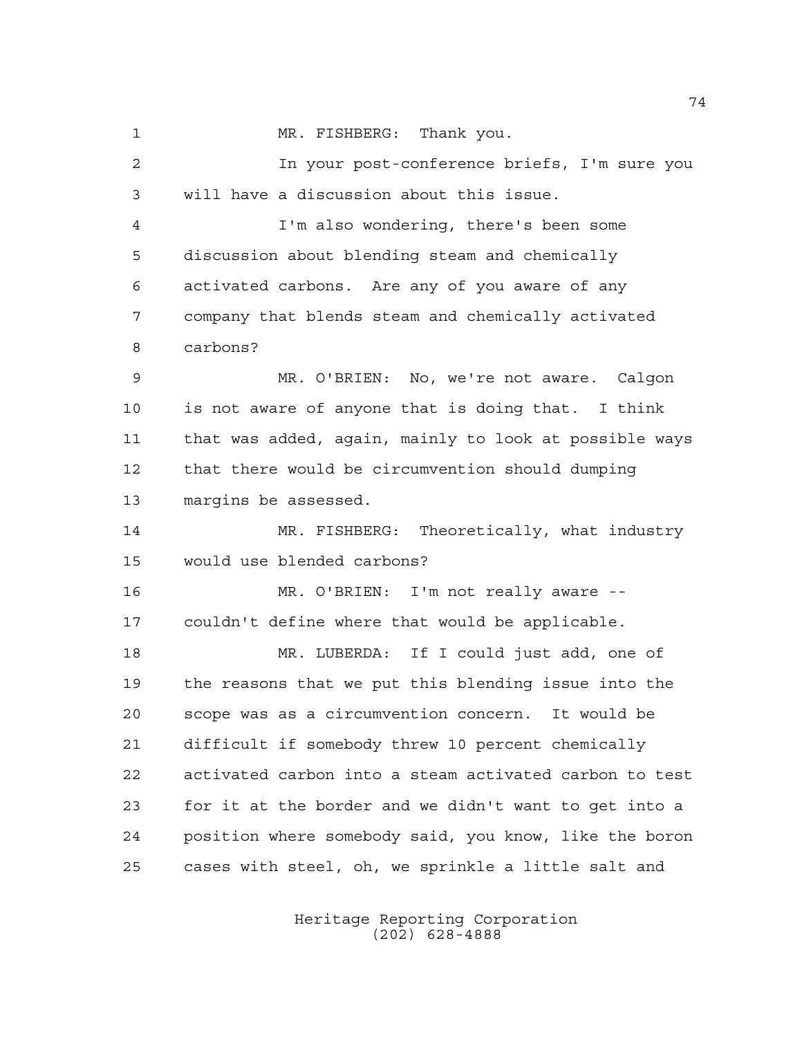MR. FISHBERG: Thank you.

In your post-conference briefs, I'm sure you will have a discussion about this issue.

I'm also wondering, there's been some discussion about blending steam and chemically activated carbons. Are any of you aware of any company that blends steam and chemically activated carbons?

MR. O'BRIEN: No, we're not aware. Calgon is not aware of anyone that is doing that. I think that was added, again, mainly to look at possible ways that there would be circumvention should dumping margins be assessed.

MR. FISHBERG: Theoretically, what industry would use blended carbons?

MR. O'BRIEN: I'm not really aware -- couldn't define where that would be applicable.

MR. LUBERDA: If I could just add, one of the reasons that we put this blending issue into the scope was as a circumvention concern. It would be difficult if somebody threw 10 percent chemically activated carbon into a steam activated carbon to test for it at the border and we didn't want to get into a position where somebody said, you know, like the boron cases with steel, oh, we sprinkle a little salt and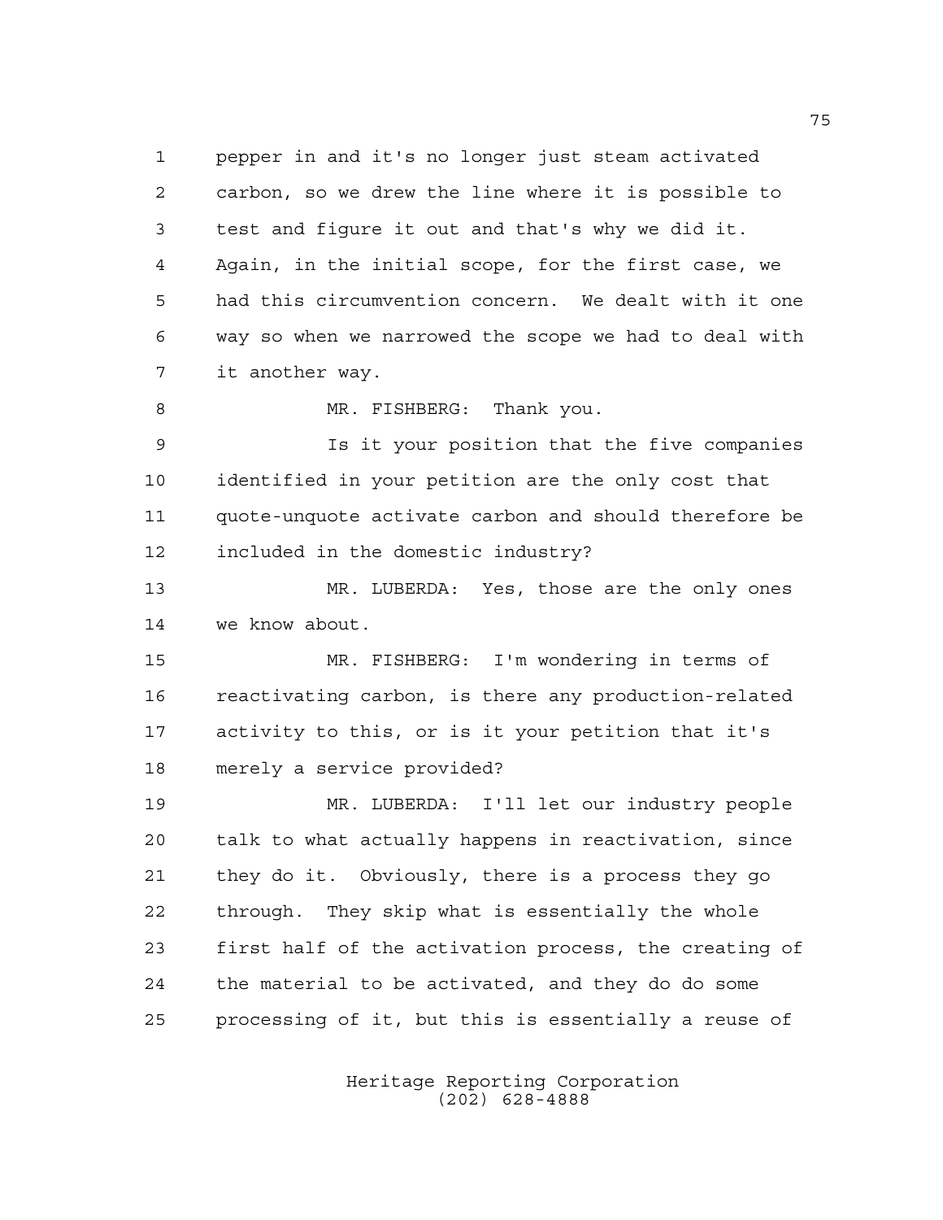pepper in and it's no longer just steam activated carbon, so we drew the line where it is possible to test and figure it out and that's why we did it. Again, in the initial scope, for the first case, we had this circumvention concern. We dealt with it one way so when we narrowed the scope we had to deal with it another way.

MR. FISHBERG: Thank you.

Is it your position that the five companies identified in your petition are the only cost that quote-unquote activate carbon and should therefore be included in the domestic industry?

MR. LUBERDA: Yes, those are the only ones we know about.

MR. FISHBERG: I'm wondering in terms of reactivating carbon, is there any production-related activity to this, or is it your petition that it's merely a service provided?

MR. LUBERDA: I'll let our industry people talk to what actually happens in reactivation, since they do it. Obviously, there is a process they go through. They skip what is essentially the whole first half of the activation process, the creating of the material to be activated, and they do do some processing of it, but this is essentially a reuse of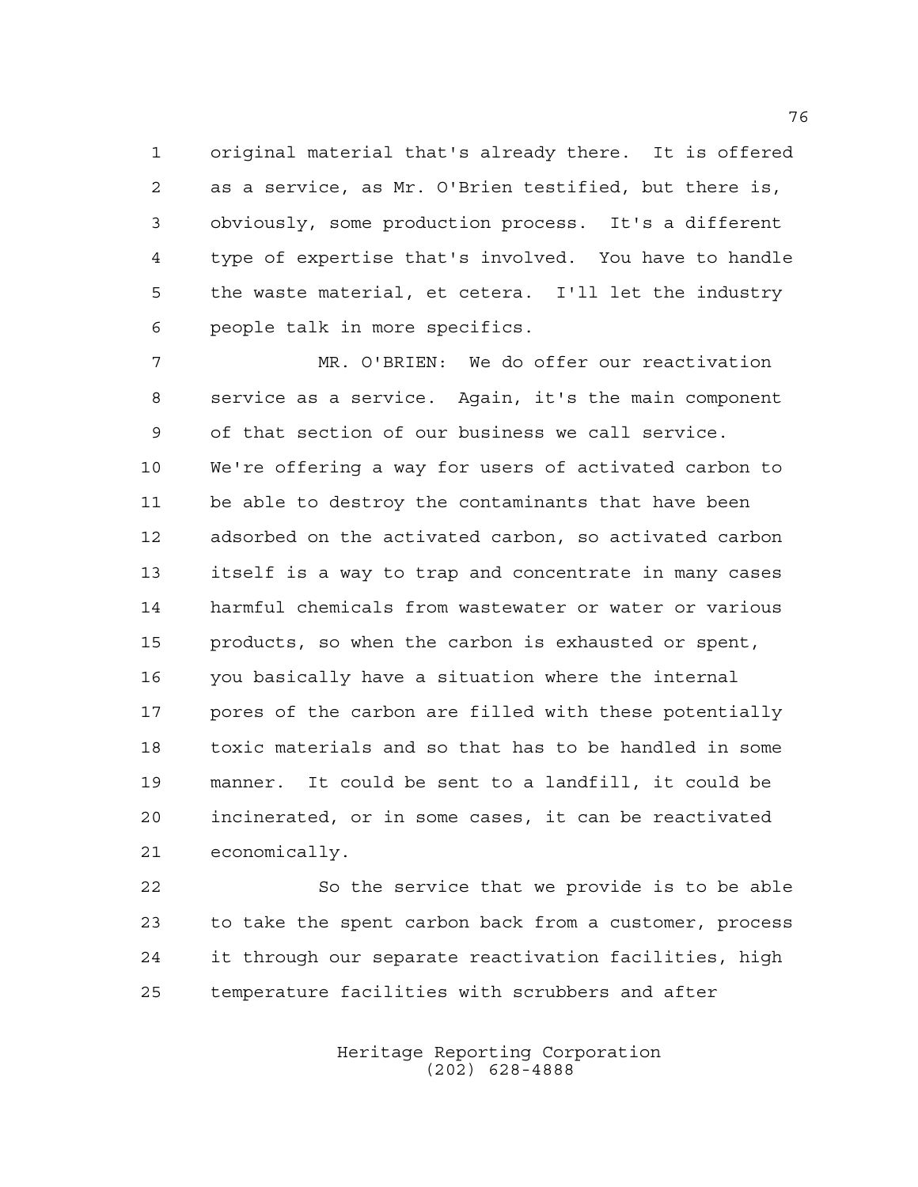original material that's already there. It is offered as a service, as Mr. O'Brien testified, but there is, obviously, some production process. It's a different type of expertise that's involved. You have to handle the waste material, et cetera. I'll let the industry people talk in more specifics.

MR. O'BRIEN: We do offer our reactivation service as a service. Again, it's the main component of that section of our business we call service. We're offering a way for users of activated carbon to be able to destroy the contaminants that have been adsorbed on the activated carbon, so activated carbon itself is a way to trap and concentrate in many cases harmful chemicals from wastewater or water or various products, so when the carbon is exhausted or spent, you basically have a situation where the internal pores of the carbon are filled with these potentially toxic materials and so that has to be handled in some manner. It could be sent to a landfill, it could be incinerated, or in some cases, it can be reactivated economically.

So the service that we provide is to be able to take the spent carbon back from a customer, process it through our separate reactivation facilities, high temperature facilities with scrubbers and after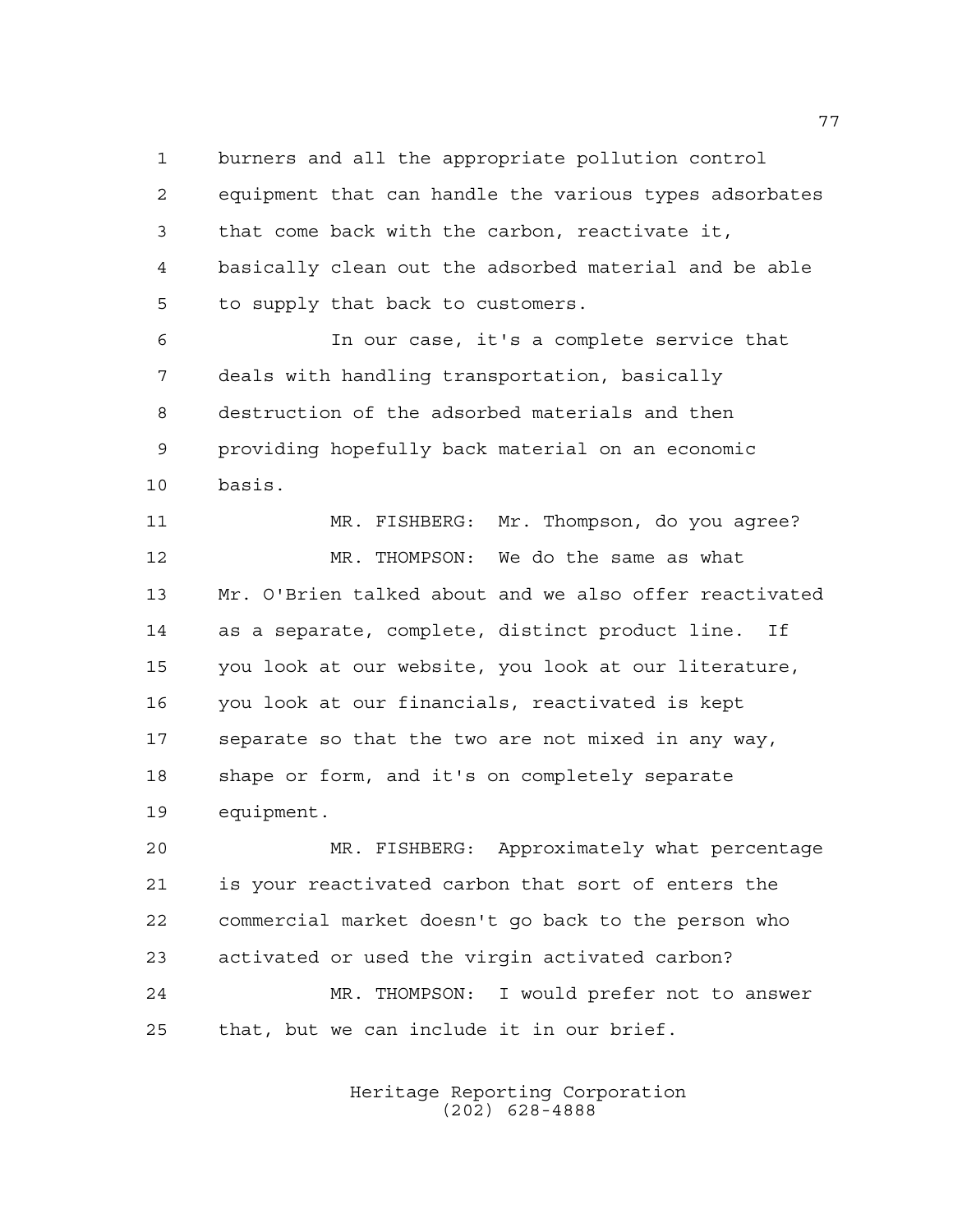burners and all the appropriate pollution control equipment that can handle the various types adsorbates that come back with the carbon, reactivate it, basically clean out the adsorbed material and be able to supply that back to customers.

In our case, it's a complete service that deals with handling transportation, basically destruction of the adsorbed materials and then providing hopefully back material on an economic basis.

MR. FISHBERG: Mr. Thompson, do you agree?

MR. THOMPSON: We do the same as what Mr. O'Brien talked about and we also offer reactivated as a separate, complete, distinct product line. If you look at our website, you look at our literature, you look at our financials, reactivated is kept separate so that the two are not mixed in any way, shape or form, and it's on completely separate equipment.

MR. FISHBERG: Approximately what percentage is your reactivated carbon that sort of enters the commercial market doesn't go back to the person who activated or used the virgin activated carbon?

MR. THOMPSON: I would prefer not to answer that, but we can include it in our brief.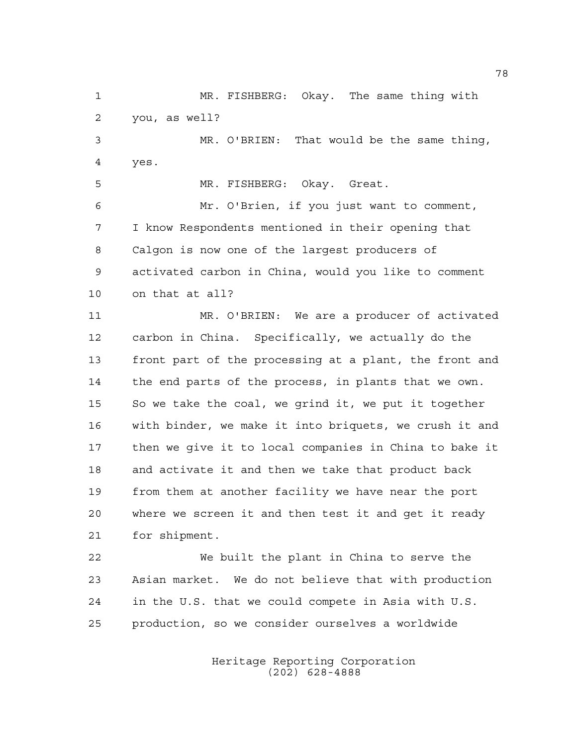MR. FISHBERG: Okay. The same thing with you, as well?

MR. O'BRIEN: That would be the same thing, yes.

MR. FISHBERG: Okay. Great.

Mr. O'Brien, if you just want to comment, I know Respondents mentioned in their opening that Calgon is now one of the largest producers of activated carbon in China, would you like to comment on that at all?

MR. O'BRIEN: We are a producer of activated carbon in China. Specifically, we actually do the front part of the processing at a plant, the front and the end parts of the process, in plants that we own. So we take the coal, we grind it, we put it together with binder, we make it into briquets, we crush it and then we give it to local companies in China to bake it and activate it and then we take that product back from them at another facility we have near the port where we screen it and then test it and get it ready for shipment.

We built the plant in China to serve the Asian market. We do not believe that with production in the U.S. that we could compete in Asia with U.S. production, so we consider ourselves a worldwide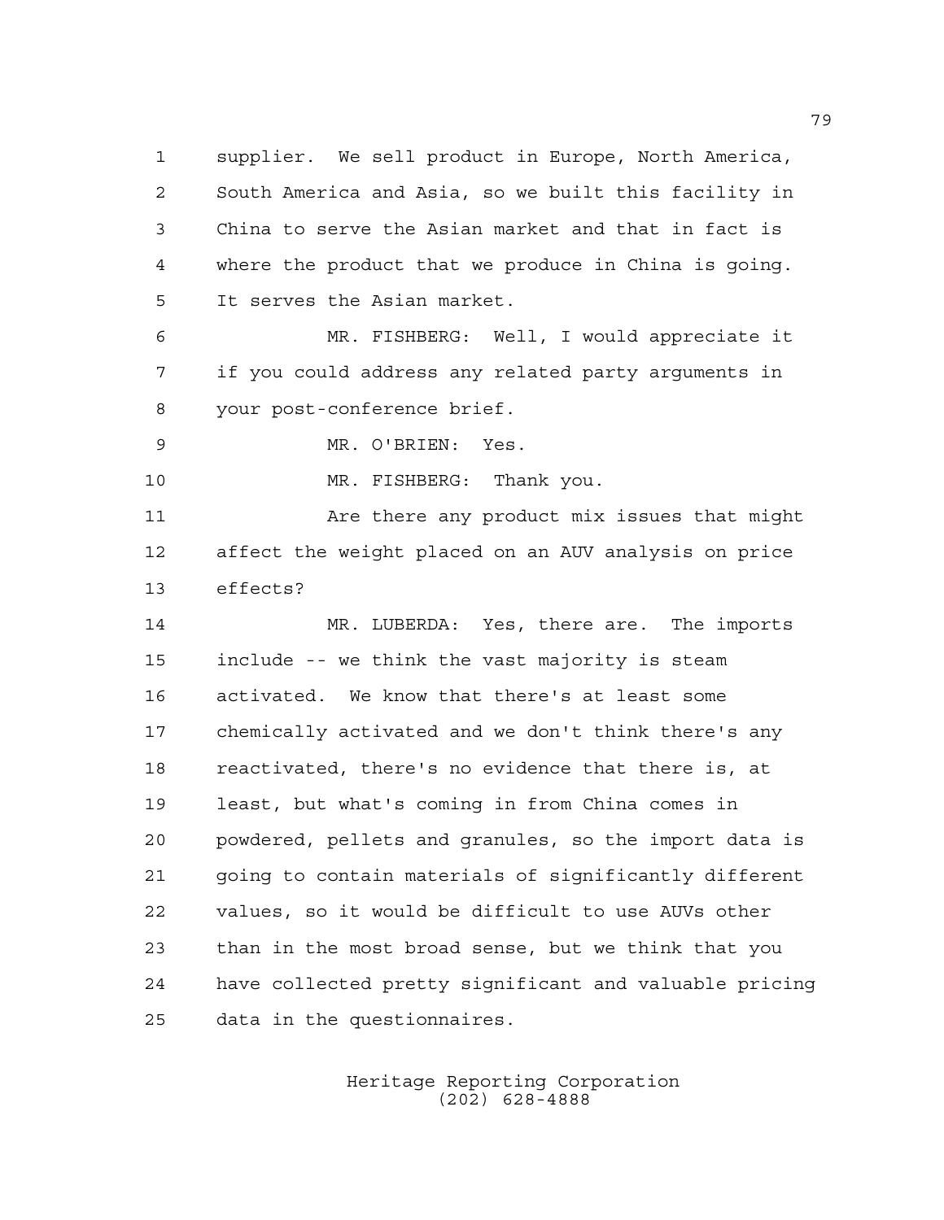supplier. We sell product in Europe, North America, South America and Asia, so we built this facility in China to serve the Asian market and that in fact is where the product that we produce in China is going. It serves the Asian market.

MR. FISHBERG: Well, I would appreciate it if you could address any related party arguments in your post-conference brief.

MR. O'BRIEN: Yes.

MR. FISHBERG: Thank you.

Are there any product mix issues that might affect the weight placed on an AUV analysis on price effects?

MR. LUBERDA: Yes, there are. The imports include -- we think the vast majority is steam activated. We know that there's at least some chemically activated and we don't think there's any reactivated, there's no evidence that there is, at least, but what's coming in from China comes in powdered, pellets and granules, so the import data is going to contain materials of significantly different values, so it would be difficult to use AUVs other than in the most broad sense, but we think that you have collected pretty significant and valuable pricing data in the questionnaires.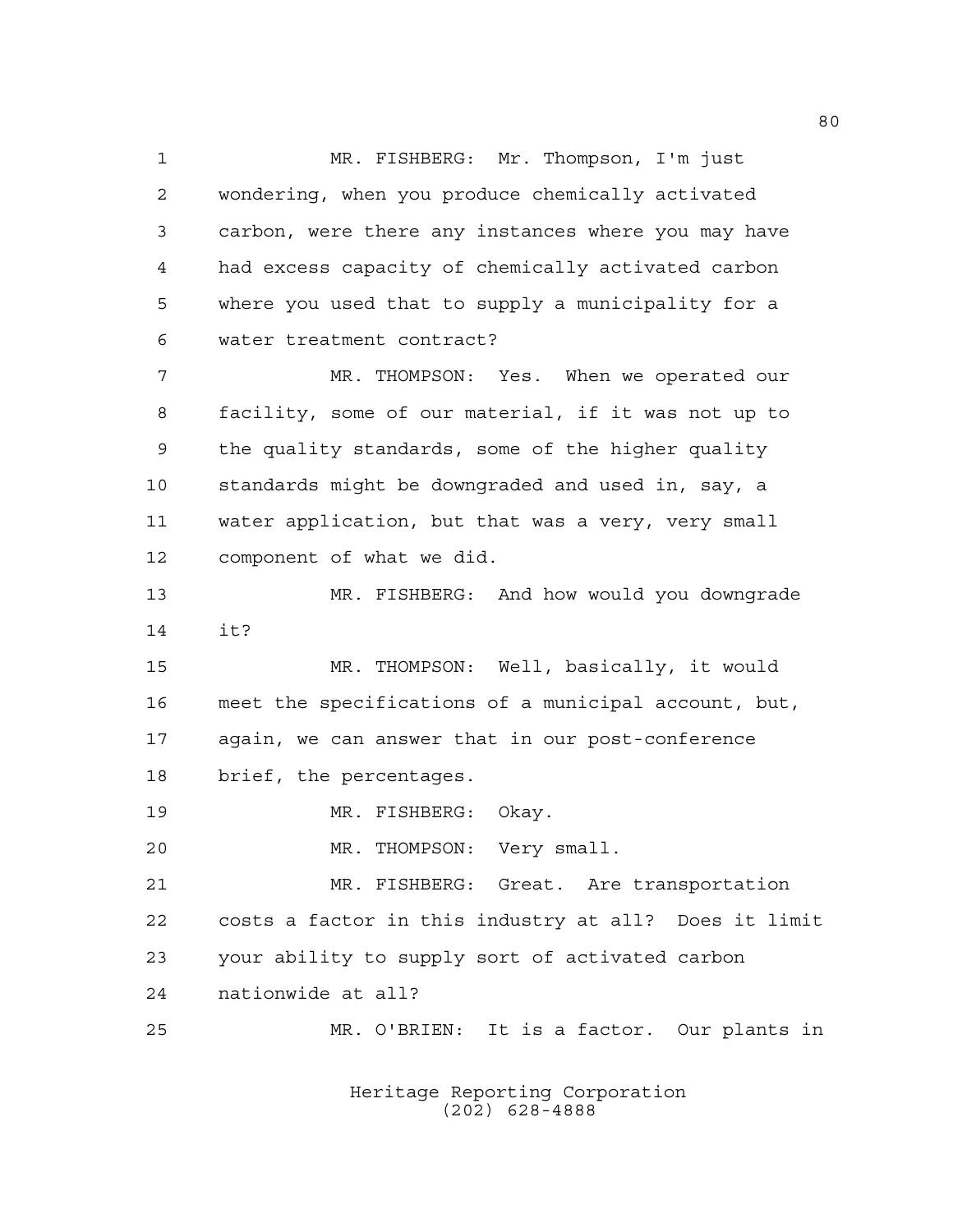MR. FISHBERG: Mr. Thompson, I'm just wondering, when you produce chemically activated carbon, were there any instances where you may have had excess capacity of chemically activated carbon where you used that to supply a municipality for a water treatment contract?

MR. THOMPSON: Yes. When we operated our facility, some of our material, if it was not up to the quality standards, some of the higher quality standards might be downgraded and used in, say, a water application, but that was a very, very small component of what we did.

MR. FISHBERG: And how would you downgrade it?

MR. THOMPSON: Well, basically, it would meet the specifications of a municipal account, but, again, we can answer that in our post-conference brief, the percentages.

MR. FISHBERG: Okay.

MR. THOMPSON: Very small.

MR. FISHBERG: Great. Are transportation costs a factor in this industry at all? Does it limit your ability to supply sort of activated carbon nationwide at all?

MR. O'BRIEN: It is a factor. Our plants in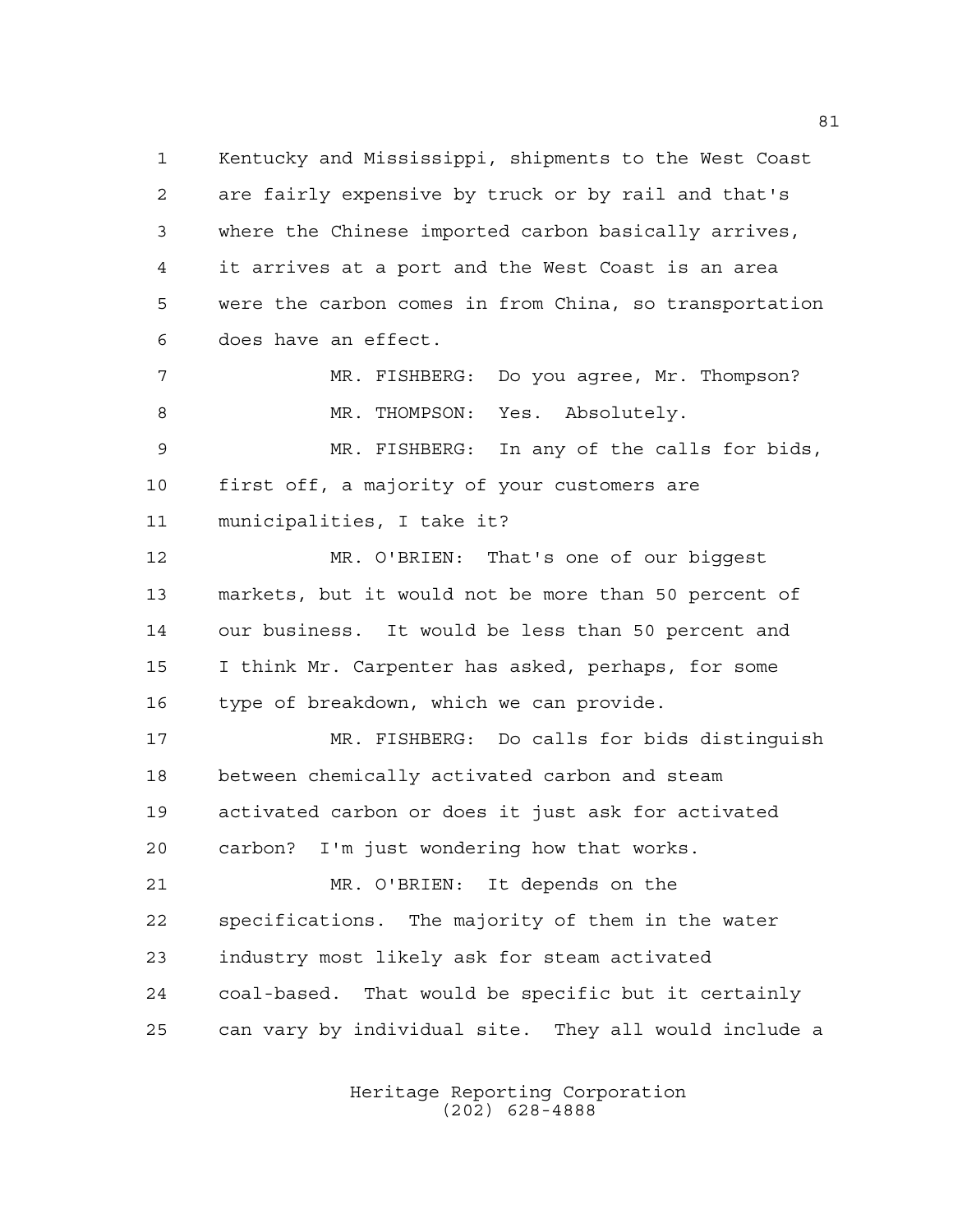Kentucky and Mississippi, shipments to the West Coast are fairly expensive by truck or by rail and that's where the Chinese imported carbon basically arrives, it arrives at a port and the West Coast is an area were the carbon comes in from China, so transportation does have an effect.

MR. FISHBERG: Do you agree, Mr. Thompson?

MR. THOMPSON: Yes. Absolutely.

MR. FISHBERG: In any of the calls for bids, first off, a majority of your customers are municipalities, I take it?

MR. O'BRIEN: That's one of our biggest markets, but it would not be more than 50 percent of our business. It would be less than 50 percent and I think Mr. Carpenter has asked, perhaps, for some type of breakdown, which we can provide.

MR. FISHBERG: Do calls for bids distinguish between chemically activated carbon and steam activated carbon or does it just ask for activated carbon? I'm just wondering how that works.

MR. O'BRIEN: It depends on the specifications. The majority of them in the water industry most likely ask for steam activated coal-based. That would be specific but it certainly can vary by individual site. They all would include a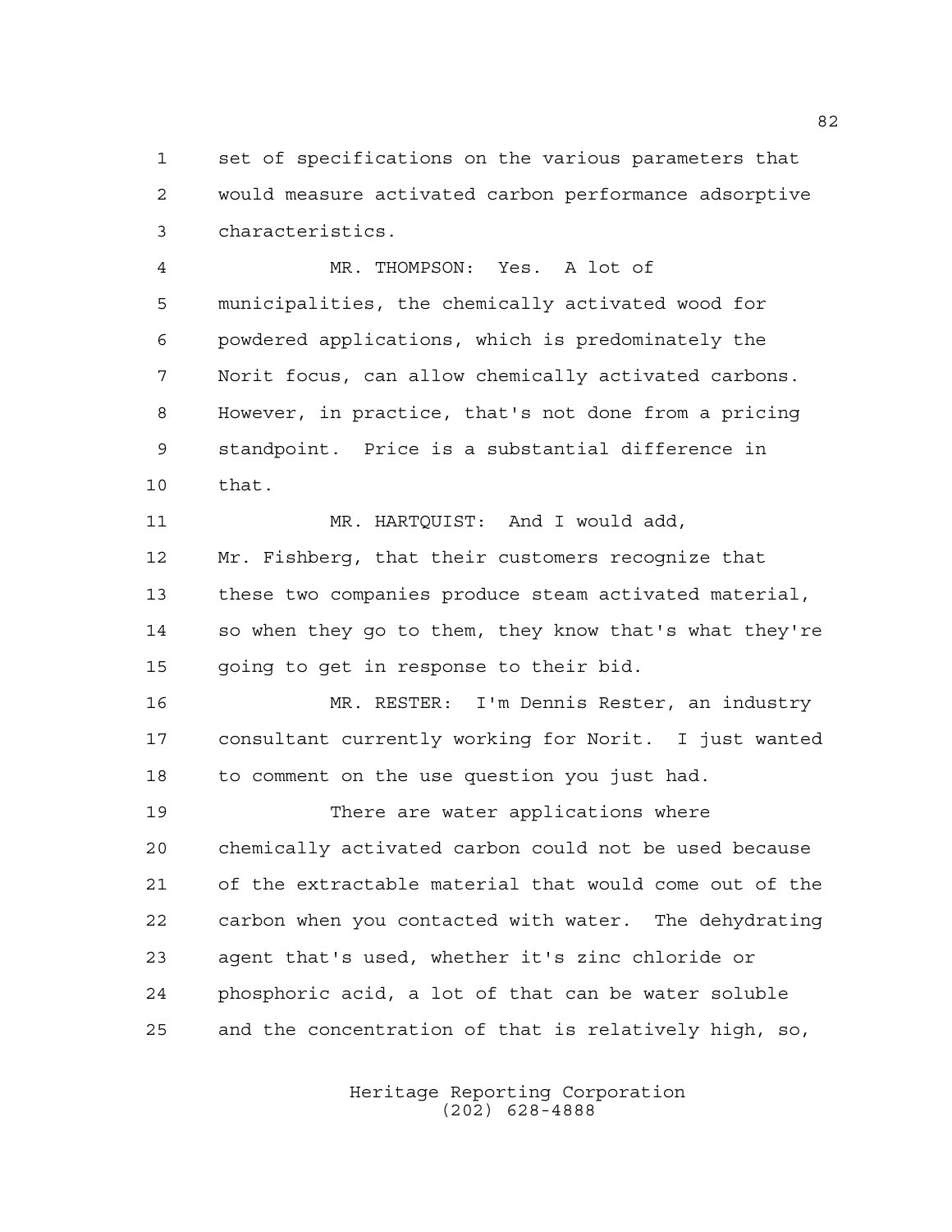set of specifications on the various parameters that would measure activated carbon performance adsorptive characteristics.

MR. THOMPSON: Yes. A lot of municipalities, the chemically activated wood for powdered applications, which is predominately the Norit focus, can allow chemically activated carbons. However, in practice, that's not done from a pricing standpoint. Price is a substantial difference in that.

MR. HARTQUIST: And I would add, Mr. Fishberg, that their customers recognize that these two companies produce steam activated material, so when they go to them, they know that's what they're going to get in response to their bid.

MR. RESTER: I'm Dennis Rester, an industry consultant currently working for Norit. I just wanted to comment on the use question you just had.

There are water applications where chemically activated carbon could not be used because of the extractable material that would come out of the carbon when you contacted with water. The dehydrating agent that's used, whether it's zinc chloride or phosphoric acid, a lot of that can be water soluble and the concentration of that is relatively high, so,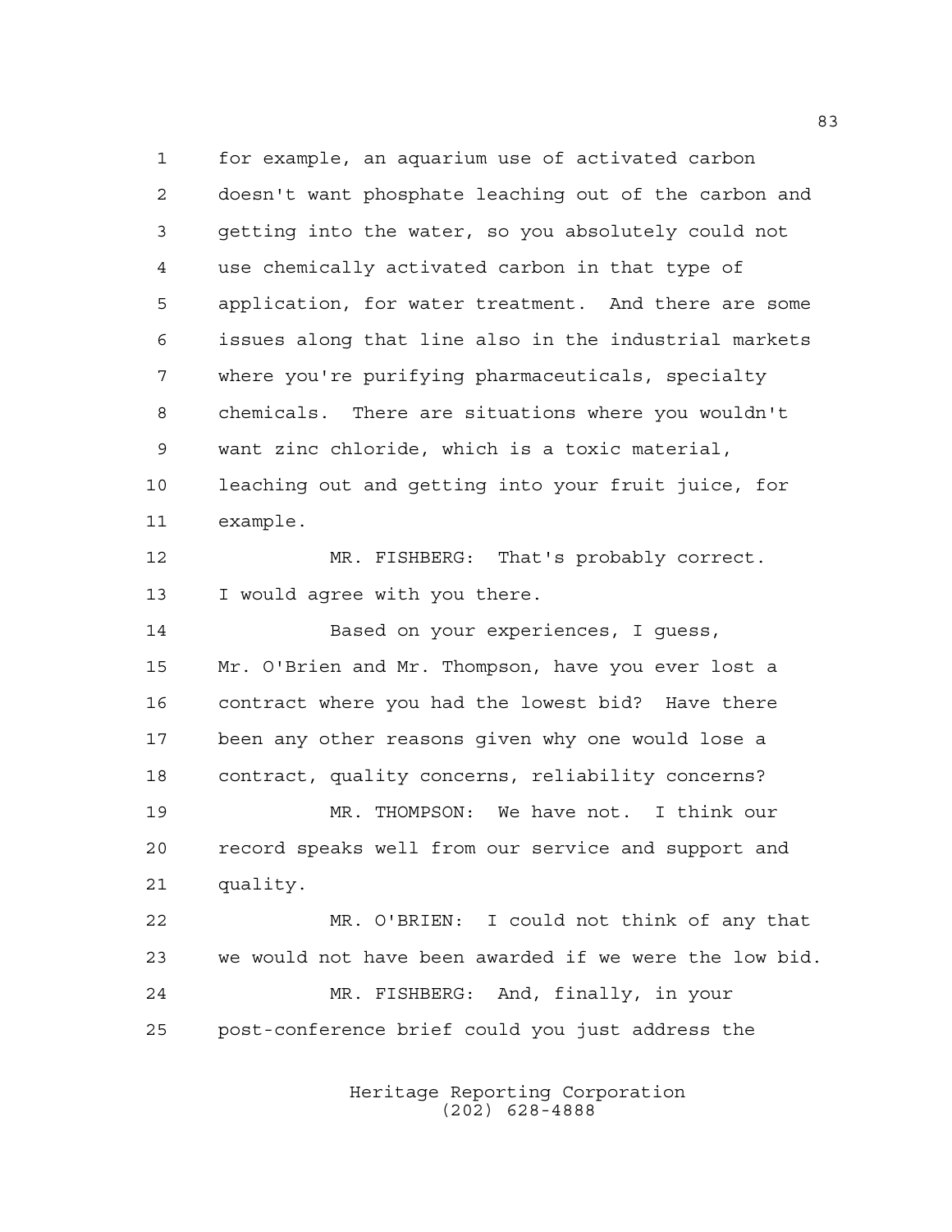for example, an aquarium use of activated carbon doesn't want phosphate leaching out of the carbon and getting into the water, so you absolutely could not use chemically activated carbon in that type of application, for water treatment. And there are some issues along that line also in the industrial markets where you're purifying pharmaceuticals, specialty chemicals. There are situations where you wouldn't want zinc chloride, which is a toxic material, leaching out and getting into your fruit juice, for example.

MR. FISHBERG: That's probably correct. I would agree with you there.

Based on your experiences, I guess, Mr. O'Brien and Mr. Thompson, have you ever lost a contract where you had the lowest bid? Have there been any other reasons given why one would lose a contract, quality concerns, reliability concerns?

MR. THOMPSON: We have not. I think our record speaks well from our service and support and quality.

MR. O'BRIEN: I could not think of any that we would not have been awarded if we were the low bid.

MR. FISHBERG: And, finally, in your post-conference brief could you just address the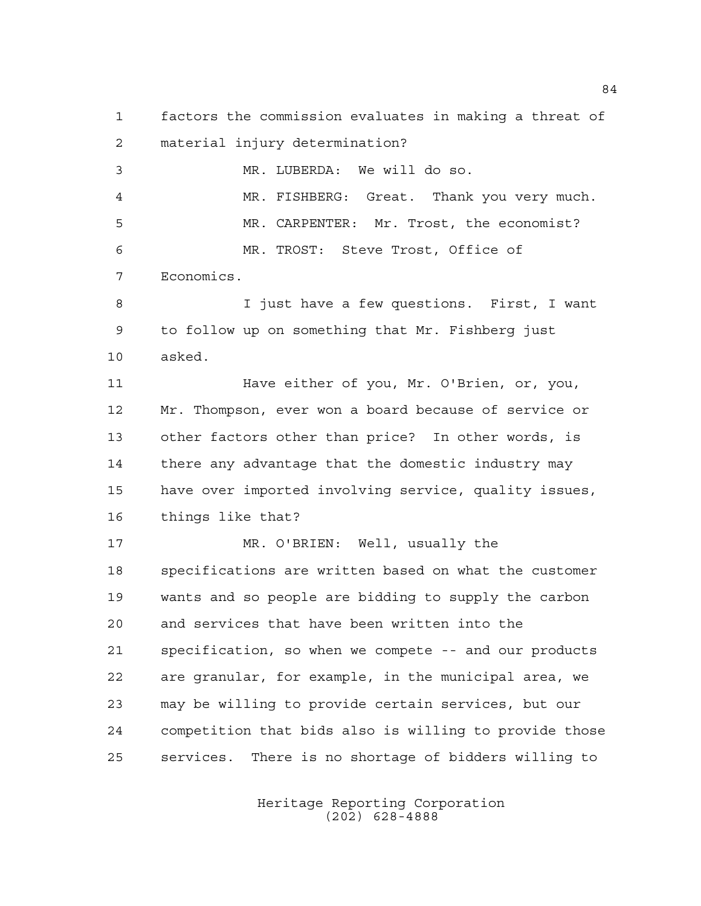1 factors the commission evaluates in making a threat of
2 material injury determination?

3 MR. LUBERDA: We will do so.

4 MR. FISHBERG: Great. Thank you very much.

5 MR. CARPENTER: Mr. Trost, the economist?

6 MR. TROST: Steve Trost, Office of
7 Economics.

8 I just have a few questions. First, I want
9 to follow up on something that Mr. Fishberg just
10 asked.

11 Have either of you, Mr. O'Brien, or, you,
12 Mr. Thompson, ever won a board because of service or
13 other factors other than price? In other words, is
14 there any advantage that the domestic industry may
15 have over imported involving service, quality issues,
16 things like that?

17 MR. O'BRIEN: Well, usually the
18 specifications are written based on what the customer
19 wants and so people are bidding to supply the carbon
20 and services that have been written into the
21 specification, so when we compete -- and our products
22 are granular, for example, in the municipal area, we
23 may be willing to provide certain services, but our
24 competition that bids also is willing to provide those
25 services. There is no shortage of bidders willing to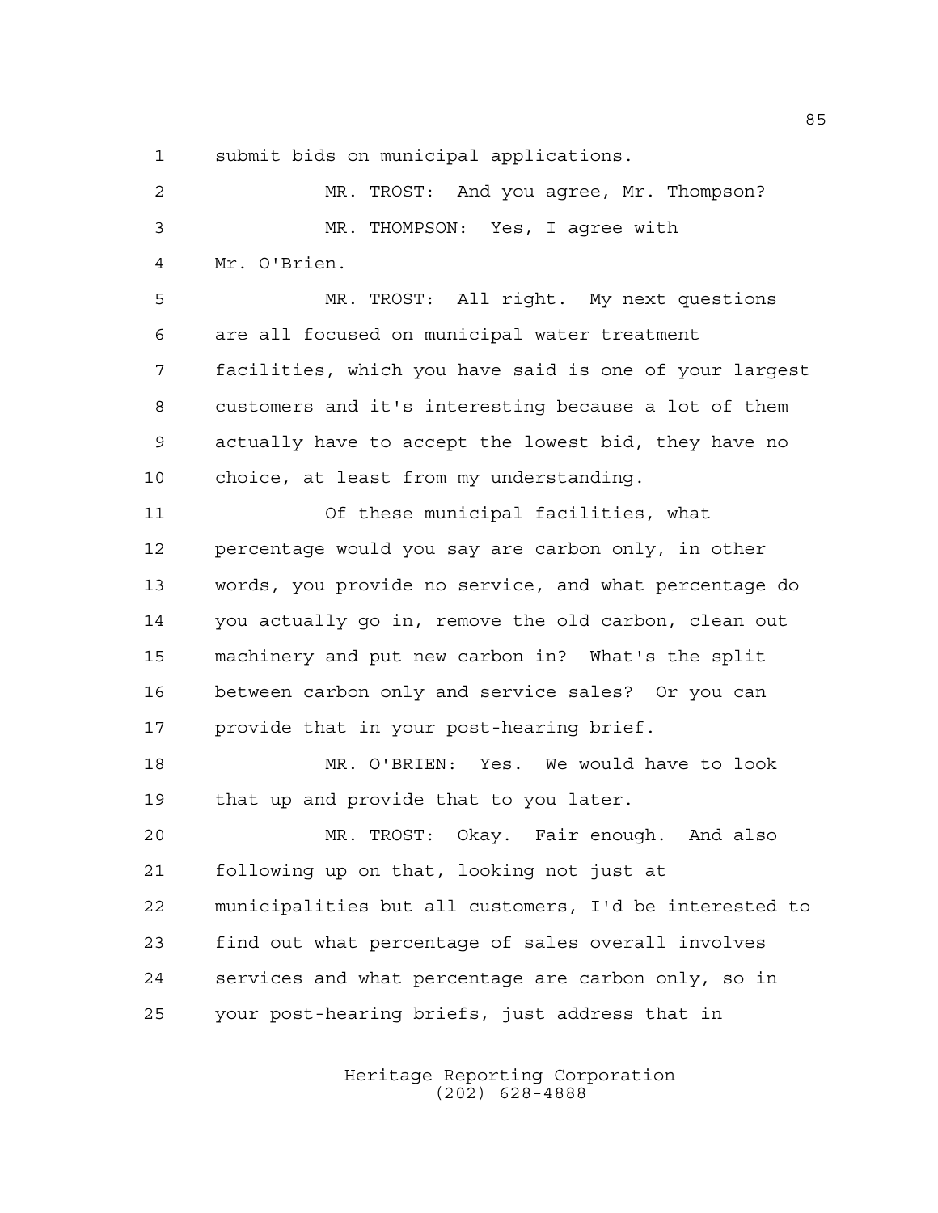1 submit bids on municipal applications.

2 MR. TROST: And you agree, Mr. Thompson?

3 MR. THOMPSON: Yes, I agree with

4 Mr. O'Brien.

5 MR. TROST: All right. My next questions

6 are all focused on municipal water treatment

7 facilities, which you have said is one of your largest

8 customers and it's interesting because a lot of them

9 actually have to accept the lowest bid, they have no

10 choice, at least from my understanding.

11 Of these municipal facilities, what

12 percentage would you say are carbon only, in other

13 words, you provide no service, and what percentage do

14 you actually go in, remove the old carbon, clean out

15 machinery and put new carbon in? What's the split

16 between carbon only and service sales? Or you can

17 provide that in your post-hearing brief.

18 MR. O'BRIEN: Yes. We would have to look

19 that up and provide that to you later.

20 MR. TROST: Okay. Fair enough. And also

21 following up on that, looking not just at

22 municipalities but all customers, I'd be interested to

23 find out what percentage of sales overall involves

24 services and what percentage are carbon only, so in

25 your post-hearing briefs, just address that in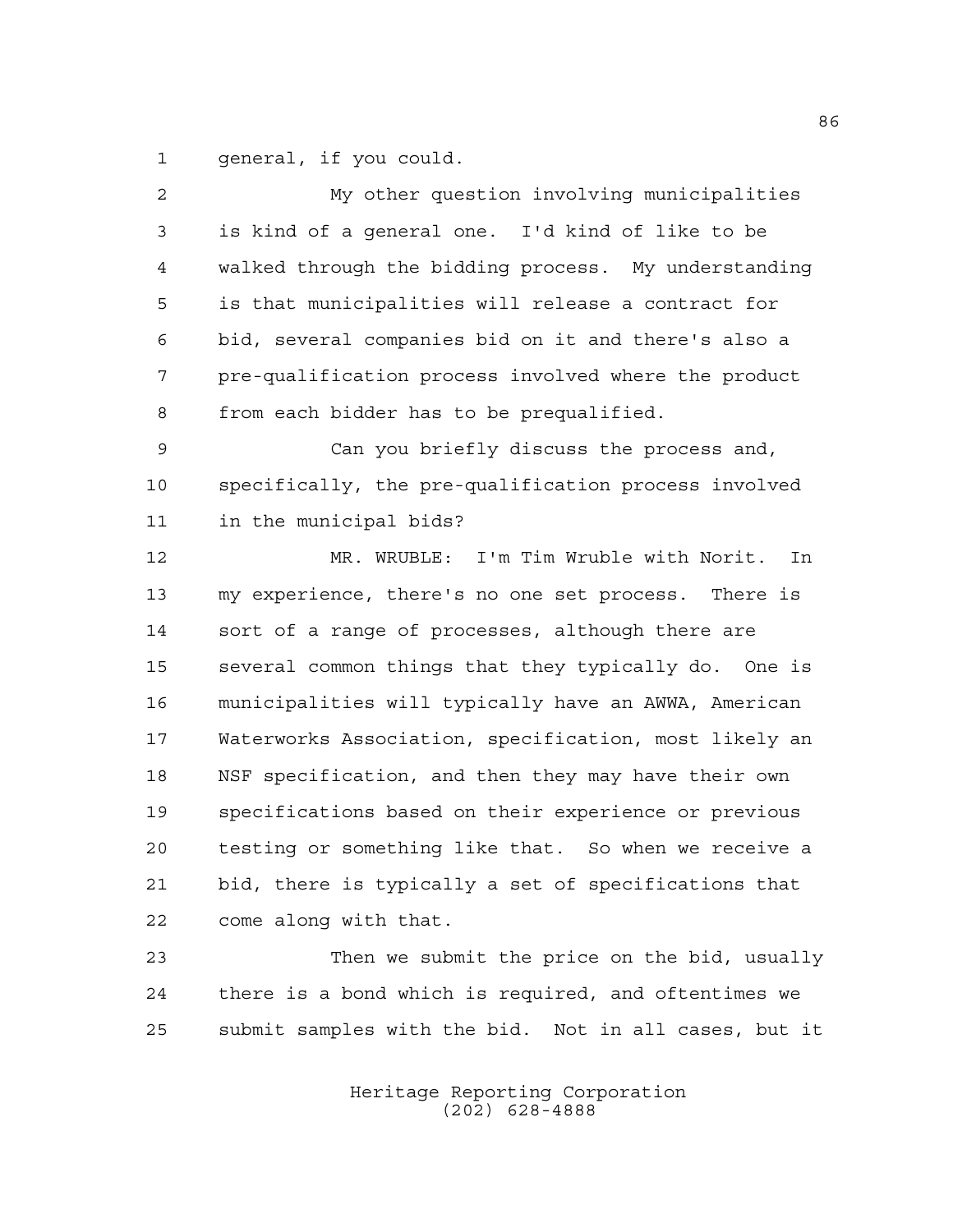general, if you could.

My other question involving municipalities is kind of a general one. I'd kind of like to be walked through the bidding process. My understanding is that municipalities will release a contract for bid, several companies bid on it and there's also a pre-qualification process involved where the product from each bidder has to be prequalified.

Can you briefly discuss the process and, specifically, the pre-qualification process involved in the municipal bids?

MR. WRUBLE: I'm Tim Wruble with Norit. In my experience, there's no one set process. There is sort of a range of processes, although there are several common things that they typically do. One is municipalities will typically have an AWWA, American Waterworks Association, specification, most likely an NSF specification, and then they may have their own specifications based on their experience or previous testing or something like that. So when we receive a bid, there is typically a set of specifications that come along with that.

Then we submit the price on the bid, usually there is a bond which is required, and oftentimes we submit samples with the bid. Not in all cases, but it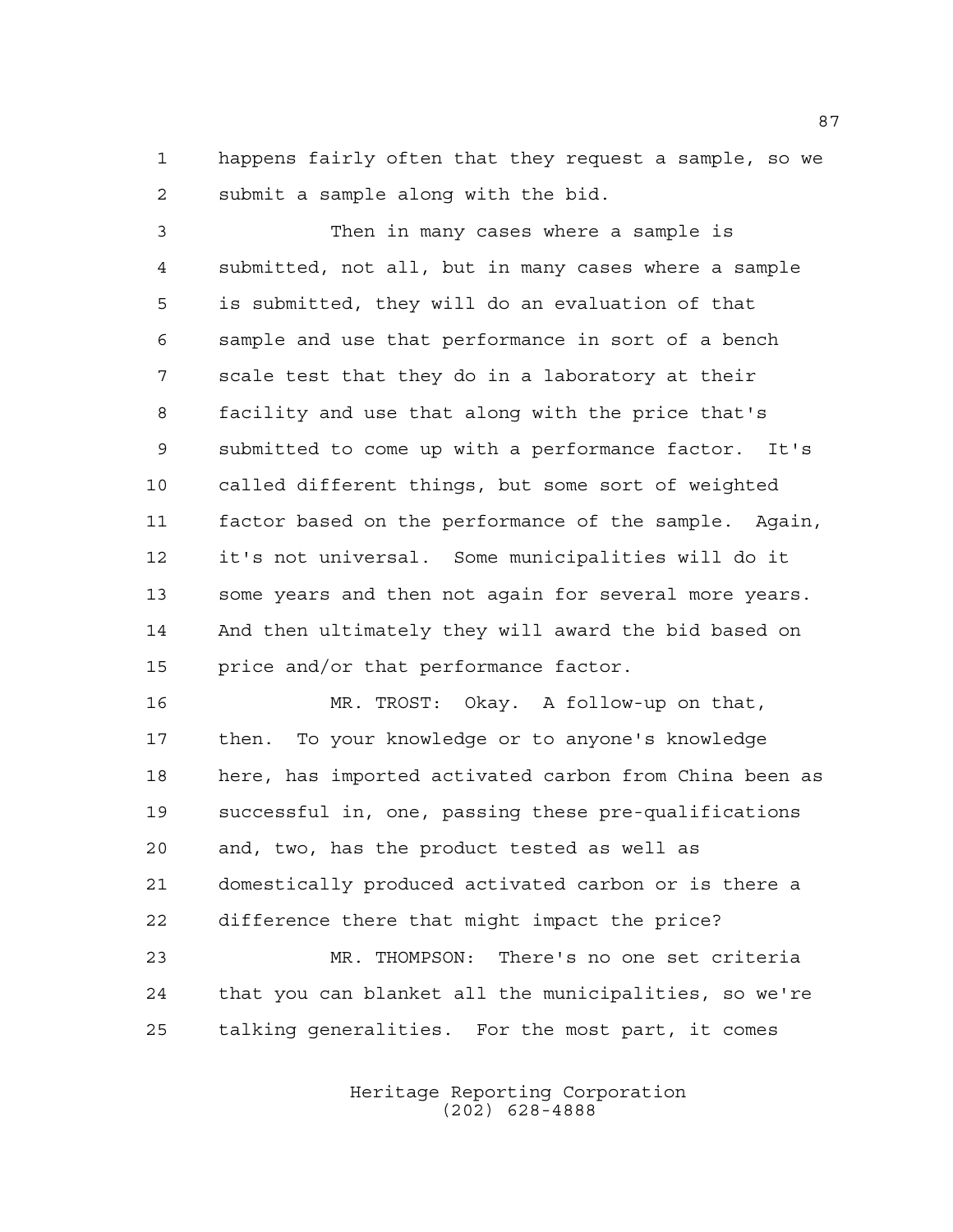happens fairly often that they request a sample, so we submit a sample along with the bid.

Then in many cases where a sample is submitted, not all, but in many cases where a sample is submitted, they will do an evaluation of that sample and use that performance in sort of a bench scale test that they do in a laboratory at their facility and use that along with the price that's submitted to come up with a performance factor. It's called different things, but some sort of weighted factor based on the performance of the sample. Again, it's not universal. Some municipalities will do it some years and then not again for several more years. And then ultimately they will award the bid based on price and/or that performance factor.

MR. TROST: Okay. A follow-up on that, then. To your knowledge or to anyone's knowledge here, has imported activated carbon from China been as successful in, one, passing these pre-qualifications and, two, has the product tested as well as domestically produced activated carbon or is there a difference there that might impact the price?

MR. THOMPSON: There's no one set criteria that you can blanket all the municipalities, so we're talking generalities. For the most part, it comes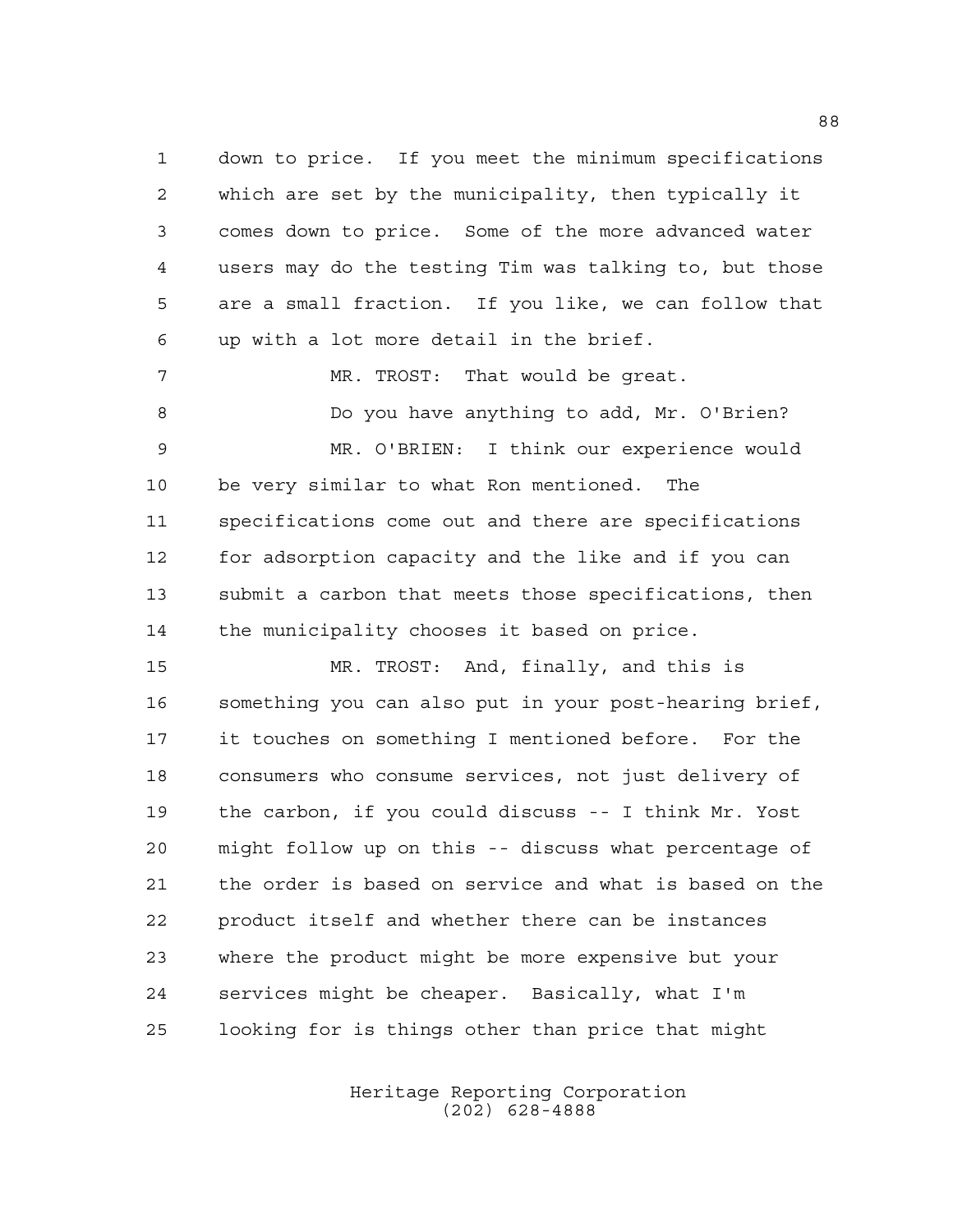down to price. If you meet the minimum specifications which are set by the municipality, then typically it comes down to price. Some of the more advanced water users may do the testing Tim was talking to, but those are a small fraction. If you like, we can follow that up with a lot more detail in the brief.

MR. TROST: That would be great.

Do you have anything to add, Mr. O'Brien?

MR. O'BRIEN: I think our experience would be very similar to what Ron mentioned. The specifications come out and there are specifications for adsorption capacity and the like and if you can submit a carbon that meets those specifications, then the municipality chooses it based on price.

MR. TROST: And, finally, and this is something you can also put in your post-hearing brief, it touches on something I mentioned before. For the consumers who consume services, not just delivery of the carbon, if you could discuss -- I think Mr. Yost might follow up on this -- discuss what percentage of the order is based on service and what is based on the product itself and whether there can be instances where the product might be more expensive but your services might be cheaper. Basically, what I'm looking for is things other than price that might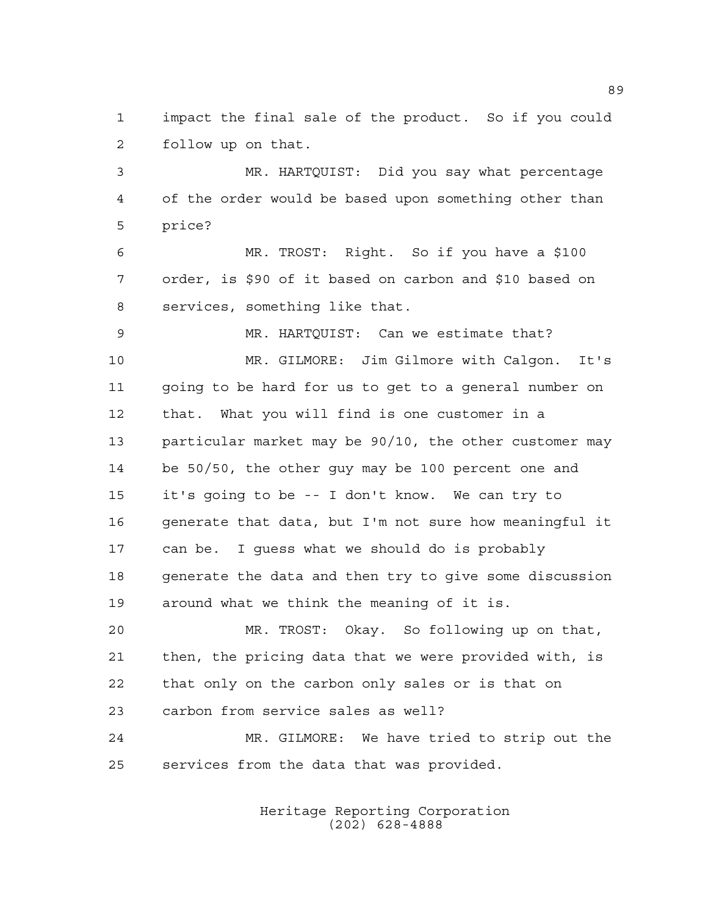impact the final sale of the product. So if you could follow up on that.

MR. HARTQUIST: Did you say what percentage of the order would be based upon something other than price?

MR. TROST: Right. So if you have a $100 order, is $90 of it based on carbon and $10 based on services, something like that.

MR. HARTQUIST: Can we estimate that?

MR. GILMORE: Jim Gilmore with Calgon. It's going to be hard for us to get to a general number on that. What you will find is one customer in a particular market may be 90/10, the other customer may be 50/50, the other guy may be 100 percent one and it's going to be -- I don't know. We can try to generate that data, but I'm not sure how meaningful it can be. I guess what we should do is probably generate the data and then try to give some discussion around what we think the meaning of it is.

MR. TROST: Okay. So following up on that, then, the pricing data that we were provided with, is that only on the carbon only sales or is that on carbon from service sales as well?

MR. GILMORE: We have tried to strip out the services from the data that was provided.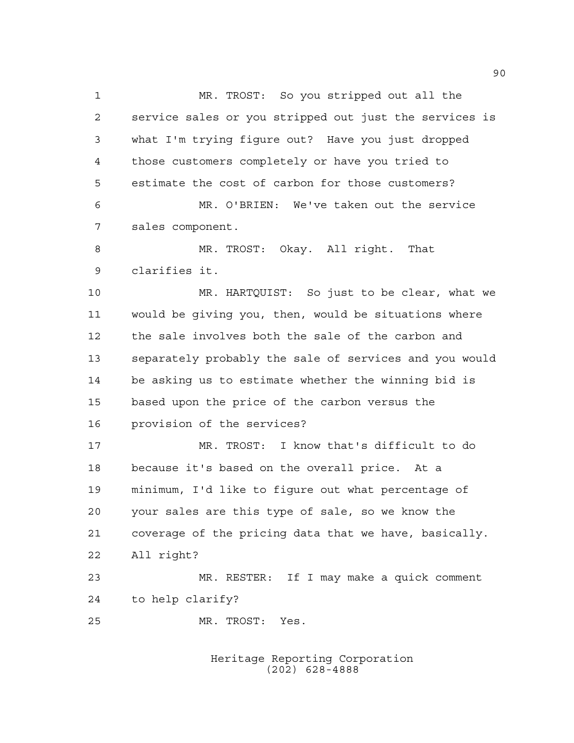MR. TROST: So you stripped out all the service sales or you stripped out just the services is what I'm trying figure out? Have you just dropped those customers completely or have you tried to estimate the cost of carbon for those customers?

MR. O'BRIEN: We've taken out the service sales component.

MR. TROST: Okay. All right. That clarifies it.

MR. HARTQUIST: So just to be clear, what we would be giving you, then, would be situations where the sale involves both the sale of the carbon and separately probably the sale of services and you would be asking us to estimate whether the winning bid is based upon the price of the carbon versus the provision of the services?

MR. TROST: I know that's difficult to do because it's based on the overall price. At a minimum, I'd like to figure out what percentage of your sales are this type of sale, so we know the coverage of the pricing data that we have, basically. All right?

MR. RESTER: If I may make a quick comment to help clarify?

MR. TROST: Yes.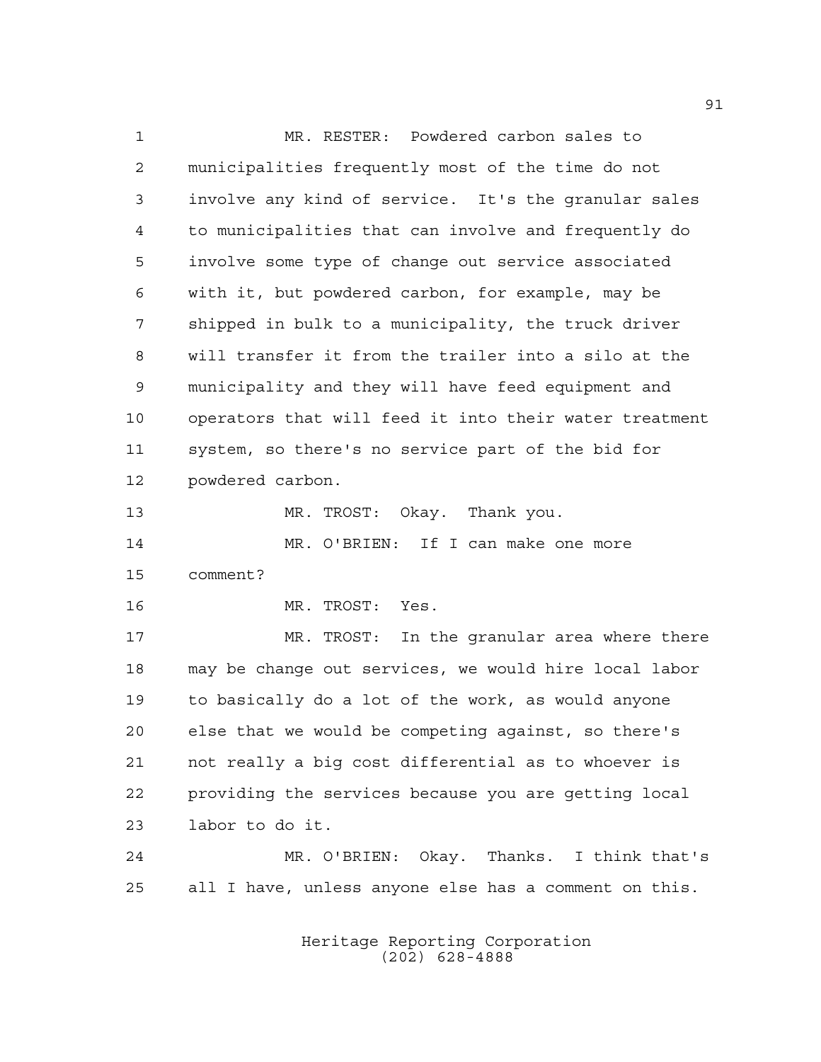MR. RESTER: Powdered carbon sales to municipalities frequently most of the time do not involve any kind of service. It's the granular sales to municipalities that can involve and frequently do involve some type of change out service associated with it, but powdered carbon, for example, may be shipped in bulk to a municipality, the truck driver will transfer it from the trailer into a silo at the municipality and they will have feed equipment and operators that will feed it into their water treatment system, so there's no service part of the bid for powdered carbon.

MR. TROST: Okay. Thank you.

MR. O'BRIEN: If I can make one more comment?

MR. TROST: Yes.

MR. TROST: In the granular area where there may be change out services, we would hire local labor to basically do a lot of the work, as would anyone else that we would be competing against, so there's not really a big cost differential as to whoever is providing the services because you are getting local labor to do it.

MR. O'BRIEN: Okay. Thanks. I think that's all I have, unless anyone else has a comment on this.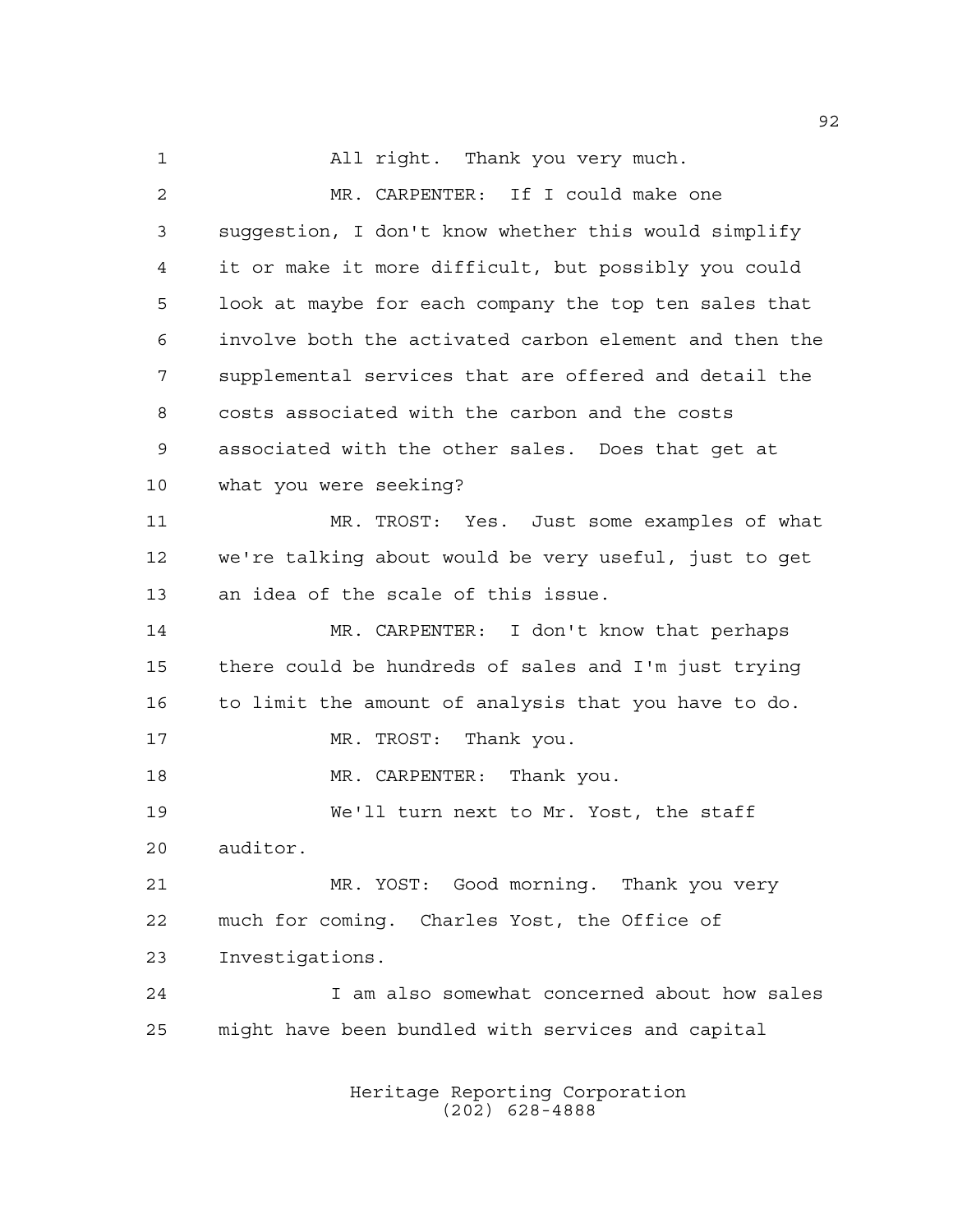All right. Thank you very much.

MR. CARPENTER: If I could make one suggestion, I don't know whether this would simplify it or make it more difficult, but possibly you could look at maybe for each company the top ten sales that involve both the activated carbon element and then the supplemental services that are offered and detail the costs associated with the carbon and the costs associated with the other sales. Does that get at what you were seeking?

MR. TROST: Yes. Just some examples of what we're talking about would be very useful, just to get an idea of the scale of this issue.

MR. CARPENTER: I don't know that perhaps there could be hundreds of sales and I'm just trying to limit the amount of analysis that you have to do.

MR. TROST: Thank you.

MR. CARPENTER: Thank you.

We'll turn next to Mr. Yost, the staff auditor.

MR. YOST: Good morning. Thank you very much for coming. Charles Yost, the Office of Investigations.

I am also somewhat concerned about how sales might have been bundled with services and capital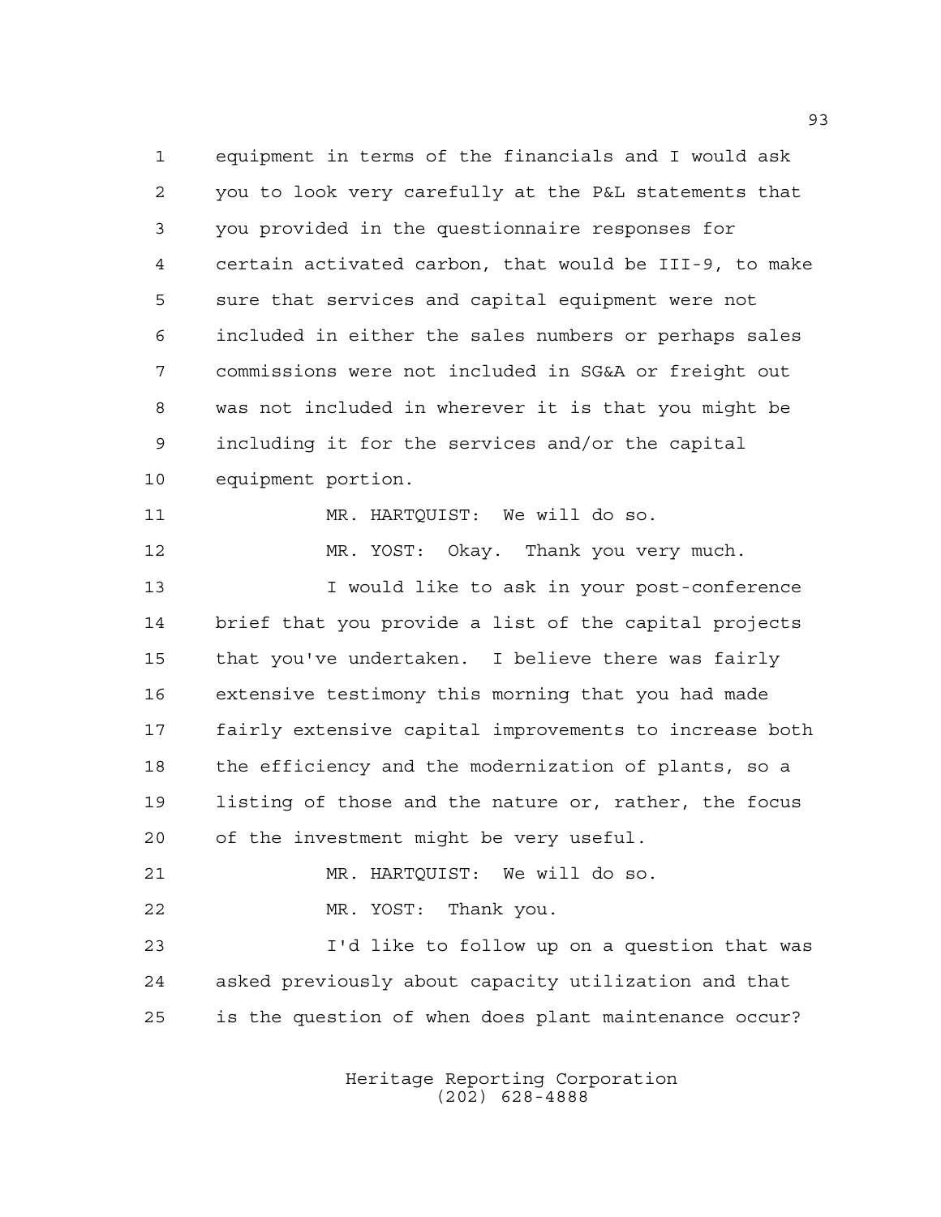equipment in terms of the financials and I would ask you to look very carefully at the P&L statements that you provided in the questionnaire responses for certain activated carbon, that would be III-9, to make sure that services and capital equipment were not included in either the sales numbers or perhaps sales commissions were not included in SG&A or freight out was not included in wherever it is that you might be including it for the services and/or the capital equipment portion.

MR. HARTQUIST: We will do so.

MR. YOST: Okay. Thank you very much.

I would like to ask in your post-conference brief that you provide a list of the capital projects that you've undertaken. I believe there was fairly extensive testimony this morning that you had made fairly extensive capital improvements to increase both the efficiency and the modernization of plants, so a listing of those and the nature or, rather, the focus of the investment might be very useful.

MR. HARTQUIST: We will do so.

MR. YOST: Thank you.

I'd like to follow up on a question that was asked previously about capacity utilization and that is the question of when does plant maintenance occur?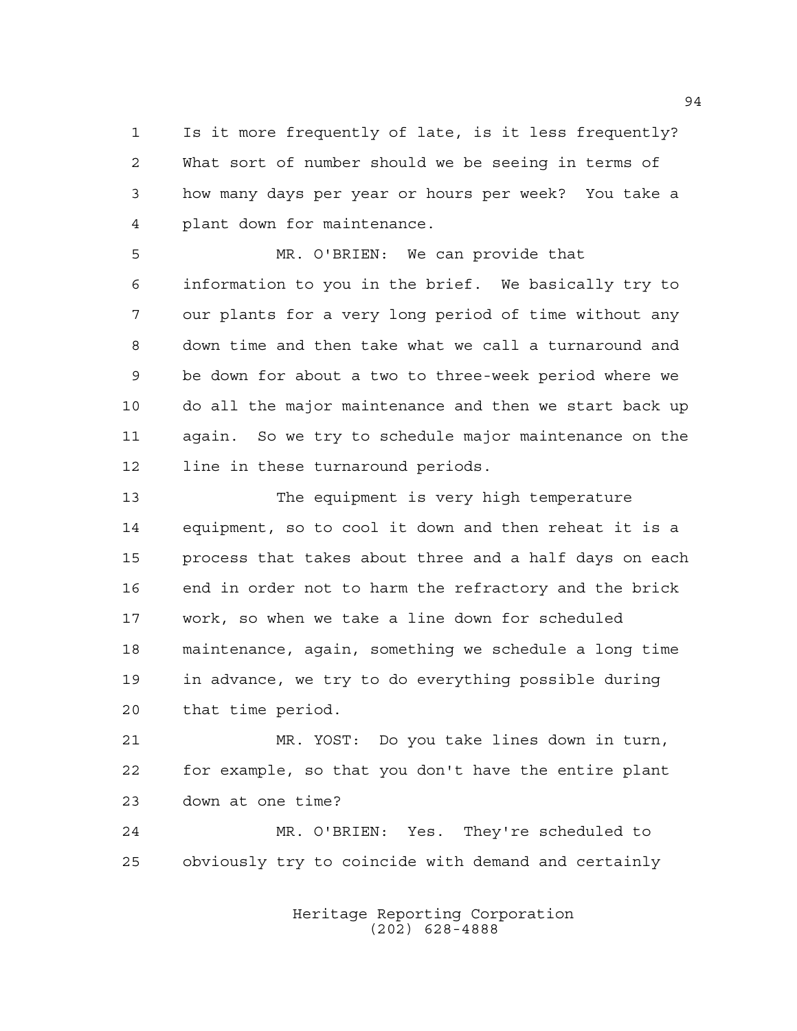Is it more frequently of late, is it less frequently? What sort of number should we be seeing in terms of how many days per year or hours per week? You take a plant down for maintenance.

MR. O'BRIEN: We can provide that information to you in the brief. We basically try to our plants for a very long period of time without any down time and then take what we call a turnaround and be down for about a two to three-week period where we do all the major maintenance and then we start back up again. So we try to schedule major maintenance on the line in these turnaround periods.

The equipment is very high temperature equipment, so to cool it down and then reheat it is a process that takes about three and a half days on each end in order not to harm the refractory and the brick work, so when we take a line down for scheduled maintenance, again, something we schedule a long time in advance, we try to do everything possible during that time period.

MR. YOST: Do you take lines down in turn, for example, so that you don't have the entire plant down at one time?

MR. O'BRIEN: Yes. They're scheduled to obviously try to coincide with demand and certainly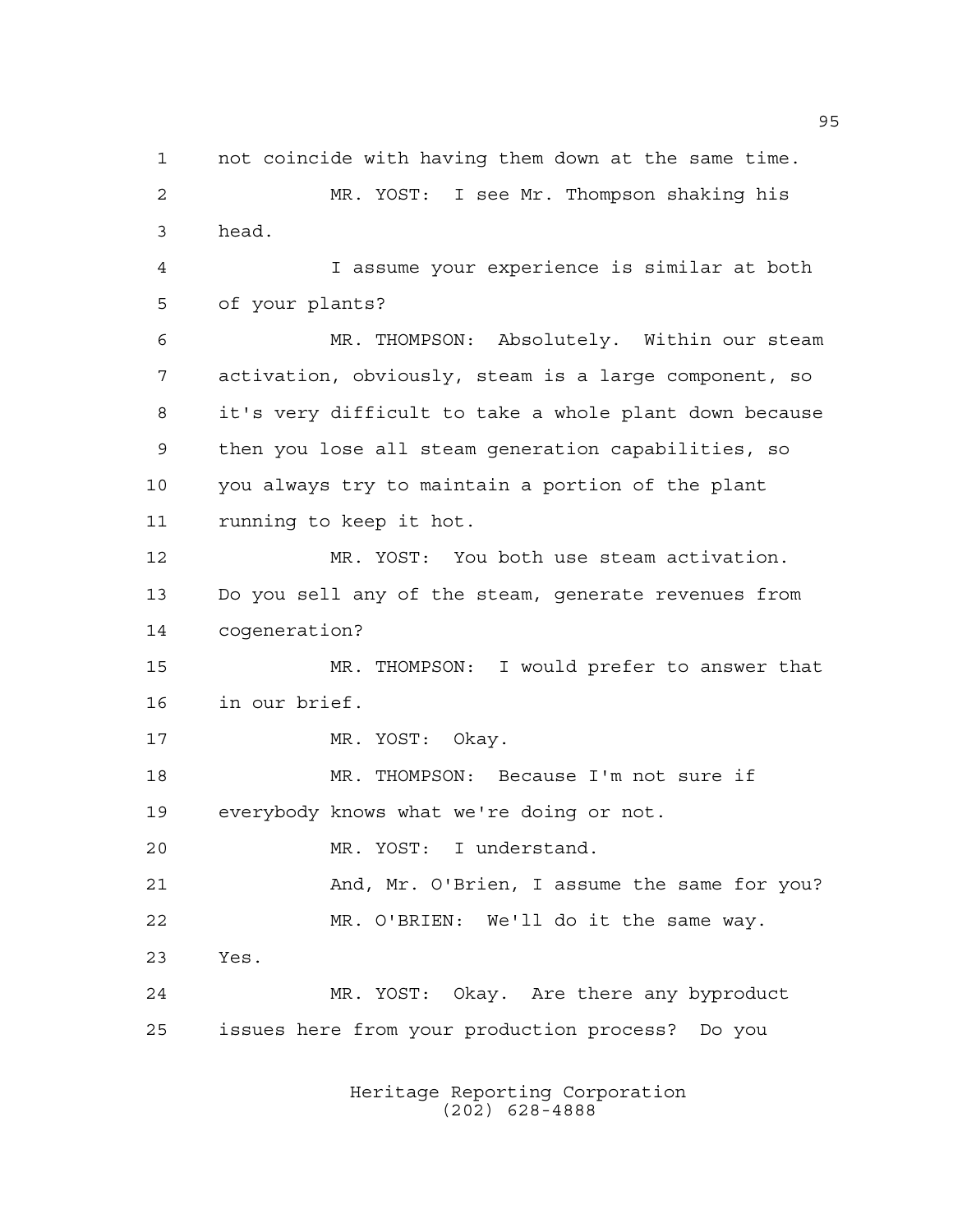1 not coincide with having them down at the same time.

2 MR. YOST: I see Mr. Thompson shaking his

3 head.

4 I assume your experience is similar at both

5 of your plants?

6 MR. THOMPSON: Absolutely. Within our steam

7 activation, obviously, steam is a large component, so

8 it's very difficult to take a whole plant down because

9 then you lose all steam generation capabilities, so

10 you always try to maintain a portion of the plant

11 running to keep it hot.

12 MR. YOST: You both use steam activation.

13 Do you sell any of the steam, generate revenues from

14 cogeneration?

15 MR. THOMPSON: I would prefer to answer that

16 in our brief.

17 MR. YOST: Okay.

18 MR. THOMPSON: Because I'm not sure if

19 everybody knows what we're doing or not.

20 MR. YOST: I understand.

21 And, Mr. O'Brien, I assume the same for you?

22 MR. O'BRIEN: We'll do it the same way.

23 Yes.

24 MR. YOST: Okay. Are there any byproduct

25 issues here from your production process? Do you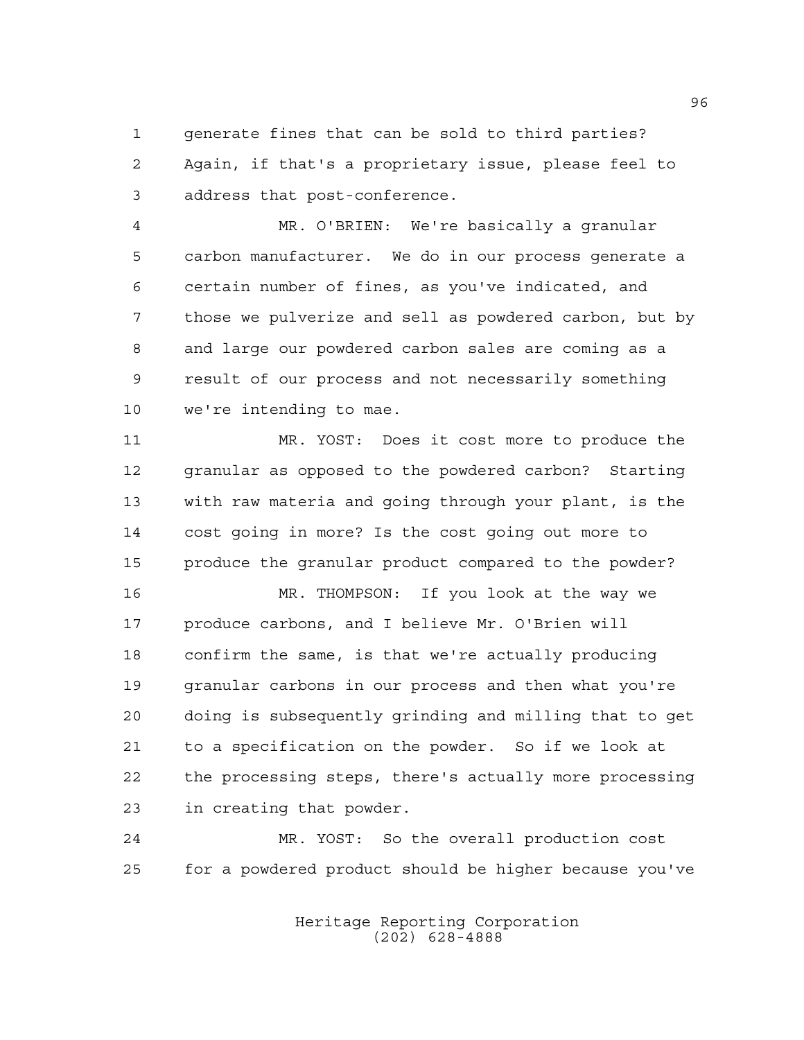generate fines that can be sold to third parties? Again, if that's a proprietary issue, please feel to address that post-conference.

MR. O'BRIEN: We're basically a granular carbon manufacturer. We do in our process generate a certain number of fines, as you've indicated, and those we pulverize and sell as powdered carbon, but by and large our powdered carbon sales are coming as a result of our process and not necessarily something we're intending to mae.

MR. YOST: Does it cost more to produce the granular as opposed to the powdered carbon? Starting with raw materia and going through your plant, is the cost going in more? Is the cost going out more to produce the granular product compared to the powder?

MR. THOMPSON: If you look at the way we produce carbons, and I believe Mr. O'Brien will confirm the same, is that we're actually producing granular carbons in our process and then what you're doing is subsequently grinding and milling that to get to a specification on the powder. So if we look at the processing steps, there's actually more processing in creating that powder.

MR. YOST: So the overall production cost for a powdered product should be higher because you've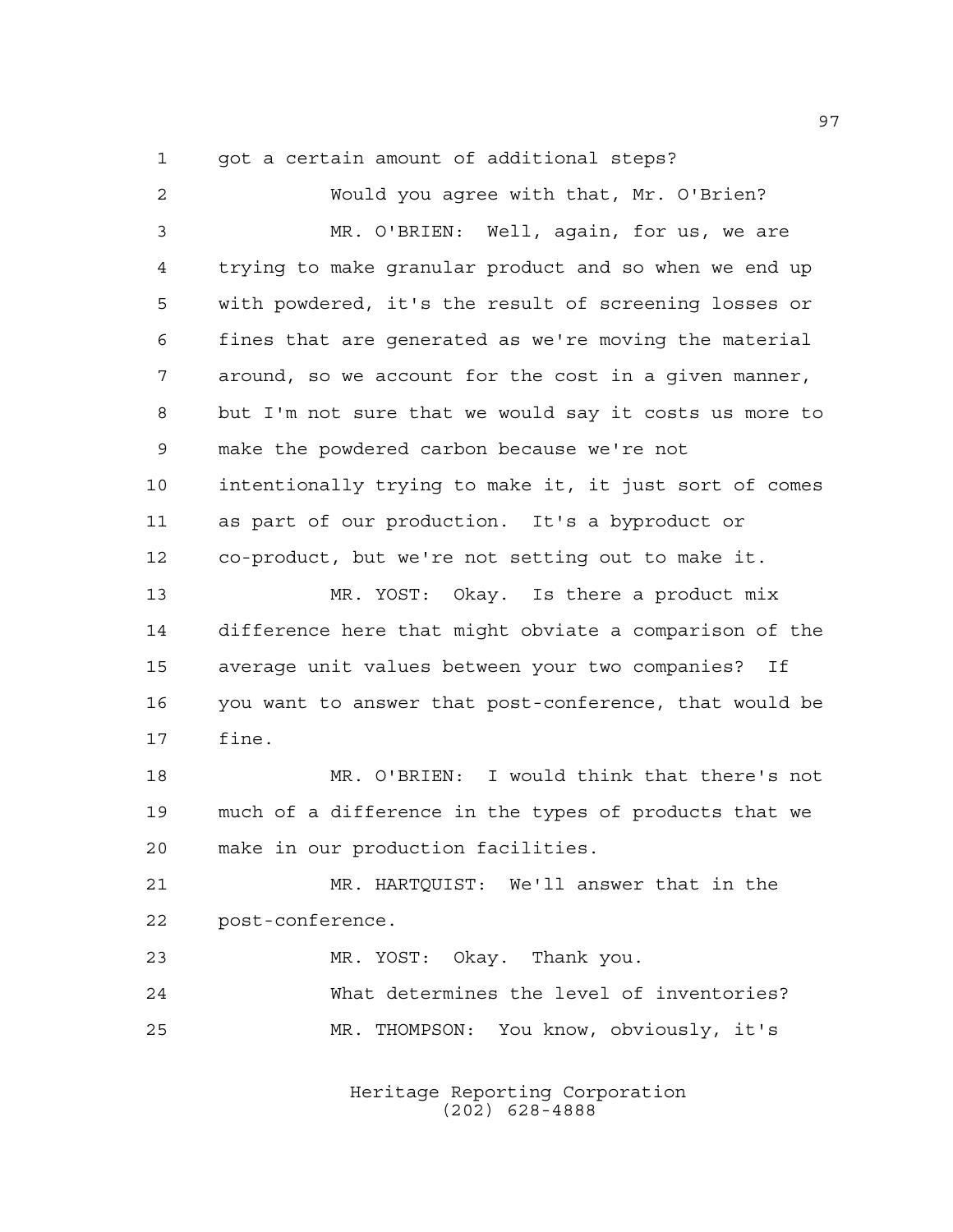got a certain amount of additional steps?

Would you agree with that, Mr. O'Brien?

MR. O'BRIEN: Well, again, for us, we are trying to make granular product and so when we end up with powdered, it's the result of screening losses or fines that are generated as we're moving the material around, so we account for the cost in a given manner, but I'm not sure that we would say it costs us more to make the powdered carbon because we're not intentionally trying to make it, it just sort of comes as part of our production. It's a byproduct or co-product, but we're not setting out to make it.

MR. YOST: Okay. Is there a product mix difference here that might obviate a comparison of the average unit values between your two companies? If you want to answer that post-conference, that would be fine.

MR. O'BRIEN: I would think that there's not much of a difference in the types of products that we make in our production facilities.

MR. HARTQUIST: We'll answer that in the post-conference.

MR. YOST: Okay. Thank you.

What determines the level of inventories?

MR. THOMPSON: You know, obviously, it's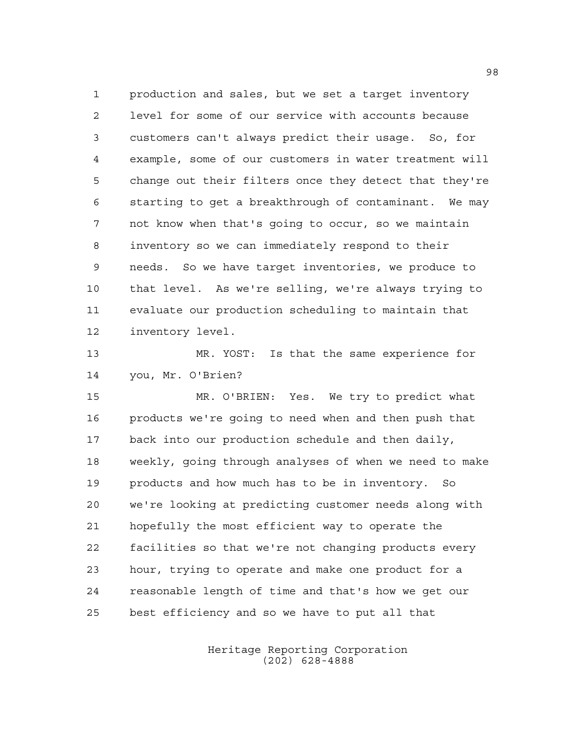production and sales, but we set a target inventory level for some of our service with accounts because customers can't always predict their usage. So, for example, some of our customers in water treatment will change out their filters once they detect that they're starting to get a breakthrough of contaminant. We may not know when that's going to occur, so we maintain inventory so we can immediately respond to their needs. So we have target inventories, we produce to that level. As we're selling, we're always trying to evaluate our production scheduling to maintain that inventory level.

MR. YOST: Is that the same experience for you, Mr. O'Brien?

MR. O'BRIEN: Yes. We try to predict what products we're going to need when and then push that back into our production schedule and then daily, weekly, going through analyses of when we need to make products and how much has to be in inventory. So we're looking at predicting customer needs along with hopefully the most efficient way to operate the facilities so that we're not changing products every hour, trying to operate and make one product for a reasonable length of time and that's how we get our best efficiency and so we have to put all that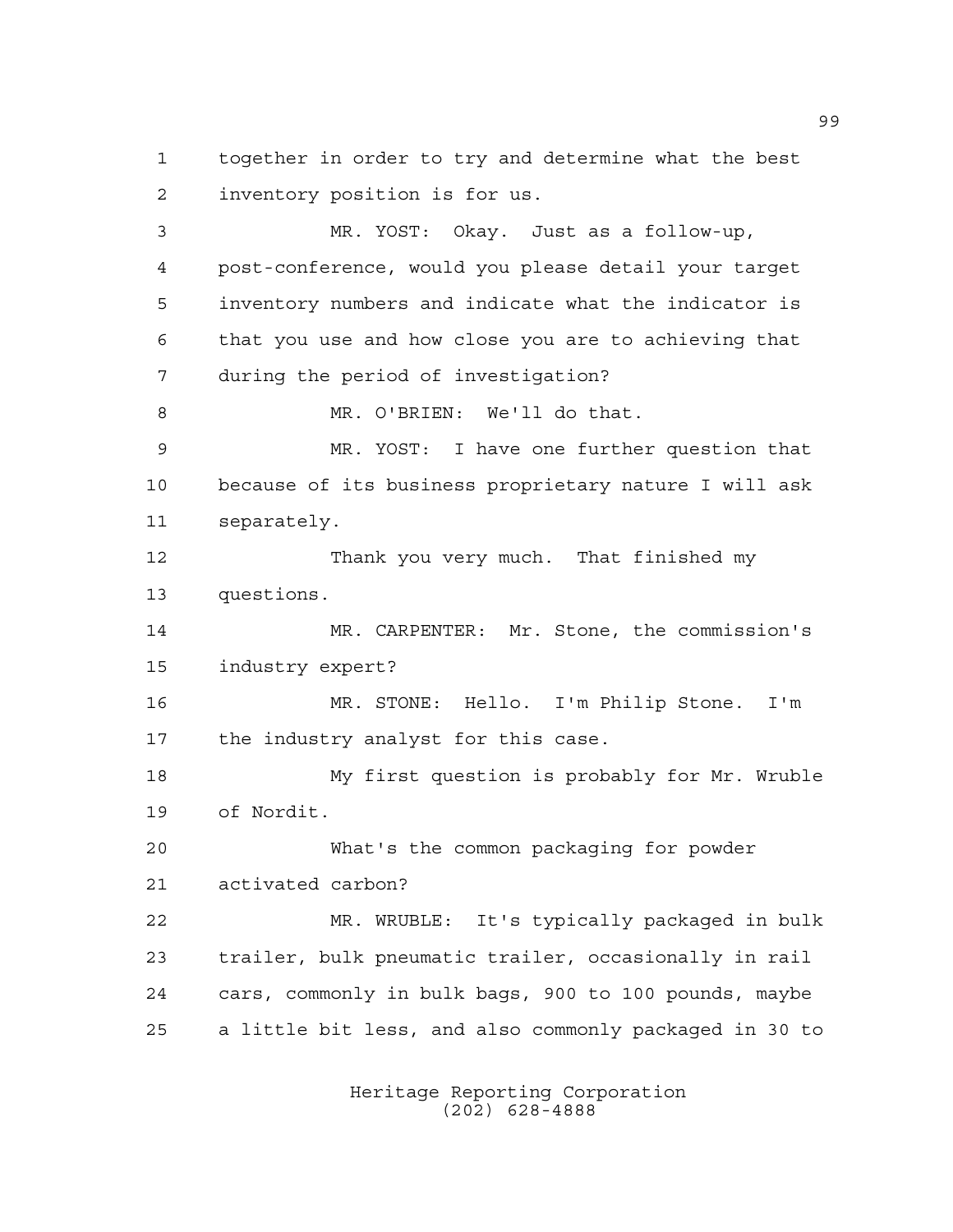together in order to try and determine what the best inventory position is for us.

MR. YOST: Okay. Just as a follow-up, post-conference, would you please detail your target inventory numbers and indicate what the indicator is that you use and how close you are to achieving that during the period of investigation?

MR. O'BRIEN: We'll do that.

MR. YOST: I have one further question that because of its business proprietary nature I will ask separately.

Thank you very much. That finished my questions.

MR. CARPENTER: Mr. Stone, the commission's industry expert?

MR. STONE: Hello. I'm Philip Stone. I'm the industry analyst for this case.

My first question is probably for Mr. Wruble of Nordit.

What's the common packaging for powder activated carbon?

MR. WRUBLE: It's typically packaged in bulk trailer, bulk pneumatic trailer, occasionally in rail cars, commonly in bulk bags, 900 to 100 pounds, maybe a little bit less, and also commonly packaged in 30 to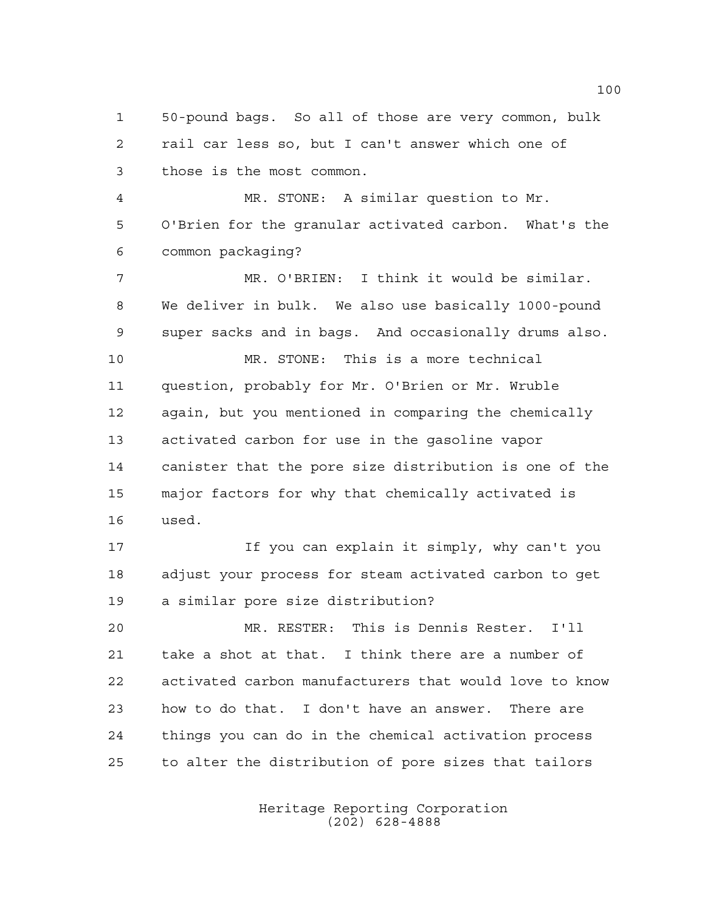50-pound bags. So all of those are very common, bulk rail car less so, but I can't answer which one of those is the most common.

MR. STONE: A similar question to Mr. O'Brien for the granular activated carbon. What's the common packaging?

MR. O'BRIEN: I think it would be similar. We deliver in bulk. We also use basically 1000-pound super sacks and in bags. And occasionally drums also.

MR. STONE: This is a more technical question, probably for Mr. O'Brien or Mr. Wruble again, but you mentioned in comparing the chemically activated carbon for use in the gasoline vapor canister that the pore size distribution is one of the major factors for why that chemically activated is used.

If you can explain it simply, why can't you adjust your process for steam activated carbon to get a similar pore size distribution?

MR. RESTER: This is Dennis Rester. I'll take a shot at that. I think there are a number of activated carbon manufacturers that would love to know how to do that. I don't have an answer. There are things you can do in the chemical activation process to alter the distribution of pore sizes that tailors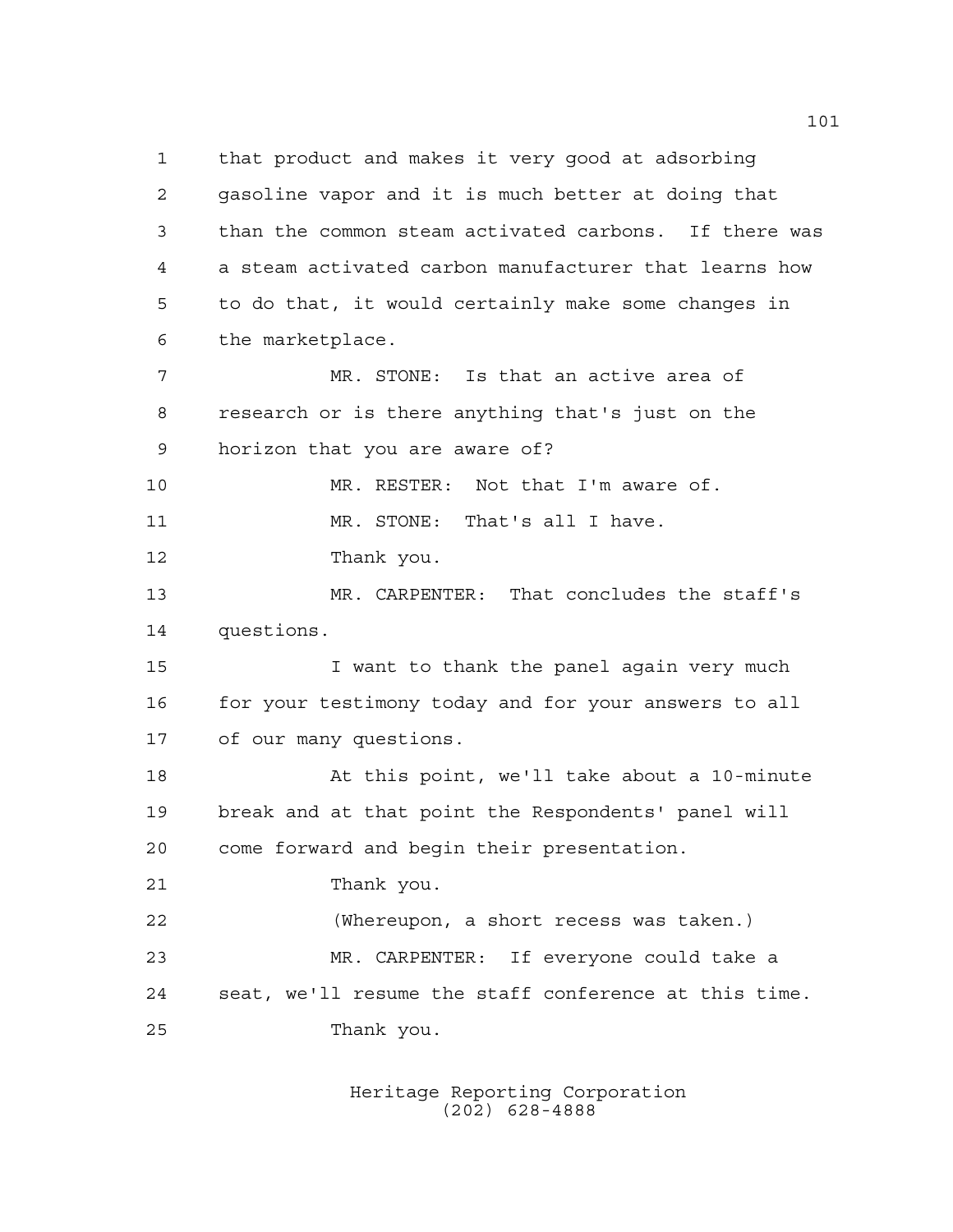that product and makes it very good at adsorbing gasoline vapor and it is much better at doing that than the common steam activated carbons. If there was a steam activated carbon manufacturer that learns how to do that, it would certainly make some changes in the marketplace.

MR. STONE: Is that an active area of research or is there anything that's just on the horizon that you are aware of?

MR. RESTER: Not that I'm aware of.

MR. STONE: That's all I have.

Thank you.

MR. CARPENTER: That concludes the staff's questions.

I want to thank the panel again very much for your testimony today and for your answers to all of our many questions.

At this point, we'll take about a 10-minute break and at that point the Respondents' panel will come forward and begin their presentation.

Thank you.

(Whereupon, a short recess was taken.)

MR. CARPENTER: If everyone could take a seat, we'll resume the staff conference at this time.

Thank you.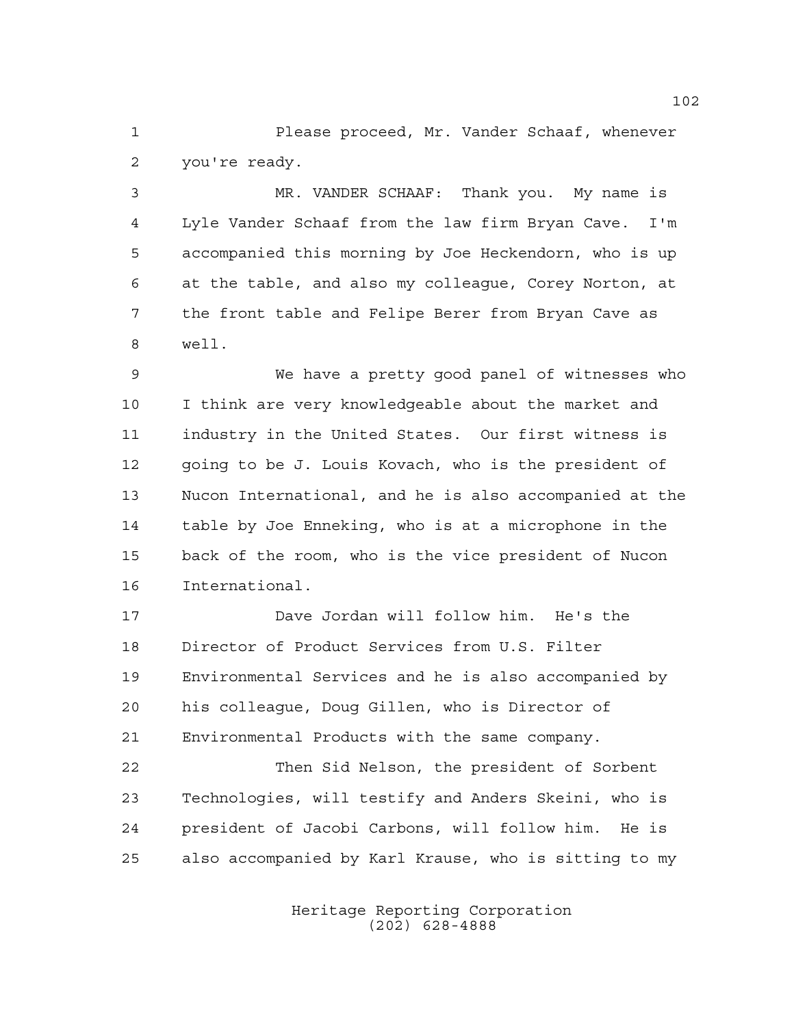Please proceed, Mr. Vander Schaaf, whenever you're ready.

MR. VANDER SCHAAF: Thank you. My name is Lyle Vander Schaaf from the law firm Bryan Cave. I'm accompanied this morning by Joe Heckendorn, who is up at the table, and also my colleague, Corey Norton, at the front table and Felipe Berer from Bryan Cave as well.

We have a pretty good panel of witnesses who I think are very knowledgeable about the market and industry in the United States. Our first witness is going to be J. Louis Kovach, who is the president of Nucon International, and he is also accompanied at the table by Joe Enneking, who is at a microphone in the back of the room, who is the vice president of Nucon International.

Dave Jordan will follow him. He's the Director of Product Services from U.S. Filter Environmental Services and he is also accompanied by his colleague, Doug Gillen, who is Director of Environmental Products with the same company.

Then Sid Nelson, the president of Sorbent Technologies, will testify and Anders Skeini, who is president of Jacobi Carbons, will follow him. He is also accompanied by Karl Krause, who is sitting to my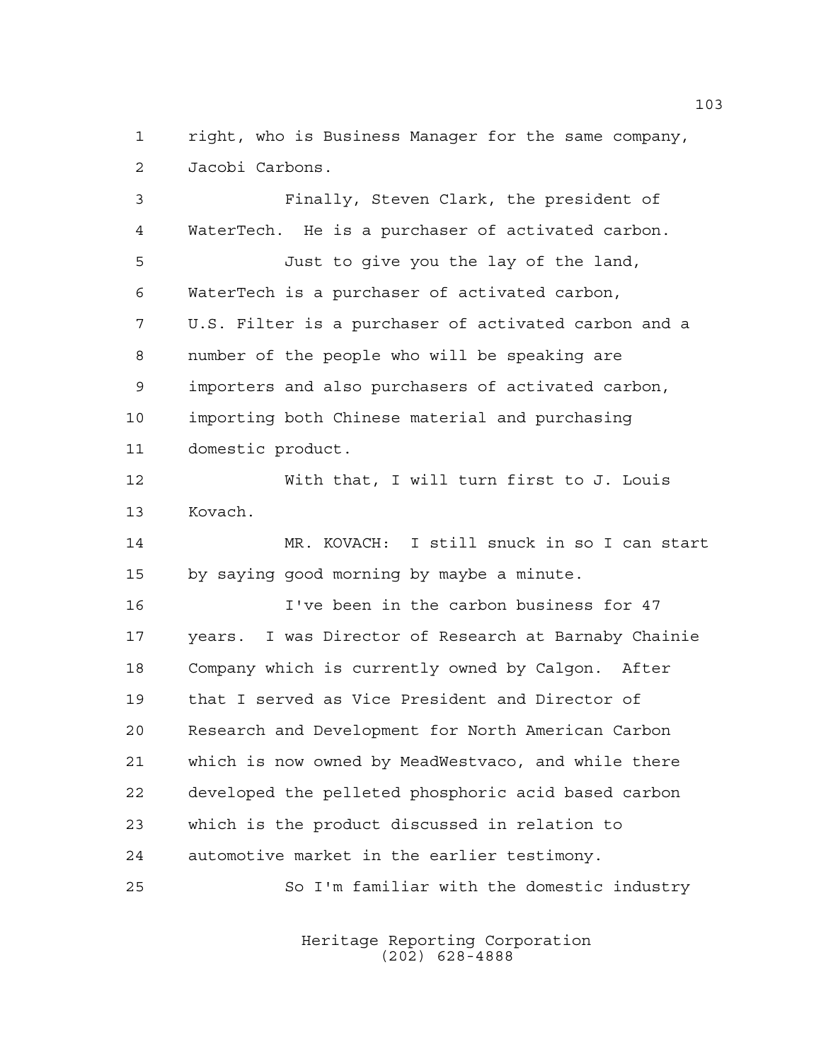right, who is Business Manager for the same company, Jacobi Carbons.

Finally, Steven Clark, the president of WaterTech. He is a purchaser of activated carbon.

Just to give you the lay of the land, WaterTech is a purchaser of activated carbon, U.S. Filter is a purchaser of activated carbon and a number of the people who will be speaking are importers and also purchasers of activated carbon, importing both Chinese material and purchasing domestic product.

With that, I will turn first to J. Louis Kovach.

MR. KOVACH: I still snuck in so I can start by saying good morning by maybe a minute.

I've been in the carbon business for 47 years. I was Director of Research at Barnaby Chainie Company which is currently owned by Calgon. After that I served as Vice President and Director of Research and Development for North American Carbon which is now owned by MeadWestvaco, and while there developed the pelleted phosphoric acid based carbon which is the product discussed in relation to automotive market in the earlier testimony.

So I'm familiar with the domestic industry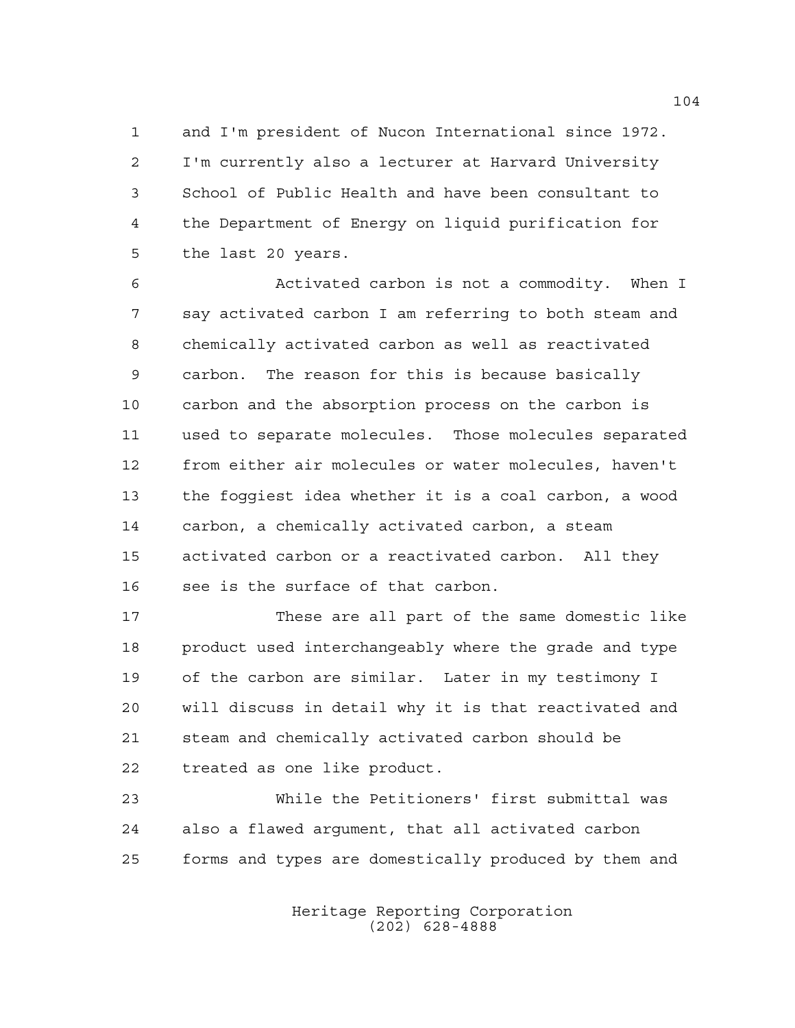and I'm president of Nucon International since 1972. I'm currently also a lecturer at Harvard University School of Public Health and have been consultant to the Department of Energy on liquid purification for the last 20 years.

Activated carbon is not a commodity. When I say activated carbon I am referring to both steam and chemically activated carbon as well as reactivated carbon. The reason for this is because basically carbon and the absorption process on the carbon is used to separate molecules. Those molecules separated from either air molecules or water molecules, haven't the foggiest idea whether it is a coal carbon, a wood carbon, a chemically activated carbon, a steam activated carbon or a reactivated carbon. All they see is the surface of that carbon.

These are all part of the same domestic like product used interchangeably where the grade and type of the carbon are similar. Later in my testimony I will discuss in detail why it is that reactivated and steam and chemically activated carbon should be treated as one like product.

While the Petitioners' first submittal was also a flawed argument, that all activated carbon forms and types are domestically produced by them and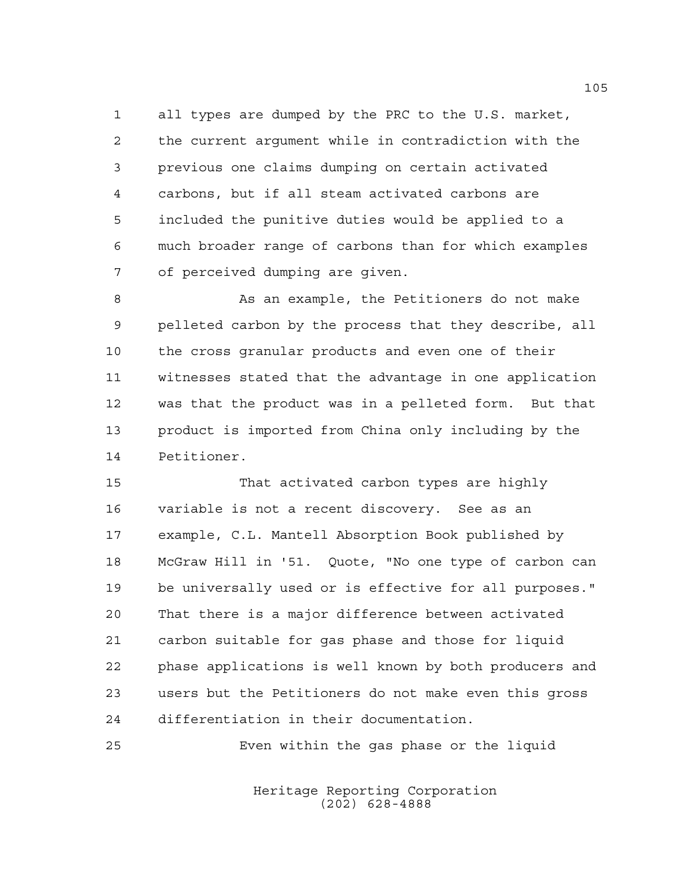all types are dumped by the PRC to the U.S. market, the current argument while in contradiction with the previous one claims dumping on certain activated carbons, but if all steam activated carbons are included the punitive duties would be applied to a much broader range of carbons than for which examples of perceived dumping are given.

As an example, the Petitioners do not make pelleted carbon by the process that they describe, all the cross granular products and even one of their witnesses stated that the advantage in one application was that the product was in a pelleted form. But that product is imported from China only including by the Petitioner.

That activated carbon types are highly variable is not a recent discovery. See as an example, C.L. Mantell Absorption Book published by McGraw Hill in '51. Quote, "No one type of carbon can be universally used or is effective for all purposes." That there is a major difference between activated carbon suitable for gas phase and those for liquid phase applications is well known by both producers and users but the Petitioners do not make even this gross differentiation in their documentation.

Even within the gas phase or the liquid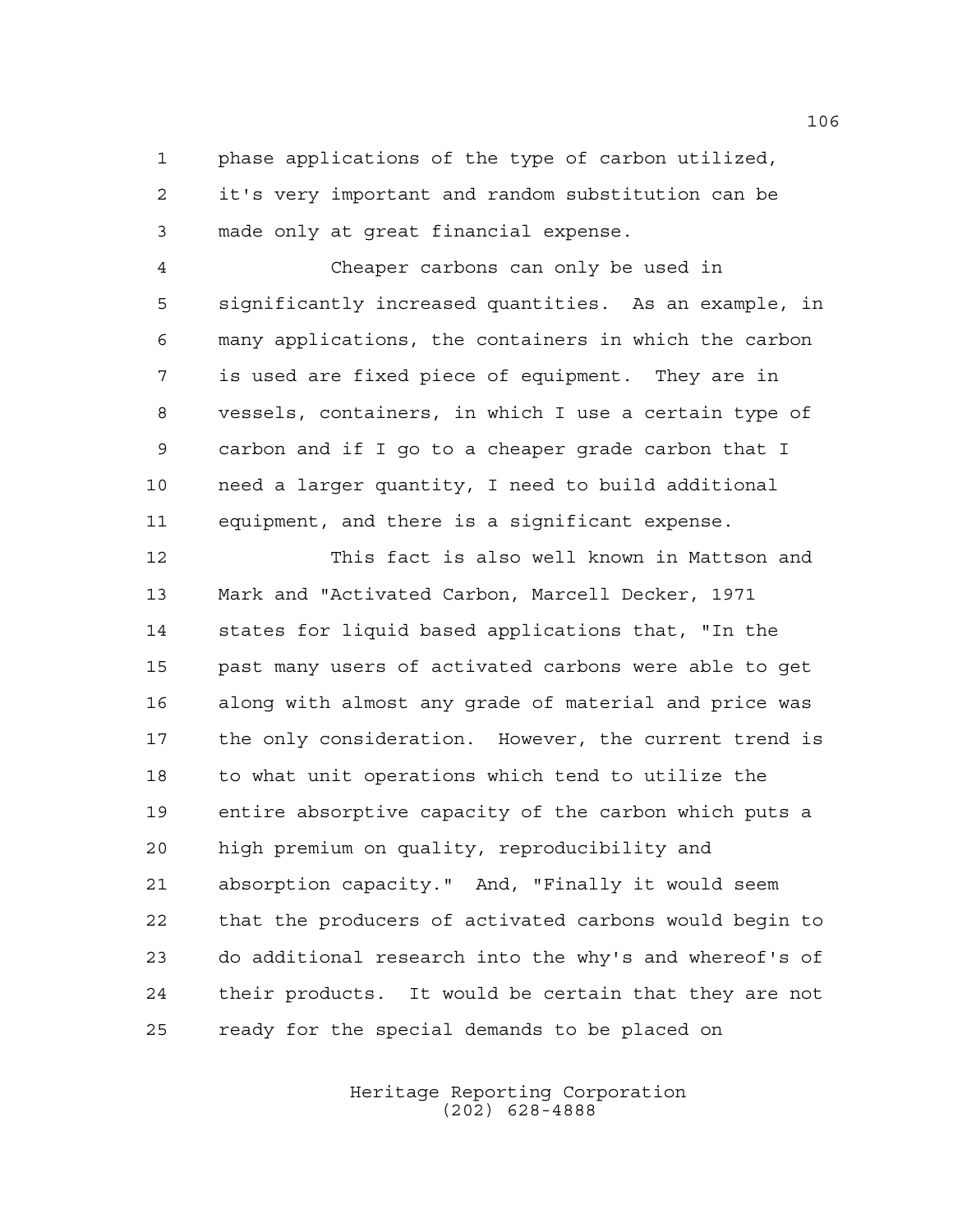phase applications of the type of carbon utilized, it's very important and random substitution can be made only at great financial expense.

Cheaper carbons can only be used in significantly increased quantities. As an example, in many applications, the containers in which the carbon is used are fixed piece of equipment. They are in vessels, containers, in which I use a certain type of carbon and if I go to a cheaper grade carbon that I need a larger quantity, I need to build additional equipment, and there is a significant expense.

This fact is also well known in Mattson and Mark and "Activated Carbon, Marcell Decker, 1971 states for liquid based applications that, "In the past many users of activated carbons were able to get along with almost any grade of material and price was the only consideration. However, the current trend is to what unit operations which tend to utilize the entire absorptive capacity of the carbon which puts a high premium on quality, reproducibility and absorption capacity." And, "Finally it would seem that the producers of activated carbons would begin to do additional research into the why's and whereof's of their products. It would be certain that they are not ready for the special demands to be placed on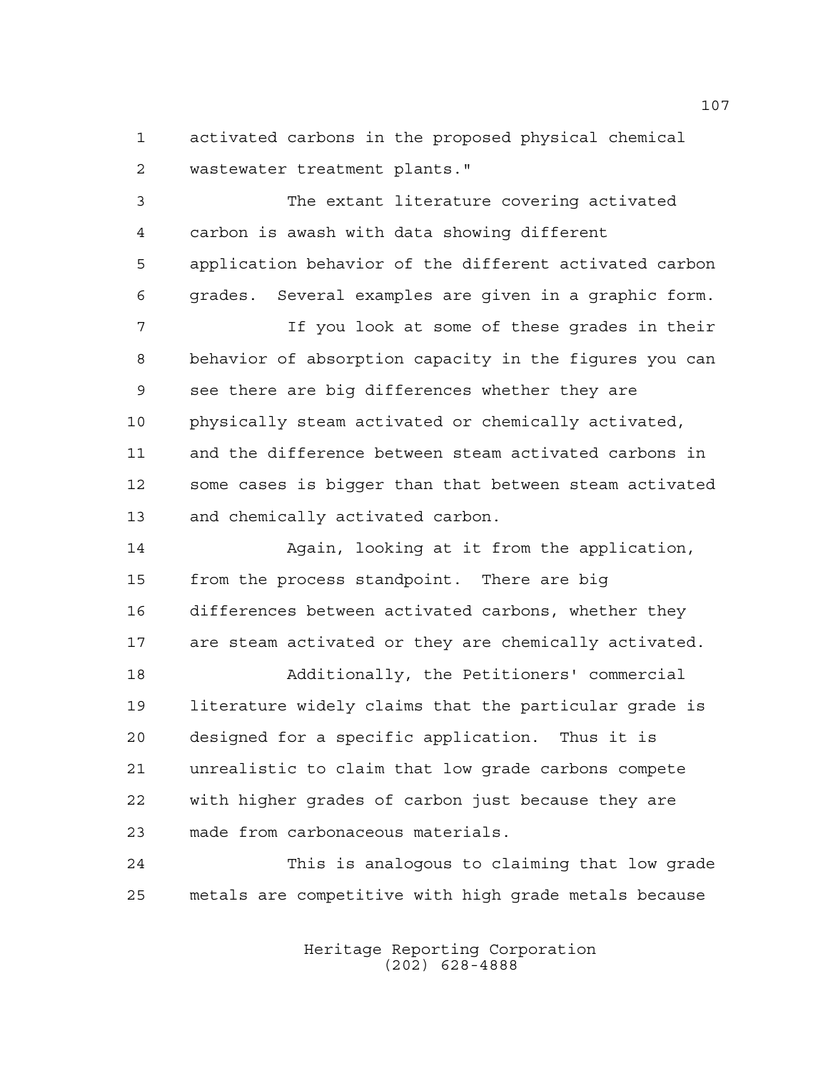activated carbons in the proposed physical chemical wastewater treatment plants."

The extant literature covering activated carbon is awash with data showing different application behavior of the different activated carbon grades. Several examples are given in a graphic form.

If you look at some of these grades in their behavior of absorption capacity in the figures you can see there are big differences whether they are physically steam activated or chemically activated, and the difference between steam activated carbons in some cases is bigger than that between steam activated and chemically activated carbon.

Again, looking at it from the application, from the process standpoint. There are big differences between activated carbons, whether they are steam activated or they are chemically activated.

Additionally, the Petitioners' commercial literature widely claims that the particular grade is designed for a specific application. Thus it is unrealistic to claim that low grade carbons compete with higher grades of carbon just because they are made from carbonaceous materials.

This is analogous to claiming that low grade metals are competitive with high grade metals because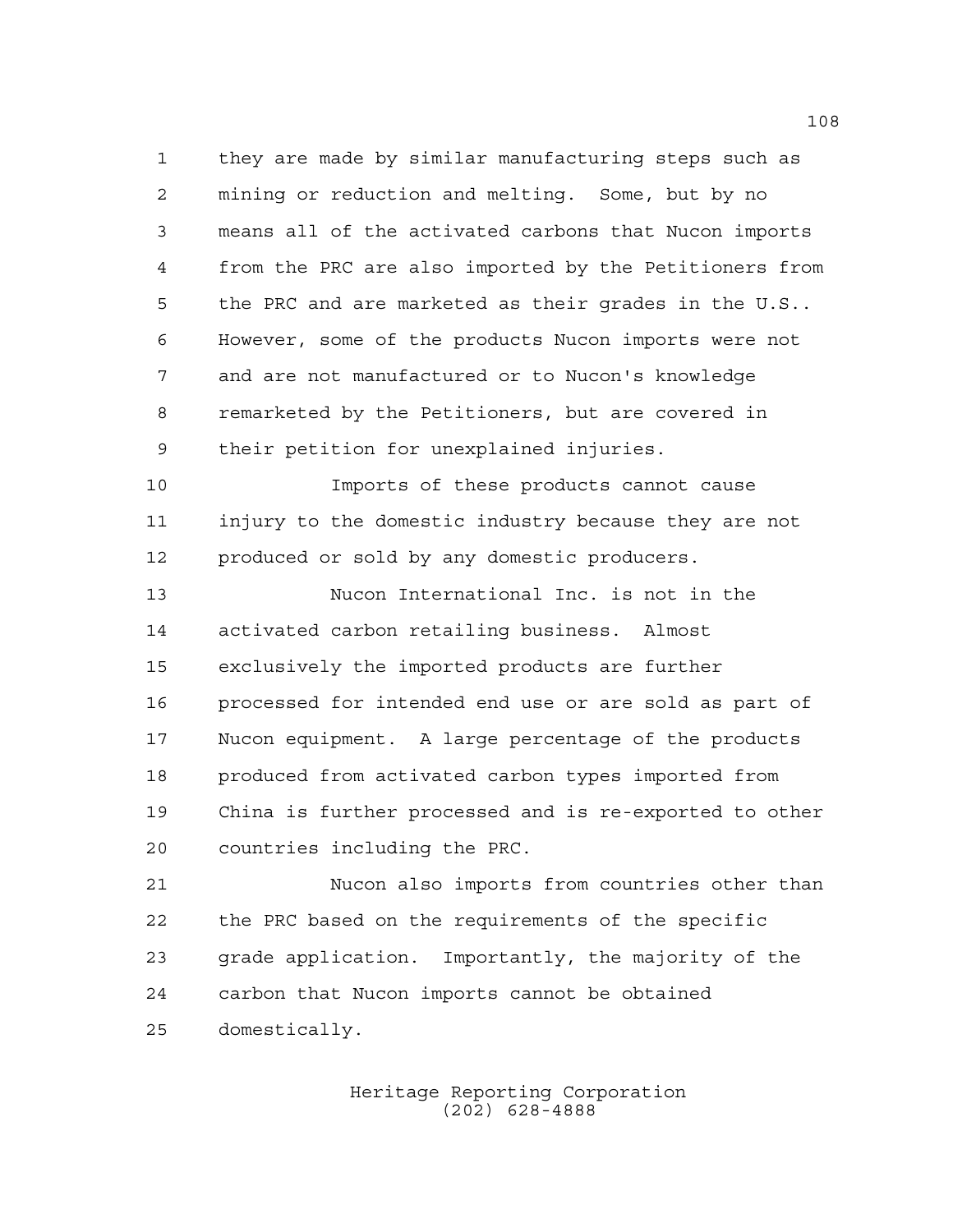they are made by similar manufacturing steps such as mining or reduction and melting. Some, but by no means all of the activated carbons that Nucon imports from the PRC are also imported by the Petitioners from the PRC and are marketed as their grades in the U.S.. However, some of the products Nucon imports were not and are not manufactured or to Nucon's knowledge remarketed by the Petitioners, but are covered in their petition for unexplained injuries.

Imports of these products cannot cause injury to the domestic industry because they are not produced or sold by any domestic producers.

Nucon International Inc. is not in the activated carbon retailing business. Almost exclusively the imported products are further processed for intended end use or are sold as part of Nucon equipment. A large percentage of the products produced from activated carbon types imported from China is further processed and is re-exported to other countries including the PRC.

Nucon also imports from countries other than the PRC based on the requirements of the specific grade application. Importantly, the majority of the carbon that Nucon imports cannot be obtained domestically.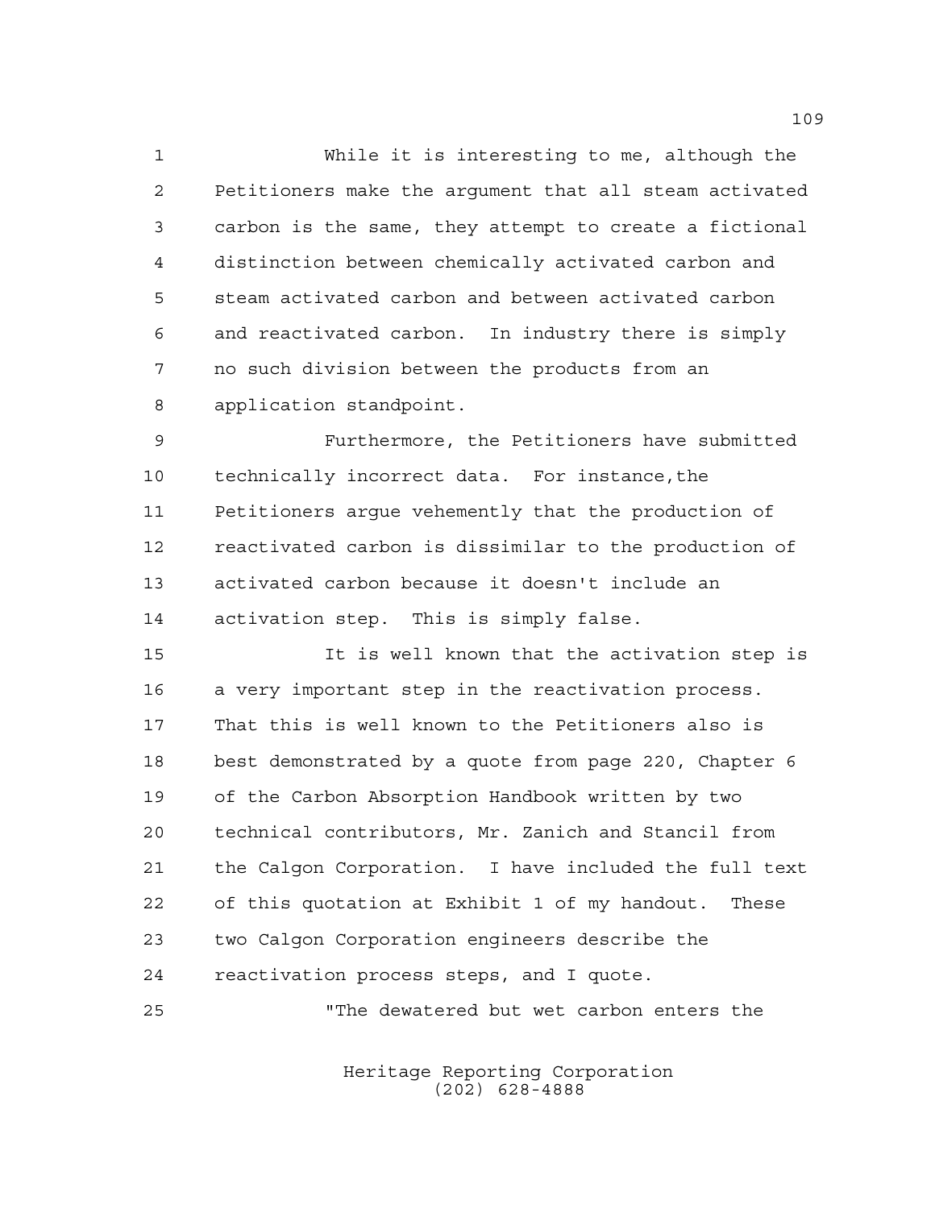While it is interesting to me, although the Petitioners make the argument that all steam activated carbon is the same, they attempt to create a fictional distinction between chemically activated carbon and steam activated carbon and between activated carbon and reactivated carbon. In industry there is simply no such division between the products from an application standpoint.

Furthermore, the Petitioners have submitted technically incorrect data. For instance,the Petitioners argue vehemently that the production of reactivated carbon is dissimilar to the production of activated carbon because it doesn't include an activation step. This is simply false.

It is well known that the activation step is a very important step in the reactivation process. That this is well known to the Petitioners also is best demonstrated by a quote from page 220, Chapter 6 of the Carbon Absorption Handbook written by two technical contributors, Mr. Zanich and Stancil from the Calgon Corporation. I have included the full text of this quotation at Exhibit 1 of my handout. These two Calgon Corporation engineers describe the reactivation process steps, and I quote.

"The dewatered but wet carbon enters the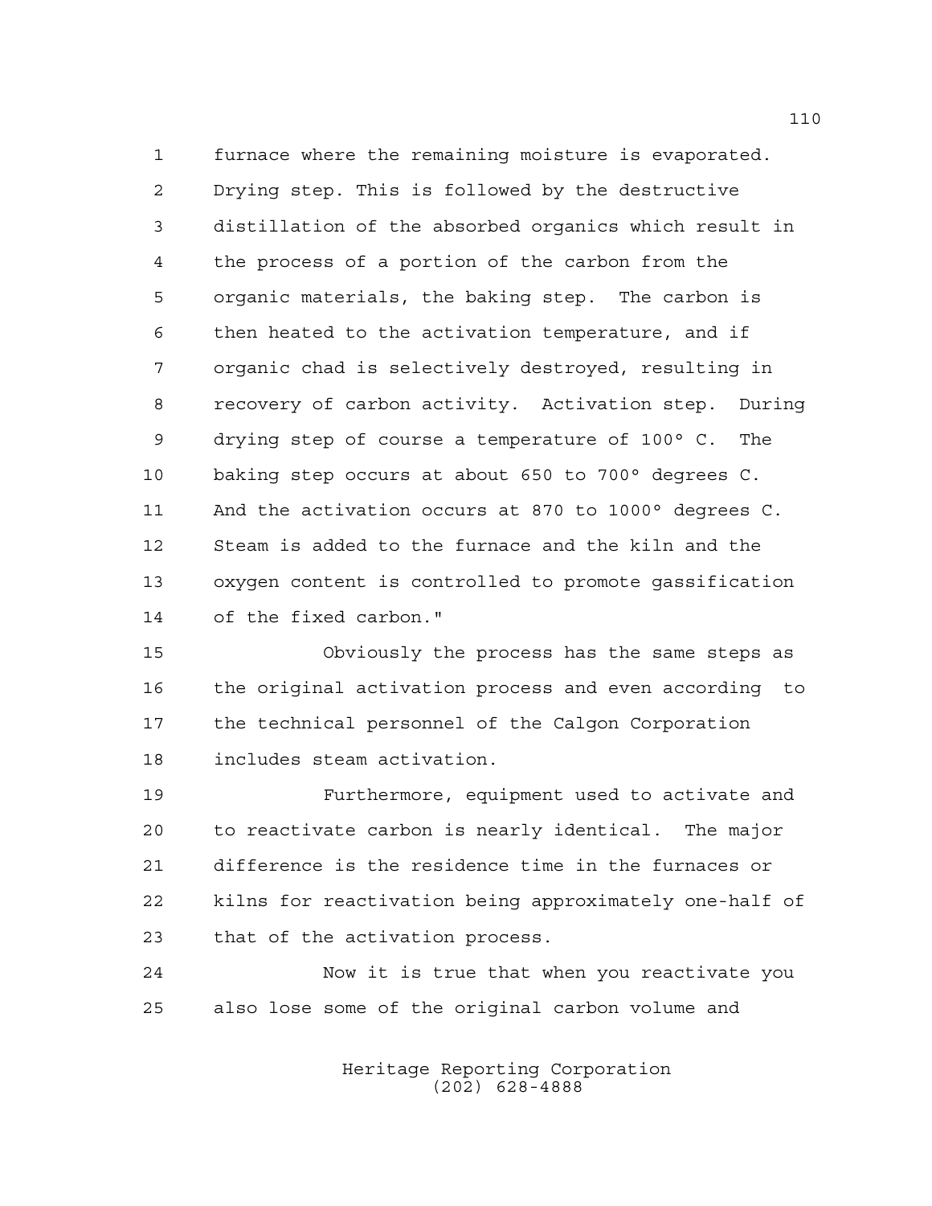furnace where the remaining moisture is evaporated. Drying step. This is followed by the destructive distillation of the absorbed organics which result in the process of a portion of the carbon from the organic materials, the baking step. The carbon is then heated to the activation temperature, and if organic chad is selectively destroyed, resulting in recovery of carbon activity. Activation step. During drying step of course a temperature of 100° C. The baking step occurs at about 650 to 700° degrees C. And the activation occurs at 870 to 1000° degrees C. Steam is added to the furnace and the kiln and the oxygen content is controlled to promote gassification of the fixed carbon."

Obviously the process has the same steps as the original activation process and even according to the technical personnel of the Calgon Corporation includes steam activation.

Furthermore, equipment used to activate and to reactivate carbon is nearly identical. The major difference is the residence time in the furnaces or kilns for reactivation being approximately one-half of that of the activation process.

Now it is true that when you reactivate you also lose some of the original carbon volume and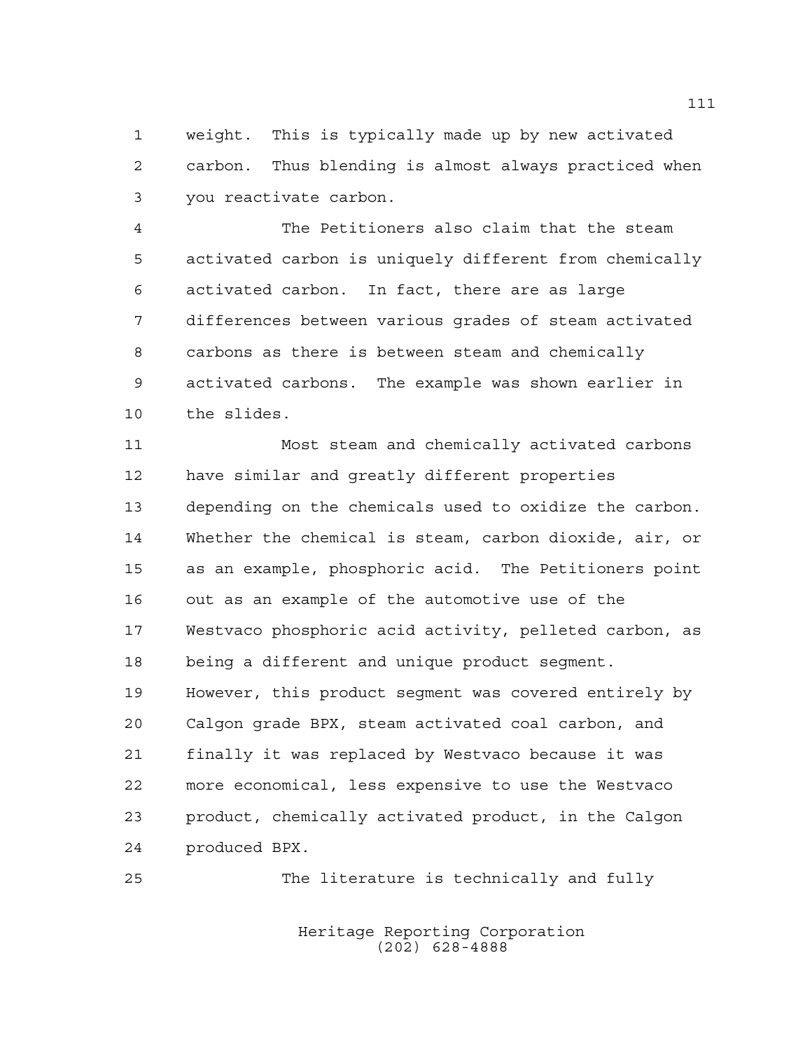weight. This is typically made up by new activated carbon. Thus blending is almost always practiced when you reactivate carbon.

The Petitioners also claim that the steam activated carbon is uniquely different from chemically activated carbon. In fact, there are as large differences between various grades of steam activated carbons as there is between steam and chemically activated carbons. The example was shown earlier in the slides.

Most steam and chemically activated carbons have similar and greatly different properties depending on the chemicals used to oxidize the carbon. Whether the chemical is steam, carbon dioxide, air, or as an example, phosphoric acid. The Petitioners point out as an example of the automotive use of the Westvaco phosphoric acid activity, pelleted carbon, as being a different and unique product segment. However, this product segment was covered entirely by Calgon grade BPX, steam activated coal carbon, and finally it was replaced by Westvaco because it was more economical, less expensive to use the Westvaco product, chemically activated product, in the Calgon produced BPX.

The literature is technically and fully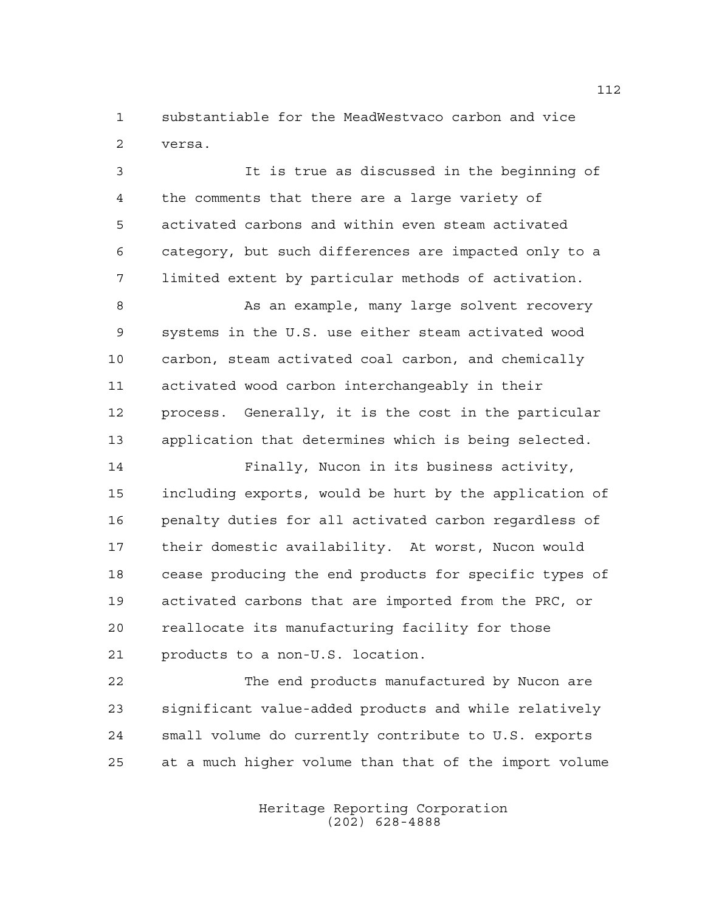substantiable for the MeadWestvaco carbon and vice versa.

It is true as discussed in the beginning of the comments that there are a large variety of activated carbons and within even steam activated category, but such differences are impacted only to a limited extent by particular methods of activation.

As an example, many large solvent recovery systems in the U.S. use either steam activated wood carbon, steam activated coal carbon, and chemically activated wood carbon interchangeably in their process. Generally, it is the cost in the particular application that determines which is being selected.

Finally, Nucon in its business activity, including exports, would be hurt by the application of penalty duties for all activated carbon regardless of their domestic availability. At worst, Nucon would cease producing the end products for specific types of activated carbons that are imported from the PRC, or reallocate its manufacturing facility for those products to a non-U.S. location.

The end products manufactured by Nucon are significant value-added products and while relatively small volume do currently contribute to U.S. exports at a much higher volume than that of the import volume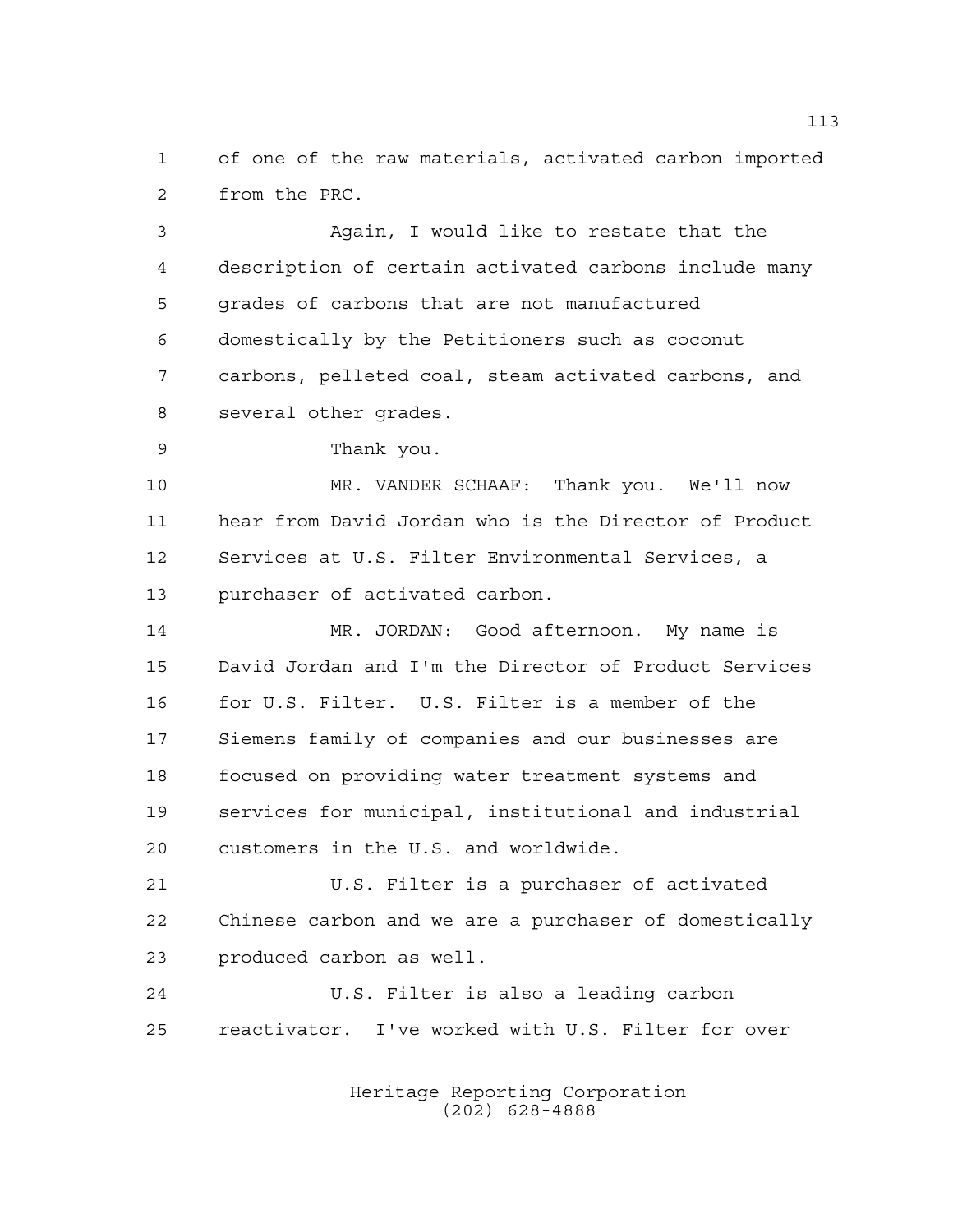of one of the raw materials, activated carbon imported from the PRC.

Again, I would like to restate that the description of certain activated carbons include many grades of carbons that are not manufactured domestically by the Petitioners such as coconut carbons, pelleted coal, steam activated carbons, and several other grades.

Thank you.

MR. VANDER SCHAAF: Thank you. We'll now hear from David Jordan who is the Director of Product Services at U.S. Filter Environmental Services, a purchaser of activated carbon.

MR. JORDAN: Good afternoon. My name is David Jordan and I'm the Director of Product Services for U.S. Filter. U.S. Filter is a member of the Siemens family of companies and our businesses are focused on providing water treatment systems and services for municipal, institutional and industrial customers in the U.S. and worldwide.

U.S. Filter is a purchaser of activated Chinese carbon and we are a purchaser of domestically produced carbon as well.

U.S. Filter is also a leading carbon reactivator. I've worked with U.S. Filter for over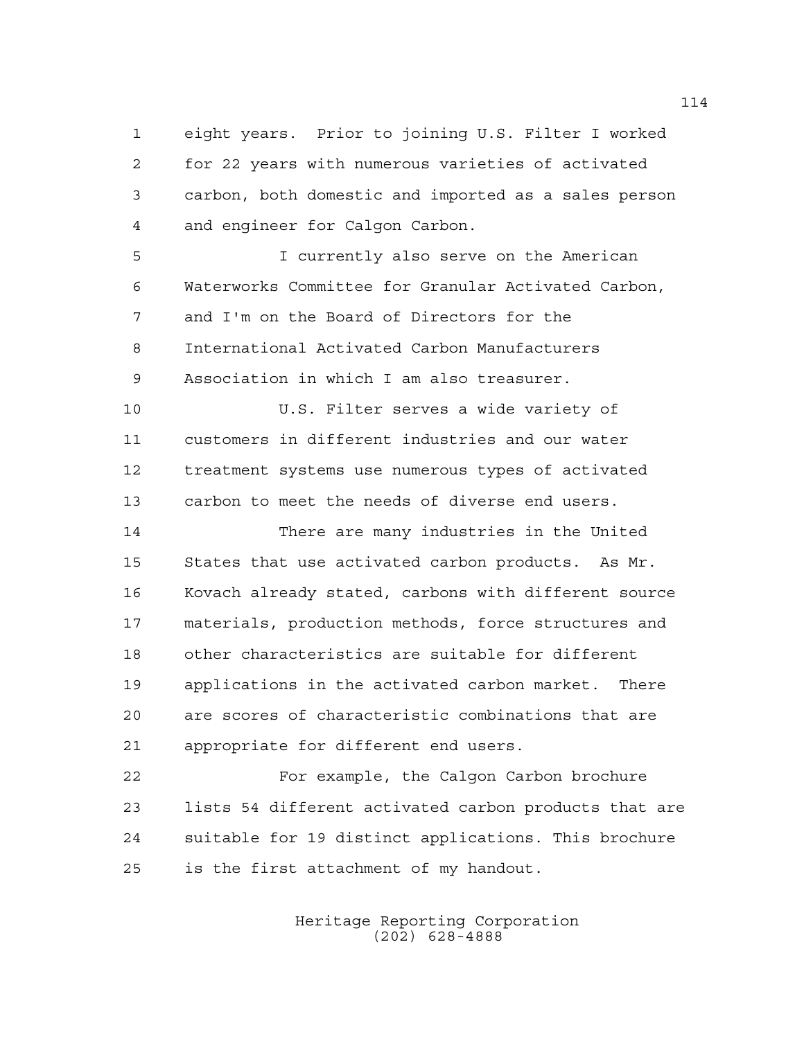eight years. Prior to joining U.S. Filter I worked for 22 years with numerous varieties of activated carbon, both domestic and imported as a sales person and engineer for Calgon Carbon.

I currently also serve on the American Waterworks Committee for Granular Activated Carbon, and I'm on the Board of Directors for the International Activated Carbon Manufacturers Association in which I am also treasurer.

U.S. Filter serves a wide variety of customers in different industries and our water treatment systems use numerous types of activated carbon to meet the needs of diverse end users.

There are many industries in the United States that use activated carbon products. As Mr. Kovach already stated, carbons with different source materials, production methods, force structures and other characteristics are suitable for different applications in the activated carbon market. There are scores of characteristic combinations that are appropriate for different end users.

For example, the Calgon Carbon brochure lists 54 different activated carbon products that are suitable for 19 distinct applications. This brochure is the first attachment of my handout.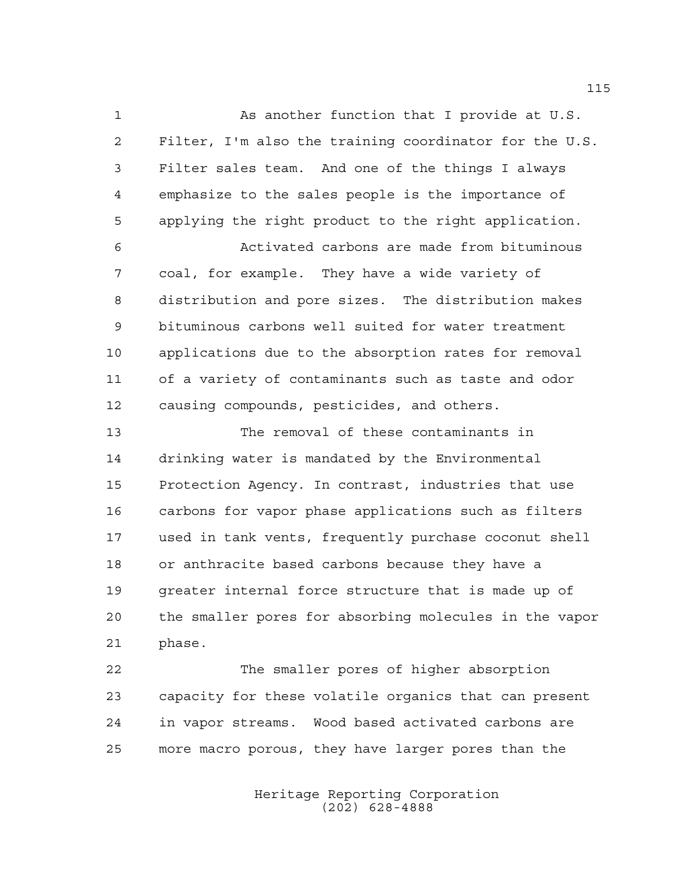As another function that I provide at U.S. Filter, I'm also the training coordinator for the U.S. Filter sales team. And one of the things I always emphasize to the sales people is the importance of applying the right product to the right application.

Activated carbons are made from bituminous coal, for example. They have a wide variety of distribution and pore sizes. The distribution makes bituminous carbons well suited for water treatment applications due to the absorption rates for removal of a variety of contaminants such as taste and odor causing compounds, pesticides, and others.

The removal of these contaminants in drinking water is mandated by the Environmental Protection Agency. In contrast, industries that use carbons for vapor phase applications such as filters used in tank vents, frequently purchase coconut shell or anthracite based carbons because they have a greater internal force structure that is made up of the smaller pores for absorbing molecules in the vapor phase.

The smaller pores of higher absorption capacity for these volatile organics that can present in vapor streams. Wood based activated carbons are more macro porous, they have larger pores than the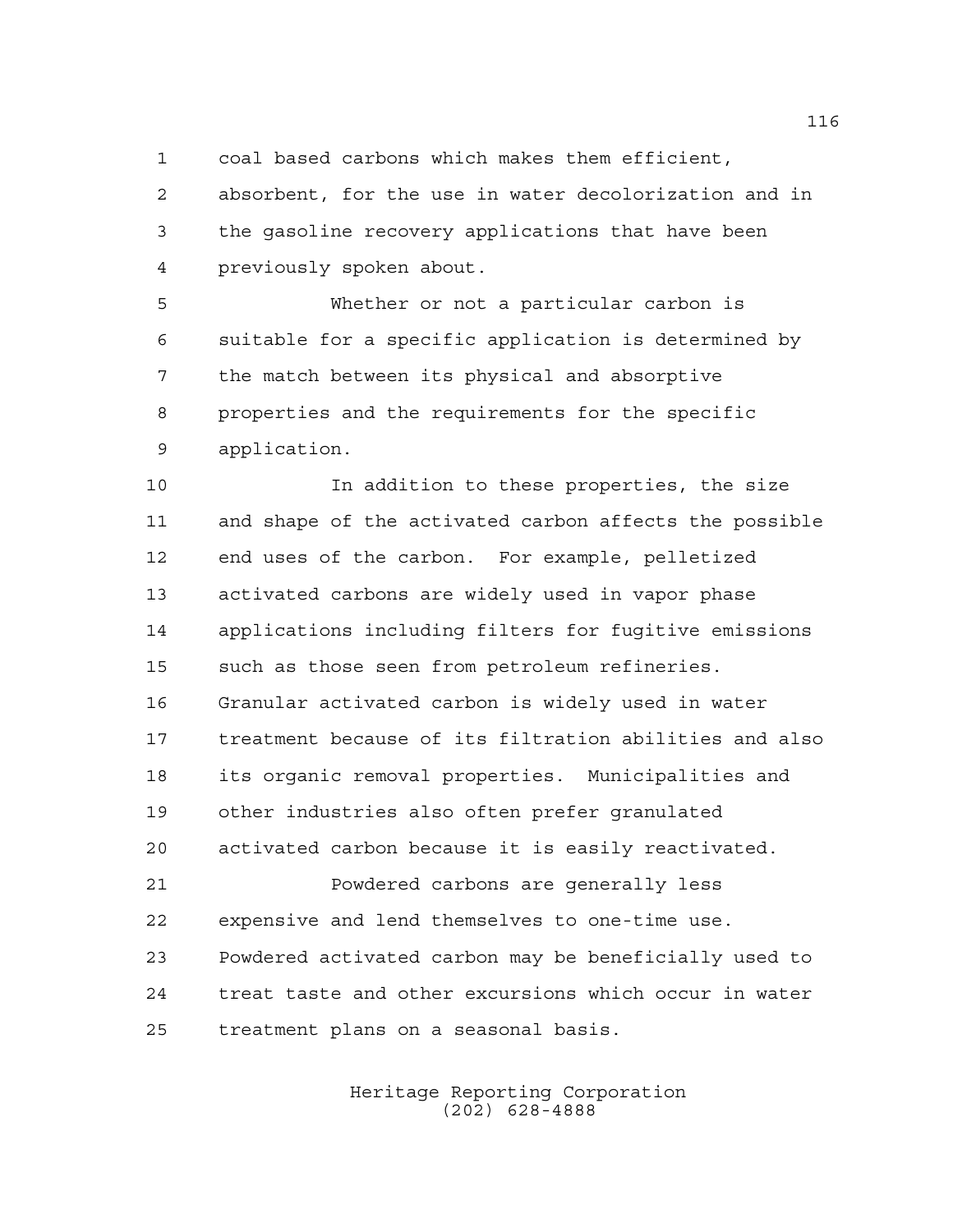coal based carbons which makes them efficient, absorbent, for the use in water decolorization and in the gasoline recovery applications that have been previously spoken about.

Whether or not a particular carbon is suitable for a specific application is determined by the match between its physical and absorptive properties and the requirements for the specific application.

In addition to these properties, the size and shape of the activated carbon affects the possible end uses of the carbon. For example, pelletized activated carbons are widely used in vapor phase applications including filters for fugitive emissions such as those seen from petroleum refineries. Granular activated carbon is widely used in water treatment because of its filtration abilities and also its organic removal properties. Municipalities and other industries also often prefer granulated activated carbon because it is easily reactivated.

Powdered carbons are generally less expensive and lend themselves to one-time use. Powdered activated carbon may be beneficially used to treat taste and other excursions which occur in water treatment plans on a seasonal basis.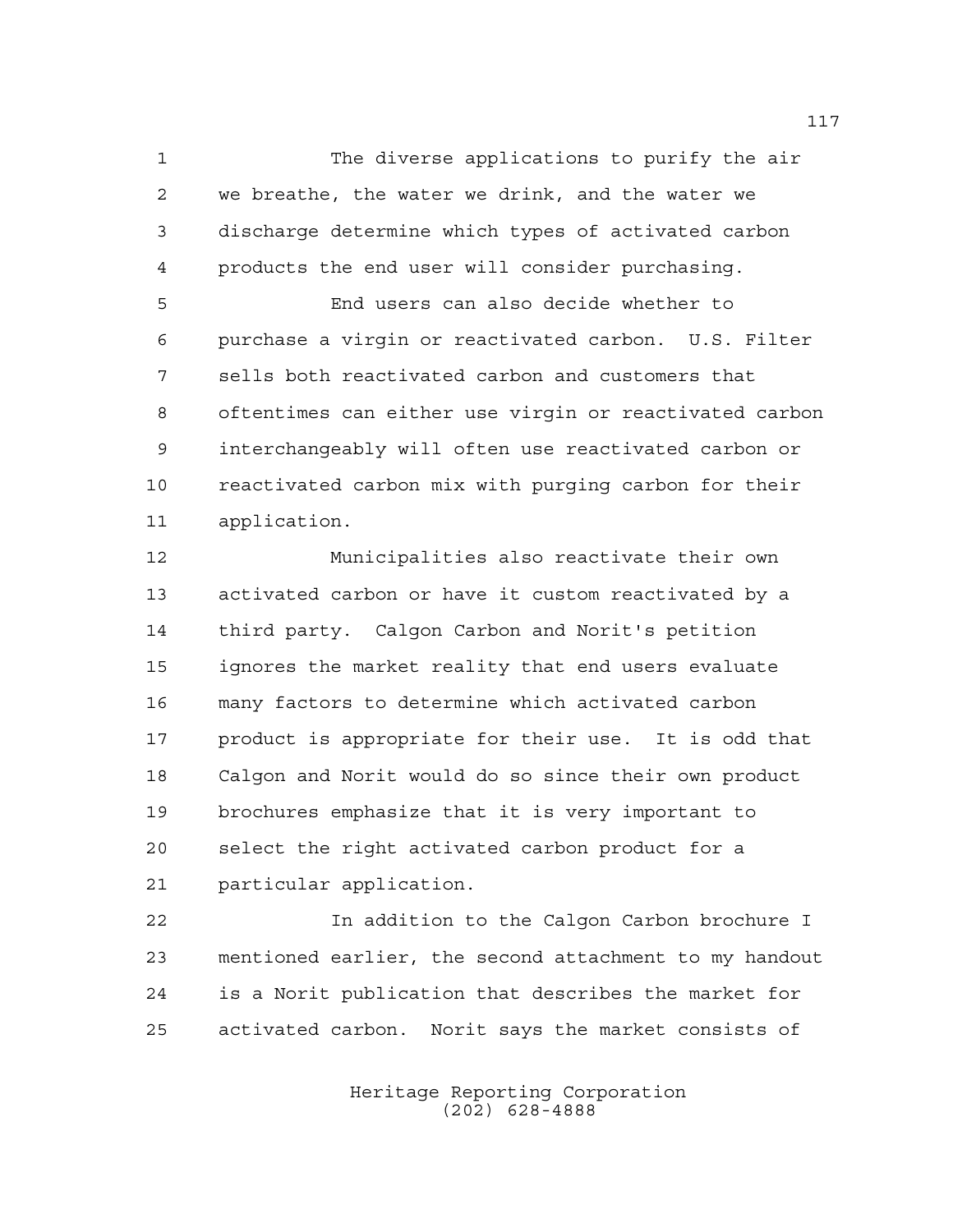The diverse applications to purify the air we breathe, the water we drink, and the water we discharge determine which types of activated carbon products the end user will consider purchasing.

End users can also decide whether to purchase a virgin or reactivated carbon. U.S. Filter sells both reactivated carbon and customers that oftentimes can either use virgin or reactivated carbon interchangeably will often use reactivated carbon or reactivated carbon mix with purging carbon for their application.

Municipalities also reactivate their own activated carbon or have it custom reactivated by a third party. Calgon Carbon and Norit's petition ignores the market reality that end users evaluate many factors to determine which activated carbon product is appropriate for their use. It is odd that Calgon and Norit would do so since their own product brochures emphasize that it is very important to select the right activated carbon product for a particular application.

In addition to the Calgon Carbon brochure I mentioned earlier, the second attachment to my handout is a Norit publication that describes the market for activated carbon. Norit says the market consists of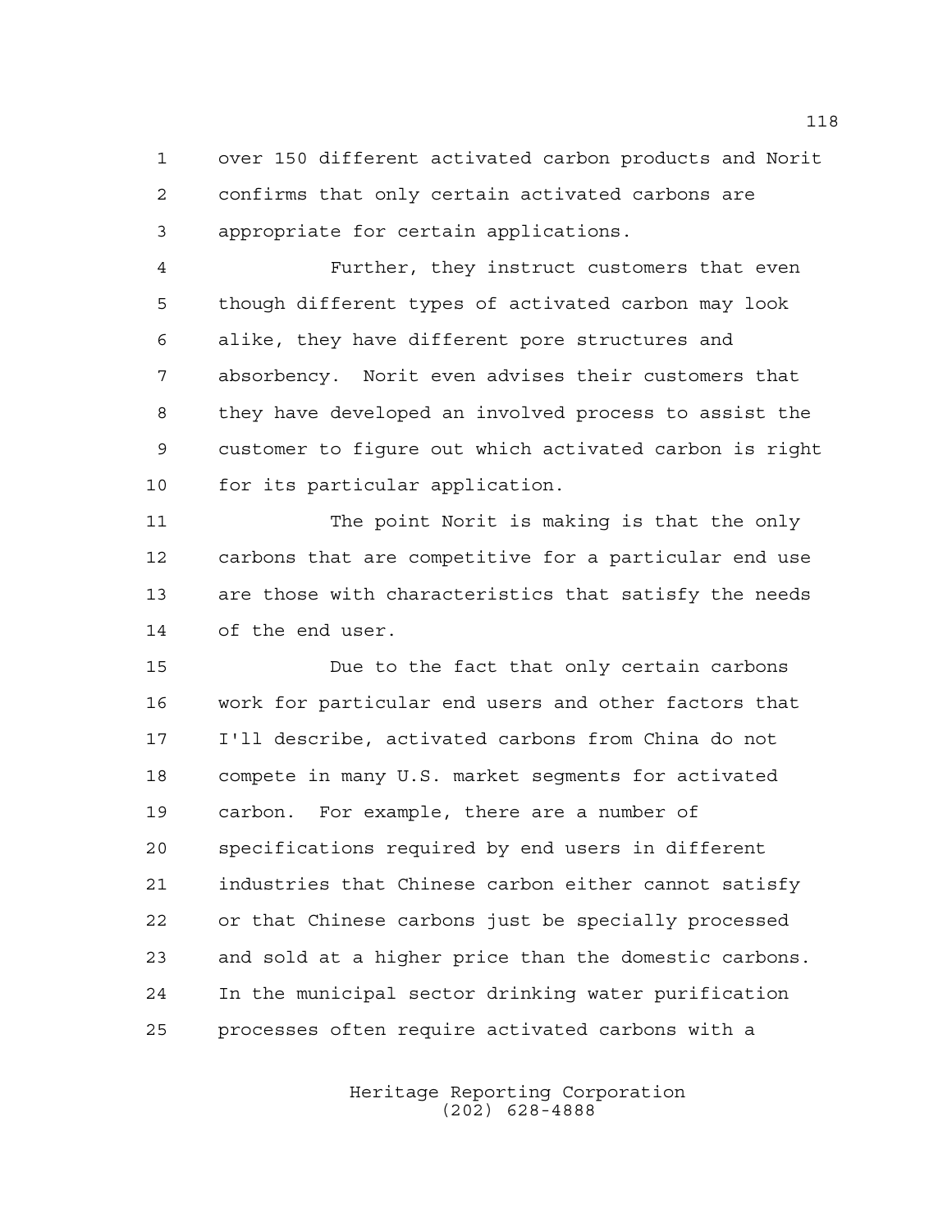over 150 different activated carbon products and Norit confirms that only certain activated carbons are appropriate for certain applications.

Further, they instruct customers that even though different types of activated carbon may look alike, they have different pore structures and absorbency. Norit even advises their customers that they have developed an involved process to assist the customer to figure out which activated carbon is right for its particular application.

The point Norit is making is that the only carbons that are competitive for a particular end use are those with characteristics that satisfy the needs of the end user.

Due to the fact that only certain carbons work for particular end users and other factors that I'll describe, activated carbons from China do not compete in many U.S. market segments for activated carbon. For example, there are a number of specifications required by end users in different industries that Chinese carbon either cannot satisfy or that Chinese carbons just be specially processed and sold at a higher price than the domestic carbons. In the municipal sector drinking water purification processes often require activated carbons with a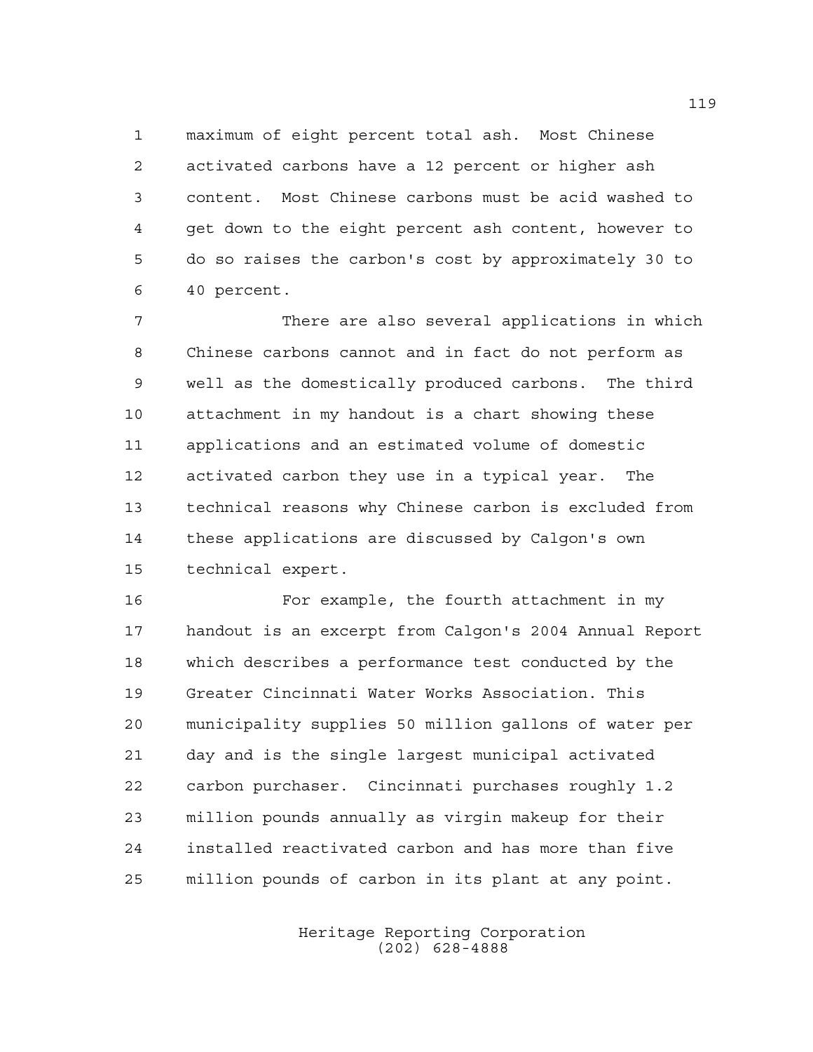maximum of eight percent total ash. Most Chinese activated carbons have a 12 percent or higher ash content. Most Chinese carbons must be acid washed to get down to the eight percent ash content, however to do so raises the carbon's cost by approximately 30 to 40 percent.

There are also several applications in which Chinese carbons cannot and in fact do not perform as well as the domestically produced carbons. The third attachment in my handout is a chart showing these applications and an estimated volume of domestic activated carbon they use in a typical year. The technical reasons why Chinese carbon is excluded from these applications are discussed by Calgon's own technical expert.

For example, the fourth attachment in my handout is an excerpt from Calgon's 2004 Annual Report which describes a performance test conducted by the Greater Cincinnati Water Works Association. This municipality supplies 50 million gallons of water per day and is the single largest municipal activated carbon purchaser. Cincinnati purchases roughly 1.2 million pounds annually as virgin makeup for their installed reactivated carbon and has more than five million pounds of carbon in its plant at any point.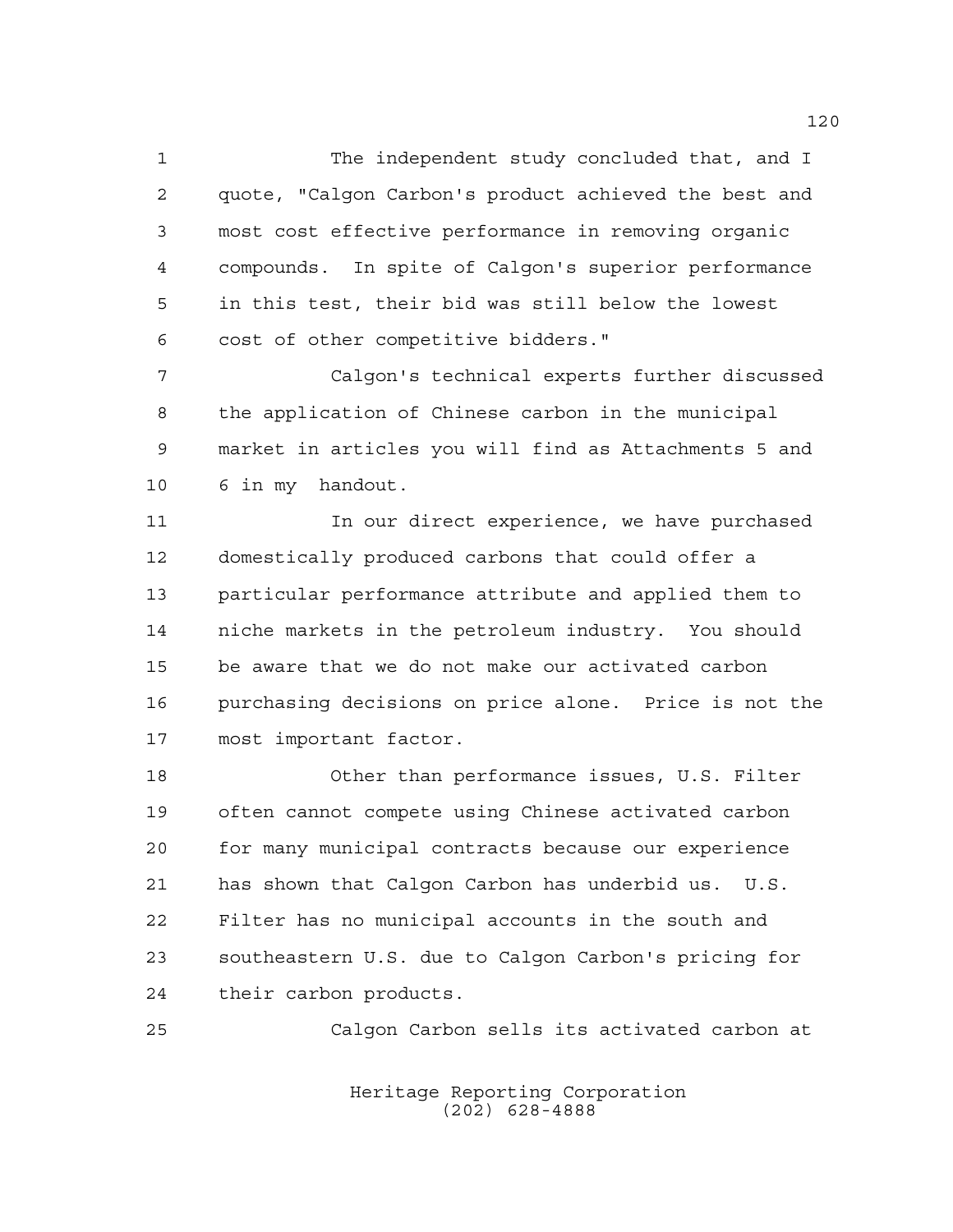The independent study concluded that, and I quote, "Calgon Carbon's product achieved the best and most cost effective performance in removing organic compounds. In spite of Calgon's superior performance in this test, their bid was still below the lowest cost of other competitive bidders."

Calgon's technical experts further discussed the application of Chinese carbon in the municipal market in articles you will find as Attachments 5 and 6 in my handout.

In our direct experience, we have purchased domestically produced carbons that could offer a particular performance attribute and applied them to niche markets in the petroleum industry. You should be aware that we do not make our activated carbon purchasing decisions on price alone. Price is not the most important factor.

Other than performance issues, U.S. Filter often cannot compete using Chinese activated carbon for many municipal contracts because our experience has shown that Calgon Carbon has underbid us. U.S. Filter has no municipal accounts in the south and southeastern U.S. due to Calgon Carbon's pricing for their carbon products.

Calgon Carbon sells its activated carbon at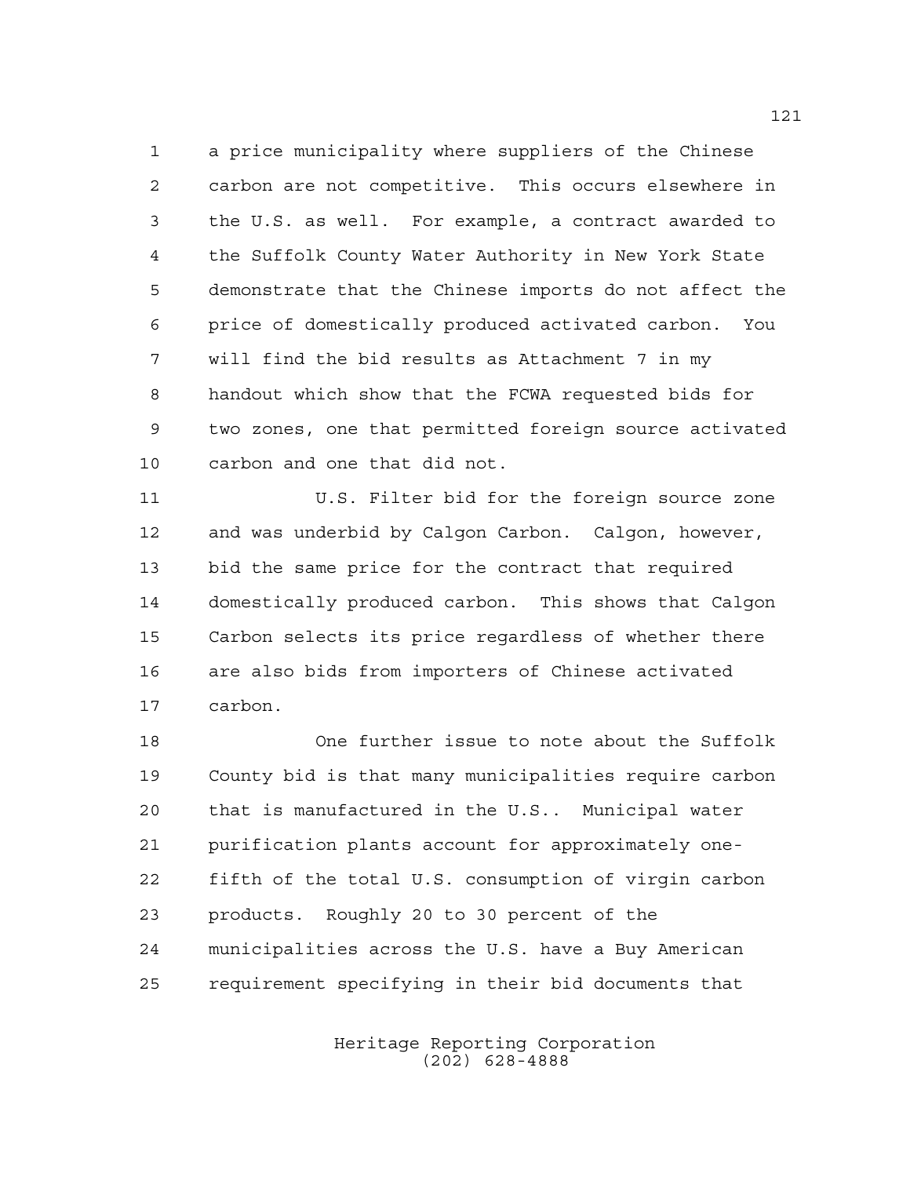a price municipality where suppliers of the Chinese carbon are not competitive. This occurs elsewhere in the U.S. as well. For example, a contract awarded to the Suffolk County Water Authority in New York State demonstrate that the Chinese imports do not affect the price of domestically produced activated carbon. You will find the bid results as Attachment 7 in my handout which show that the FCWA requested bids for two zones, one that permitted foreign source activated carbon and one that did not.

U.S. Filter bid for the foreign source zone and was underbid by Calgon Carbon. Calgon, however, bid the same price for the contract that required domestically produced carbon. This shows that Calgon Carbon selects its price regardless of whether there are also bids from importers of Chinese activated carbon.

One further issue to note about the Suffolk County bid is that many municipalities require carbon that is manufactured in the U.S.. Municipal water purification plants account for approximately one-fifth of the total U.S. consumption of virgin carbon products. Roughly 20 to 30 percent of the municipalities across the U.S. have a Buy American requirement specifying in their bid documents that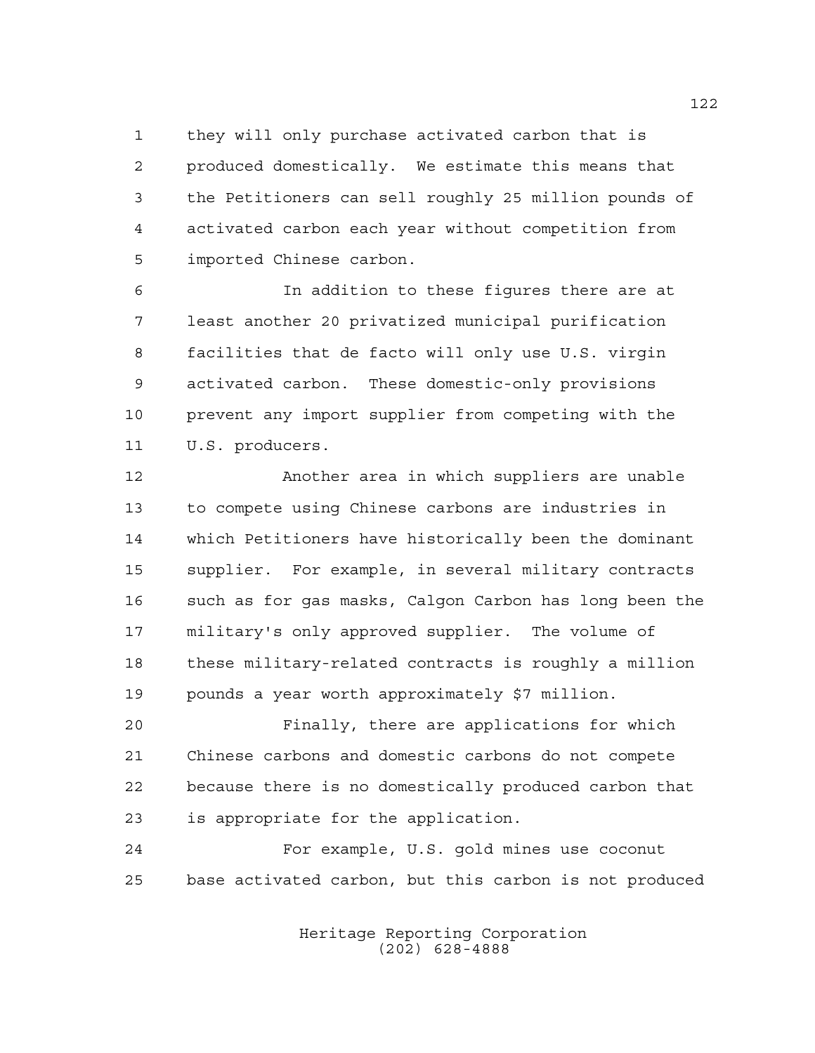they will only purchase activated carbon that is produced domestically. We estimate this means that the Petitioners can sell roughly 25 million pounds of activated carbon each year without competition from imported Chinese carbon.

In addition to these figures there are at least another 20 privatized municipal purification facilities that de facto will only use U.S. virgin activated carbon. These domestic-only provisions prevent any import supplier from competing with the U.S. producers.

Another area in which suppliers are unable to compete using Chinese carbons are industries in which Petitioners have historically been the dominant supplier. For example, in several military contracts such as for gas masks, Calgon Carbon has long been the military's only approved supplier. The volume of these military-related contracts is roughly a million pounds a year worth approximately $7 million.

Finally, there are applications for which Chinese carbons and domestic carbons do not compete because there is no domestically produced carbon that is appropriate for the application.

For example, U.S. gold mines use coconut base activated carbon, but this carbon is not produced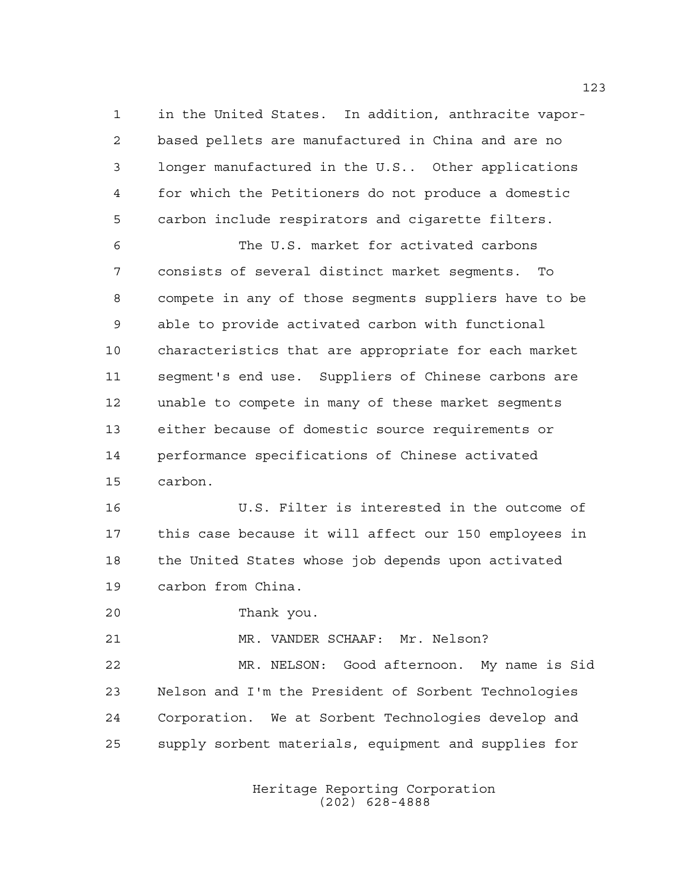in the United States. In addition, anthracite vapor-based pellets are manufactured in China and are no longer manufactured in the U.S.. Other applications for which the Petitioners do not produce a domestic carbon include respirators and cigarette filters.

The U.S. market for activated carbons consists of several distinct market segments. To compete in any of those segments suppliers have to be able to provide activated carbon with functional characteristics that are appropriate for each market segment's end use. Suppliers of Chinese carbons are unable to compete in many of these market segments either because of domestic source requirements or performance specifications of Chinese activated carbon.

U.S. Filter is interested in the outcome of this case because it will affect our 150 employees in the United States whose job depends upon activated carbon from China.

Thank you.

MR. VANDER SCHAAF: Mr. Nelson?

MR. NELSON: Good afternoon. My name is Sid Nelson and I'm the President of Sorbent Technologies Corporation. We at Sorbent Technologies develop and supply sorbent materials, equipment and supplies for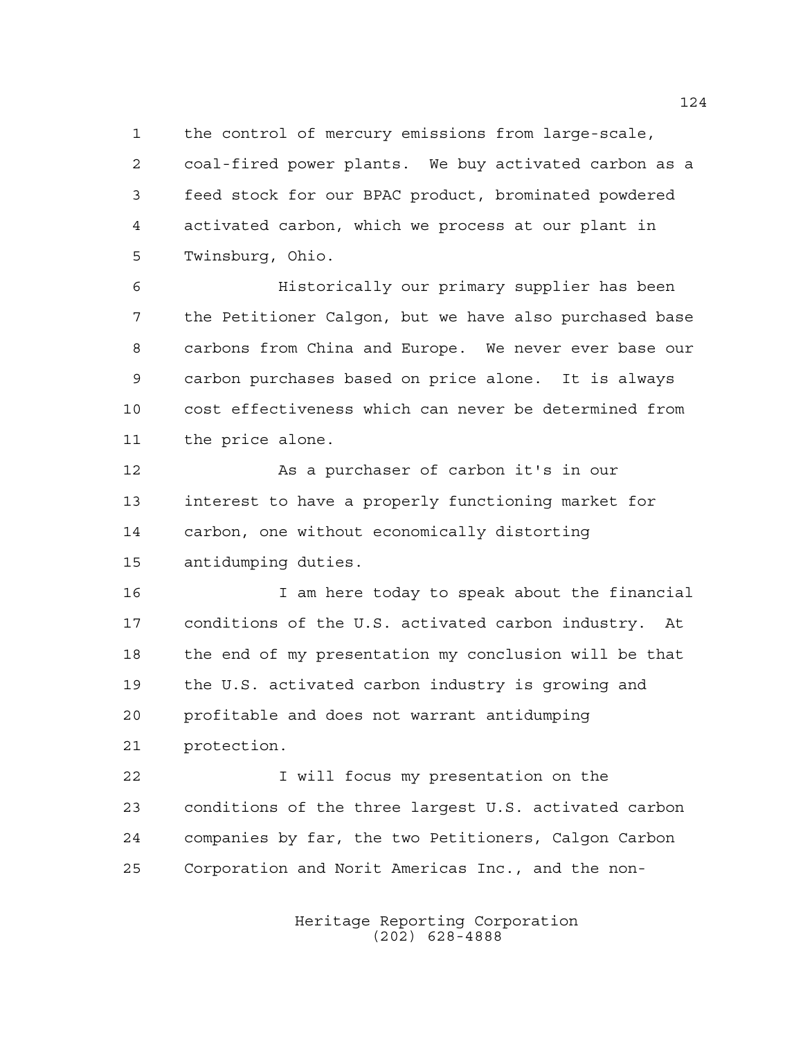the control of mercury emissions from large-scale, coal-fired power plants. We buy activated carbon as a feed stock for our BPAC product, brominated powdered activated carbon, which we process at our plant in Twinsburg, Ohio.

Historically our primary supplier has been the Petitioner Calgon, but we have also purchased base carbons from China and Europe. We never ever base our carbon purchases based on price alone. It is always cost effectiveness which can never be determined from the price alone.

As a purchaser of carbon it's in our interest to have a properly functioning market for carbon, one without economically distorting antidumping duties.

I am here today to speak about the financial conditions of the U.S. activated carbon industry. At the end of my presentation my conclusion will be that the U.S. activated carbon industry is growing and profitable and does not warrant antidumping protection.

I will focus my presentation on the conditions of the three largest U.S. activated carbon companies by far, the two Petitioners, Calgon Carbon Corporation and Norit Americas Inc., and the non-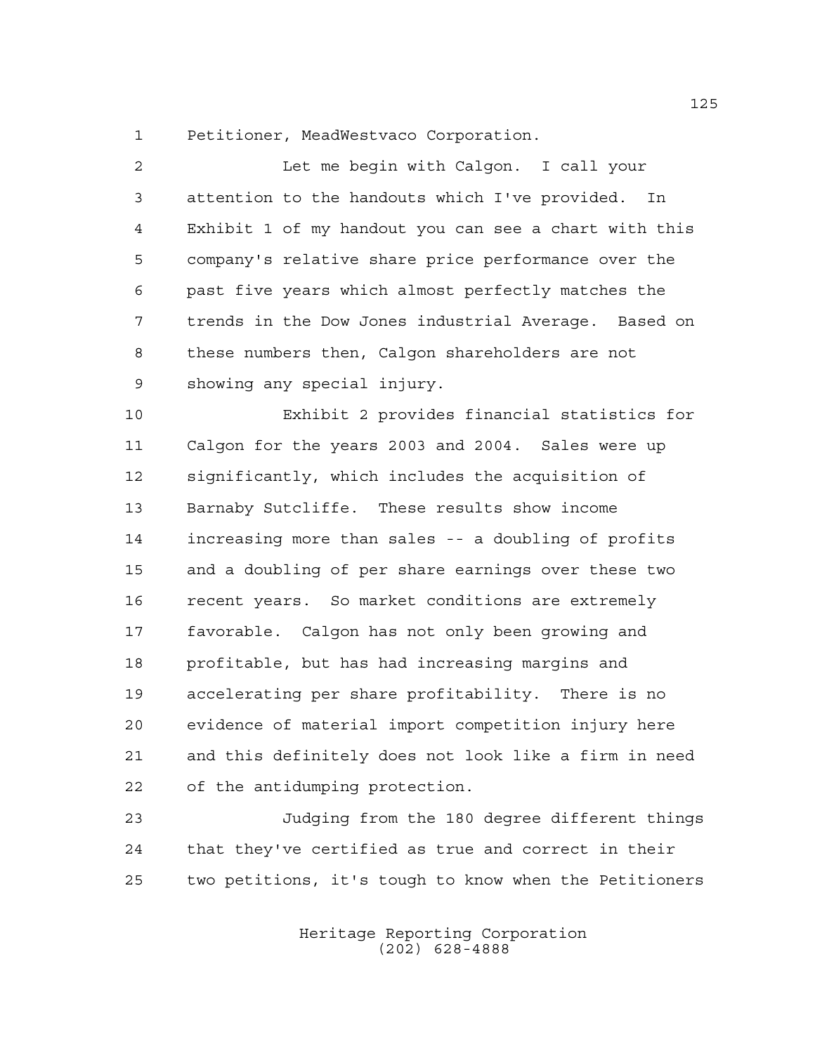Petitioner, MeadWestvaco Corporation.

Let me begin with Calgon. I call your attention to the handouts which I've provided. In Exhibit 1 of my handout you can see a chart with this company's relative share price performance over the past five years which almost perfectly matches the trends in the Dow Jones industrial Average. Based on these numbers then, Calgon shareholders are not showing any special injury.

Exhibit 2 provides financial statistics for Calgon for the years 2003 and 2004. Sales were up significantly, which includes the acquisition of Barnaby Sutcliffe. These results show income increasing more than sales -- a doubling of profits and a doubling of per share earnings over these two recent years. So market conditions are extremely favorable. Calgon has not only been growing and profitable, but has had increasing margins and accelerating per share profitability. There is no evidence of material import competition injury here and this definitely does not look like a firm in need of the antidumping protection.

Judging from the 180 degree different things that they've certified as true and correct in their two petitions, it's tough to know when the Petitioners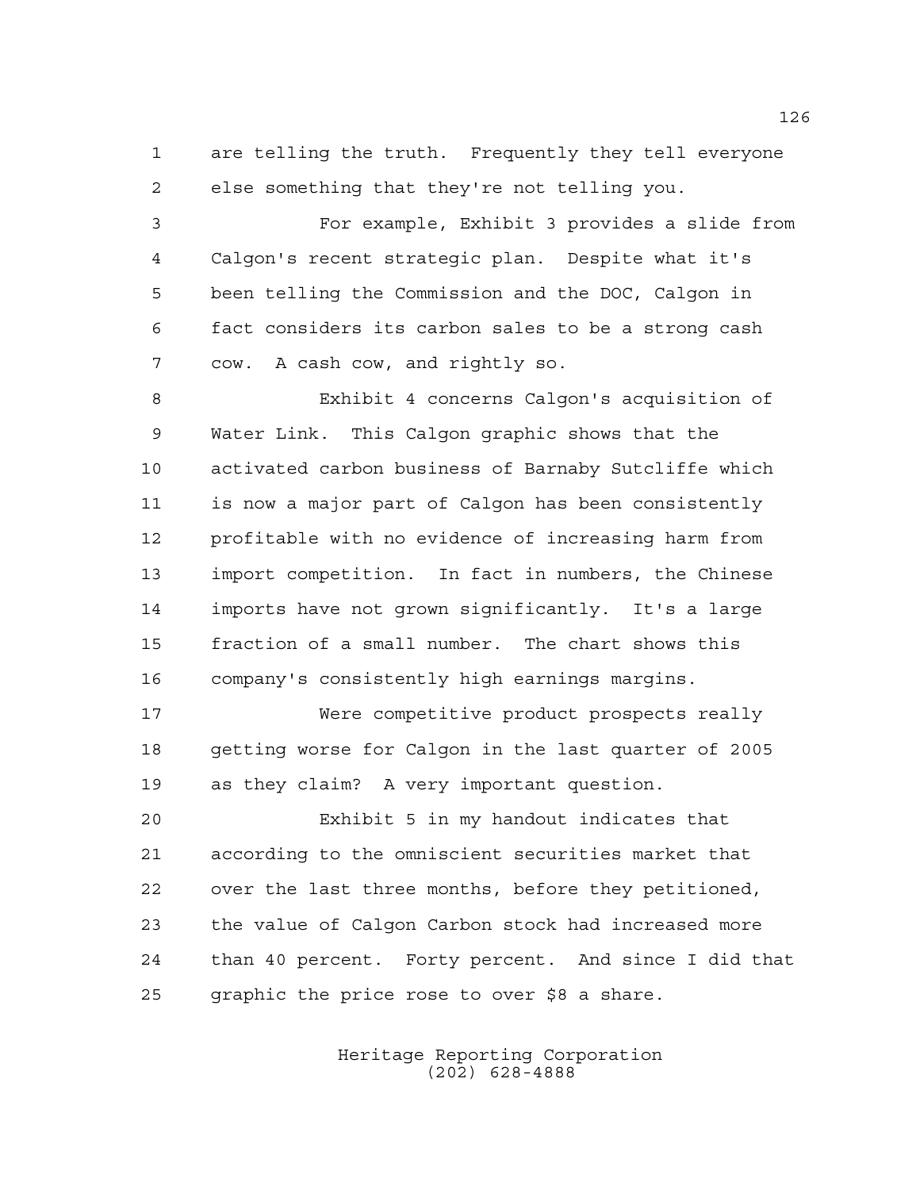are telling the truth. Frequently they tell everyone else something that they're not telling you.

For example, Exhibit 3 provides a slide from Calgon's recent strategic plan. Despite what it's been telling the Commission and the DOC, Calgon in fact considers its carbon sales to be a strong cash cow. A cash cow, and rightly so.

Exhibit 4 concerns Calgon's acquisition of Water Link. This Calgon graphic shows that the activated carbon business of Barnaby Sutcliffe which is now a major part of Calgon has been consistently profitable with no evidence of increasing harm from import competition. In fact in numbers, the Chinese imports have not grown significantly. It's a large fraction of a small number. The chart shows this company's consistently high earnings margins.

Were competitive product prospects really getting worse for Calgon in the last quarter of 2005 as they claim? A very important question.

Exhibit 5 in my handout indicates that according to the omniscient securities market that over the last three months, before they petitioned, the value of Calgon Carbon stock had increased more than 40 percent. Forty percent. And since I did that graphic the price rose to over $8 a share.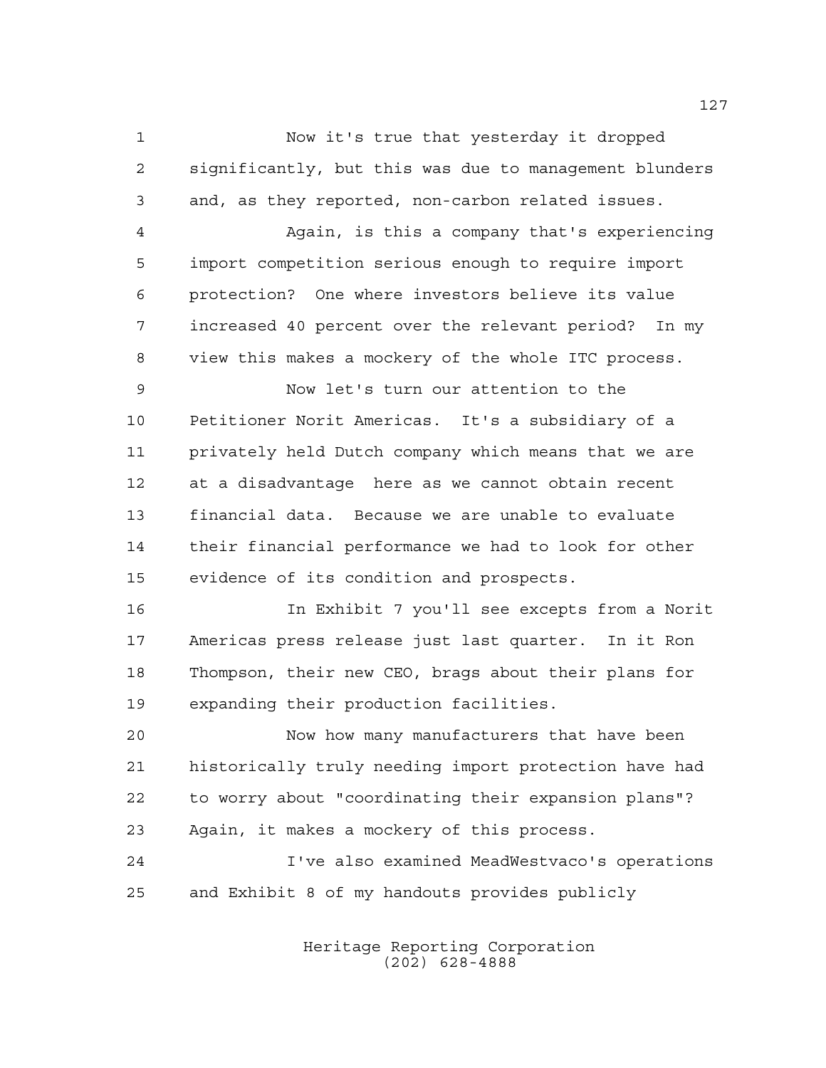Now it's true that yesterday it dropped significantly, but this was due to management blunders and, as they reported, non-carbon related issues.

Again, is this a company that's experiencing import competition serious enough to require import protection? One where investors believe its value increased 40 percent over the relevant period? In my view this makes a mockery of the whole ITC process.

Now let's turn our attention to the Petitioner Norit Americas. It's a subsidiary of a privately held Dutch company which means that we are at a disadvantage here as we cannot obtain recent financial data. Because we are unable to evaluate their financial performance we had to look for other evidence of its condition and prospects.

In Exhibit 7 you'll see excepts from a Norit Americas press release just last quarter. In it Ron Thompson, their new CEO, brags about their plans for expanding their production facilities.

Now how many manufacturers that have been historically truly needing import protection have had to worry about "coordinating their expansion plans"? Again, it makes a mockery of this process.

I've also examined MeadWestvaco's operations and Exhibit 8 of my handouts provides publicly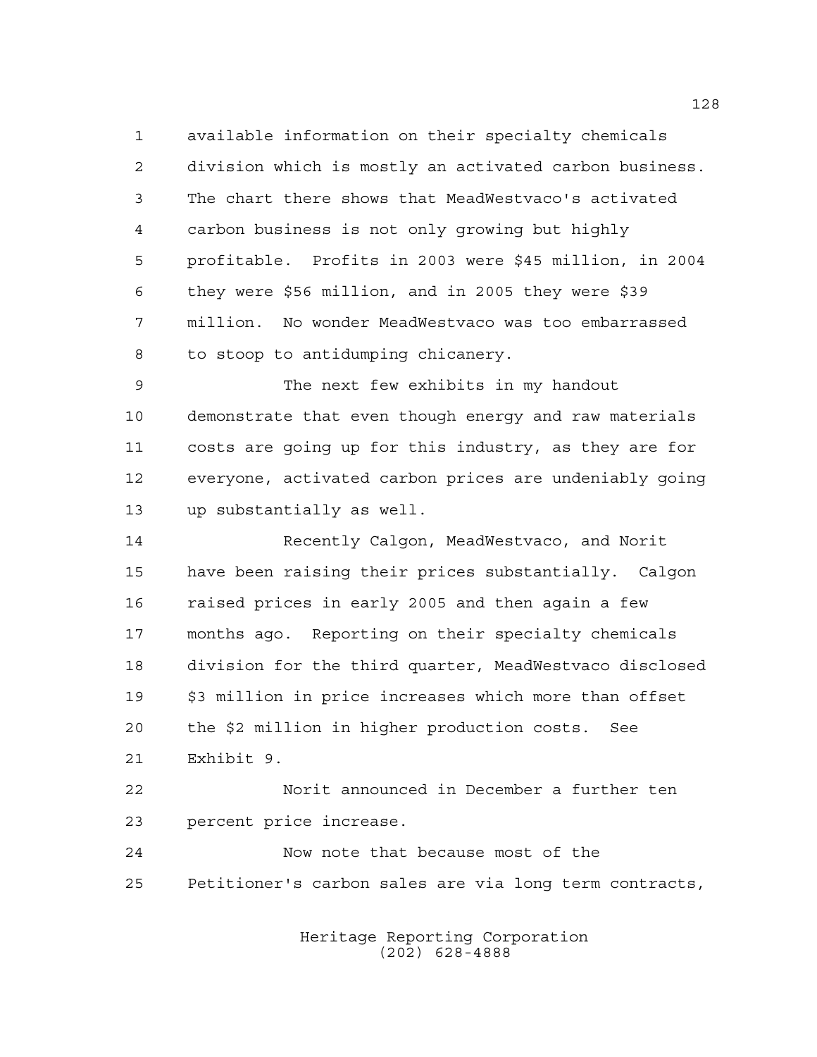available information on their specialty chemicals division which is mostly an activated carbon business. The chart there shows that MeadWestvaco's activated carbon business is not only growing but highly profitable. Profits in 2003 were $45 million, in 2004 they were $56 million, and in 2005 they were $39 million. No wonder MeadWestvaco was too embarrassed to stoop to antidumping chicanery.

The next few exhibits in my handout demonstrate that even though energy and raw materials costs are going up for this industry, as they are for everyone, activated carbon prices are undeniably going up substantially as well.

Recently Calgon, MeadWestvaco, and Norit have been raising their prices substantially. Calgon raised prices in early 2005 and then again a few months ago. Reporting on their specialty chemicals division for the third quarter, MeadWestvaco disclosed $3 million in price increases which more than offset the $2 million in higher production costs. See Exhibit 9.

Norit announced in December a further ten percent price increase.

Now note that because most of the Petitioner's carbon sales are via long term contracts,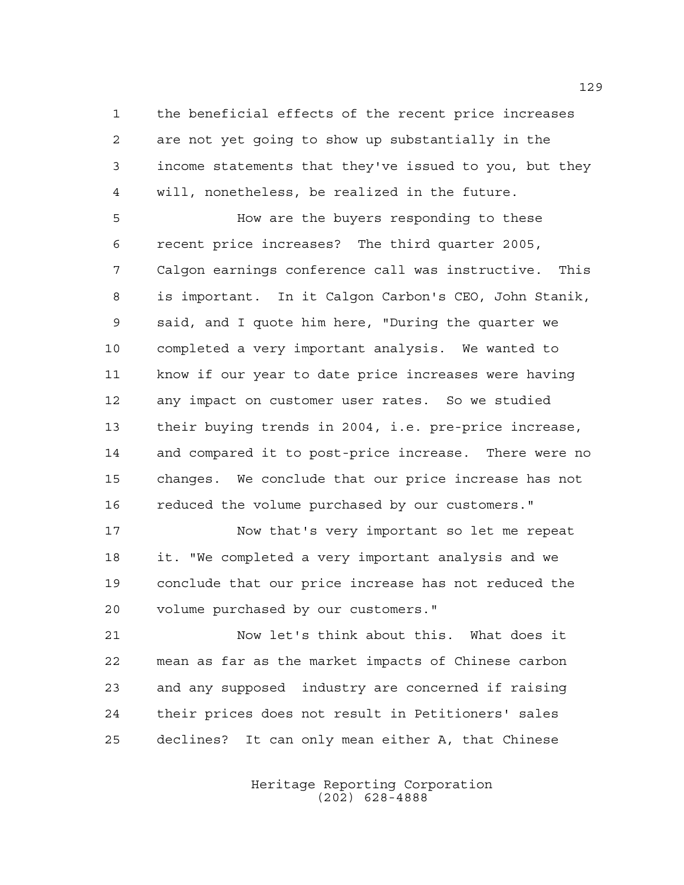the beneficial effects of the recent price increases are not yet going to show up substantially in the income statements that they've issued to you, but they will, nonetheless, be realized in the future.

How are the buyers responding to these recent price increases? The third quarter 2005, Calgon earnings conference call was instructive. This is important. In it Calgon Carbon's CEO, John Stanik, said, and I quote him here, "During the quarter we completed a very important analysis. We wanted to know if our year to date price increases were having any impact on customer user rates. So we studied their buying trends in 2004, i.e. pre-price increase, and compared it to post-price increase. There were no changes. We conclude that our price increase has not reduced the volume purchased by our customers."

Now that's very important so let me repeat it. "We completed a very important analysis and we conclude that our price increase has not reduced the volume purchased by our customers."

Now let's think about this. What does it mean as far as the market impacts of Chinese carbon and any supposed industry are concerned if raising their prices does not result in Petitioners' sales declines? It can only mean either A, that Chinese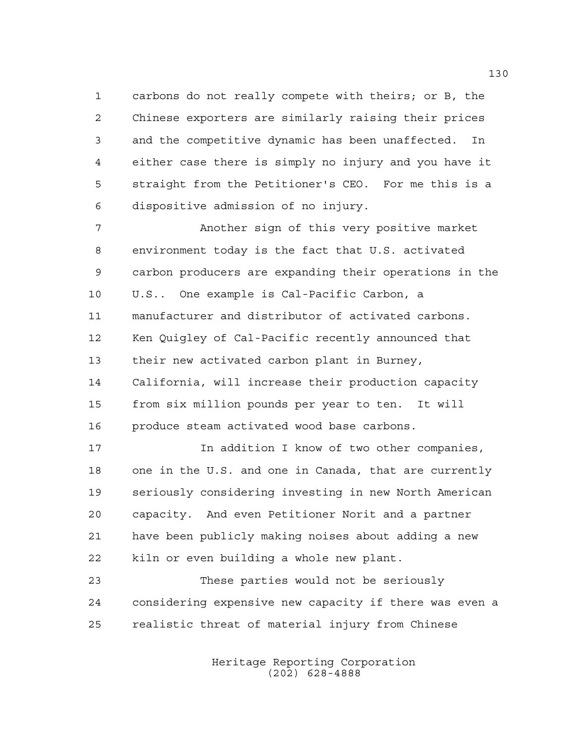carbons do not really compete with theirs; or B, the Chinese exporters are similarly raising their prices and the competitive dynamic has been unaffected. In either case there is simply no injury and you have it straight from the Petitioner's CEO. For me this is a dispositive admission of no injury.

Another sign of this very positive market environment today is the fact that U.S. activated carbon producers are expanding their operations in the U.S.. One example is Cal-Pacific Carbon, a manufacturer and distributor of activated carbons. Ken Quigley of Cal-Pacific recently announced that their new activated carbon plant in Burney, California, will increase their production capacity from six million pounds per year to ten. It will produce steam activated wood base carbons.

In addition I know of two other companies, one in the U.S. and one in Canada, that are currently seriously considering investing in new North American capacity. And even Petitioner Norit and a partner have been publicly making noises about adding a new kiln or even building a whole new plant.

These parties would not be seriously considering expensive new capacity if there was even a realistic threat of material injury from Chinese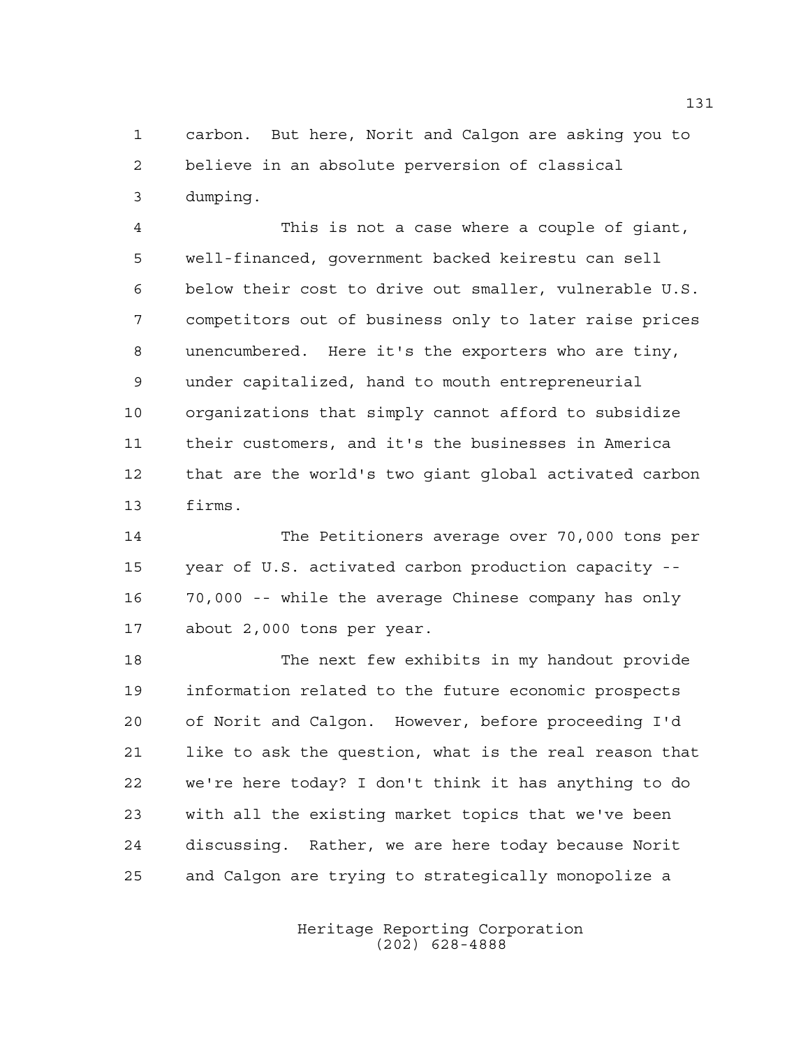carbon. But here, Norit and Calgon are asking you to believe in an absolute perversion of classical dumping.

This is not a case where a couple of giant, well-financed, government backed keirestu can sell below their cost to drive out smaller, vulnerable U.S. competitors out of business only to later raise prices unencumbered. Here it's the exporters who are tiny, under capitalized, hand to mouth entrepreneurial organizations that simply cannot afford to subsidize their customers, and it's the businesses in America that are the world's two giant global activated carbon firms.

The Petitioners average over 70,000 tons per year of U.S. activated carbon production capacity -- 70,000 -- while the average Chinese company has only about 2,000 tons per year.

The next few exhibits in my handout provide information related to the future economic prospects of Norit and Calgon. However, before proceeding I'd like to ask the question, what is the real reason that we're here today? I don't think it has anything to do with all the existing market topics that we've been discussing. Rather, we are here today because Norit and Calgon are trying to strategically monopolize a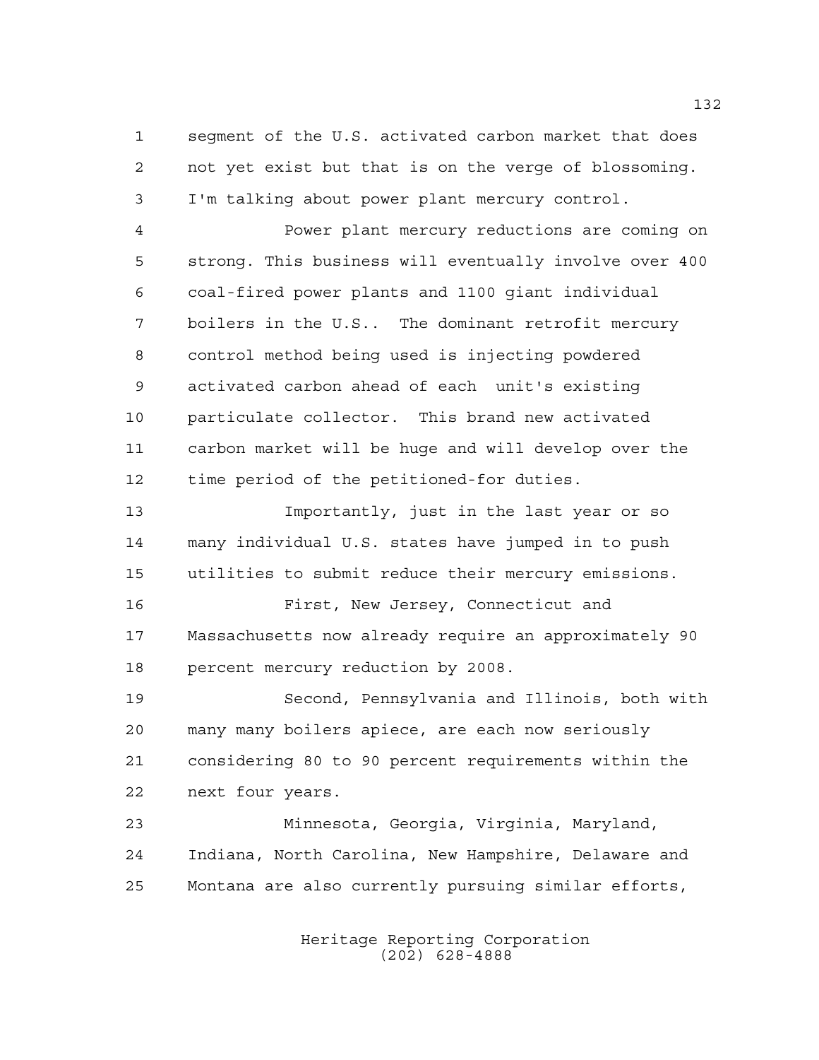segment of the U.S. activated carbon market that does not yet exist but that is on the verge of blossoming. I'm talking about power plant mercury control.

Power plant mercury reductions are coming on strong. This business will eventually involve over 400 coal-fired power plants and 1100 giant individual boilers in the U.S.. The dominant retrofit mercury control method being used is injecting powdered activated carbon ahead of each unit's existing particulate collector. This brand new activated carbon market will be huge and will develop over the time period of the petitioned-for duties.

Importantly, just in the last year or so many individual U.S. states have jumped in to push utilities to submit reduce their mercury emissions.

First, New Jersey, Connecticut and Massachusetts now already require an approximately 90 percent mercury reduction by 2008.

Second, Pennsylvania and Illinois, both with many many boilers apiece, are each now seriously considering 80 to 90 percent requirements within the next four years.

Minnesota, Georgia, Virginia, Maryland, Indiana, North Carolina, New Hampshire, Delaware and Montana are also currently pursuing similar efforts,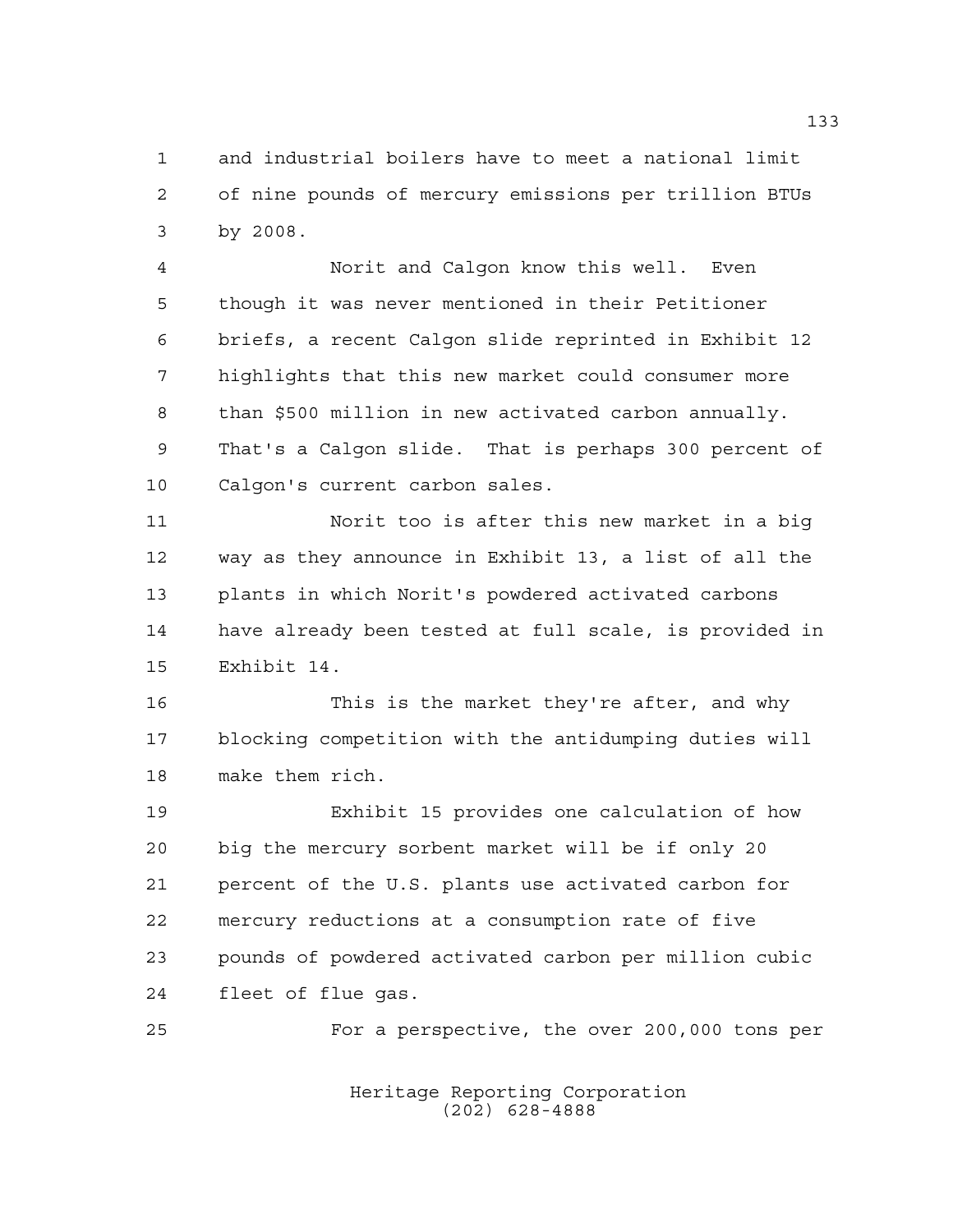1 and industrial boilers have to meet a national limit
2 of nine pounds of mercury emissions per trillion BTUs
3 by 2008.

4 Norit and Calgon know this well. Even
5 though it was never mentioned in their Petitioner
6 briefs, a recent Calgon slide reprinted in Exhibit 12
7 highlights that this new market could consumer more
8 than $500 million in new activated carbon annually.
9 That's a Calgon slide. That is perhaps 300 percent of
10 Calgon's current carbon sales.

11 Norit too is after this new market in a big
12 way as they announce in Exhibit 13, a list of all the
13 plants in which Norit's powdered activated carbons
14 have already been tested at full scale, is provided in
15 Exhibit 14.

16 This is the market they're after, and why
17 blocking competition with the antidumping duties will
18 make them rich.

19 Exhibit 15 provides one calculation of how
20 big the mercury sorbent market will be if only 20
21 percent of the U.S. plants use activated carbon for
22 mercury reductions at a consumption rate of five
23 pounds of powdered activated carbon per million cubic
24 fleet of flue gas.

25 For a perspective, the over 200,000 tons per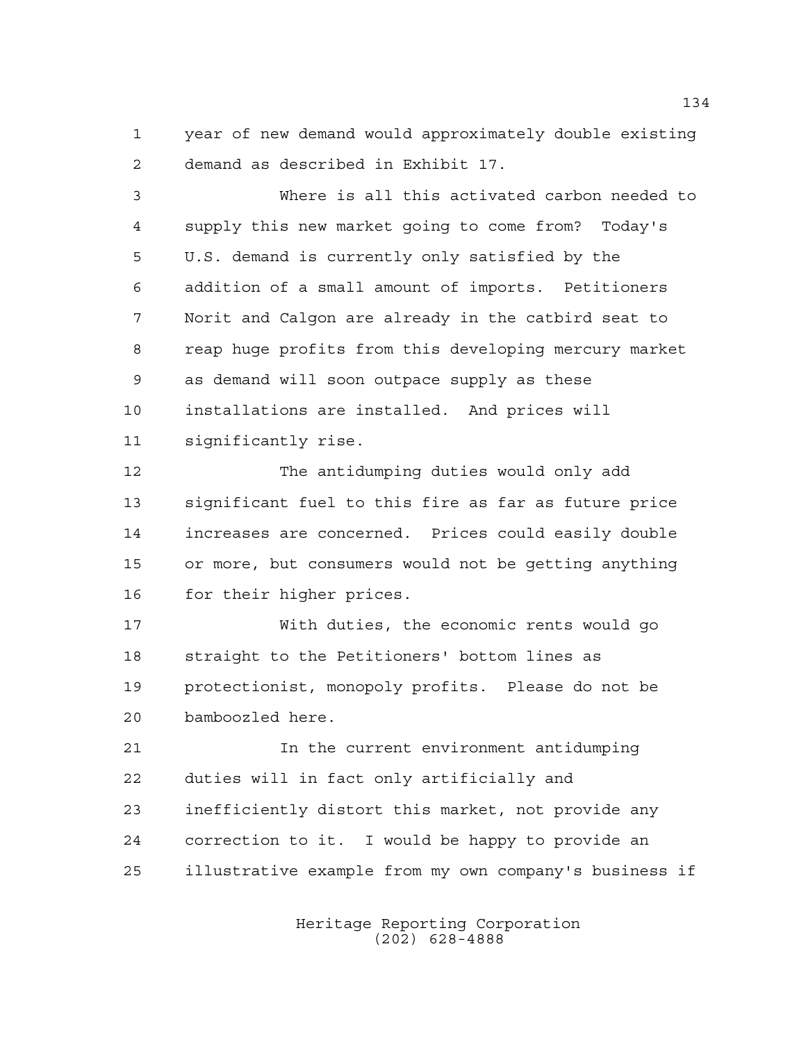year of new demand would approximately double existing demand as described in Exhibit 17.

Where is all this activated carbon needed to supply this new market going to come from? Today's U.S. demand is currently only satisfied by the addition of a small amount of imports. Petitioners Norit and Calgon are already in the catbird seat to reap huge profits from this developing mercury market as demand will soon outpace supply as these installations are installed. And prices will significantly rise.

The antidumping duties would only add significant fuel to this fire as far as future price increases are concerned. Prices could easily double or more, but consumers would not be getting anything for their higher prices.

With duties, the economic rents would go straight to the Petitioners' bottom lines as protectionist, monopoly profits. Please do not be bamboozled here.

In the current environment antidumping duties will in fact only artificially and inefficiently distort this market, not provide any correction to it. I would be happy to provide an illustrative example from my own company's business if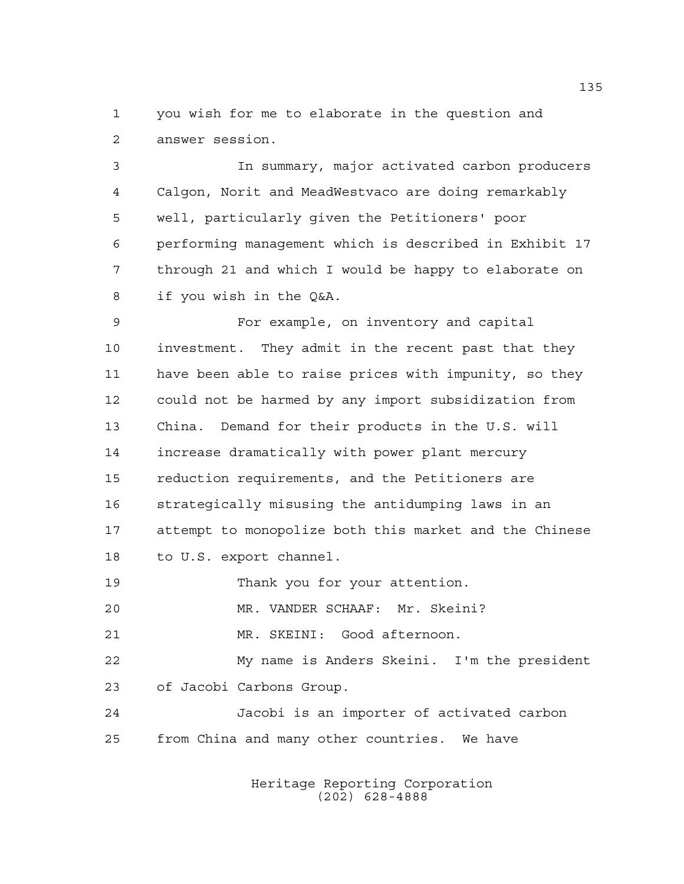you wish for me to elaborate in the question and answer session.

In summary, major activated carbon producers Calgon, Norit and MeadWestvaco are doing remarkably well, particularly given the Petitioners' poor performing management which is described in Exhibit 17 through 21 and which I would be happy to elaborate on if you wish in the Q&A.

For example, on inventory and capital investment. They admit in the recent past that they have been able to raise prices with impunity, so they could not be harmed by any import subsidization from China. Demand for their products in the U.S. will increase dramatically with power plant mercury reduction requirements, and the Petitioners are strategically misusing the antidumping laws in an attempt to monopolize both this market and the Chinese to U.S. export channel.

Thank you for your attention.

MR. VANDER SCHAAF: Mr. Skeini?

MR. SKEINI: Good afternoon.

My name is Anders Skeini. I'm the president of Jacobi Carbons Group.

Jacobi is an importer of activated carbon from China and many other countries. We have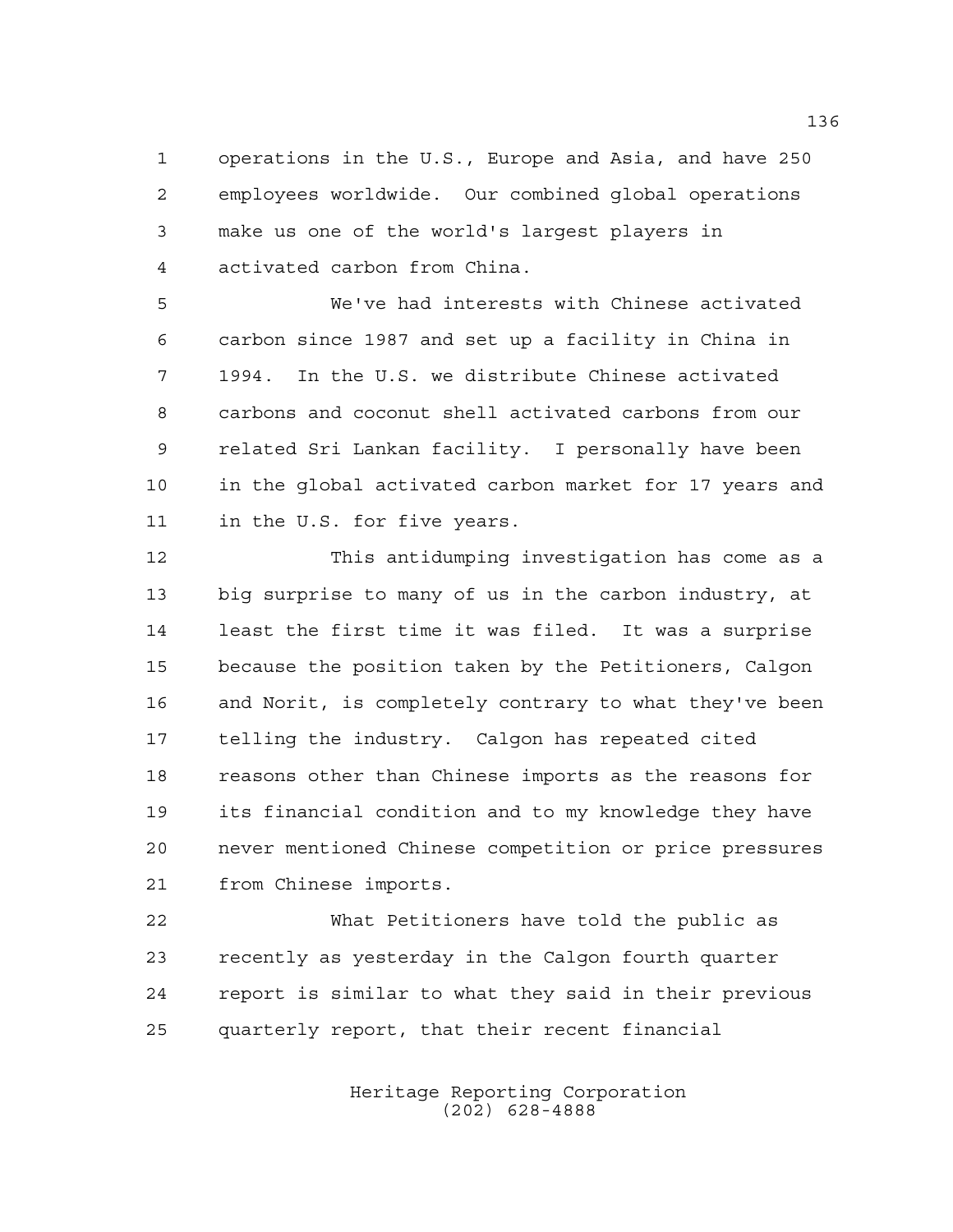operations in the U.S., Europe and Asia, and have 250 employees worldwide. Our combined global operations make us one of the world's largest players in activated carbon from China.

We've had interests with Chinese activated carbon since 1987 and set up a facility in China in 1994. In the U.S. we distribute Chinese activated carbons and coconut shell activated carbons from our related Sri Lankan facility. I personally have been in the global activated carbon market for 17 years and in the U.S. for five years.

This antidumping investigation has come as a big surprise to many of us in the carbon industry, at least the first time it was filed. It was a surprise because the position taken by the Petitioners, Calgon and Norit, is completely contrary to what they've been telling the industry. Calgon has repeated cited reasons other than Chinese imports as the reasons for its financial condition and to my knowledge they have never mentioned Chinese competition or price pressures from Chinese imports.

What Petitioners have told the public as recently as yesterday in the Calgon fourth quarter report is similar to what they said in their previous quarterly report, that their recent financial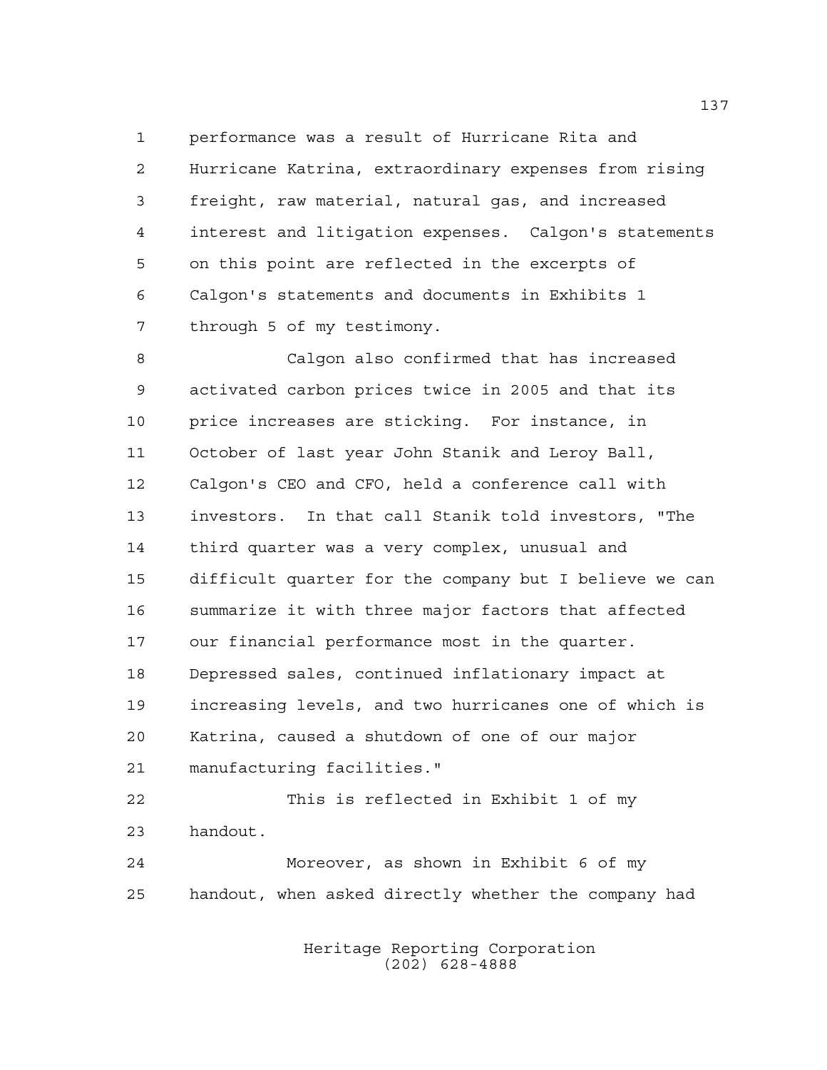performance was a result of Hurricane Rita and Hurricane Katrina, extraordinary expenses from rising freight, raw material, natural gas, and increased interest and litigation expenses. Calgon's statements on this point are reflected in the excerpts of Calgon's statements and documents in Exhibits 1 through 5 of my testimony.

Calgon also confirmed that has increased activated carbon prices twice in 2005 and that its price increases are sticking. For instance, in October of last year John Stanik and Leroy Ball, Calgon's CEO and CFO, held a conference call with investors. In that call Stanik told investors, "The third quarter was a very complex, unusual and difficult quarter for the company but I believe we can summarize it with three major factors that affected our financial performance most in the quarter. Depressed sales, continued inflationary impact at increasing levels, and two hurricanes one of which is Katrina, caused a shutdown of one of our major manufacturing facilities."

This is reflected in Exhibit 1 of my handout.

Moreover, as shown in Exhibit 6 of my handout, when asked directly whether the company had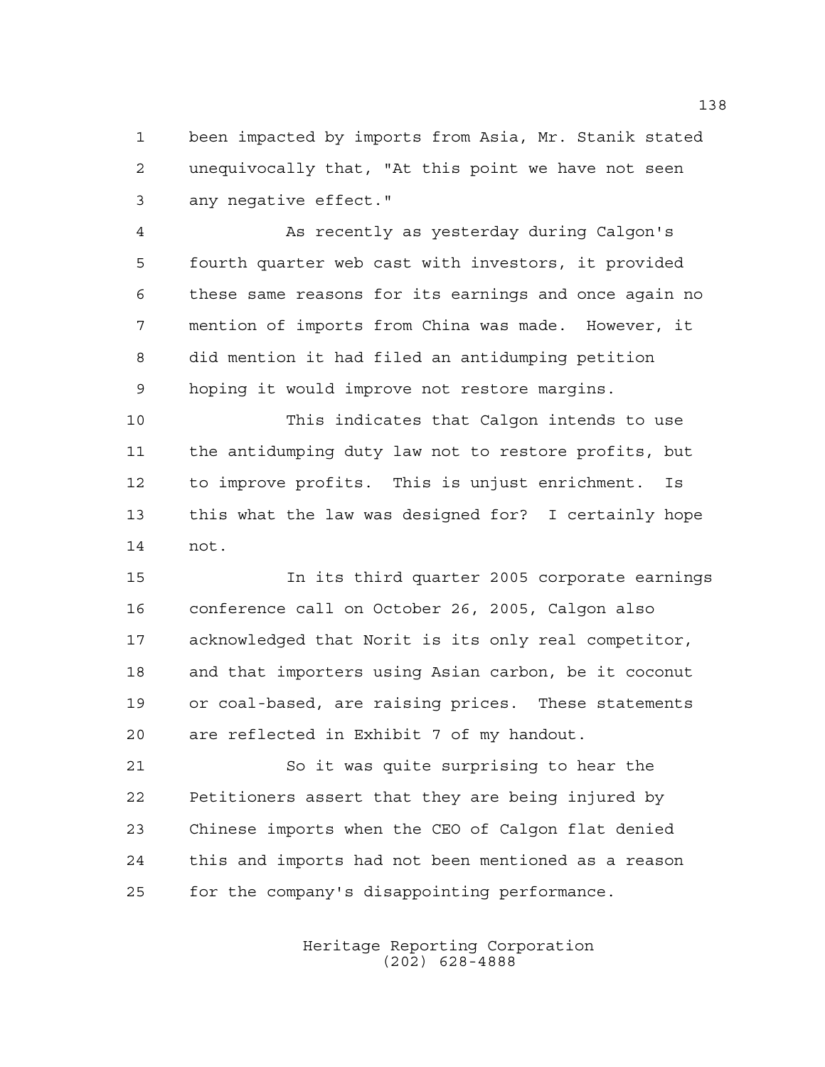been impacted by imports from Asia, Mr. Stanik stated unequivocally that, "At this point we have not seen any negative effect."

As recently as yesterday during Calgon's fourth quarter web cast with investors, it provided these same reasons for its earnings and once again no mention of imports from China was made. However, it did mention it had filed an antidumping petition hoping it would improve not restore margins.

This indicates that Calgon intends to use the antidumping duty law not to restore profits, but to improve profits. This is unjust enrichment. Is this what the law was designed for? I certainly hope not.

In its third quarter 2005 corporate earnings conference call on October 26, 2005, Calgon also acknowledged that Norit is its only real competitor, and that importers using Asian carbon, be it coconut or coal-based, are raising prices. These statements are reflected in Exhibit 7 of my handout.

So it was quite surprising to hear the Petitioners assert that they are being injured by Chinese imports when the CEO of Calgon flat denied this and imports had not been mentioned as a reason for the company's disappointing performance.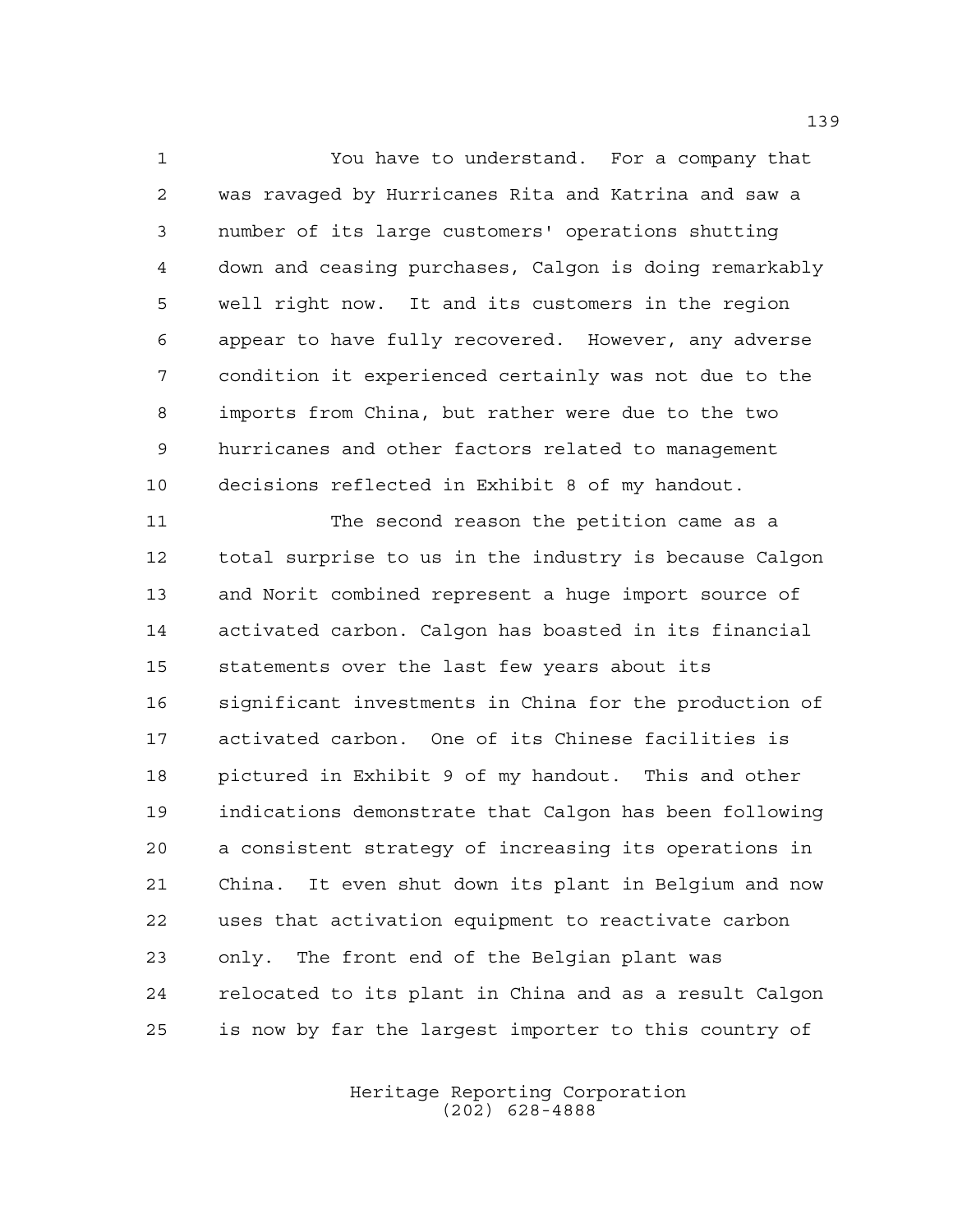You have to understand. For a company that was ravaged by Hurricanes Rita and Katrina and saw a number of its large customers' operations shutting down and ceasing purchases, Calgon is doing remarkably well right now. It and its customers in the region appear to have fully recovered. However, any adverse condition it experienced certainly was not due to the imports from China, but rather were due to the two hurricanes and other factors related to management decisions reflected in Exhibit 8 of my handout.

The second reason the petition came as a total surprise to us in the industry is because Calgon and Norit combined represent a huge import source of activated carbon. Calgon has boasted in its financial statements over the last few years about its significant investments in China for the production of activated carbon. One of its Chinese facilities is pictured in Exhibit 9 of my handout. This and other indications demonstrate that Calgon has been following a consistent strategy of increasing its operations in China. It even shut down its plant in Belgium and now uses that activation equipment to reactivate carbon only. The front end of the Belgian plant was relocated to its plant in China and as a result Calgon is now by far the largest importer to this country of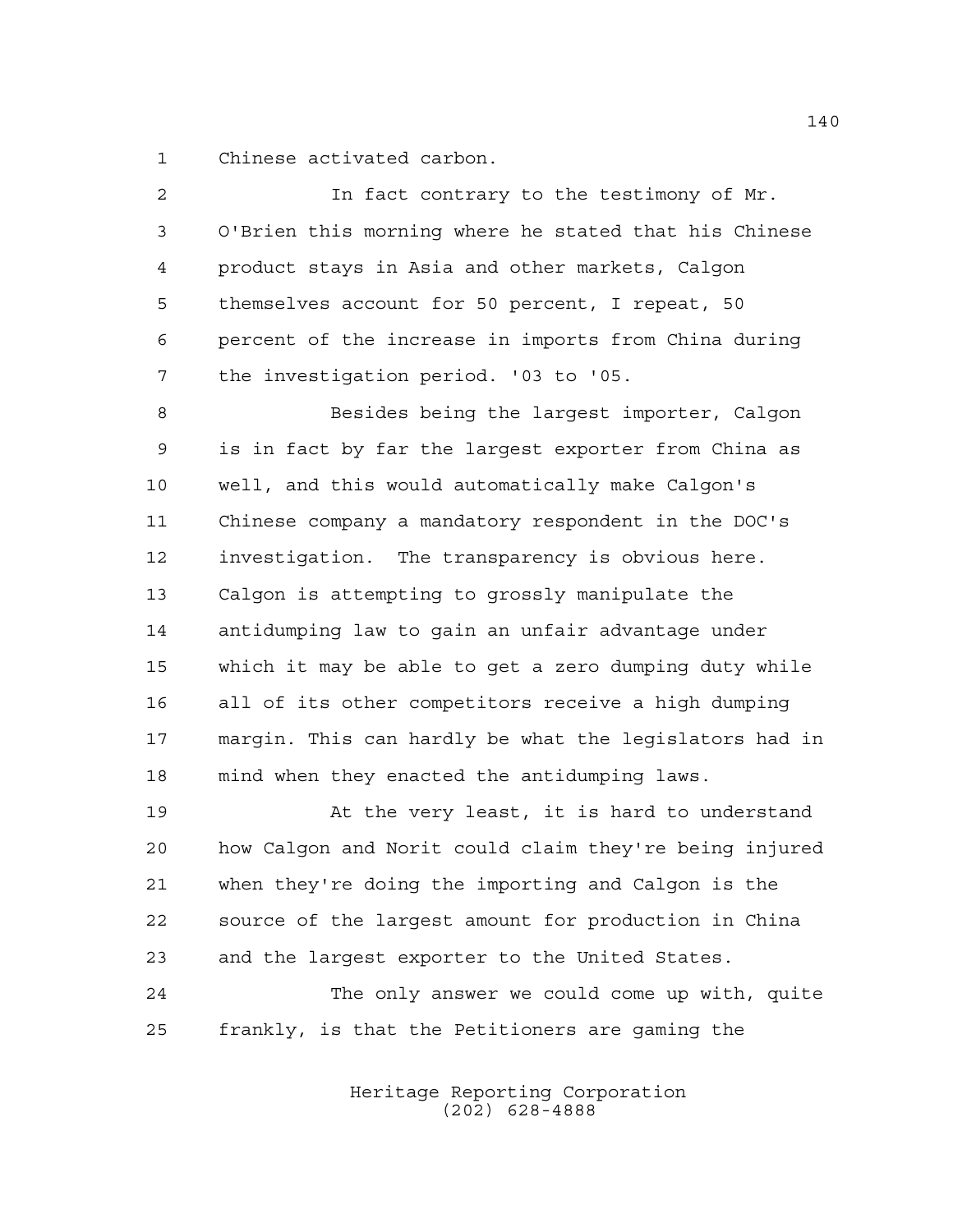Chinese activated carbon.

In fact contrary to the testimony of Mr. O'Brien this morning where he stated that his Chinese product stays in Asia and other markets, Calgon themselves account for 50 percent, I repeat, 50 percent of the increase in imports from China during the investigation period. '03 to '05.

Besides being the largest importer, Calgon is in fact by far the largest exporter from China as well, and this would automatically make Calgon's Chinese company a mandatory respondent in the DOC's investigation. The transparency is obvious here. Calgon is attempting to grossly manipulate the antidumping law to gain an unfair advantage under which it may be able to get a zero dumping duty while all of its other competitors receive a high dumping margin. This can hardly be what the legislators had in mind when they enacted the antidumping laws.

At the very least, it is hard to understand how Calgon and Norit could claim they're being injured when they're doing the importing and Calgon is the source of the largest amount for production in China and the largest exporter to the United States.

The only answer we could come up with, quite frankly, is that the Petitioners are gaming the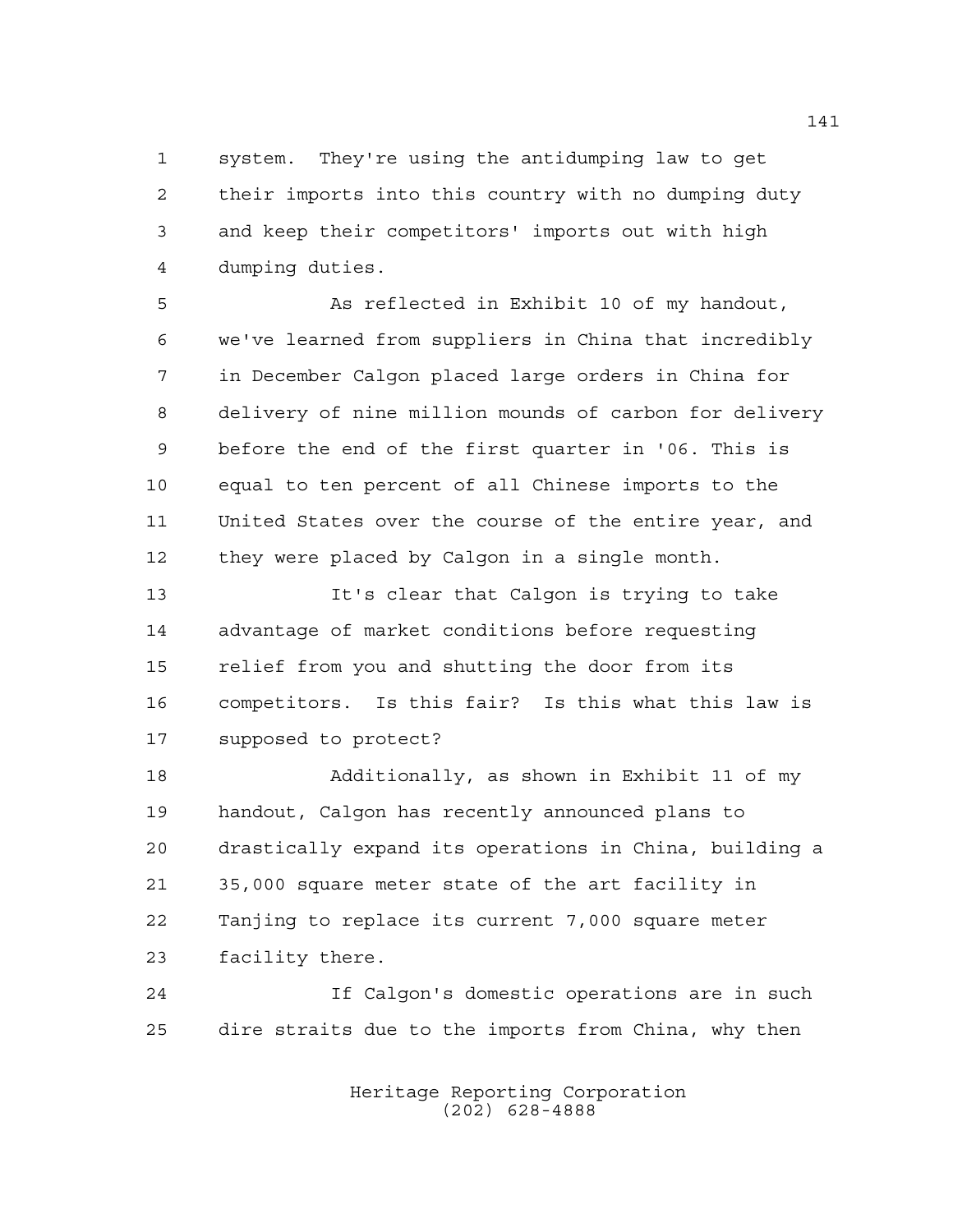system. They're using the antidumping law to get their imports into this country with no dumping duty and keep their competitors' imports out with high dumping duties.

As reflected in Exhibit 10 of my handout, we've learned from suppliers in China that incredibly in December Calgon placed large orders in China for delivery of nine million mounds of carbon for delivery before the end of the first quarter in '06. This is equal to ten percent of all Chinese imports to the United States over the course of the entire year, and they were placed by Calgon in a single month.

It's clear that Calgon is trying to take advantage of market conditions before requesting relief from you and shutting the door from its competitors. Is this fair? Is this what this law is supposed to protect?

Additionally, as shown in Exhibit 11 of my handout, Calgon has recently announced plans to drastically expand its operations in China, building a 35,000 square meter state of the art facility in Tanjing to replace its current 7,000 square meter facility there.

If Calgon's domestic operations are in such dire straits due to the imports from China, why then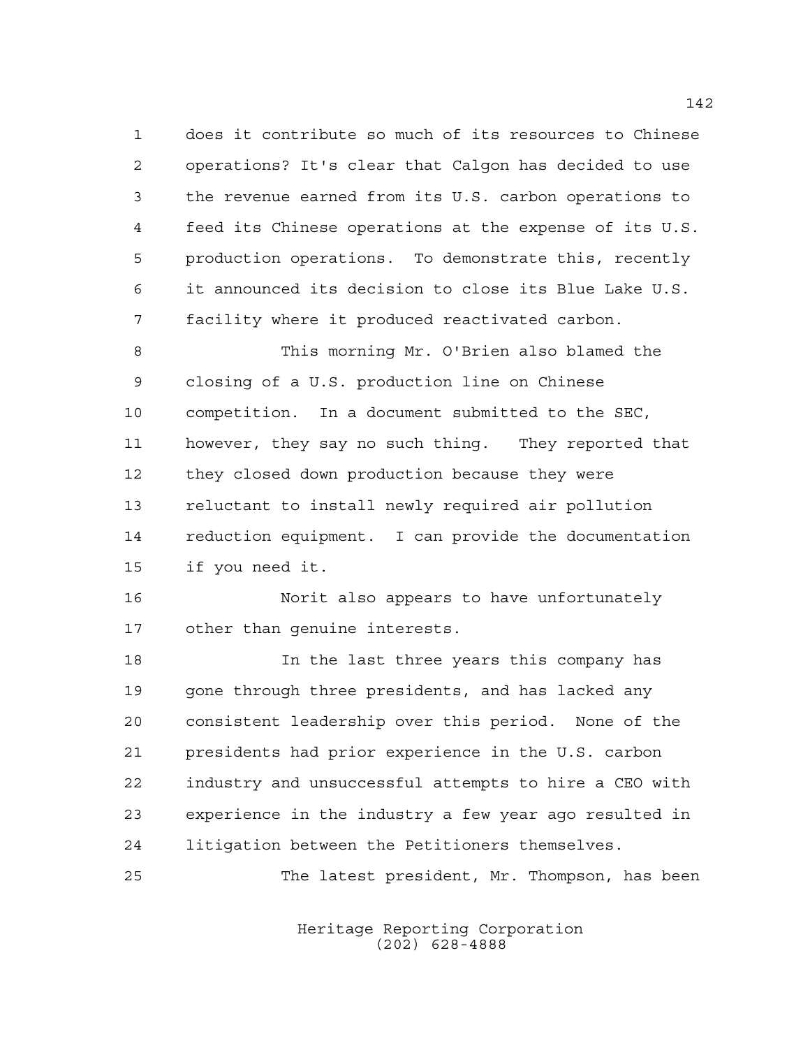does it contribute so much of its resources to Chinese operations? It's clear that Calgon has decided to use the revenue earned from its U.S. carbon operations to feed its Chinese operations at the expense of its U.S. production operations. To demonstrate this, recently it announced its decision to close its Blue Lake U.S. facility where it produced reactivated carbon.

This morning Mr. O'Brien also blamed the closing of a U.S. production line on Chinese competition. In a document submitted to the SEC, however, they say no such thing. They reported that they closed down production because they were reluctant to install newly required air pollution reduction equipment. I can provide the documentation if you need it.

Norit also appears to have unfortunately other than genuine interests.

In the last three years this company has gone through three presidents, and has lacked any consistent leadership over this period. None of the presidents had prior experience in the U.S. carbon industry and unsuccessful attempts to hire a CEO with experience in the industry a few year ago resulted in litigation between the Petitioners themselves.

The latest president, Mr. Thompson, has been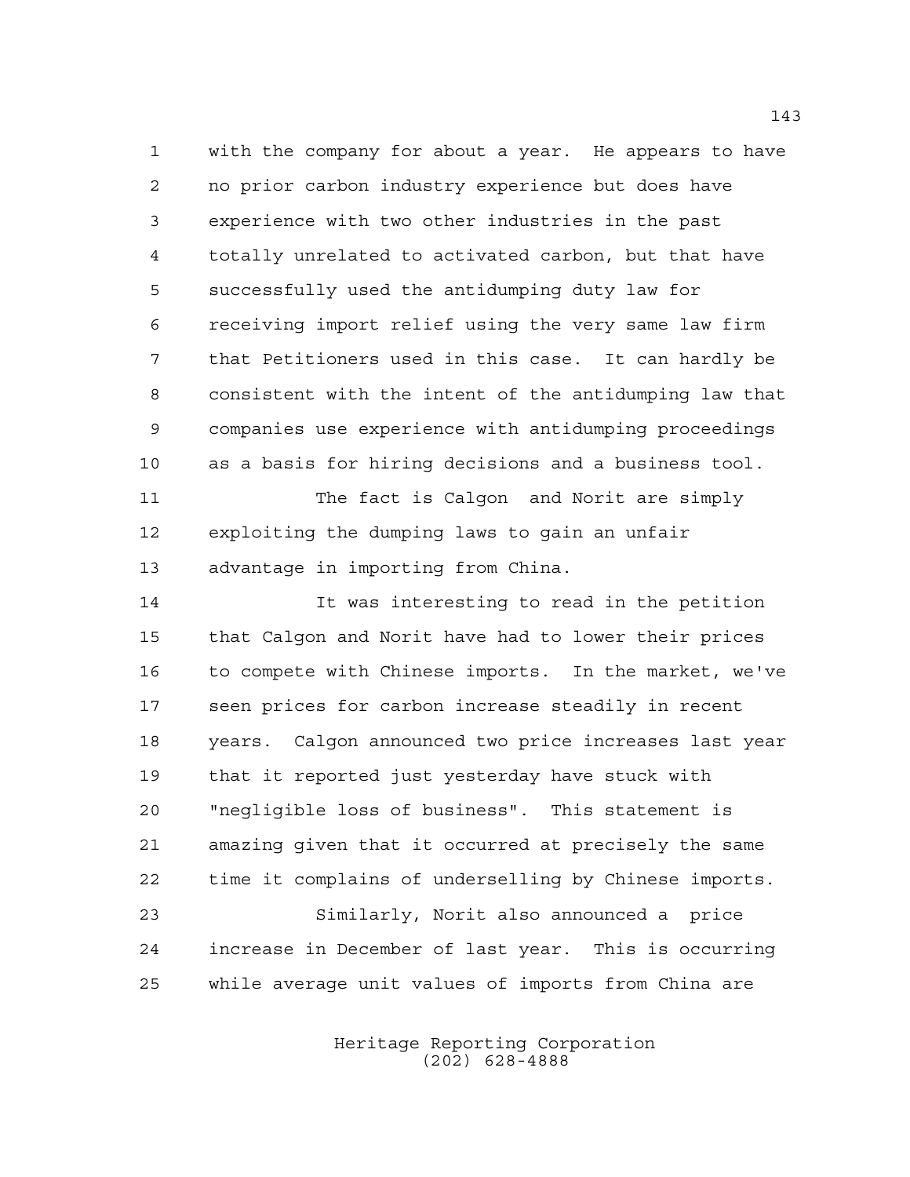with the company for about a year. He appears to have no prior carbon industry experience but does have experience with two other industries in the past totally unrelated to activated carbon, but that have successfully used the antidumping duty law for receiving import relief using the very same law firm that Petitioners used in this case. It can hardly be consistent with the intent of the antidumping law that companies use experience with antidumping proceedings as a basis for hiring decisions and a business tool.

The fact is Calgon and Norit are simply exploiting the dumping laws to gain an unfair advantage in importing from China.

It was interesting to read in the petition that Calgon and Norit have had to lower their prices to compete with Chinese imports. In the market, we've seen prices for carbon increase steadily in recent years. Calgon announced two price increases last year that it reported just yesterday have stuck with "negligible loss of business". This statement is amazing given that it occurred at precisely the same time it complains of underselling by Chinese imports.

Similarly, Norit also announced a price increase in December of last year. This is occurring while average unit values of imports from China are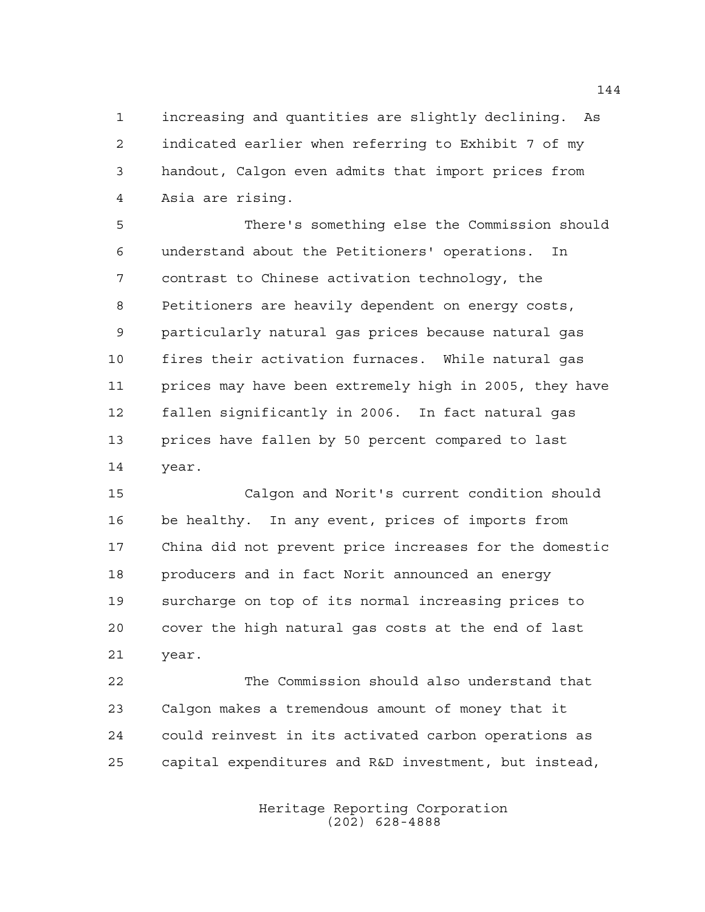increasing and quantities are slightly declining. As indicated earlier when referring to Exhibit 7 of my handout, Calgon even admits that import prices from Asia are rising.

There's something else the Commission should understand about the Petitioners' operations. In contrast to Chinese activation technology, the Petitioners are heavily dependent on energy costs, particularly natural gas prices because natural gas fires their activation furnaces. While natural gas prices may have been extremely high in 2005, they have fallen significantly in 2006. In fact natural gas prices have fallen by 50 percent compared to last year.

Calgon and Norit's current condition should be healthy. In any event, prices of imports from China did not prevent price increases for the domestic producers and in fact Norit announced an energy surcharge on top of its normal increasing prices to cover the high natural gas costs at the end of last year.

The Commission should also understand that Calgon makes a tremendous amount of money that it could reinvest in its activated carbon operations as capital expenditures and R&D investment, but instead,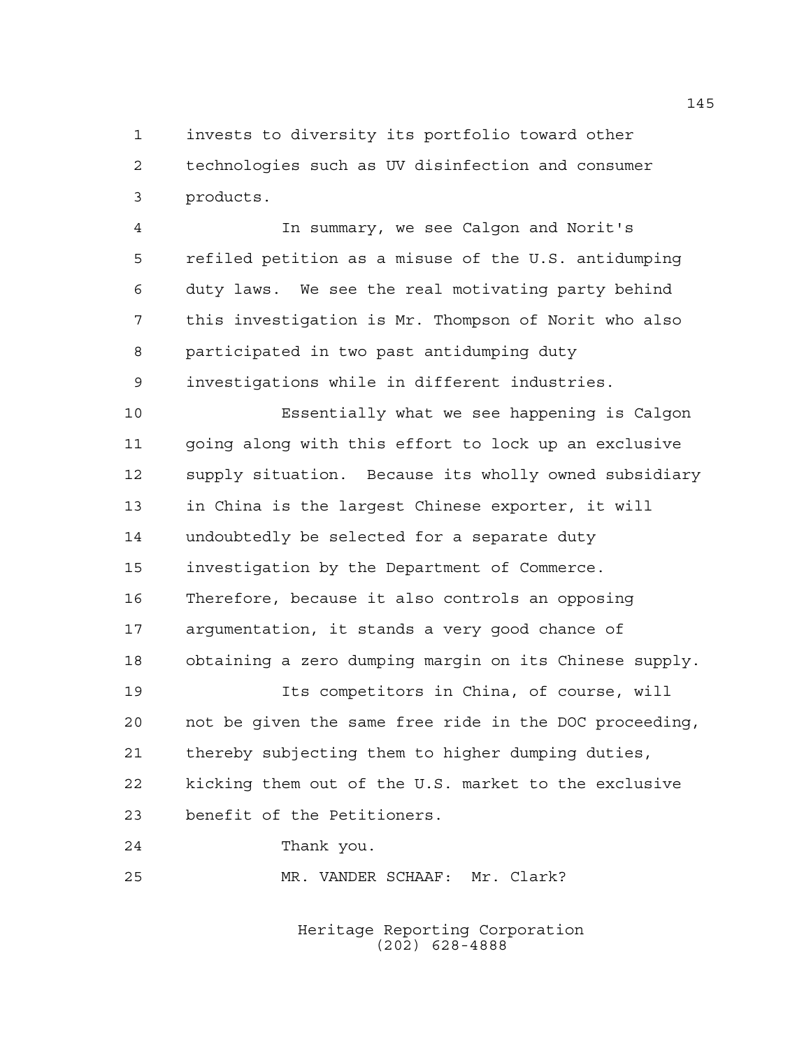invests to diversity its portfolio toward other technologies such as UV disinfection and consumer products.

In summary, we see Calgon and Norit's refiled petition as a misuse of the U.S. antidumping duty laws. We see the real motivating party behind this investigation is Mr. Thompson of Norit who also participated in two past antidumping duty investigations while in different industries.

Essentially what we see happening is Calgon going along with this effort to lock up an exclusive supply situation. Because its wholly owned subsidiary in China is the largest Chinese exporter, it will undoubtedly be selected for a separate duty investigation by the Department of Commerce. Therefore, because it also controls an opposing argumentation, it stands a very good chance of obtaining a zero dumping margin on its Chinese supply.

Its competitors in China, of course, will not be given the same free ride in the DOC proceeding, thereby subjecting them to higher dumping duties, kicking them out of the U.S. market to the exclusive benefit of the Petitioners.

Thank you.

MR. VANDER SCHAAF: Mr. Clark?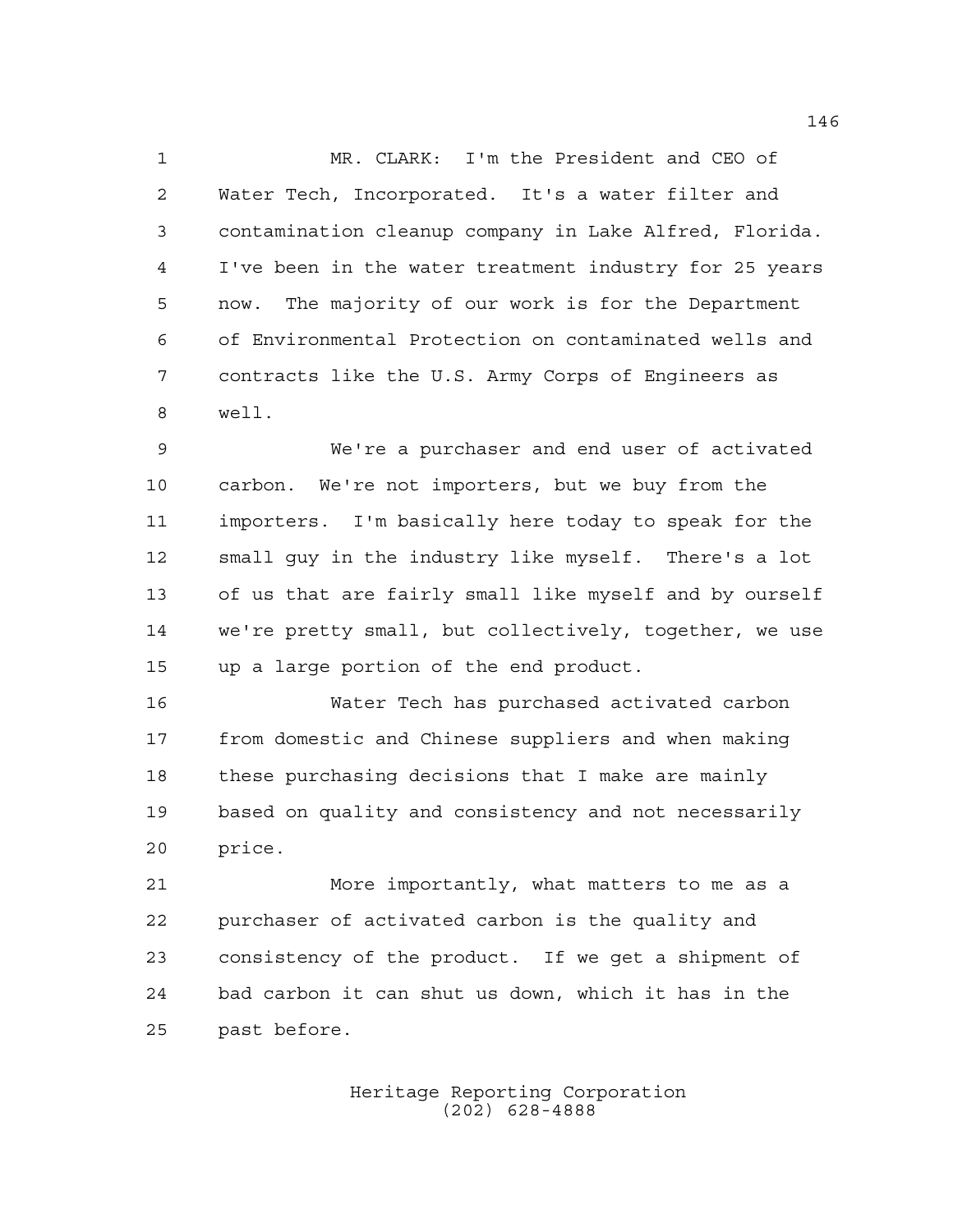MR. CLARK: I'm the President and CEO of Water Tech, Incorporated. It's a water filter and contamination cleanup company in Lake Alfred, Florida. I've been in the water treatment industry for 25 years now. The majority of our work is for the Department of Environmental Protection on contaminated wells and contracts like the U.S. Army Corps of Engineers as well.

We're a purchaser and end user of activated carbon. We're not importers, but we buy from the importers. I'm basically here today to speak for the small guy in the industry like myself. There's a lot of us that are fairly small like myself and by ourself we're pretty small, but collectively, together, we use up a large portion of the end product.

Water Tech has purchased activated carbon from domestic and Chinese suppliers and when making these purchasing decisions that I make are mainly based on quality and consistency and not necessarily price.

More importantly, what matters to me as a purchaser of activated carbon is the quality and consistency of the product. If we get a shipment of bad carbon it can shut us down, which it has in the past before.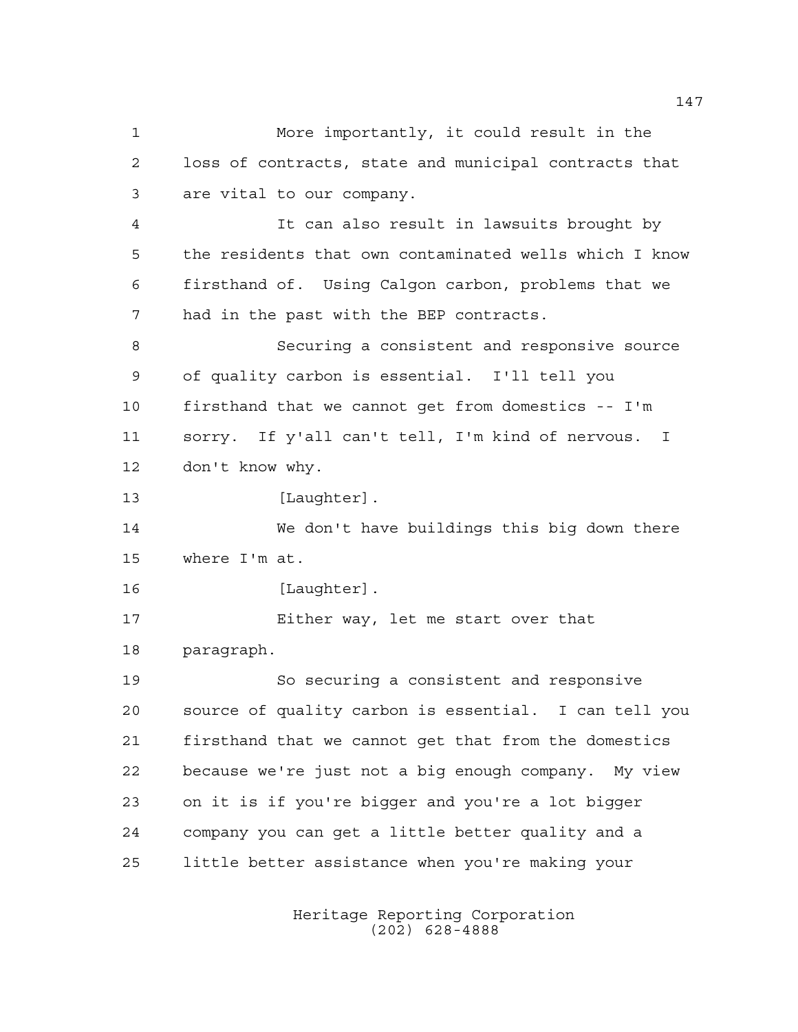More importantly, it could result in the loss of contracts, state and municipal contracts that are vital to our company.

It can also result in lawsuits brought by the residents that own contaminated wells which I know firsthand of. Using Calgon carbon, problems that we had in the past with the BEP contracts.

Securing a consistent and responsive source of quality carbon is essential. I'll tell you firsthand that we cannot get from domestics -- I'm sorry. If y'all can't tell, I'm kind of nervous. I don't know why.

[Laughter].

We don't have buildings this big down there where I'm at.

[Laughter].

Either way, let me start over that paragraph.

So securing a consistent and responsive source of quality carbon is essential. I can tell you firsthand that we cannot get that from the domestics because we're just not a big enough company. My view on it is if you're bigger and you're a lot bigger company you can get a little better quality and a little better assistance when you're making your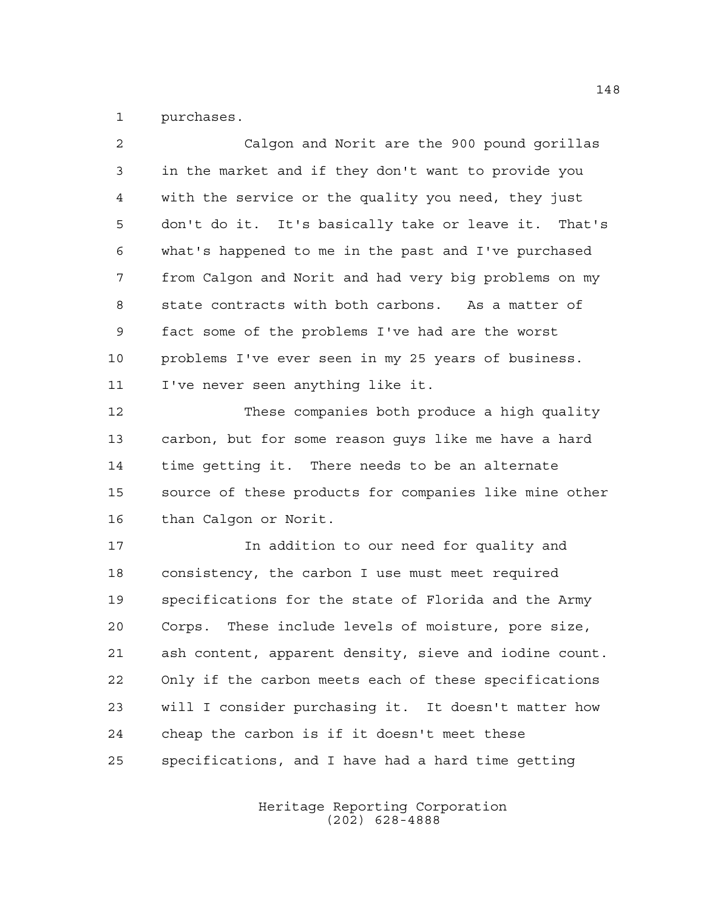purchases.

Calgon and Norit are the 900 pound gorillas in the market and if they don't want to provide you with the service or the quality you need, they just don't do it. It's basically take or leave it. That's what's happened to me in the past and I've purchased from Calgon and Norit and had very big problems on my state contracts with both carbons. As a matter of fact some of the problems I've had are the worst problems I've ever seen in my 25 years of business. I've never seen anything like it.

These companies both produce a high quality carbon, but for some reason guys like me have a hard time getting it. There needs to be an alternate source of these products for companies like mine other than Calgon or Norit.

In addition to our need for quality and consistency, the carbon I use must meet required specifications for the state of Florida and the Army Corps. These include levels of moisture, pore size, ash content, apparent density, sieve and iodine count. Only if the carbon meets each of these specifications will I consider purchasing it. It doesn't matter how cheap the carbon is if it doesn't meet these specifications, and I have had a hard time getting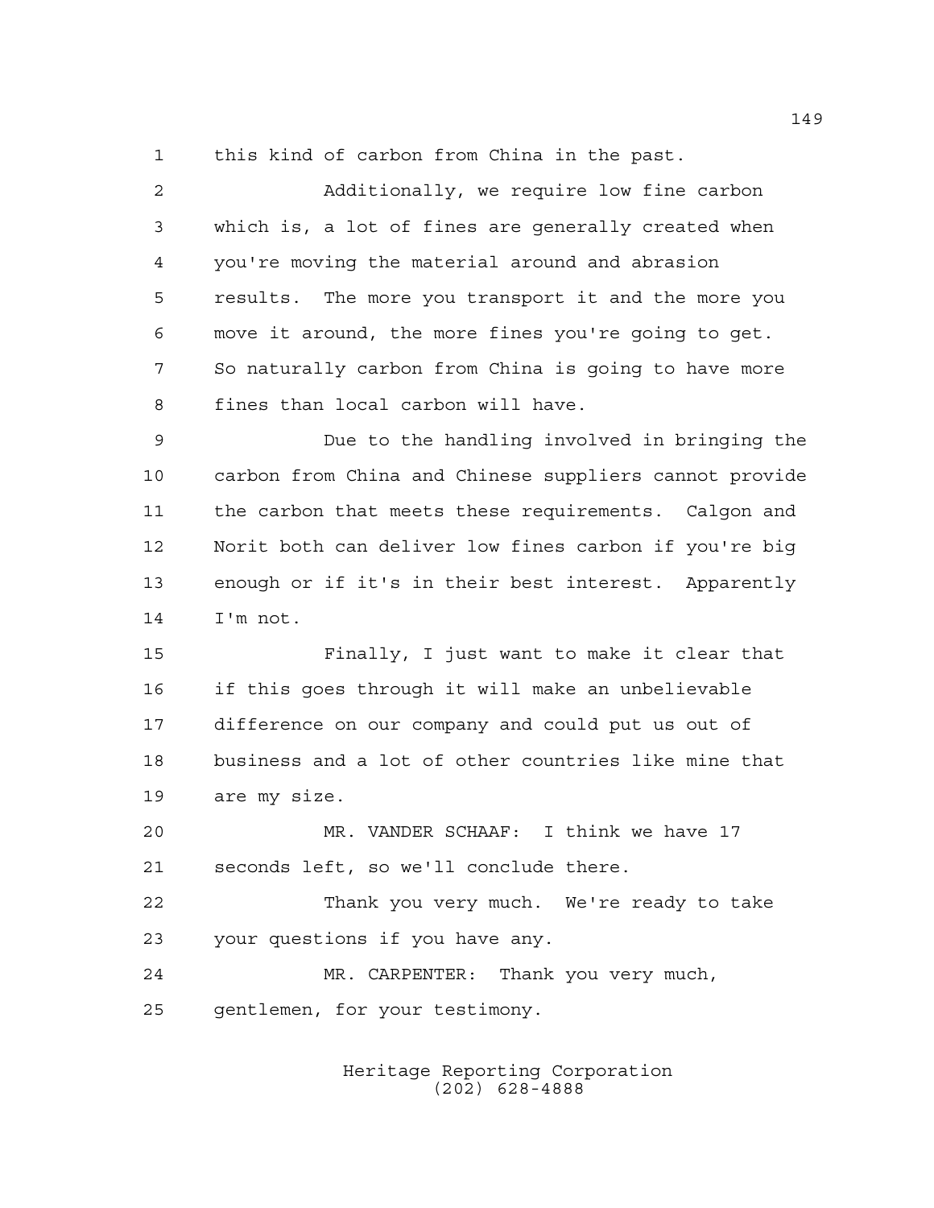this kind of carbon from China in the past.

Additionally, we require low fine carbon which is, a lot of fines are generally created when you're moving the material around and abrasion results. The more you transport it and the more you move it around, the more fines you're going to get. So naturally carbon from China is going to have more fines than local carbon will have.

Due to the handling involved in bringing the carbon from China and Chinese suppliers cannot provide the carbon that meets these requirements. Calgon and Norit both can deliver low fines carbon if you're big enough or if it's in their best interest. Apparently I'm not.

Finally, I just want to make it clear that if this goes through it will make an unbelievable difference on our company and could put us out of business and a lot of other countries like mine that are my size.

MR. VANDER SCHAAF: I think we have 17 seconds left, so we'll conclude there.

Thank you very much. We're ready to take your questions if you have any.

MR. CARPENTER: Thank you very much, gentlemen, for your testimony.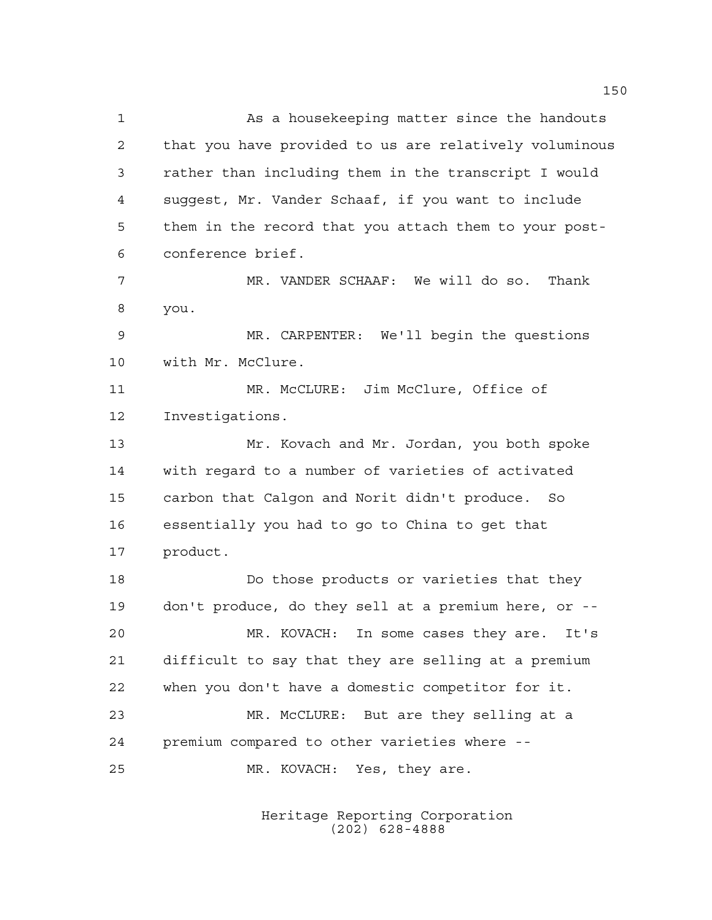As a housekeeping matter since the handouts that you have provided to us are relatively voluminous rather than including them in the transcript I would suggest, Mr. Vander Schaaf, if you want to include them in the record that you attach them to your post-conference brief.

MR. VANDER SCHAAF: We will do so. Thank you.

MR. CARPENTER: We'll begin the questions with Mr. McClure.

MR. McCLURE: Jim McClure, Office of Investigations.

Mr. Kovach and Mr. Jordan, you both spoke with regard to a number of varieties of activated carbon that Calgon and Norit didn't produce. So essentially you had to go to China to get that product.

Do those products or varieties that they don't produce, do they sell at a premium here, or --

MR. KOVACH: In some cases they are. It's difficult to say that they are selling at a premium when you don't have a domestic competitor for it.

MR. McCLURE: But are they selling at a premium compared to other varieties where --

MR. KOVACH: Yes, they are.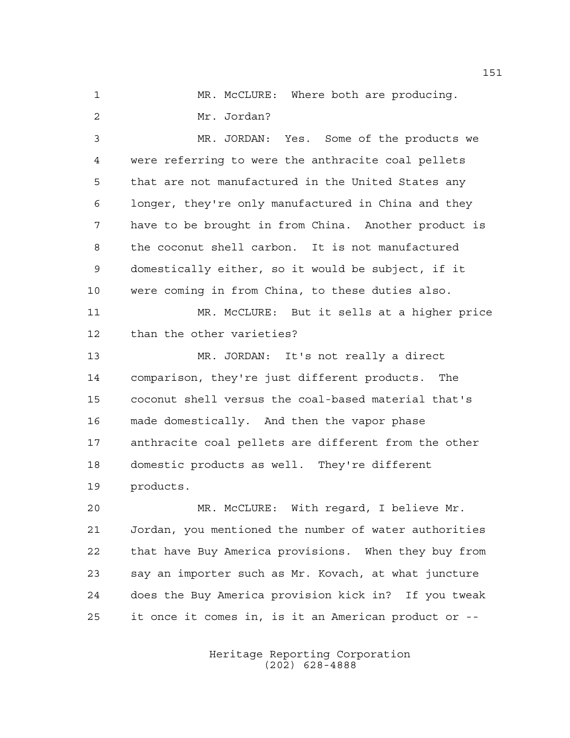MR. McCLURE: Where both are producing.

Mr. Jordan?

MR. JORDAN: Yes. Some of the products we were referring to were the anthracite coal pellets that are not manufactured in the United States any longer, they're only manufactured in China and they have to be brought in from China. Another product is the coconut shell carbon. It is not manufactured domestically either, so it would be subject, if it were coming in from China, to these duties also.

MR. McCLURE: But it sells at a higher price than the other varieties?

MR. JORDAN: It's not really a direct comparison, they're just different products. The coconut shell versus the coal-based material that's made domestically. And then the vapor phase anthracite coal pellets are different from the other domestic products as well. They're different products.

MR. McCLURE: With regard, I believe Mr. Jordan, you mentioned the number of water authorities that have Buy America provisions. When they buy from say an importer such as Mr. Kovach, at what juncture does the Buy America provision kick in? If you tweak it once it comes in, is it an American product or --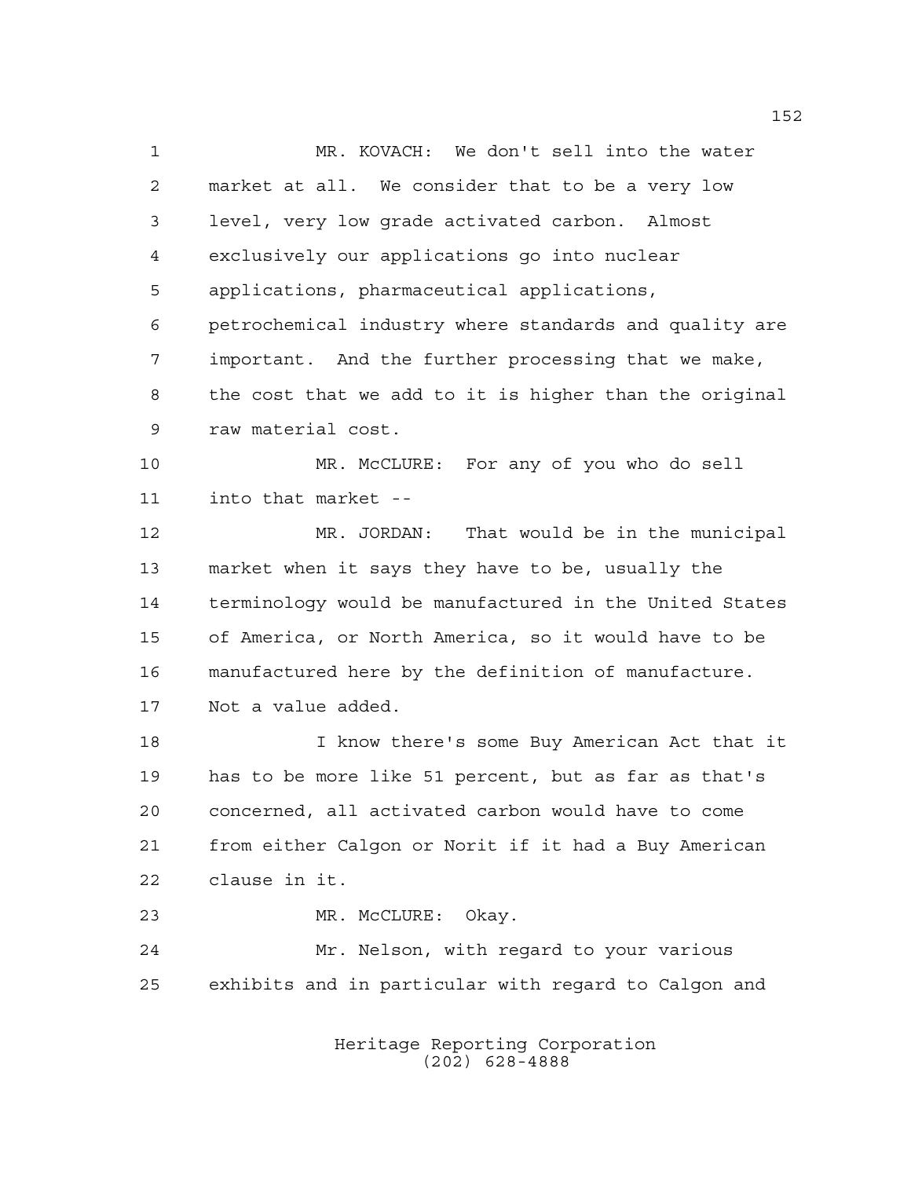MR. KOVACH: We don't sell into the water market at all. We consider that to be a very low level, very low grade activated carbon. Almost exclusively our applications go into nuclear applications, pharmaceutical applications, petrochemical industry where standards and quality are important. And the further processing that we make, the cost that we add to it is higher than the original raw material cost.

MR. McCLURE: For any of you who do sell into that market --

MR. JORDAN: That would be in the municipal market when it says they have to be, usually the terminology would be manufactured in the United States of America, or North America, so it would have to be manufactured here by the definition of manufacture. Not a value added.

I know there's some Buy American Act that it has to be more like 51 percent, but as far as that's concerned, all activated carbon would have to come from either Calgon or Norit if it had a Buy American clause in it.

MR. McCLURE: Okay.

Mr. Nelson, with regard to your various exhibits and in particular with regard to Calgon and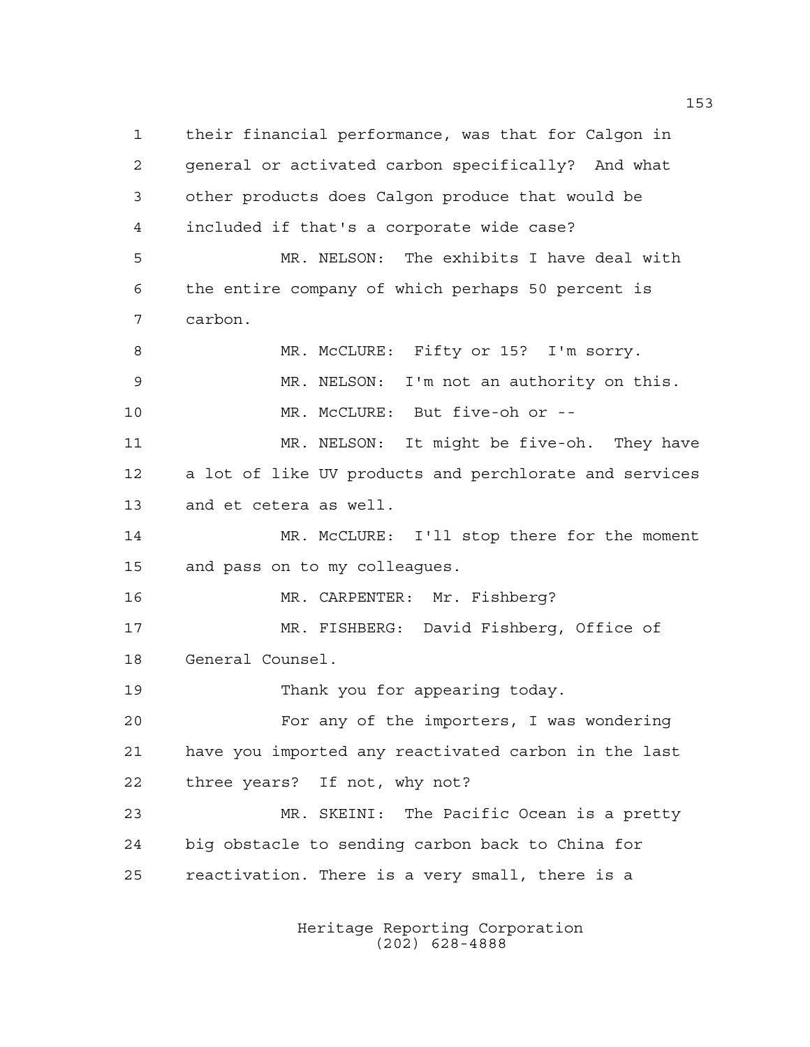their financial performance, was that for Calgon in general or activated carbon specifically? And what other products does Calgon produce that would be included if that's a corporate wide case?

MR. NELSON: The exhibits I have deal with the entire company of which perhaps 50 percent is carbon.

MR. McCLURE: Fifty or 15? I'm sorry.

MR. NELSON: I'm not an authority on this.

MR. McCLURE: But five-oh or --

MR. NELSON: It might be five-oh. They have a lot of like UV products and perchlorate and services and et cetera as well.

MR. McCLURE: I'll stop there for the moment and pass on to my colleagues.

MR. CARPENTER: Mr. Fishberg?

MR. FISHBERG: David Fishberg, Office of General Counsel.

Thank you for appearing today.

For any of the importers, I was wondering have you imported any reactivated carbon in the last three years? If not, why not?

MR. SKEINI: The Pacific Ocean is a pretty big obstacle to sending carbon back to China for reactivation. There is a very small, there is a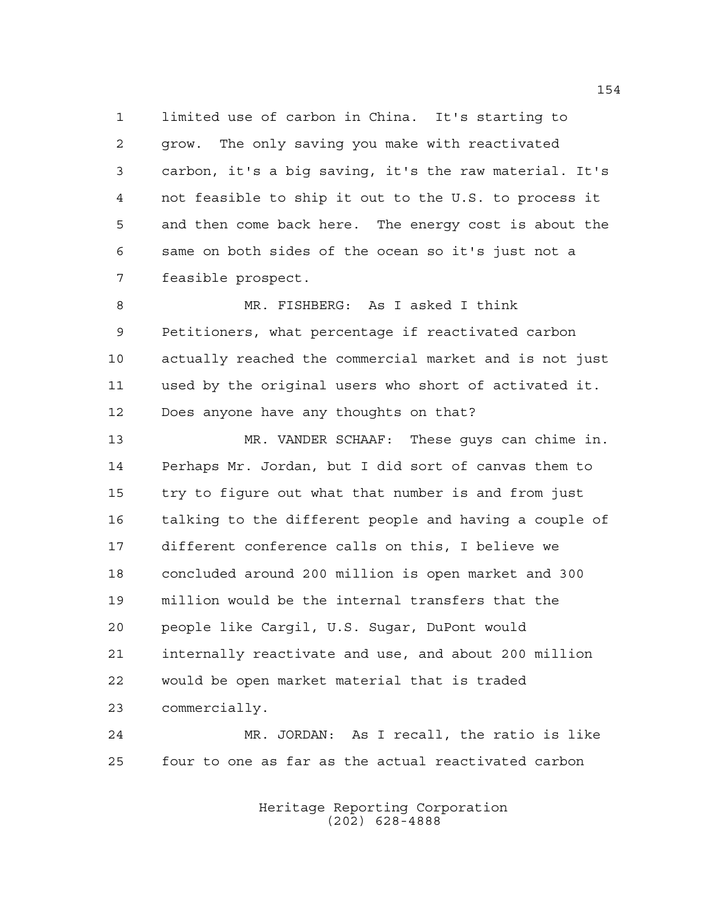limited use of carbon in China. It's starting to grow. The only saving you make with reactivated carbon, it's a big saving, it's the raw material. It's not feasible to ship it out to the U.S. to process it and then come back here. The energy cost is about the same on both sides of the ocean so it's just not a feasible prospect.

MR. FISHBERG: As I asked I think Petitioners, what percentage if reactivated carbon actually reached the commercial market and is not just used by the original users who short of activated it. Does anyone have any thoughts on that?

MR. VANDER SCHAAF: These guys can chime in. Perhaps Mr. Jordan, but I did sort of canvas them to try to figure out what that number is and from just talking to the different people and having a couple of different conference calls on this, I believe we concluded around 200 million is open market and 300 million would be the internal transfers that the people like Cargil, U.S. Sugar, DuPont would internally reactivate and use, and about 200 million would be open market material that is traded commercially.

MR. JORDAN: As I recall, the ratio is like four to one as far as the actual reactivated carbon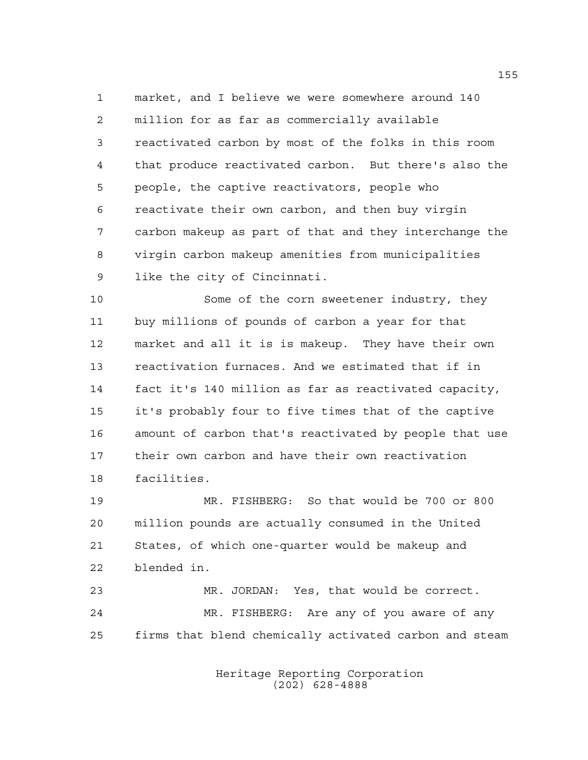market, and I believe we were somewhere around 140 million for as far as commercially available reactivated carbon by most of the folks in this room that produce reactivated carbon. But there's also the people, the captive reactivators, people who reactivate their own carbon, and then buy virgin carbon makeup as part of that and they interchange the virgin carbon makeup amenities from municipalities like the city of Cincinnati.

Some of the corn sweetener industry, they buy millions of pounds of carbon a year for that market and all it is is makeup. They have their own reactivation furnaces. And we estimated that if in fact it's 140 million as far as reactivated capacity, it's probably four to five times that of the captive amount of carbon that's reactivated by people that use their own carbon and have their own reactivation facilities.

MR. FISHBERG: So that would be 700 or 800 million pounds are actually consumed in the United States, of which one-quarter would be makeup and blended in.

MR. JORDAN: Yes, that would be correct.

MR. FISHBERG: Are any of you aware of any firms that blend chemically activated carbon and steam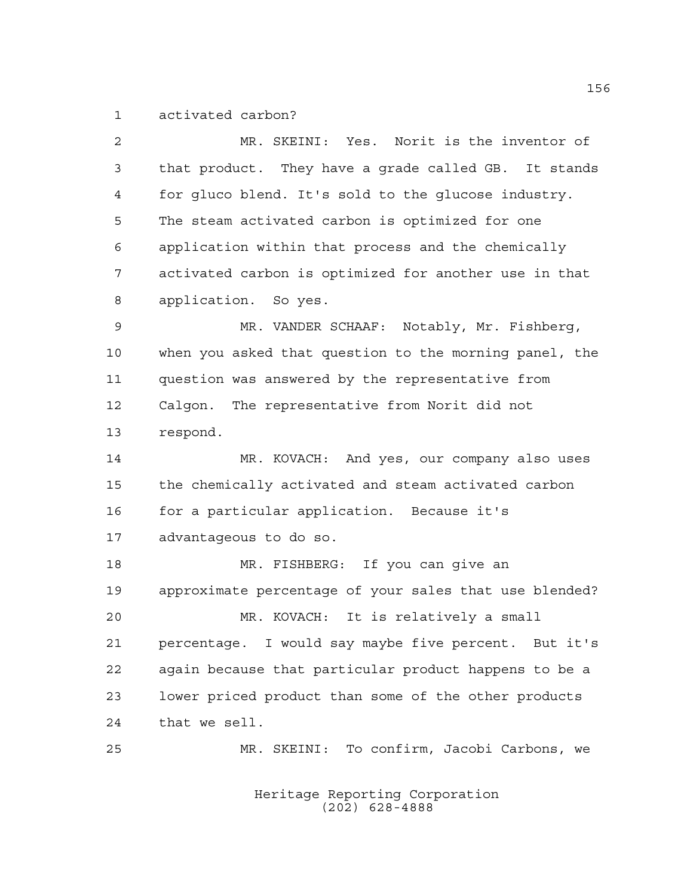activated carbon?

MR. SKEINI: Yes. Norit is the inventor of that product. They have a grade called GB. It stands for gluco blend. It's sold to the glucose industry. The steam activated carbon is optimized for one application within that process and the chemically activated carbon is optimized for another use in that application. So yes.

MR. VANDER SCHAAF: Notably, Mr. Fishberg, when you asked that question to the morning panel, the question was answered by the representative from Calgon. The representative from Norit did not respond.

MR. KOVACH: And yes, our company also uses the chemically activated and steam activated carbon for a particular application. Because it's advantageous to do so.

MR. FISHBERG: If you can give an approximate percentage of your sales that use blended?

MR. KOVACH: It is relatively a small percentage. I would say maybe five percent. But it's again because that particular product happens to be a lower priced product than some of the other products that we sell.

MR. SKEINI: To confirm, Jacobi Carbons, we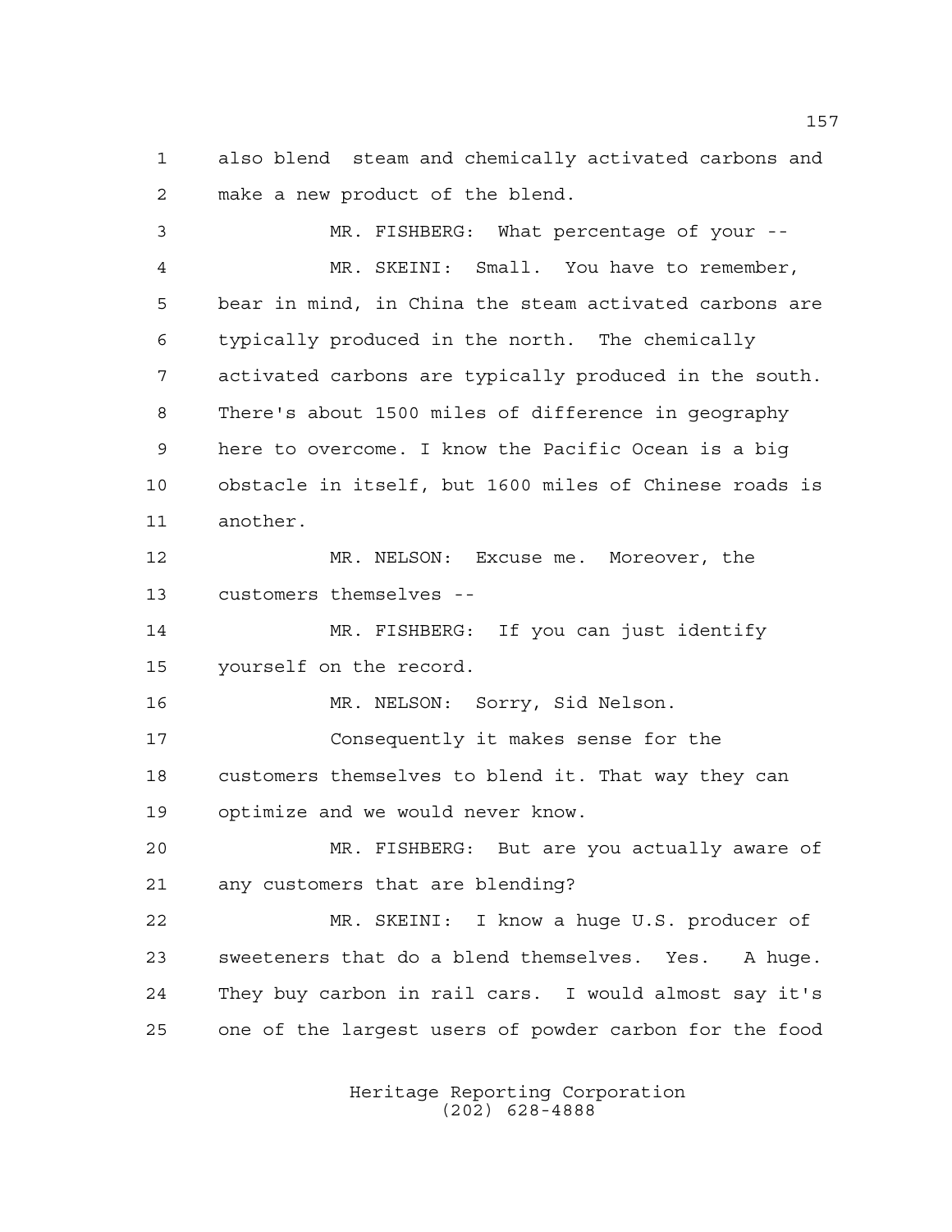also blend steam and chemically activated carbons and make a new product of the blend.

MR. FISHBERG: What percentage of your --

MR. SKEINI: Small. You have to remember, bear in mind, in China the steam activated carbons are typically produced in the north. The chemically activated carbons are typically produced in the south. There's about 1500 miles of difference in geography here to overcome. I know the Pacific Ocean is a big obstacle in itself, but 1600 miles of Chinese roads is another.

MR. NELSON: Excuse me. Moreover, the customers themselves --

MR. FISHBERG: If you can just identify yourself on the record.

MR. NELSON: Sorry, Sid Nelson.

Consequently it makes sense for the customers themselves to blend it. That way they can optimize and we would never know.

MR. FISHBERG: But are you actually aware of any customers that are blending?

MR. SKEINI: I know a huge U.S. producer of sweeteners that do a blend themselves. Yes. A huge. They buy carbon in rail cars. I would almost say it's one of the largest users of powder carbon for the food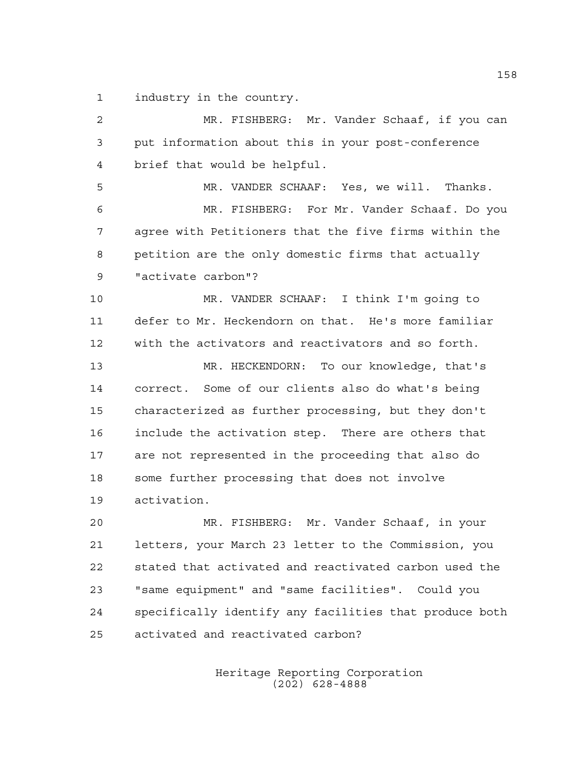1 industry in the country.

2 MR. FISHBERG: Mr. Vander Schaaf, if you can
3 put information about this in your post-conference
4 brief that would be helpful.

5 MR. VANDER SCHAAF: Yes, we will. Thanks.

6 MR. FISHBERG: For Mr. Vander Schaaf. Do you
7 agree with Petitioners that the five firms within the
8 petition are the only domestic firms that actually
9 "activate carbon"?

10 MR. VANDER SCHAAF: I think I'm going to
11 defer to Mr. Heckendorn on that. He's more familiar
12 with the activators and reactivators and so forth.

13 MR. HECKENDORN: To our knowledge, that's
14 correct. Some of our clients also do what's being
15 characterized as further processing, but they don't
16 include the activation step. There are others that
17 are not represented in the proceeding that also do
18 some further processing that does not involve
19 activation.

20 MR. FISHBERG: Mr. Vander Schaaf, in your
21 letters, your March 23 letter to the Commission, you
22 stated that activated and reactivated carbon used the
23 "same equipment" and "same facilities". Could you
24 specifically identify any facilities that produce both
25 activated and reactivated carbon?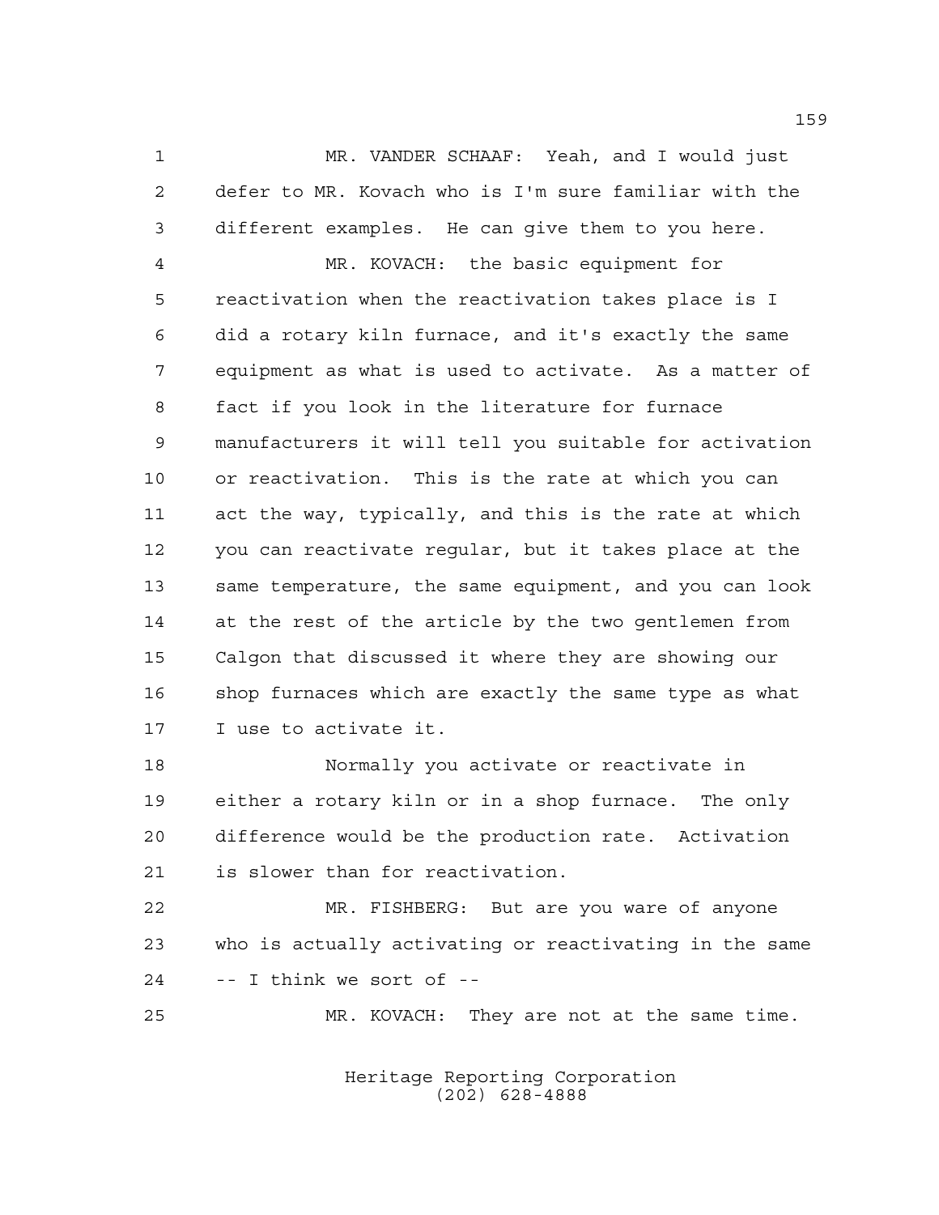MR. VANDER SCHAAF: Yeah, and I would just defer to MR. Kovach who is I'm sure familiar with the different examples. He can give them to you here.

MR. KOVACH: the basic equipment for reactivation when the reactivation takes place is I did a rotary kiln furnace, and it's exactly the same equipment as what is used to activate. As a matter of fact if you look in the literature for furnace manufacturers it will tell you suitable for activation or reactivation. This is the rate at which you can act the way, typically, and this is the rate at which you can reactivate regular, but it takes place at the same temperature, the same equipment, and you can look at the rest of the article by the two gentlemen from Calgon that discussed it where they are showing our shop furnaces which are exactly the same type as what I use to activate it.

Normally you activate or reactivate in either a rotary kiln or in a shop furnace. The only difference would be the production rate. Activation is slower than for reactivation.

MR. FISHBERG: But are you ware of anyone who is actually activating or reactivating in the same -- I think we sort of --

MR. KOVACH: They are not at the same time.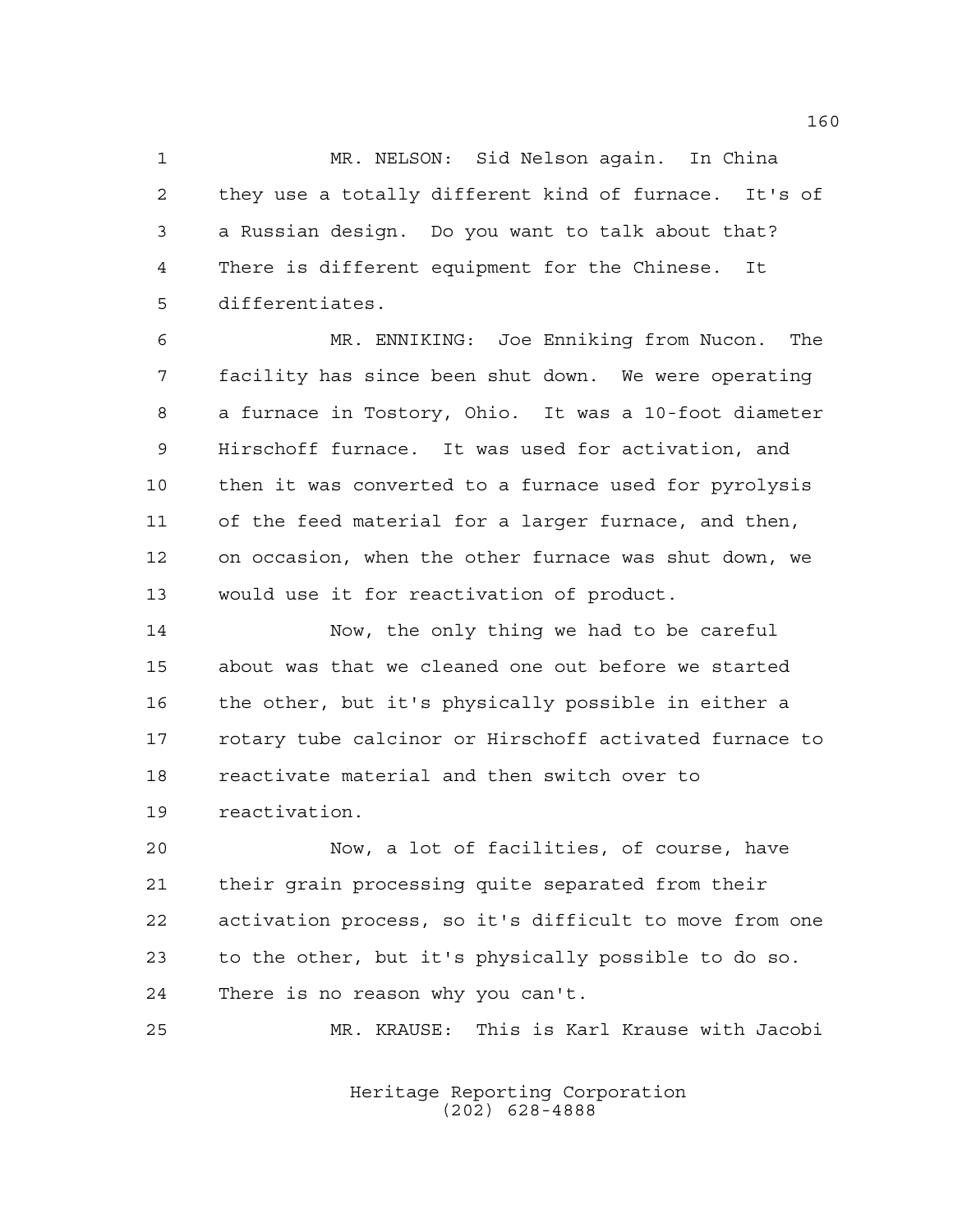MR. NELSON: Sid Nelson again. In China they use a totally different kind of furnace. It's of a Russian design. Do you want to talk about that? There is different equipment for the Chinese. It differentiates.

MR. ENNIKING: Joe Enniking from Nucon. The facility has since been shut down. We were operating a furnace in Tostory, Ohio. It was a 10-foot diameter Hirschoff furnace. It was used for activation, and then it was converted to a furnace used for pyrolysis of the feed material for a larger furnace, and then, on occasion, when the other furnace was shut down, we would use it for reactivation of product.

Now, the only thing we had to be careful about was that we cleaned one out before we started the other, but it's physically possible in either a rotary tube calcinor or Hirschoff activated furnace to reactivate material and then switch over to reactivation.

Now, a lot of facilities, of course, have their grain processing quite separated from their activation process, so it's difficult to move from one to the other, but it's physically possible to do so. There is no reason why you can't.

MR. KRAUSE: This is Karl Krause with Jacobi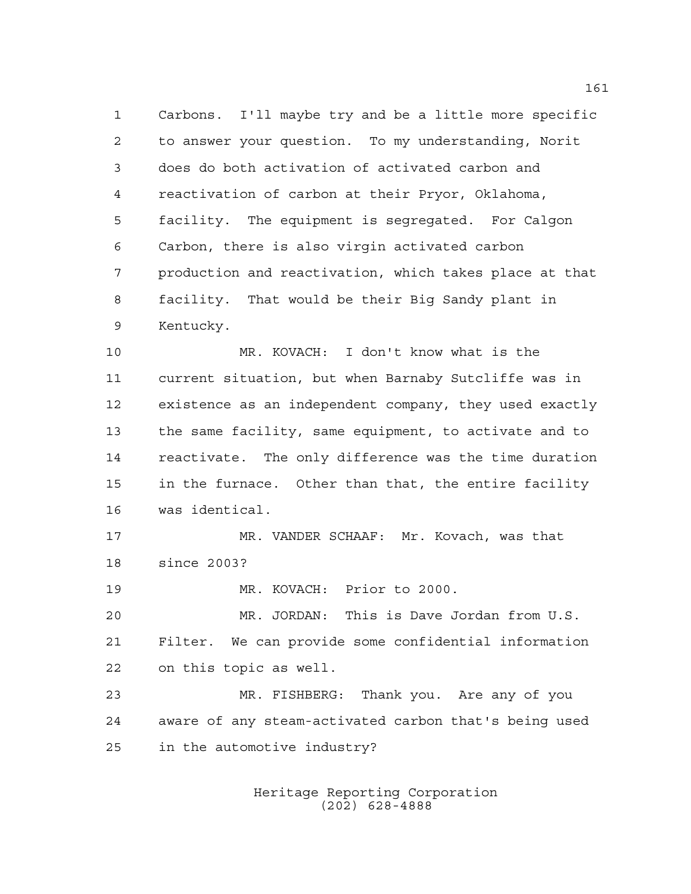Carbons. I'll maybe try and be a little more specific to answer your question. To my understanding, Norit does do both activation of activated carbon and reactivation of carbon at their Pryor, Oklahoma, facility. The equipment is segregated. For Calgon Carbon, there is also virgin activated carbon production and reactivation, which takes place at that facility. That would be their Big Sandy plant in Kentucky.

MR. KOVACH: I don't know what is the current situation, but when Barnaby Sutcliffe was in existence as an independent company, they used exactly the same facility, same equipment, to activate and to reactivate. The only difference was the time duration in the furnace. Other than that, the entire facility was identical.

MR. VANDER SCHAAF: Mr. Kovach, was that since 2003?

MR. KOVACH: Prior to 2000.

MR. JORDAN: This is Dave Jordan from U.S. Filter. We can provide some confidential information on this topic as well.

MR. FISHBERG: Thank you. Are any of you aware of any steam-activated carbon that's being used in the automotive industry?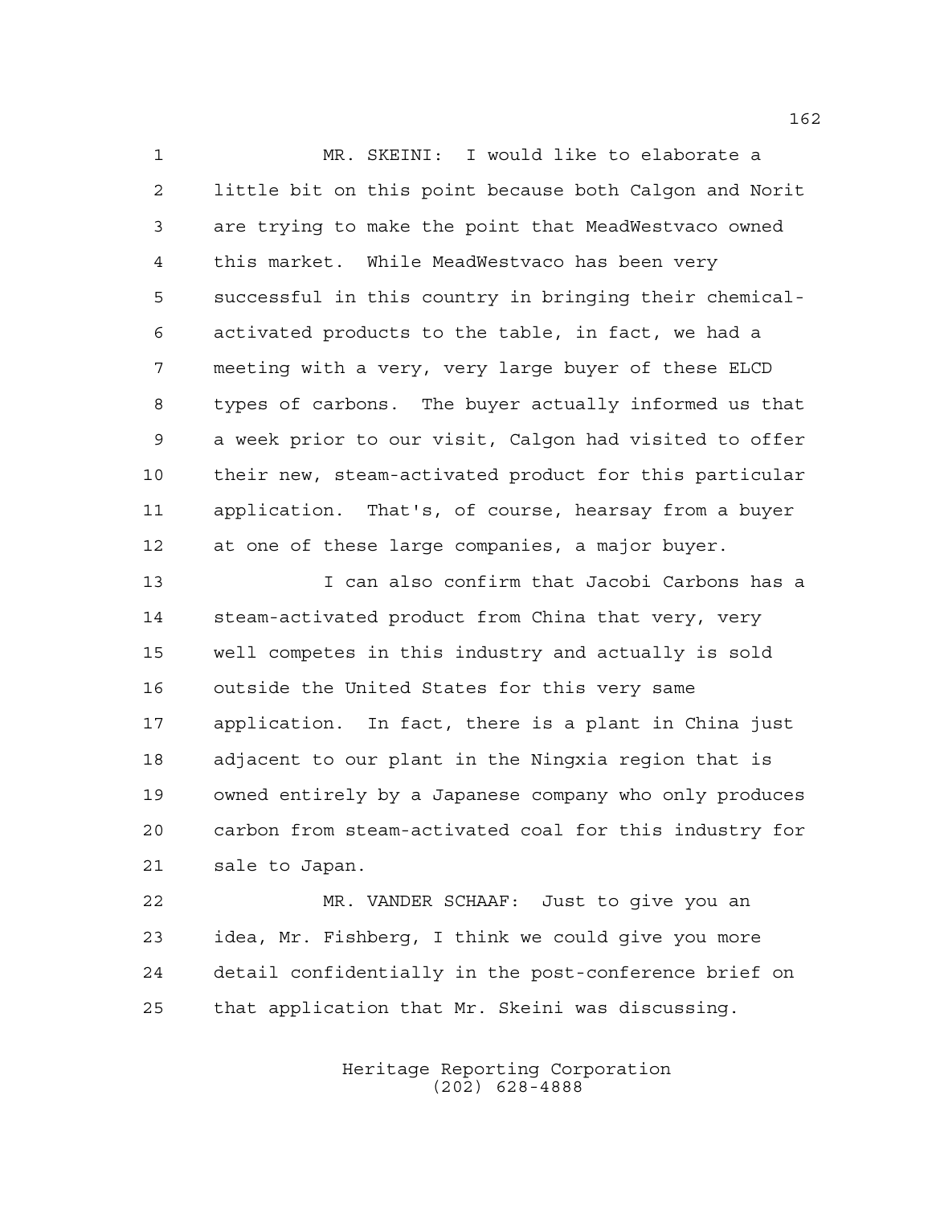MR. SKEINI: I would like to elaborate a little bit on this point because both Calgon and Norit are trying to make the point that MeadWestvaco owned this market. While MeadWestvaco has been very successful in this country in bringing their chemical-activated products to the table, in fact, we had a meeting with a very, very large buyer of these ELCD types of carbons. The buyer actually informed us that a week prior to our visit, Calgon had visited to offer their new, steam-activated product for this particular application. That's, of course, hearsay from a buyer at one of these large companies, a major buyer.

I can also confirm that Jacobi Carbons has a steam-activated product from China that very, very well competes in this industry and actually is sold outside the United States for this very same application. In fact, there is a plant in China just adjacent to our plant in the Ningxia region that is owned entirely by a Japanese company who only produces carbon from steam-activated coal for this industry for sale to Japan.

MR. VANDER SCHAAF: Just to give you an idea, Mr. Fishberg, I think we could give you more detail confidentially in the post-conference brief on that application that Mr. Skeini was discussing.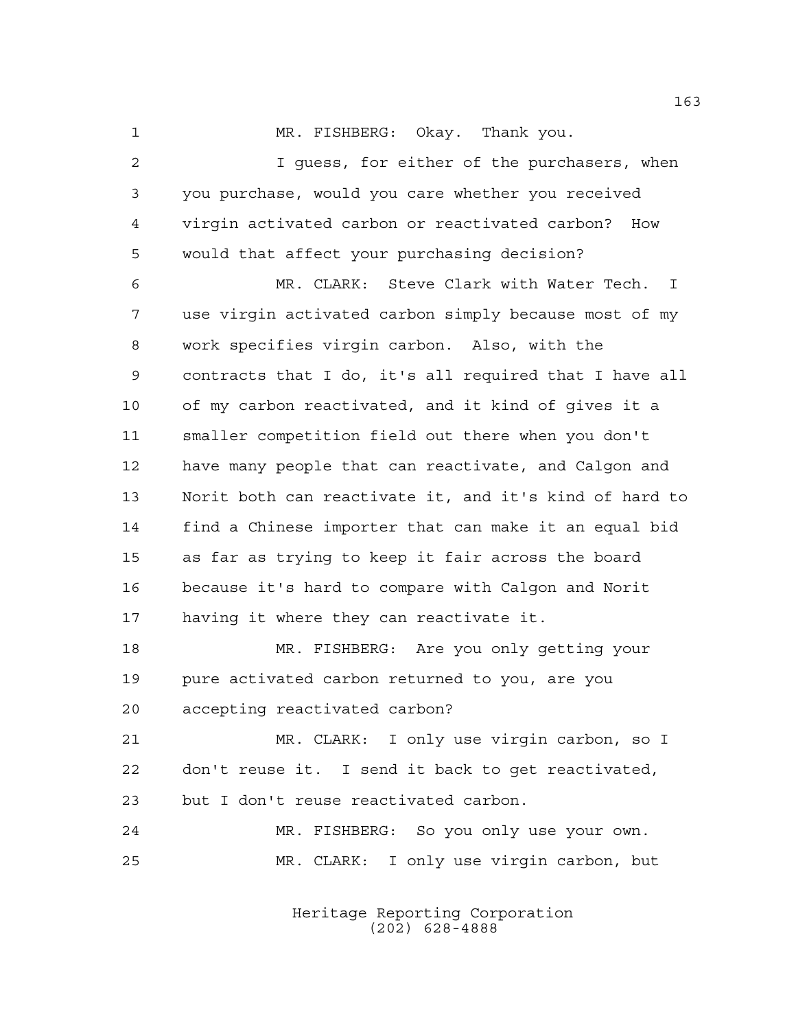MR. FISHBERG: Okay. Thank you.

I guess, for either of the purchasers, when you purchase, would you care whether you received virgin activated carbon or reactivated carbon? How would that affect your purchasing decision?

MR. CLARK: Steve Clark with Water Tech. I use virgin activated carbon simply because most of my work specifies virgin carbon. Also, with the contracts that I do, it's all required that I have all of my carbon reactivated, and it kind of gives it a smaller competition field out there when you don't have many people that can reactivate, and Calgon and Norit both can reactivate it, and it's kind of hard to find a Chinese importer that can make it an equal bid as far as trying to keep it fair across the board because it's hard to compare with Calgon and Norit having it where they can reactivate it.

MR. FISHBERG: Are you only getting your pure activated carbon returned to you, are you accepting reactivated carbon?

MR. CLARK: I only use virgin carbon, so I don't reuse it. I send it back to get reactivated, but I don't reuse reactivated carbon.

MR. FISHBERG: So you only use your own.

MR. CLARK: I only use virgin carbon, but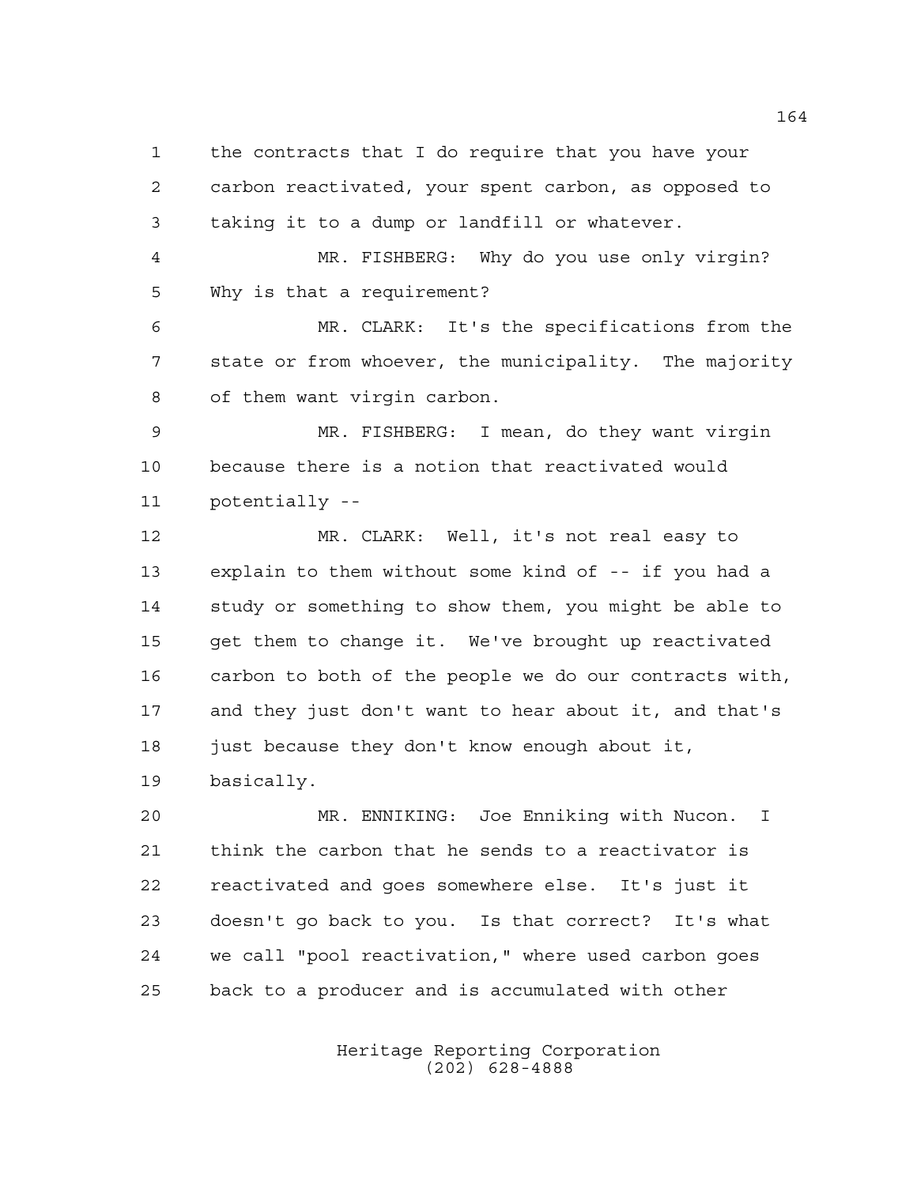the contracts that I do require that you have your carbon reactivated, your spent carbon, as opposed to taking it to a dump or landfill or whatever.

MR. FISHBERG: Why do you use only virgin? Why is that a requirement?

MR. CLARK: It's the specifications from the state or from whoever, the municipality. The majority of them want virgin carbon.

MR. FISHBERG: I mean, do they want virgin because there is a notion that reactivated would potentially --

MR. CLARK: Well, it's not real easy to explain to them without some kind of -- if you had a study or something to show them, you might be able to get them to change it. We've brought up reactivated carbon to both of the people we do our contracts with, and they just don't want to hear about it, and that's just because they don't know enough about it, basically.

MR. ENNIKING: Joe Enniking with Nucon. I think the carbon that he sends to a reactivator is reactivated and goes somewhere else. It's just it doesn't go back to you. Is that correct? It's what we call "pool reactivation," where used carbon goes back to a producer and is accumulated with other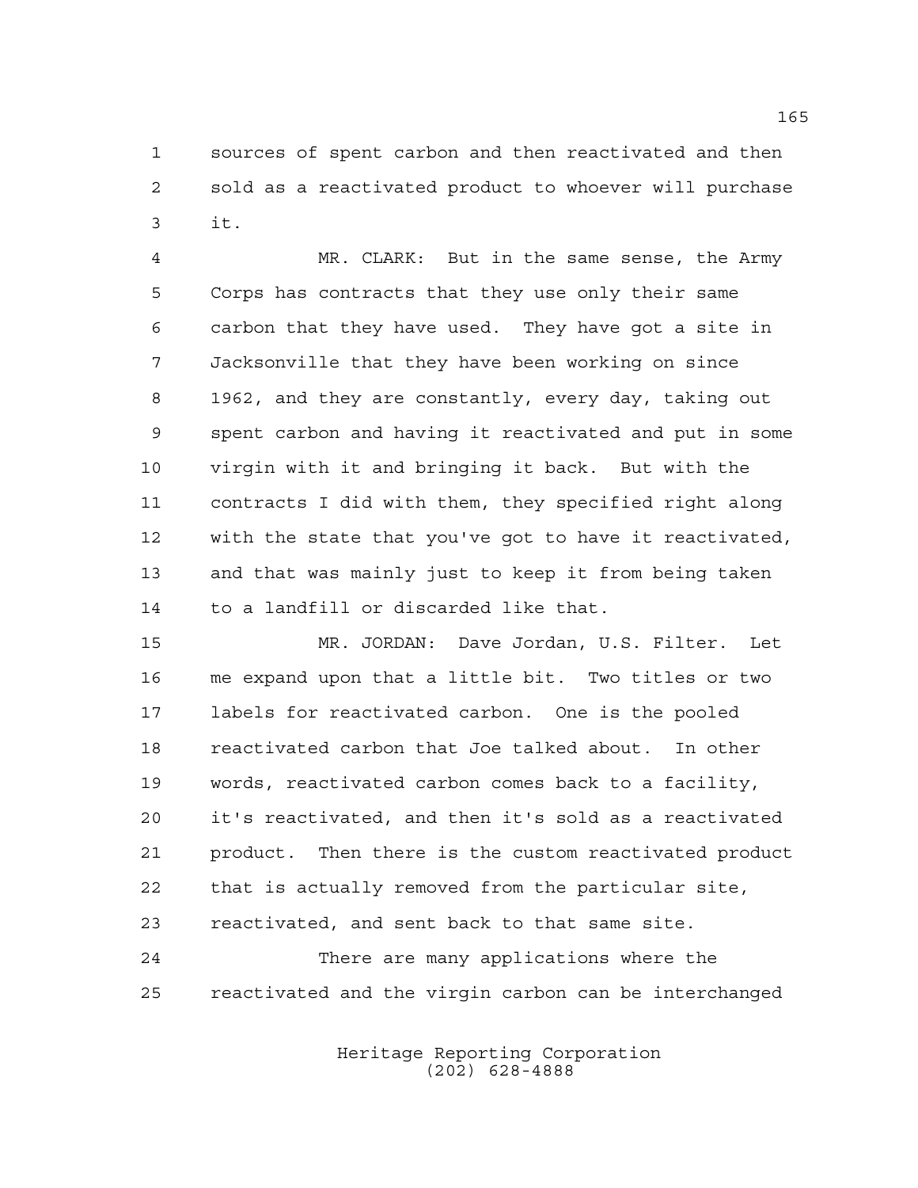sources of spent carbon and then reactivated and then sold as a reactivated product to whoever will purchase it.

MR. CLARK: But in the same sense, the Army Corps has contracts that they use only their same carbon that they have used. They have got a site in Jacksonville that they have been working on since 1962, and they are constantly, every day, taking out spent carbon and having it reactivated and put in some virgin with it and bringing it back. But with the contracts I did with them, they specified right along with the state that you've got to have it reactivated, and that was mainly just to keep it from being taken to a landfill or discarded like that.

MR. JORDAN: Dave Jordan, U.S. Filter. Let me expand upon that a little bit. Two titles or two labels for reactivated carbon. One is the pooled reactivated carbon that Joe talked about. In other words, reactivated carbon comes back to a facility, it's reactivated, and then it's sold as a reactivated product. Then there is the custom reactivated product that is actually removed from the particular site, reactivated, and sent back to that same site.

There are many applications where the reactivated and the virgin carbon can be interchanged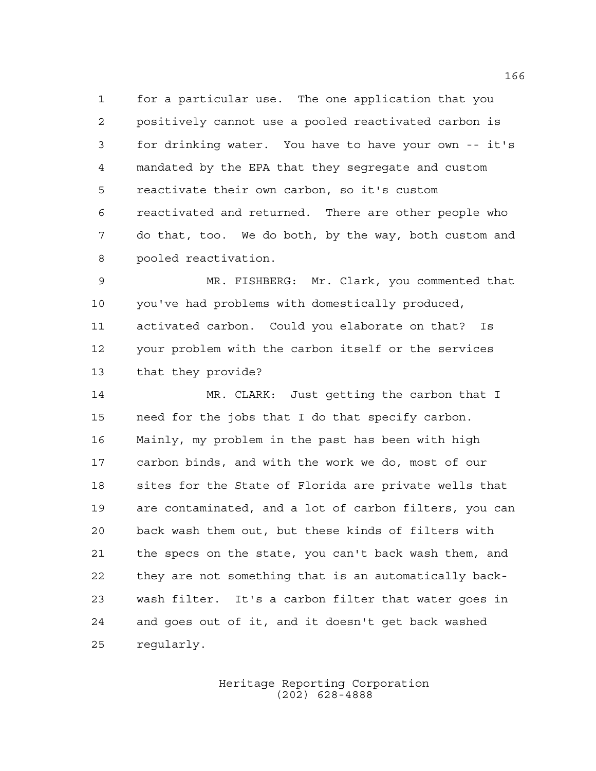for a particular use. The one application that you positively cannot use a pooled reactivated carbon is for drinking water. You have to have your own -- it's mandated by the EPA that they segregate and custom reactivate their own carbon, so it's custom reactivated and returned. There are other people who do that, too. We do both, by the way, both custom and pooled reactivation.

MR. FISHBERG: Mr. Clark, you commented that you've had problems with domestically produced, activated carbon. Could you elaborate on that? Is your problem with the carbon itself or the services that they provide?

MR. CLARK: Just getting the carbon that I need for the jobs that I do that specify carbon. Mainly, my problem in the past has been with high carbon binds, and with the work we do, most of our sites for the State of Florida are private wells that are contaminated, and a lot of carbon filters, you can back wash them out, but these kinds of filters with the specs on the state, you can't back wash them, and they are not something that is an automatically back-wash filter. It's a carbon filter that water goes in and goes out of it, and it doesn't get back washed regularly.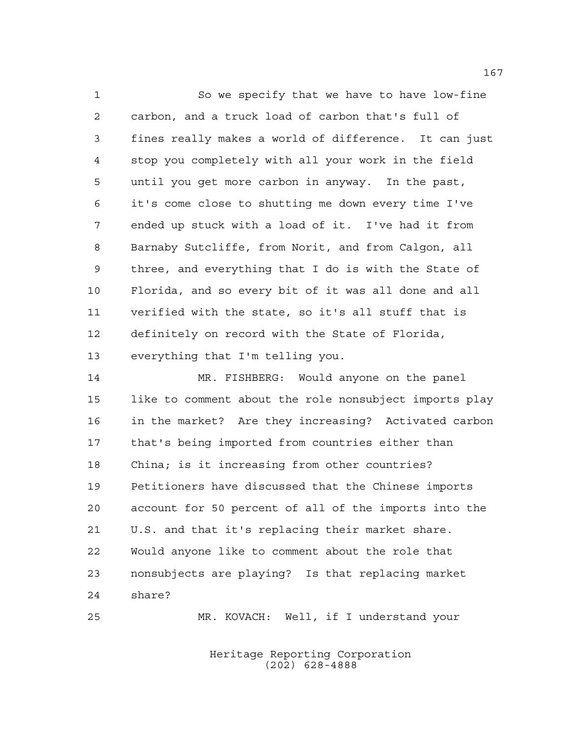So we specify that we have to have low-fine carbon, and a truck load of carbon that's full of fines really makes a world of difference. It can just stop you completely with all your work in the field until you get more carbon in anyway. In the past, it's come close to shutting me down every time I've ended up stuck with a load of it. I've had it from Barnaby Sutcliffe, from Norit, and from Calgon, all three, and everything that I do is with the State of Florida, and so every bit of it was all done and all verified with the state, so it's all stuff that is definitely on record with the State of Florida, everything that I'm telling you.

MR. FISHBERG: Would anyone on the panel like to comment about the role nonsubject imports play in the market? Are they increasing? Activated carbon that's being imported from countries either than China; is it increasing from other countries? Petitioners have discussed that the Chinese imports account for 50 percent of all of the imports into the U.S. and that it's replacing their market share. Would anyone like to comment about the role that nonsubjects are playing? Is that replacing market share?

MR. KOVACH: Well, if I understand your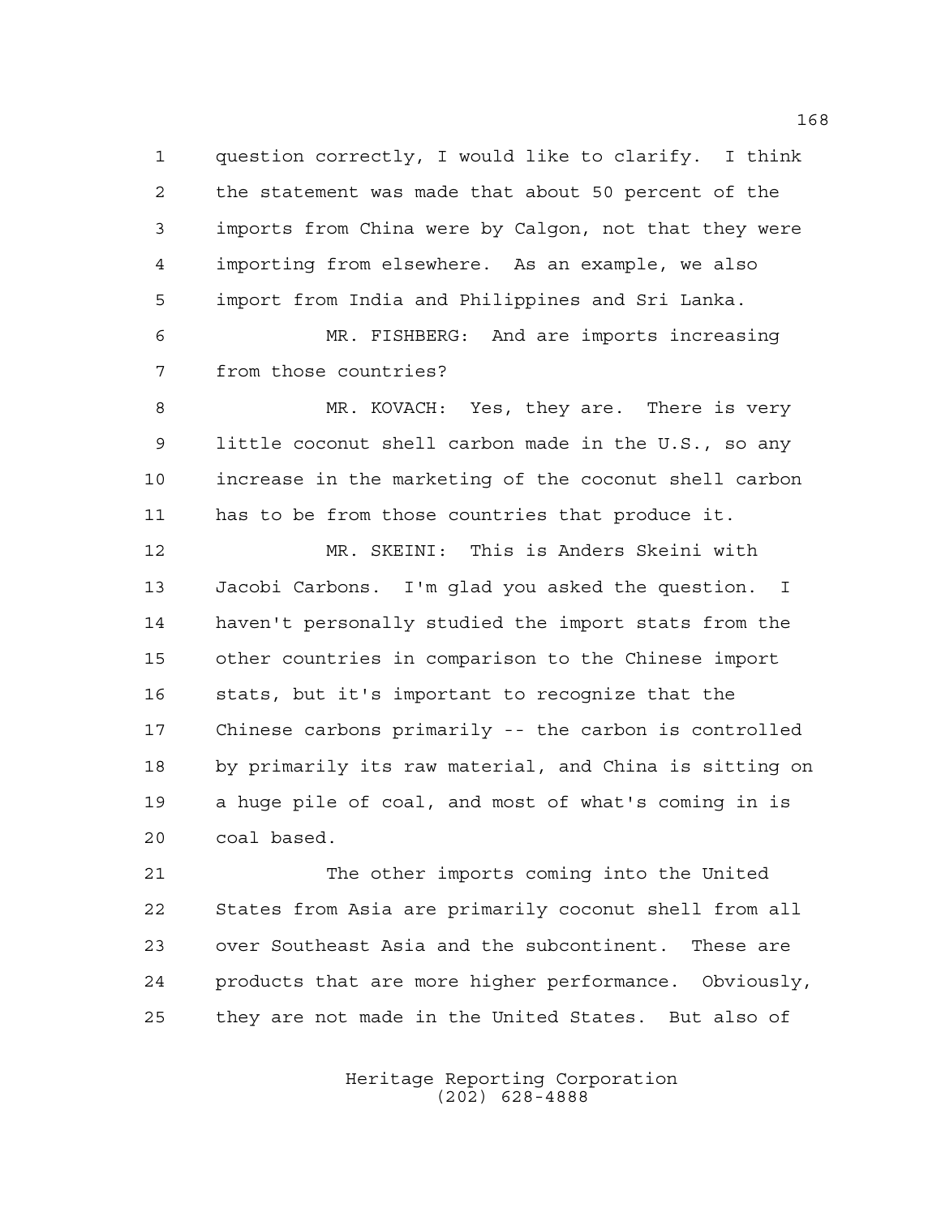question correctly, I would like to clarify. I think the statement was made that about 50 percent of the imports from China were by Calgon, not that they were importing from elsewhere. As an example, we also import from India and Philippines and Sri Lanka.

MR. FISHBERG: And are imports increasing from those countries?

MR. KOVACH: Yes, they are. There is very little coconut shell carbon made in the U.S., so any increase in the marketing of the coconut shell carbon has to be from those countries that produce it.

MR. SKEINI: This is Anders Skeini with Jacobi Carbons. I'm glad you asked the question. I haven't personally studied the import stats from the other countries in comparison to the Chinese import stats, but it's important to recognize that the Chinese carbons primarily -- the carbon is controlled by primarily its raw material, and China is sitting on a huge pile of coal, and most of what's coming in is coal based.

The other imports coming into the United States from Asia are primarily coconut shell from all over Southeast Asia and the subcontinent. These are products that are more higher performance. Obviously, they are not made in the United States. But also of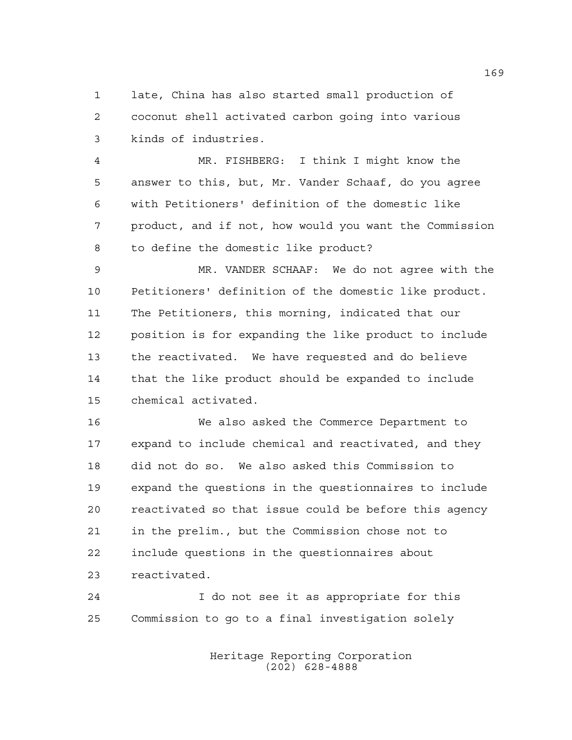late, China has also started small production of coconut shell activated carbon going into various kinds of industries.

MR. FISHBERG: I think I might know the answer to this, but, Mr. Vander Schaaf, do you agree with Petitioners' definition of the domestic like product, and if not, how would you want the Commission to define the domestic like product?

MR. VANDER SCHAAF: We do not agree with the Petitioners' definition of the domestic like product. The Petitioners, this morning, indicated that our position is for expanding the like product to include the reactivated. We have requested and do believe that the like product should be expanded to include chemical activated.

We also asked the Commerce Department to expand to include chemical and reactivated, and they did not do so. We also asked this Commission to expand the questions in the questionnaires to include reactivated so that issue could be before this agency in the prelim., but the Commission chose not to include questions in the questionnaires about reactivated.

I do not see it as appropriate for this Commission to go to a final investigation solely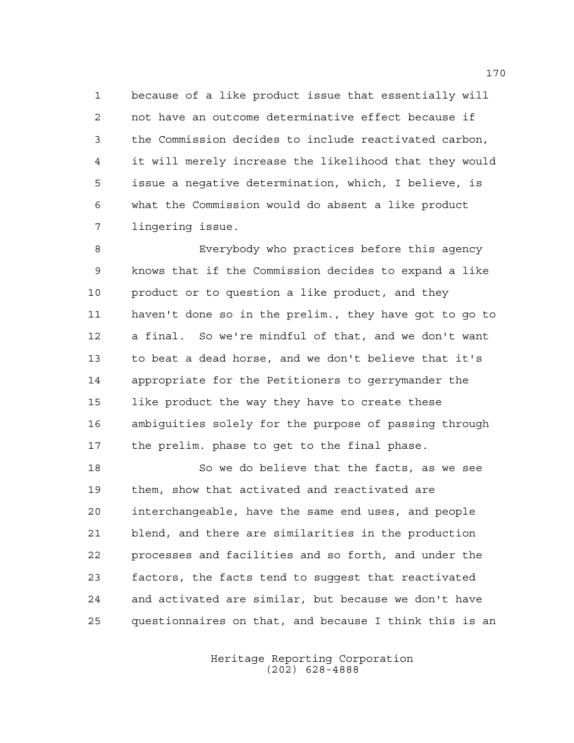because of a like product issue that essentially will not have an outcome determinative effect because if the Commission decides to include reactivated carbon, it will merely increase the likelihood that they would issue a negative determination, which, I believe, is what the Commission would do absent a like product lingering issue.

Everybody who practices before this agency knows that if the Commission decides to expand a like product or to question a like product, and they haven't done so in the prelim., they have got to go to a final. So we're mindful of that, and we don't want to beat a dead horse, and we don't believe that it's appropriate for the Petitioners to gerrymander the like product the way they have to create these ambiguities solely for the purpose of passing through the prelim. phase to get to the final phase.

So we do believe that the facts, as we see them, show that activated and reactivated are interchangeable, have the same end uses, and people blend, and there are similarities in the production processes and facilities and so forth, and under the factors, the facts tend to suggest that reactivated and activated are similar, but because we don't have questionnaires on that, and because I think this is an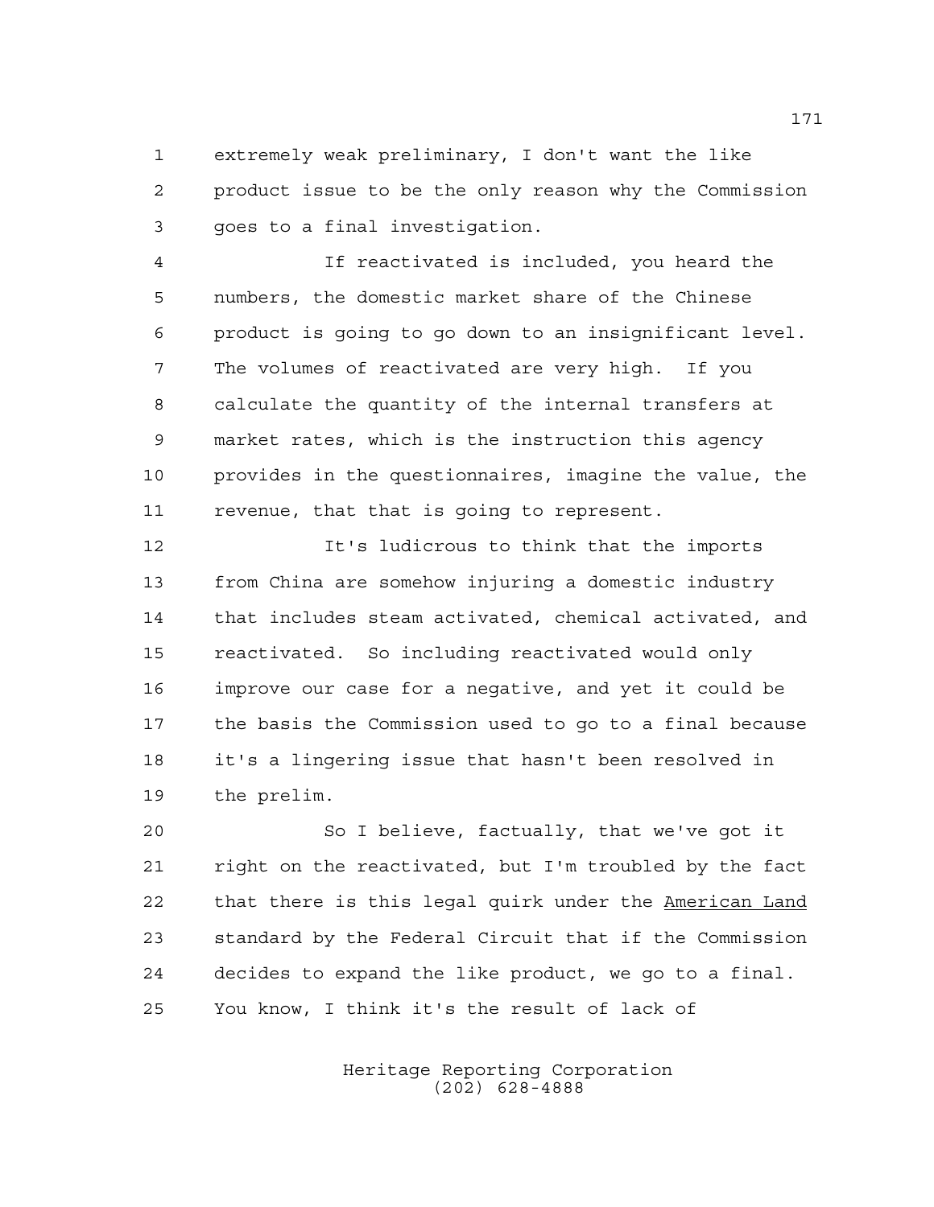extremely weak preliminary, I don't want the like product issue to be the only reason why the Commission goes to a final investigation.

If reactivated is included, you heard the numbers, the domestic market share of the Chinese product is going to go down to an insignificant level. The volumes of reactivated are very high. If you calculate the quantity of the internal transfers at market rates, which is the instruction this agency provides in the questionnaires, imagine the value, the revenue, that that is going to represent.

It's ludicrous to think that the imports from China are somehow injuring a domestic industry that includes steam activated, chemical activated, and reactivated. So including reactivated would only improve our case for a negative, and yet it could be the basis the Commission used to go to a final because it's a lingering issue that hasn't been resolved in the prelim.

So I believe, factually, that we've got it right on the reactivated, but I'm troubled by the fact that there is this legal quirk under the American Land standard by the Federal Circuit that if the Commission decides to expand the like product, we go to a final. You know, I think it's the result of lack of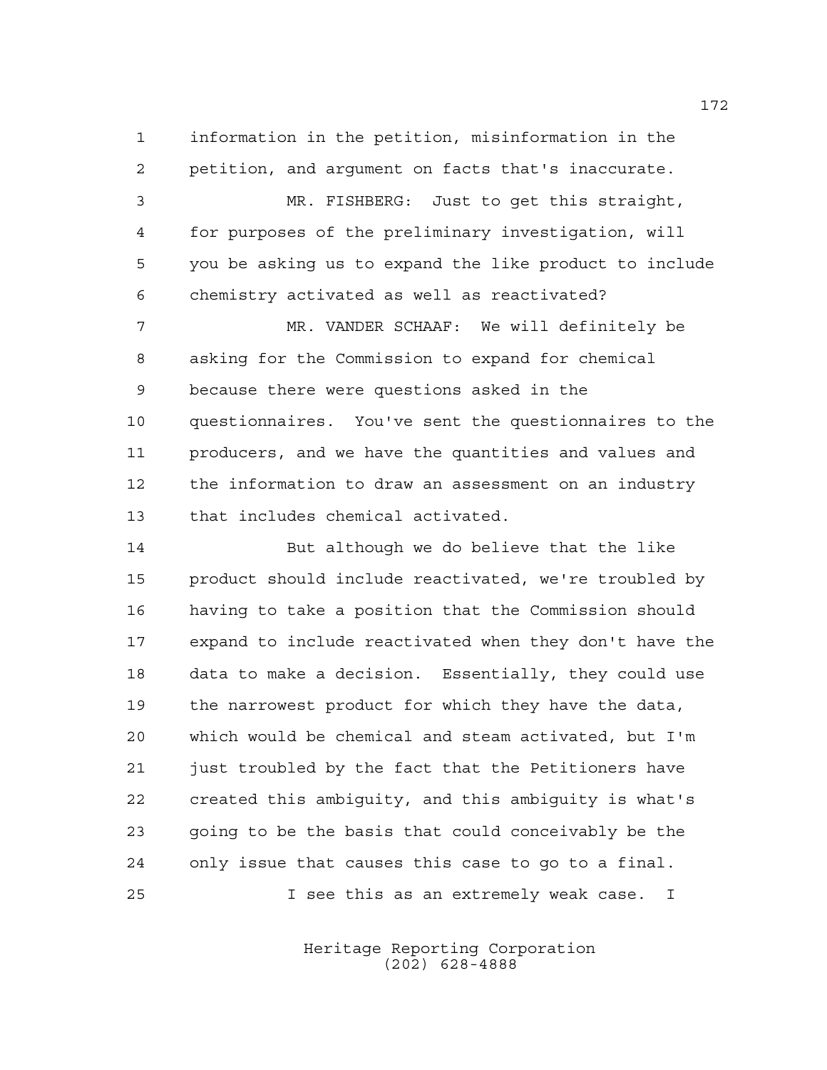information in the petition, misinformation in the petition, and argument on facts that's inaccurate.

MR. FISHBERG: Just to get this straight, for purposes of the preliminary investigation, will you be asking us to expand the like product to include chemistry activated as well as reactivated?

MR. VANDER SCHAAF: We will definitely be asking for the Commission to expand for chemical because there were questions asked in the questionnaires. You've sent the questionnaires to the producers, and we have the quantities and values and the information to draw an assessment on an industry that includes chemical activated.

But although we do believe that the like product should include reactivated, we're troubled by having to take a position that the Commission should expand to include reactivated when they don't have the data to make a decision. Essentially, they could use the narrowest product for which they have the data, which would be chemical and steam activated, but I'm just troubled by the fact that the Petitioners have created this ambiguity, and this ambiguity is what's going to be the basis that could conceivably be the only issue that causes this case to go to a final.

I see this as an extremely weak case. I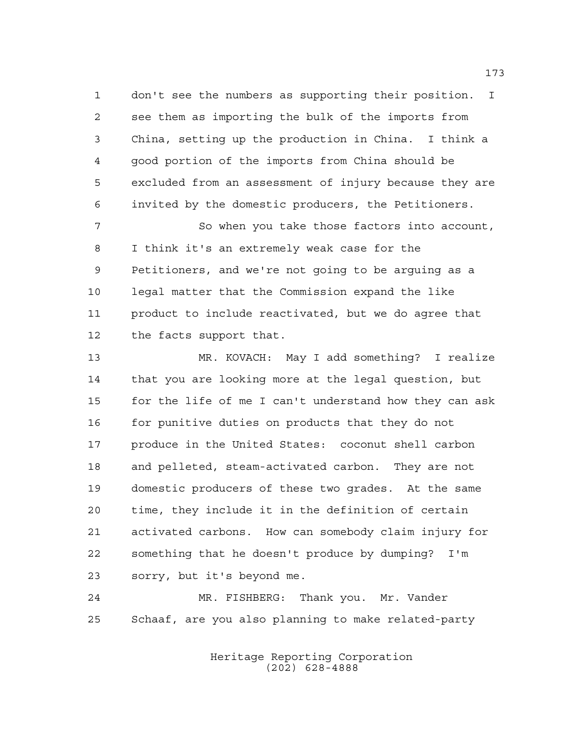don't see the numbers as supporting their position. I see them as importing the bulk of the imports from China, setting up the production in China. I think a good portion of the imports from China should be excluded from an assessment of injury because they are invited by the domestic producers, the Petitioners.

So when you take those factors into account, I think it's an extremely weak case for the Petitioners, and we're not going to be arguing as a legal matter that the Commission expand the like product to include reactivated, but we do agree that the facts support that.

MR. KOVACH: May I add something? I realize that you are looking more at the legal question, but for the life of me I can't understand how they can ask for punitive duties on products that they do not produce in the United States: coconut shell carbon and pelleted, steam-activated carbon. They are not domestic producers of these two grades. At the same time, they include it in the definition of certain activated carbons. How can somebody claim injury for something that he doesn't produce by dumping? I'm sorry, but it's beyond me.

MR. FISHBERG: Thank you. Mr. Vander Schaaf, are you also planning to make related-party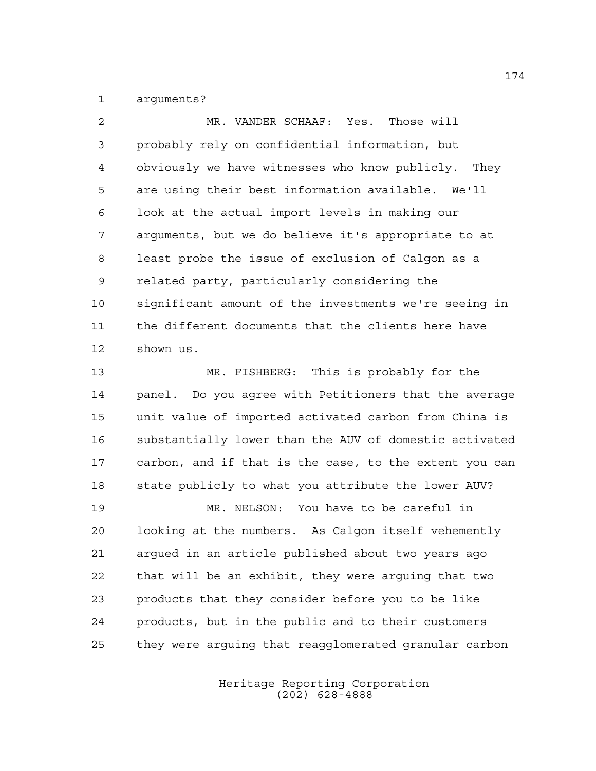arguments?

MR. VANDER SCHAAF: Yes. Those will probably rely on confidential information, but obviously we have witnesses who know publicly. They are using their best information available. We'll look at the actual import levels in making our arguments, but we do believe it's appropriate to at least probe the issue of exclusion of Calgon as a related party, particularly considering the significant amount of the investments we're seeing in the different documents that the clients here have shown us.

MR. FISHBERG: This is probably for the panel. Do you agree with Petitioners that the average unit value of imported activated carbon from China is substantially lower than the AUV of domestic activated carbon, and if that is the case, to the extent you can state publicly to what you attribute the lower AUV?

MR. NELSON: You have to be careful in looking at the numbers. As Calgon itself vehemently argued in an article published about two years ago that will be an exhibit, they were arguing that two products that they consider before you to be like products, but in the public and to their customers they were arguing that reagglomerated granular carbon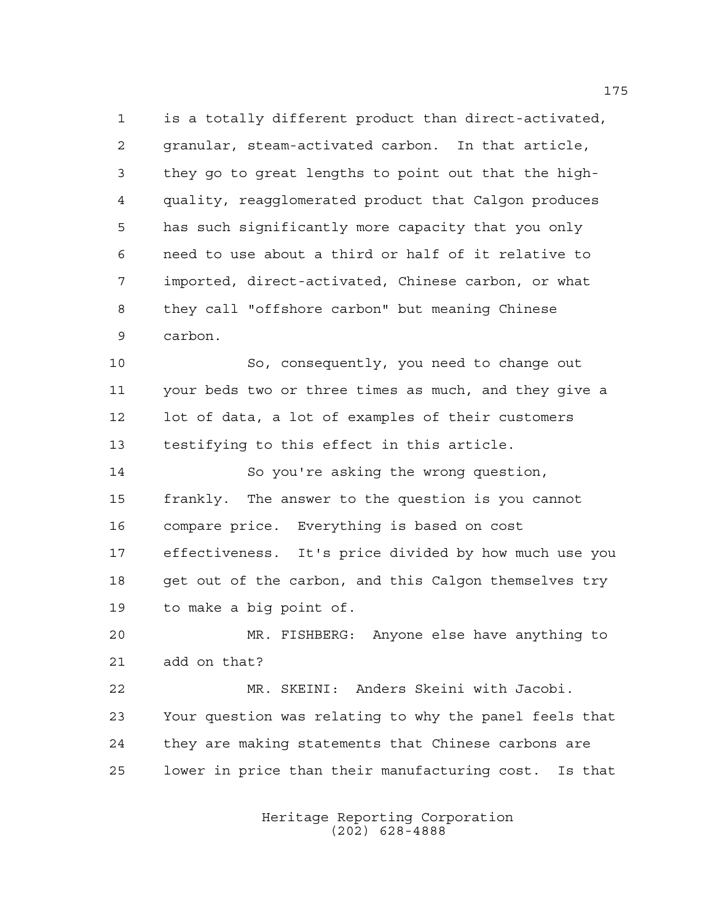is a totally different product than direct-activated, granular, steam-activated carbon. In that article, they go to great lengths to point out that the high-quality, reagglomerated product that Calgon produces has such significantly more capacity that you only need to use about a third or half of it relative to imported, direct-activated, Chinese carbon, or what they call "offshore carbon" but meaning Chinese carbon.

So, consequently, you need to change out your beds two or three times as much, and they give a lot of data, a lot of examples of their customers testifying to this effect in this article.

So you're asking the wrong question, frankly. The answer to the question is you cannot compare price. Everything is based on cost effectiveness. It's price divided by how much use you get out of the carbon, and this Calgon themselves try to make a big point of.

MR. FISHBERG: Anyone else have anything to add on that?

MR. SKEINI: Anders Skeini with Jacobi. Your question was relating to why the panel feels that they are making statements that Chinese carbons are lower in price than their manufacturing cost. Is that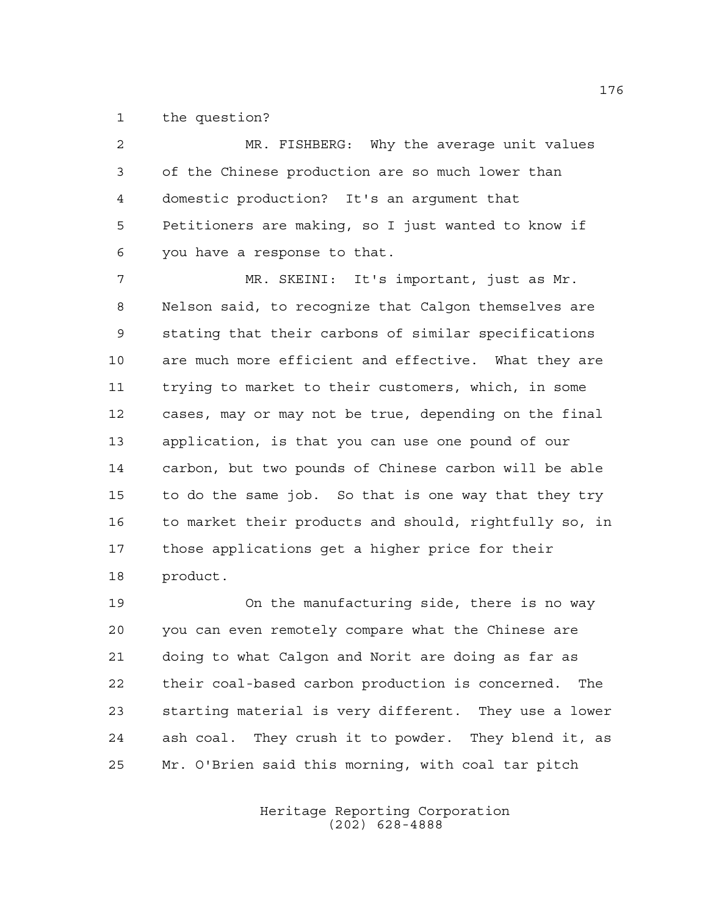the question?

MR. FISHBERG: Why the average unit values of the Chinese production are so much lower than domestic production? It's an argument that Petitioners are making, so I just wanted to know if you have a response to that.

MR. SKEINI: It's important, just as Mr. Nelson said, to recognize that Calgon themselves are stating that their carbons of similar specifications are much more efficient and effective. What they are trying to market to their customers, which, in some cases, may or may not be true, depending on the final application, is that you can use one pound of our carbon, but two pounds of Chinese carbon will be able to do the same job. So that is one way that they try to market their products and should, rightfully so, in those applications get a higher price for their product.

On the manufacturing side, there is no way you can even remotely compare what the Chinese are doing to what Calgon and Norit are doing as far as their coal-based carbon production is concerned. The starting material is very different. They use a lower ash coal. They crush it to powder. They blend it, as Mr. O'Brien said this morning, with coal tar pitch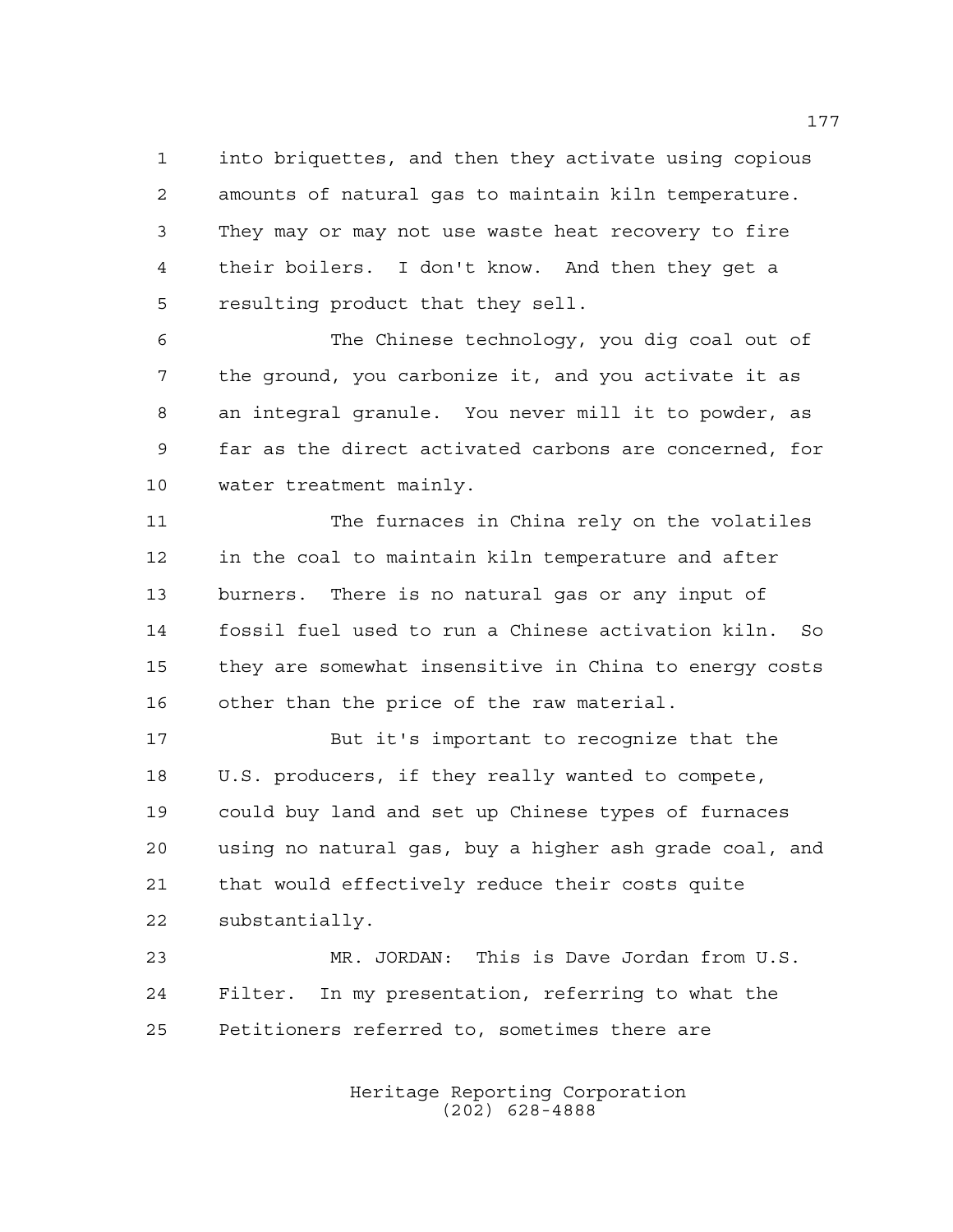into briquettes, and then they activate using copious amounts of natural gas to maintain kiln temperature. They may or may not use waste heat recovery to fire their boilers. I don't know. And then they get a resulting product that they sell.

The Chinese technology, you dig coal out of the ground, you carbonize it, and you activate it as an integral granule. You never mill it to powder, as far as the direct activated carbons are concerned, for water treatment mainly.

The furnaces in China rely on the volatiles in the coal to maintain kiln temperature and after burners. There is no natural gas or any input of fossil fuel used to run a Chinese activation kiln. So they are somewhat insensitive in China to energy costs other than the price of the raw material.

But it's important to recognize that the U.S. producers, if they really wanted to compete, could buy land and set up Chinese types of furnaces using no natural gas, buy a higher ash grade coal, and that would effectively reduce their costs quite substantially.

MR. JORDAN: This is Dave Jordan from U.S. Filter. In my presentation, referring to what the Petitioners referred to, sometimes there are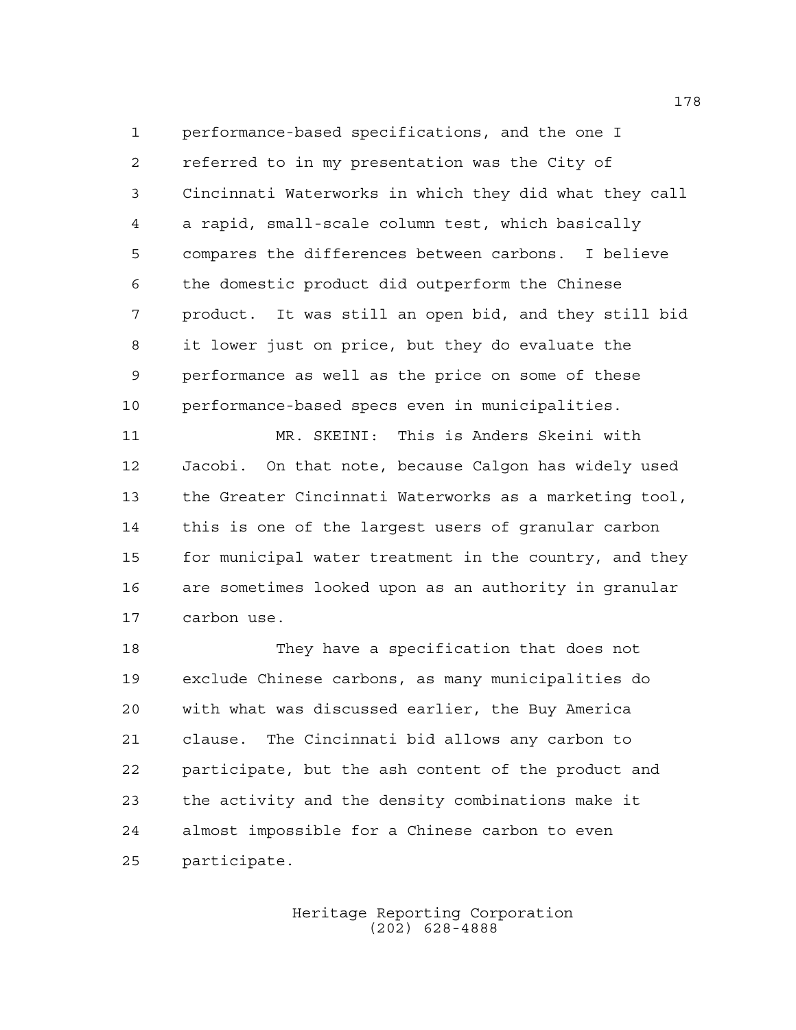performance-based specifications, and the one I referred to in my presentation was the City of Cincinnati Waterworks in which they did what they call a rapid, small-scale column test, which basically compares the differences between carbons. I believe the domestic product did outperform the Chinese product. It was still an open bid, and they still bid it lower just on price, but they do evaluate the performance as well as the price on some of these performance-based specs even in municipalities.

MR. SKEINI: This is Anders Skeini with Jacobi. On that note, because Calgon has widely used the Greater Cincinnati Waterworks as a marketing tool, this is one of the largest users of granular carbon for municipal water treatment in the country, and they are sometimes looked upon as an authority in granular carbon use.

They have a specification that does not exclude Chinese carbons, as many municipalities do with what was discussed earlier, the Buy America clause. The Cincinnati bid allows any carbon to participate, but the ash content of the product and the activity and the density combinations make it almost impossible for a Chinese carbon to even participate.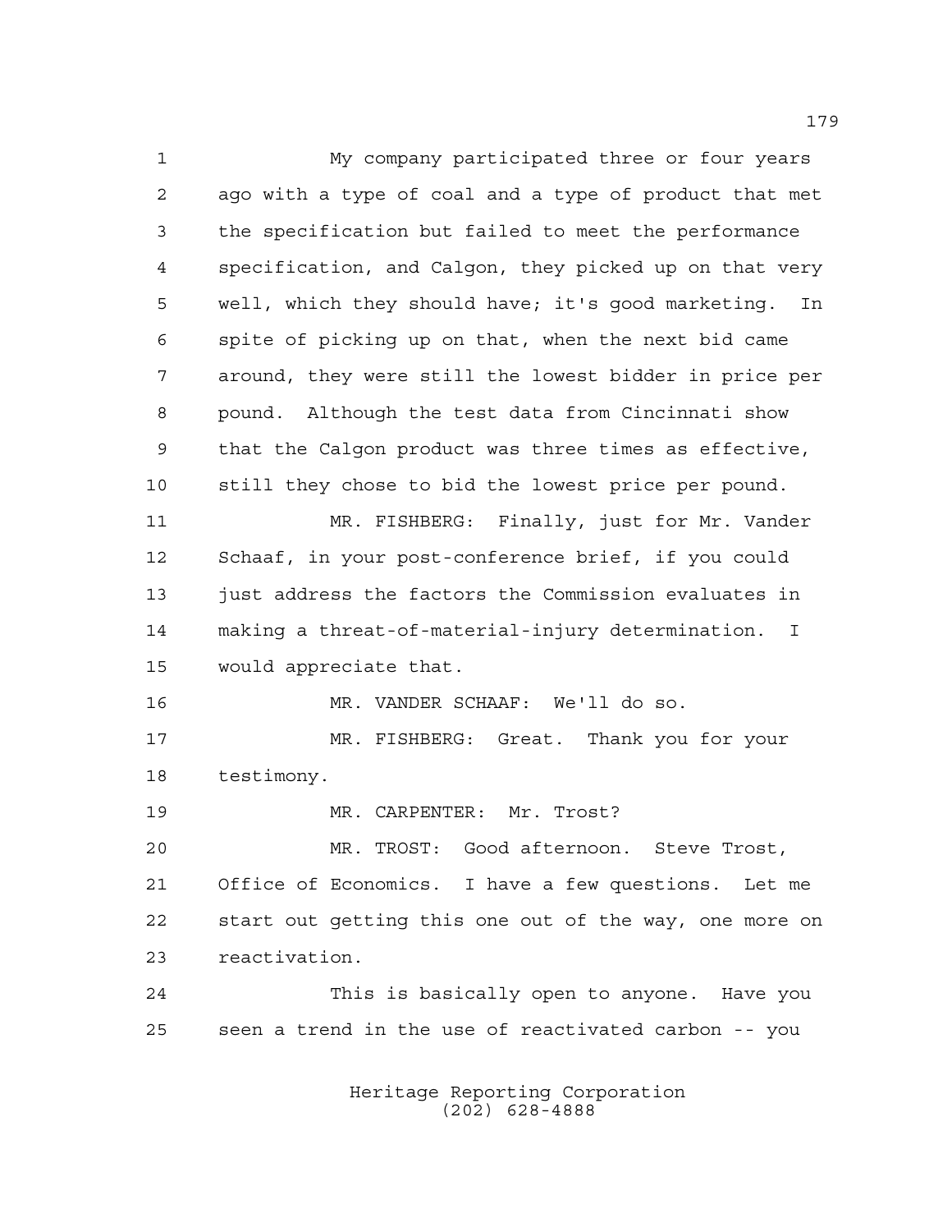My company participated three or four years ago with a type of coal and a type of product that met the specification but failed to meet the performance specification, and Calgon, they picked up on that very well, which they should have; it's good marketing. In spite of picking up on that, when the next bid came around, they were still the lowest bidder in price per pound. Although the test data from Cincinnati show that the Calgon product was three times as effective, still they chose to bid the lowest price per pound.

MR. FISHBERG: Finally, just for Mr. Vander Schaaf, in your post-conference brief, if you could just address the factors the Commission evaluates in making a threat-of-material-injury determination. I would appreciate that.

MR. VANDER SCHAAF: We'll do so.

MR. FISHBERG: Great. Thank you for your testimony.

MR. CARPENTER: Mr. Trost?

MR. TROST: Good afternoon. Steve Trost, Office of Economics. I have a few questions. Let me start out getting this one out of the way, one more on reactivation.

This is basically open to anyone. Have you seen a trend in the use of reactivated carbon -- you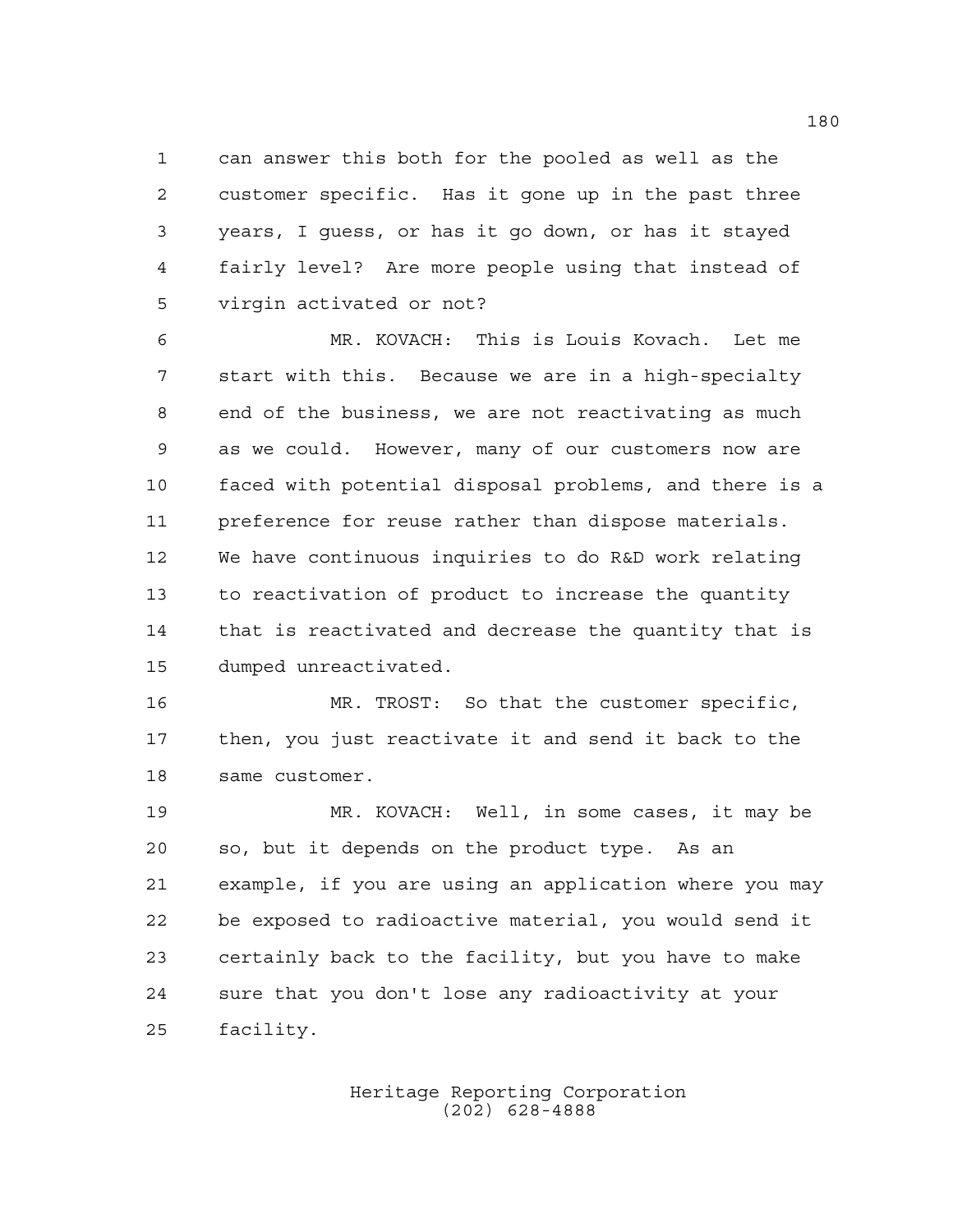can answer this both for the pooled as well as the customer specific. Has it gone up in the past three years, I guess, or has it go down, or has it stayed fairly level? Are more people using that instead of virgin activated or not?

MR. KOVACH: This is Louis Kovach. Let me start with this. Because we are in a high-specialty end of the business, we are not reactivating as much as we could. However, many of our customers now are faced with potential disposal problems, and there is a preference for reuse rather than dispose materials. We have continuous inquiries to do R&D work relating to reactivation of product to increase the quantity that is reactivated and decrease the quantity that is dumped unreactivated.

MR. TROST: So that the customer specific, then, you just reactivate it and send it back to the same customer.

MR. KOVACH: Well, in some cases, it may be so, but it depends on the product type. As an example, if you are using an application where you may be exposed to radioactive material, you would send it certainly back to the facility, but you have to make sure that you don't lose any radioactivity at your facility.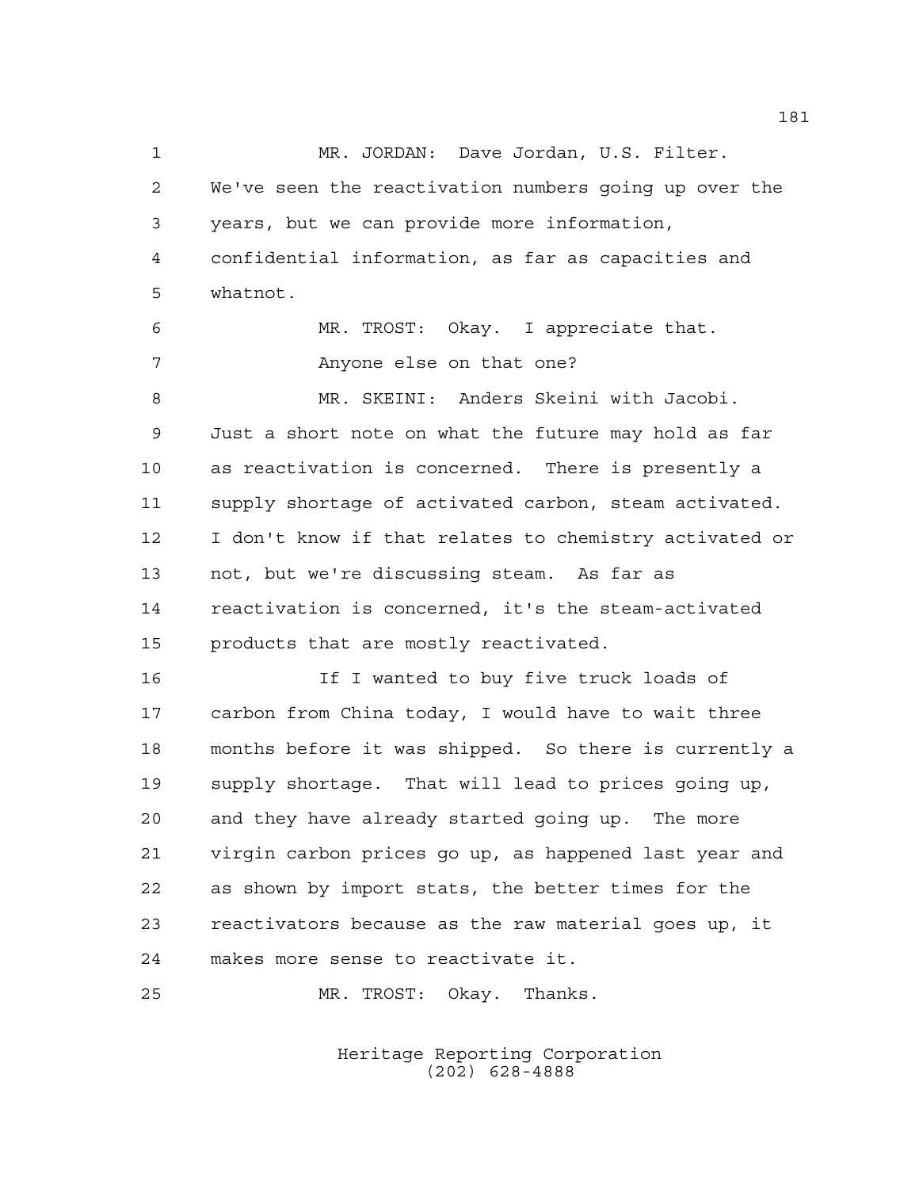MR. JORDAN: Dave Jordan, U.S. Filter. We've seen the reactivation numbers going up over the years, but we can provide more information, confidential information, as far as capacities and whatnot.

MR. TROST: Okay. I appreciate that. Anyone else on that one?

MR. SKEINI: Anders Skeini with Jacobi. Just a short note on what the future may hold as far as reactivation is concerned. There is presently a supply shortage of activated carbon, steam activated. I don't know if that relates to chemistry activated or not, but we're discussing steam. As far as reactivation is concerned, it's the steam-activated products that are mostly reactivated.

If I wanted to buy five truck loads of carbon from China today, I would have to wait three months before it was shipped. So there is currently a supply shortage. That will lead to prices going up, and they have already started going up. The more virgin carbon prices go up, as happened last year and as shown by import stats, the better times for the reactivators because as the raw material goes up, it makes more sense to reactivate it.

MR. TROST: Okay. Thanks.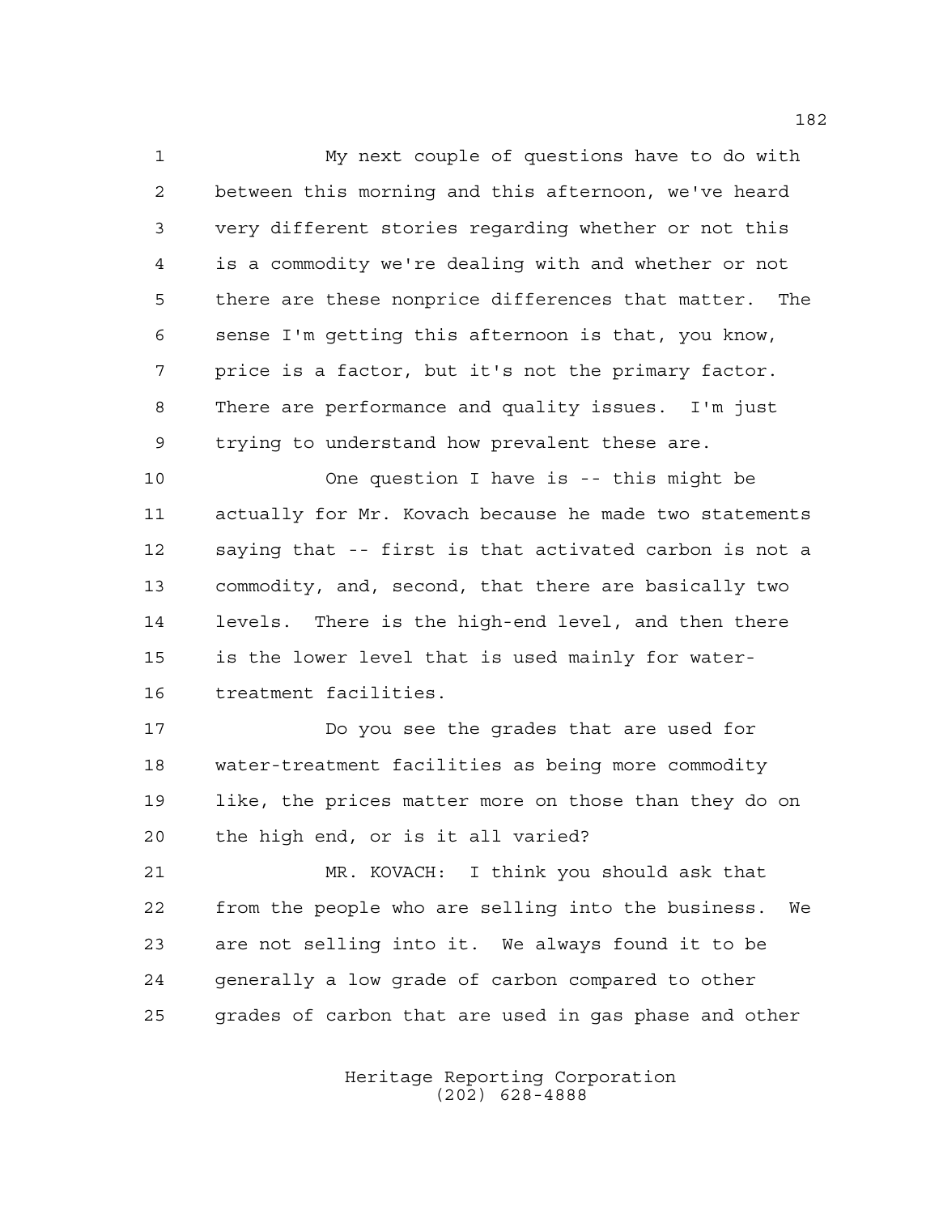My next couple of questions have to do with between this morning and this afternoon, we've heard very different stories regarding whether or not this is a commodity we're dealing with and whether or not there are these nonprice differences that matter. The sense I'm getting this afternoon is that, you know, price is a factor, but it's not the primary factor. There are performance and quality issues. I'm just trying to understand how prevalent these are.

One question I have is -- this might be actually for Mr. Kovach because he made two statements saying that -- first is that activated carbon is not a commodity, and, second, that there are basically two levels. There is the high-end level, and then there is the lower level that is used mainly for water-treatment facilities.

Do you see the grades that are used for water-treatment facilities as being more commodity like, the prices matter more on those than they do on the high end, or is it all varied?

MR. KOVACH: I think you should ask that from the people who are selling into the business. We are not selling into it. We always found it to be generally a low grade of carbon compared to other grades of carbon that are used in gas phase and other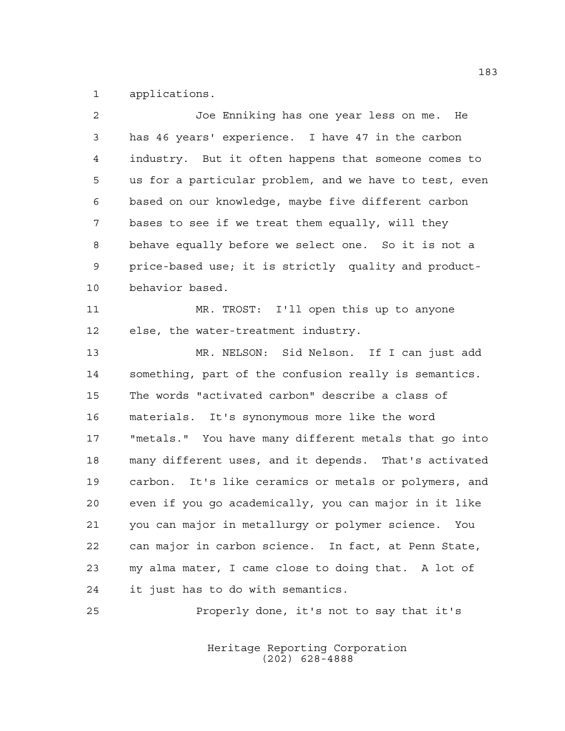applications.

Joe Enniking has one year less on me. He has 46 years' experience. I have 47 in the carbon industry. But it often happens that someone comes to us for a particular problem, and we have to test, even based on our knowledge, maybe five different carbon bases to see if we treat them equally, will they behave equally before we select one. So it is not a price-based use; it is strictly quality and product-behavior based.

MR. TROST: I'll open this up to anyone else, the water-treatment industry.

MR. NELSON: Sid Nelson. If I can just add something, part of the confusion really is semantics. The words "activated carbon" describe a class of materials. It's synonymous more like the word "metals." You have many different metals that go into many different uses, and it depends. That's activated carbon. It's like ceramics or metals or polymers, and even if you go academically, you can major in it like you can major in metallurgy or polymer science. You can major in carbon science. In fact, at Penn State, my alma mater, I came close to doing that. A lot of it just has to do with semantics.

Properly done, it's not to say that it's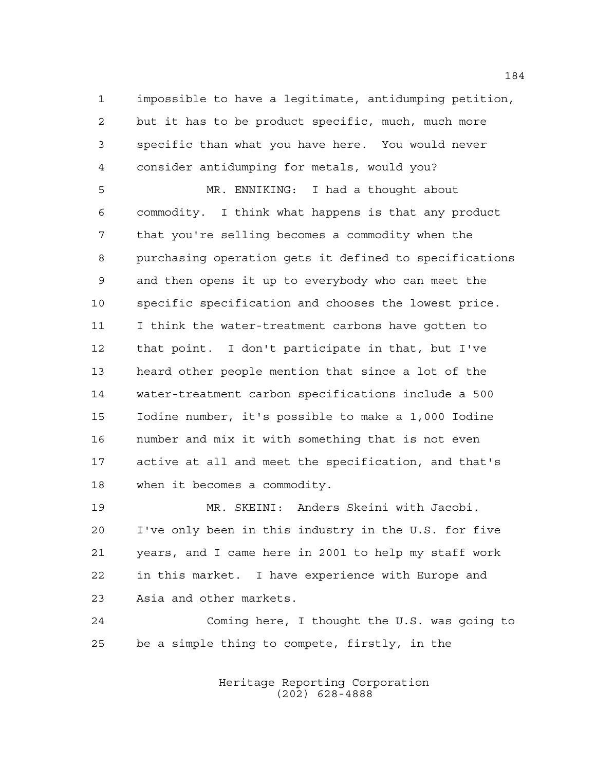impossible to have a legitimate, antidumping petition, but it has to be product specific, much, much more specific than what you have here. You would never consider antidumping for metals, would you?

MR. ENNIKING: I had a thought about commodity. I think what happens is that any product that you're selling becomes a commodity when the purchasing operation gets it defined to specifications and then opens it up to everybody who can meet the specific specification and chooses the lowest price. I think the water-treatment carbons have gotten to that point. I don't participate in that, but I've heard other people mention that since a lot of the water-treatment carbon specifications include a 500 Iodine number, it's possible to make a 1,000 Iodine number and mix it with something that is not even active at all and meet the specification, and that's when it becomes a commodity.

MR. SKEINI: Anders Skeini with Jacobi. I've only been in this industry in the U.S. for five years, and I came here in 2001 to help my staff work in this market. I have experience with Europe and Asia and other markets.

Coming here, I thought the U.S. was going to be a simple thing to compete, firstly, in the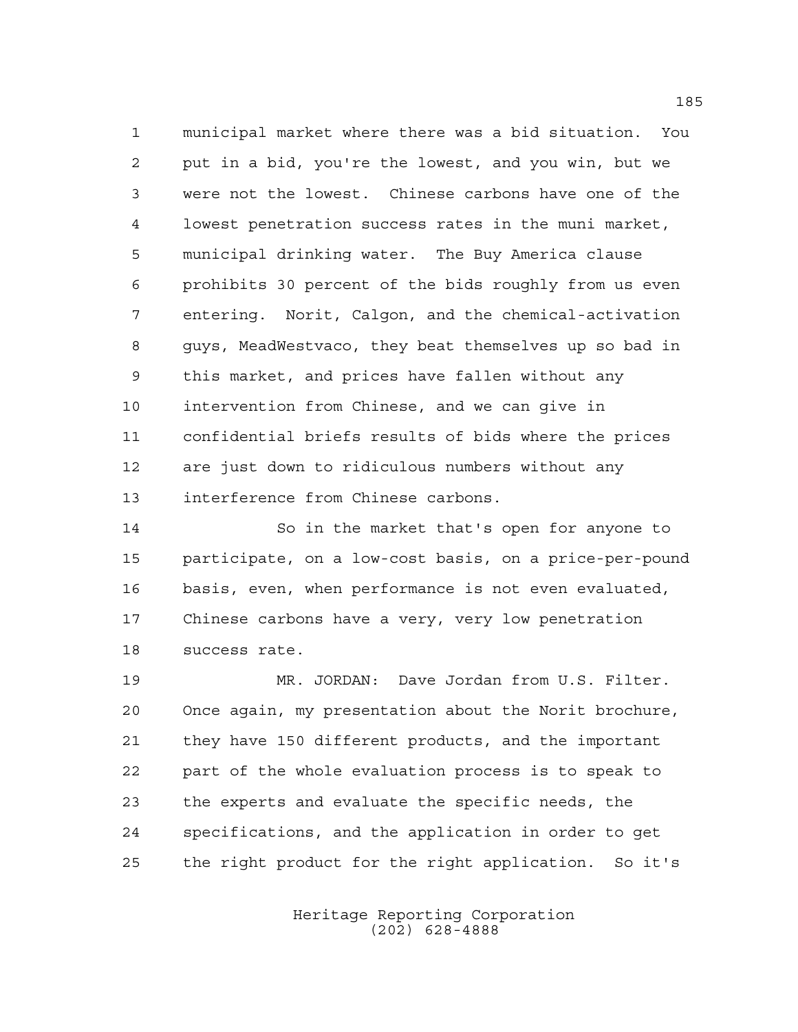municipal market where there was a bid situation. You put in a bid, you're the lowest, and you win, but we were not the lowest. Chinese carbons have one of the lowest penetration success rates in the muni market, municipal drinking water. The Buy America clause prohibits 30 percent of the bids roughly from us even entering. Norit, Calgon, and the chemical-activation guys, MeadWestvaco, they beat themselves up so bad in this market, and prices have fallen without any intervention from Chinese, and we can give in confidential briefs results of bids where the prices are just down to ridiculous numbers without any interference from Chinese carbons.

So in the market that's open for anyone to participate, on a low-cost basis, on a price-per-pound basis, even, when performance is not even evaluated, Chinese carbons have a very, very low penetration success rate.

MR. JORDAN: Dave Jordan from U.S. Filter. Once again, my presentation about the Norit brochure, they have 150 different products, and the important part of the whole evaluation process is to speak to the experts and evaluate the specific needs, the specifications, and the application in order to get the right product for the right application. So it's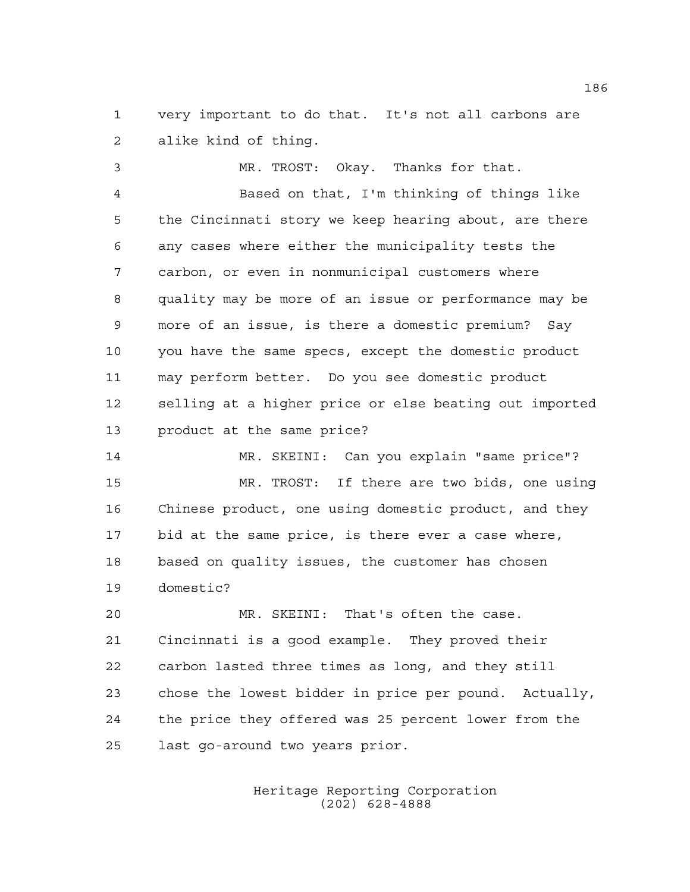very important to do that. It's not all carbons are alike kind of thing.

MR. TROST: Okay. Thanks for that.

Based on that, I'm thinking of things like the Cincinnati story we keep hearing about, are there any cases where either the municipality tests the carbon, or even in nonmunicipal customers where quality may be more of an issue or performance may be more of an issue, is there a domestic premium? Say you have the same specs, except the domestic product may perform better. Do you see domestic product selling at a higher price or else beating out imported product at the same price?

MR. SKEINI: Can you explain "same price"?

MR. TROST: If there are two bids, one using Chinese product, one using domestic product, and they bid at the same price, is there ever a case where, based on quality issues, the customer has chosen domestic?

MR. SKEINI: That's often the case. Cincinnati is a good example. They proved their carbon lasted three times as long, and they still chose the lowest bidder in price per pound. Actually, the price they offered was 25 percent lower from the last go-around two years prior.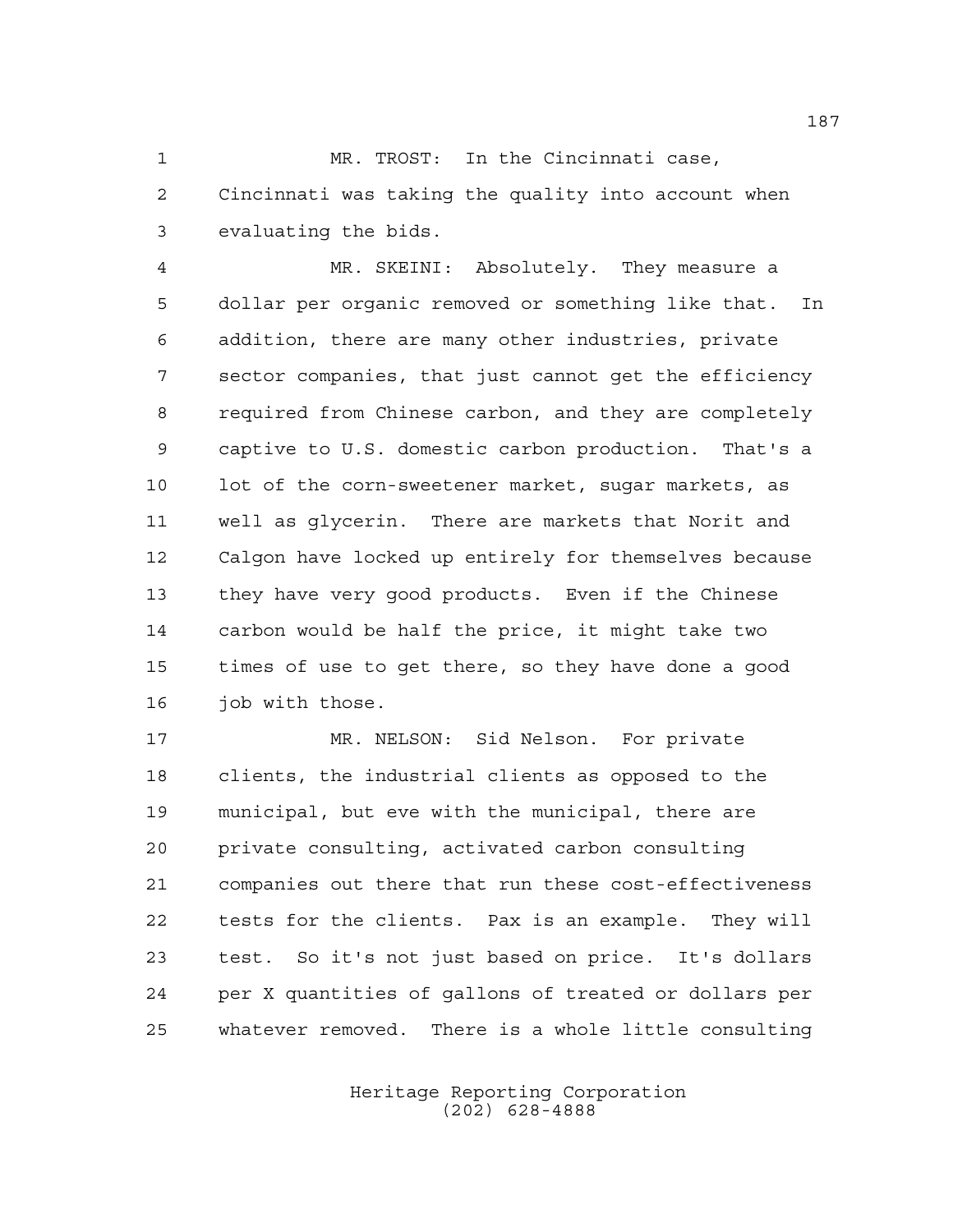MR. TROST: In the Cincinnati case, Cincinnati was taking the quality into account when evaluating the bids.

MR. SKEINI: Absolutely. They measure a dollar per organic removed or something like that. In addition, there are many other industries, private sector companies, that just cannot get the efficiency required from Chinese carbon, and they are completely captive to U.S. domestic carbon production. That's a lot of the corn-sweetener market, sugar markets, as well as glycerin. There are markets that Norit and Calgon have locked up entirely for themselves because they have very good products. Even if the Chinese carbon would be half the price, it might take two times of use to get there, so they have done a good job with those.

MR. NELSON: Sid Nelson. For private clients, the industrial clients as opposed to the municipal, but eve with the municipal, there are private consulting, activated carbon consulting companies out there that run these cost-effectiveness tests for the clients. Pax is an example. They will test. So it's not just based on price. It's dollars per X quantities of gallons of treated or dollars per whatever removed. There is a whole little consulting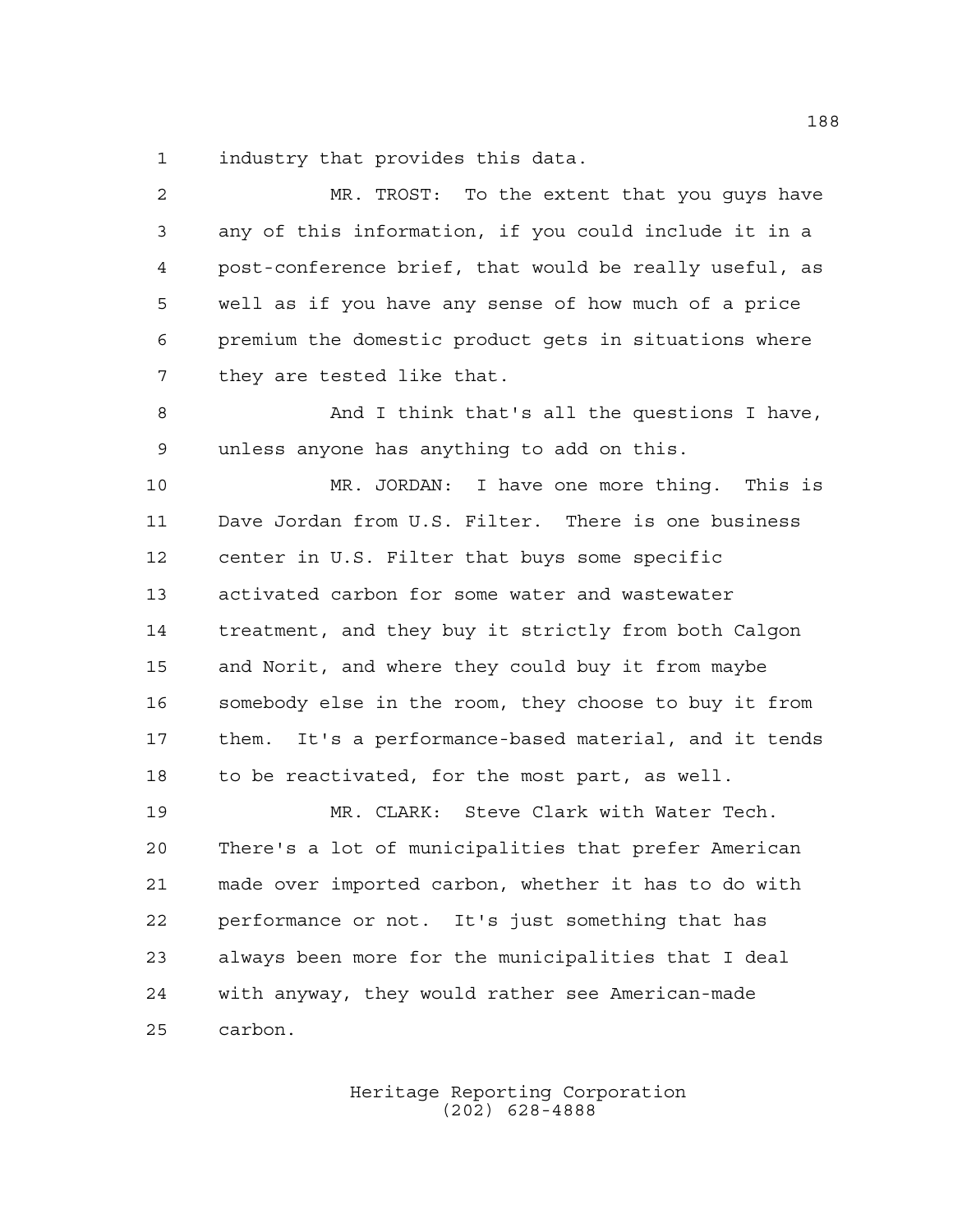industry that provides this data.

MR. TROST: To the extent that you guys have any of this information, if you could include it in a post-conference brief, that would be really useful, as well as if you have any sense of how much of a price premium the domestic product gets in situations where they are tested like that.

And I think that's all the questions I have, unless anyone has anything to add on this.

MR. JORDAN: I have one more thing. This is Dave Jordan from U.S. Filter. There is one business center in U.S. Filter that buys some specific activated carbon for some water and wastewater treatment, and they buy it strictly from both Calgon and Norit, and where they could buy it from maybe somebody else in the room, they choose to buy it from them. It's a performance-based material, and it tends to be reactivated, for the most part, as well.

MR. CLARK: Steve Clark with Water Tech. There's a lot of municipalities that prefer American made over imported carbon, whether it has to do with performance or not. It's just something that has always been more for the municipalities that I deal with anyway, they would rather see American-made carbon.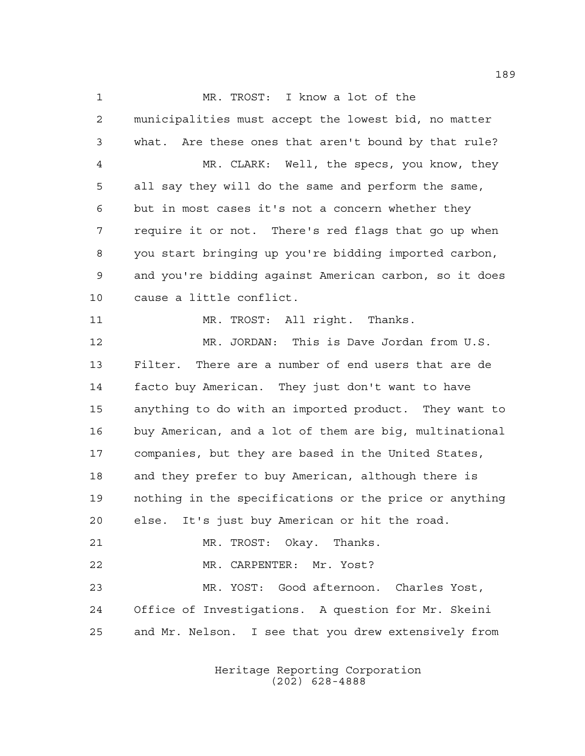MR. TROST: I know a lot of the municipalities must accept the lowest bid, no matter what. Are these ones that aren't bound by that rule?

MR. CLARK: Well, the specs, you know, they all say they will do the same and perform the same, but in most cases it's not a concern whether they require it or not. There's red flags that go up when you start bringing up you're bidding imported carbon, and you're bidding against American carbon, so it does cause a little conflict.

MR. TROST: All right. Thanks.

MR. JORDAN: This is Dave Jordan from U.S. Filter. There are a number of end users that are de facto buy American. They just don't want to have anything to do with an imported product. They want to buy American, and a lot of them are big, multinational companies, but they are based in the United States, and they prefer to buy American, although there is nothing in the specifications or the price or anything else. It's just buy American or hit the road.

MR. TROST: Okay. Thanks.

MR. CARPENTER: Mr. Yost?

MR. YOST: Good afternoon. Charles Yost, Office of Investigations. A question for Mr. Skeini and Mr. Nelson. I see that you drew extensively from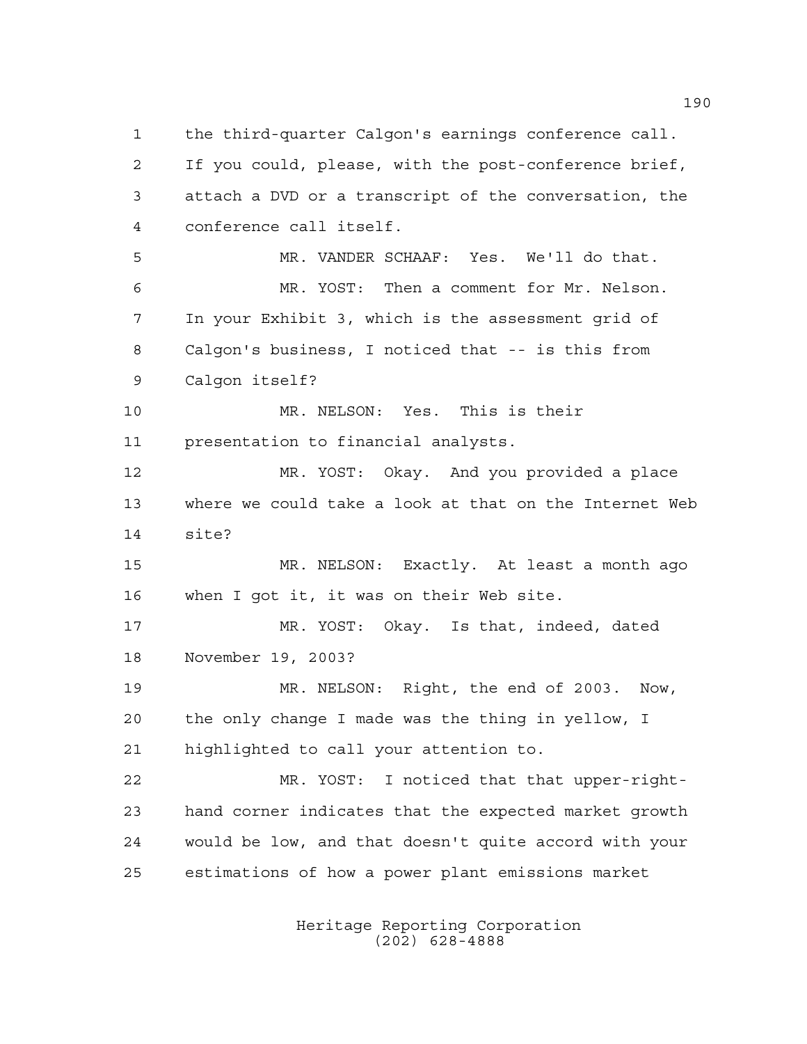1 the third-quarter Calgon's earnings conference call.
2 If you could, please, with the post-conference brief,
3 attach a DVD or a transcript of the conversation, the
4 conference call itself.

5 MR. VANDER SCHAAF: Yes. We'll do that.

6 MR. YOST: Then a comment for Mr. Nelson.
7 In your Exhibit 3, which is the assessment grid of
8 Calgon's business, I noticed that -- is this from
9 Calgon itself?

10 MR. NELSON: Yes. This is their
11 presentation to financial analysts.

12 MR. YOST: Okay. And you provided a place
13 where we could take a look at that on the Internet Web
14 site?

15 MR. NELSON: Exactly. At least a month ago
16 when I got it, it was on their Web site.

17 MR. YOST: Okay. Is that, indeed, dated
18 November 19, 2003?

19 MR. NELSON: Right, the end of 2003. Now,
20 the only change I made was the thing in yellow, I
21 highlighted to call your attention to.

22 MR. YOST: I noticed that that upper-right-
23 hand corner indicates that the expected market growth
24 would be low, and that doesn't quite accord with your
25 estimations of how a power plant emissions market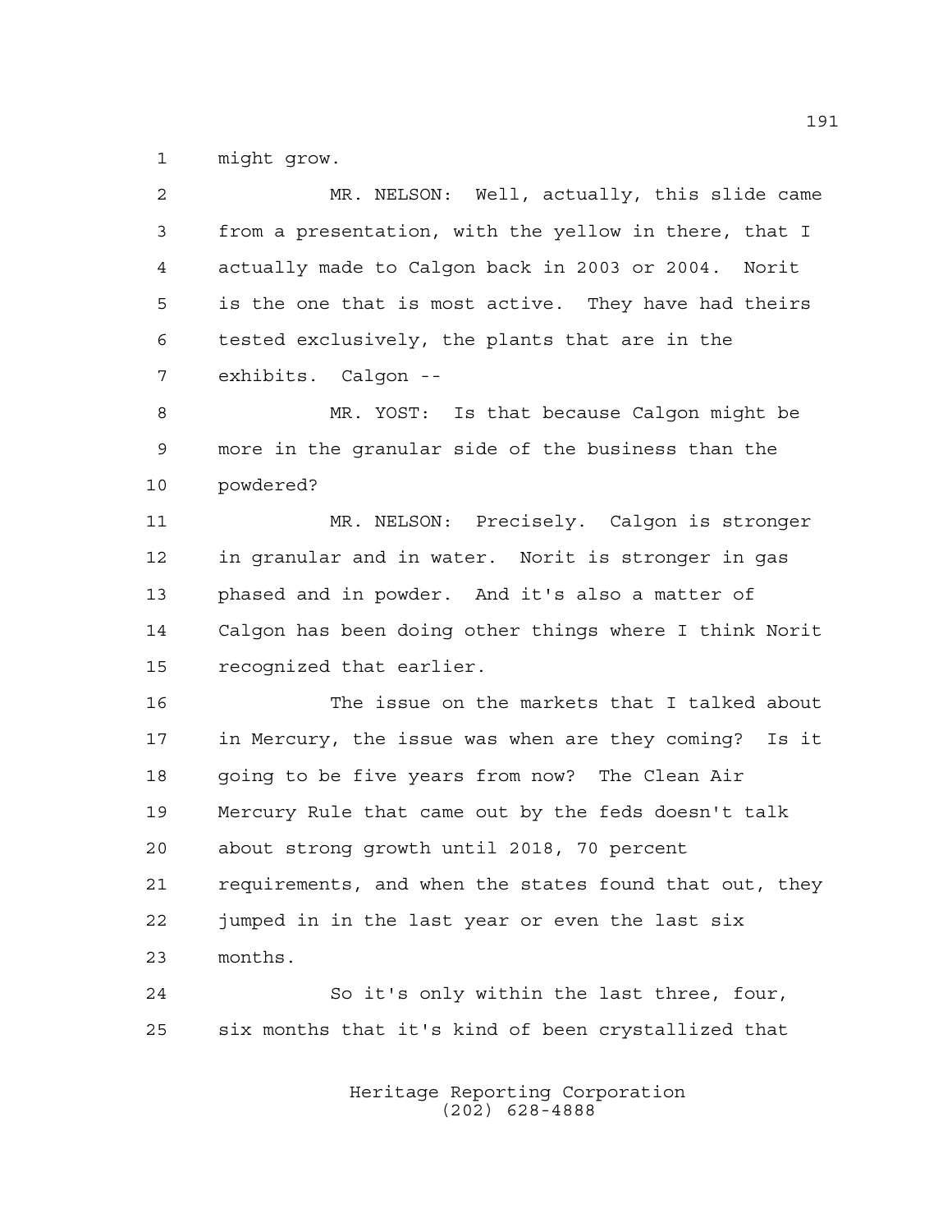might grow.

MR. NELSON: Well, actually, this slide came from a presentation, with the yellow in there, that I actually made to Calgon back in 2003 or 2004. Norit is the one that is most active. They have had theirs tested exclusively, the plants that are in the exhibits. Calgon --

MR. YOST: Is that because Calgon might be more in the granular side of the business than the powdered?

MR. NELSON: Precisely. Calgon is stronger in granular and in water. Norit is stronger in gas phased and in powder. And it's also a matter of Calgon has been doing other things where I think Norit recognized that earlier.

The issue on the markets that I talked about in Mercury, the issue was when are they coming? Is it going to be five years from now? The Clean Air Mercury Rule that came out by the feds doesn't talk about strong growth until 2018, 70 percent requirements, and when the states found that out, they jumped in in the last year or even the last six months.

So it's only within the last three, four, six months that it's kind of been crystallized that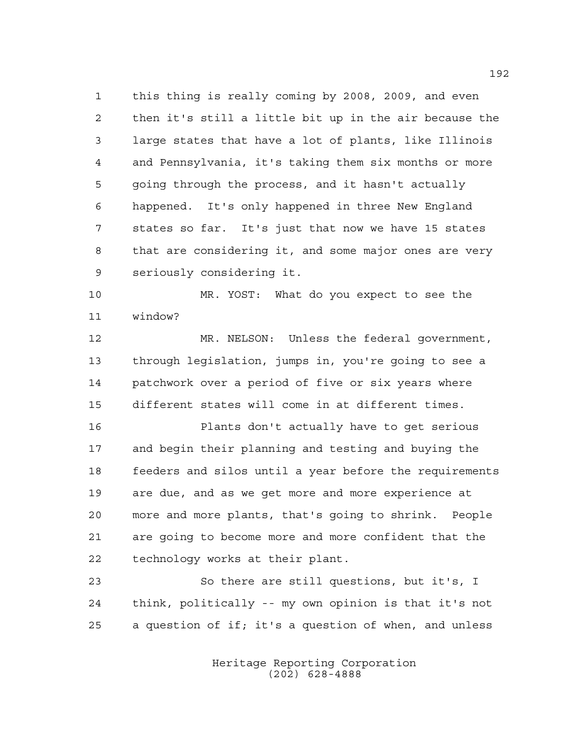this thing is really coming by 2008, 2009, and even then it's still a little bit up in the air because the large states that have a lot of plants, like Illinois and Pennsylvania, it's taking them six months or more going through the process, and it hasn't actually happened. It's only happened in three New England states so far. It's just that now we have 15 states that are considering it, and some major ones are very seriously considering it.

MR. YOST: What do you expect to see the window?

MR. NELSON: Unless the federal government, through legislation, jumps in, you're going to see a patchwork over a period of five or six years where different states will come in at different times.

Plants don't actually have to get serious and begin their planning and testing and buying the feeders and silos until a year before the requirements are due, and as we get more and more experience at more and more plants, that's going to shrink. People are going to become more and more confident that the technology works at their plant.

So there are still questions, but it's, I think, politically -- my own opinion is that it's not a question of if; it's a question of when, and unless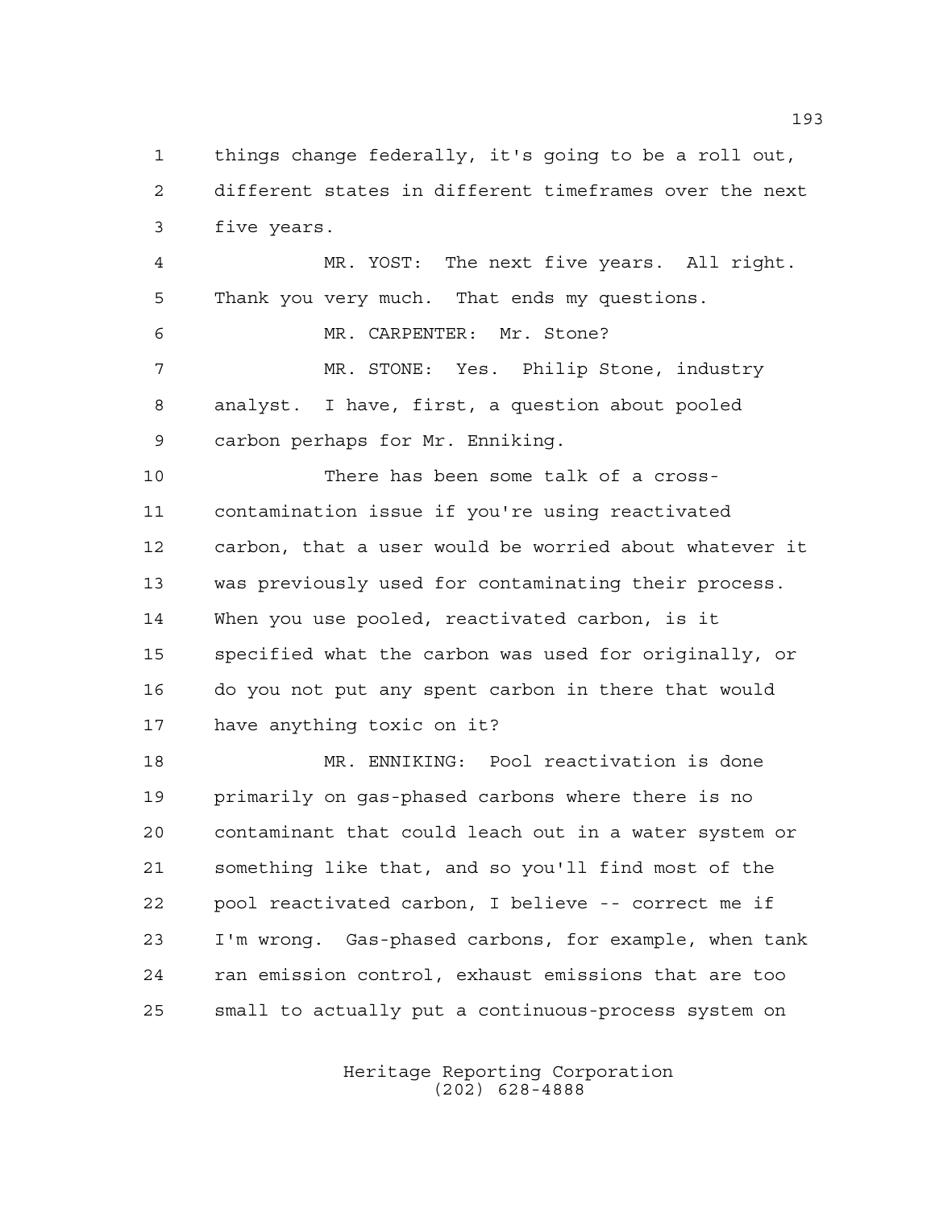1 things change federally, it's going to be a roll out,
2 different states in different timeframes over the next
3 five years.

4 MR. YOST: The next five years. All right.
5 Thank you very much. That ends my questions.

6 MR. CARPENTER: Mr. Stone?

7 MR. STONE: Yes. Philip Stone, industry
8 analyst. I have, first, a question about pooled
9 carbon perhaps for Mr. Enniking.

10 There has been some talk of a cross-
11 contamination issue if you're using reactivated
12 carbon, that a user would be worried about whatever it
13 was previously used for contaminating their process.
14 When you use pooled, reactivated carbon, is it
15 specified what the carbon was used for originally, or
16 do you not put any spent carbon in there that would
17 have anything toxic on it?

18 MR. ENNIKING: Pool reactivation is done
19 primarily on gas-phased carbons where there is no
20 contaminant that could leach out in a water system or
21 something like that, and so you'll find most of the
22 pool reactivated carbon, I believe -- correct me if
23 I'm wrong. Gas-phased carbons, for example, when tank
24 ran emission control, exhaust emissions that are too
25 small to actually put a continuous-process system on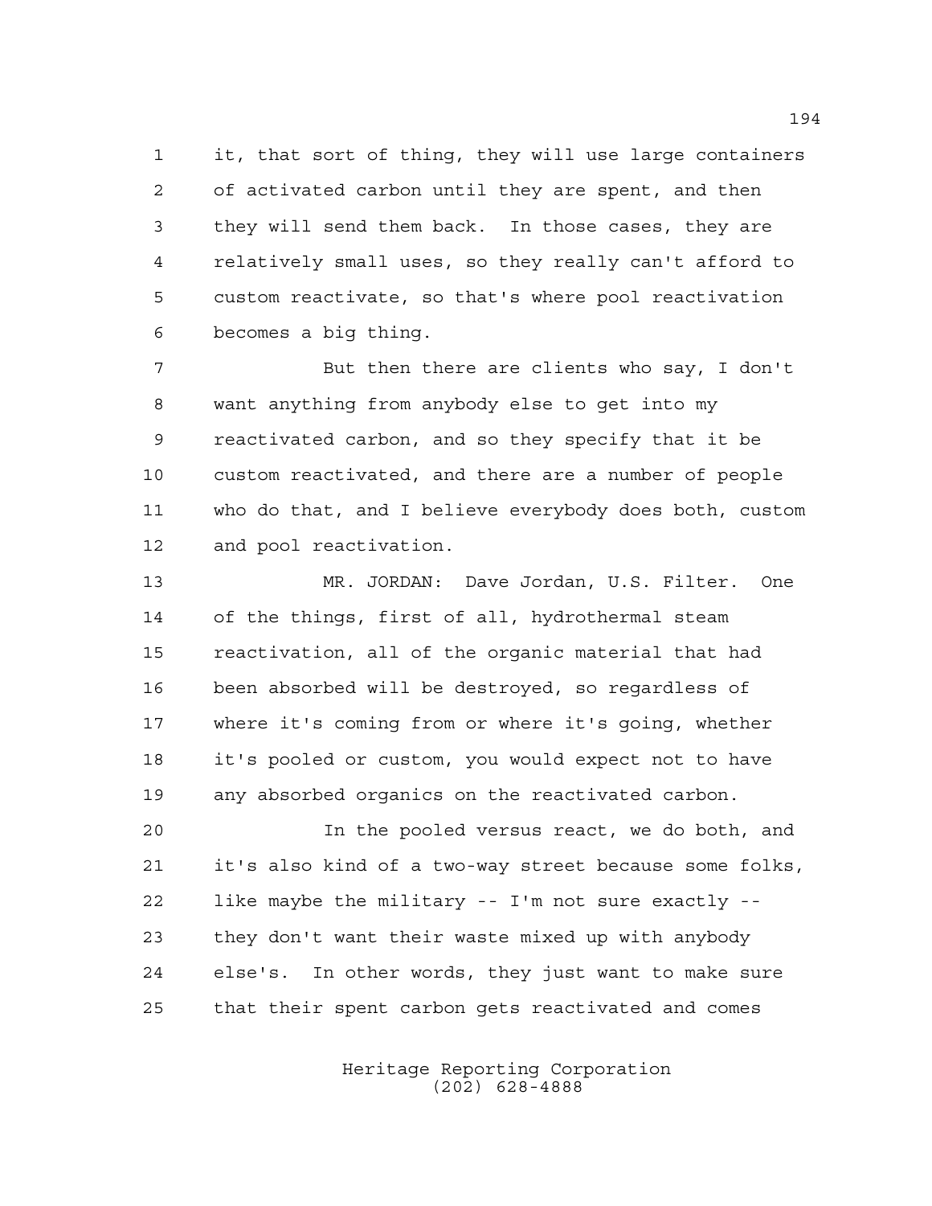it, that sort of thing, they will use large containers of activated carbon until they are spent, and then they will send them back. In those cases, they are relatively small uses, so they really can't afford to custom reactivate, so that's where pool reactivation becomes a big thing.

But then there are clients who say, I don't want anything from anybody else to get into my reactivated carbon, and so they specify that it be custom reactivated, and there are a number of people who do that, and I believe everybody does both, custom and pool reactivation.

MR. JORDAN: Dave Jordan, U.S. Filter. One of the things, first of all, hydrothermal steam reactivation, all of the organic material that had been absorbed will be destroyed, so regardless of where it's coming from or where it's going, whether it's pooled or custom, you would expect not to have any absorbed organics on the reactivated carbon.

In the pooled versus react, we do both, and it's also kind of a two-way street because some folks, like maybe the military -- I'm not sure exactly -- they don't want their waste mixed up with anybody else's. In other words, they just want to make sure that their spent carbon gets reactivated and comes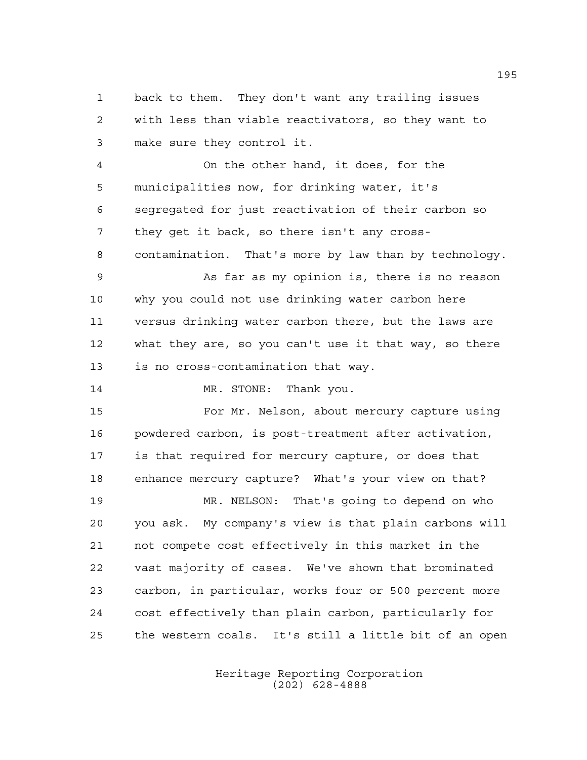back to them. They don't want any trailing issues with less than viable reactivators, so they want to make sure they control it.

On the other hand, it does, for the municipalities now, for drinking water, it's segregated for just reactivation of their carbon so they get it back, so there isn't any cross-contamination. That's more by law than by technology.

As far as my opinion is, there is no reason why you could not use drinking water carbon here versus drinking water carbon there, but the laws are what they are, so you can't use it that way, so there is no cross-contamination that way.

MR. STONE: Thank you.

For Mr. Nelson, about mercury capture using powdered carbon, is post-treatment after activation, is that required for mercury capture, or does that enhance mercury capture? What's your view on that?

MR. NELSON: That's going to depend on who you ask. My company's view is that plain carbons will not compete cost effectively in this market in the vast majority of cases. We've shown that brominated carbon, in particular, works four or 500 percent more cost effectively than plain carbon, particularly for the western coals. It's still a little bit of an open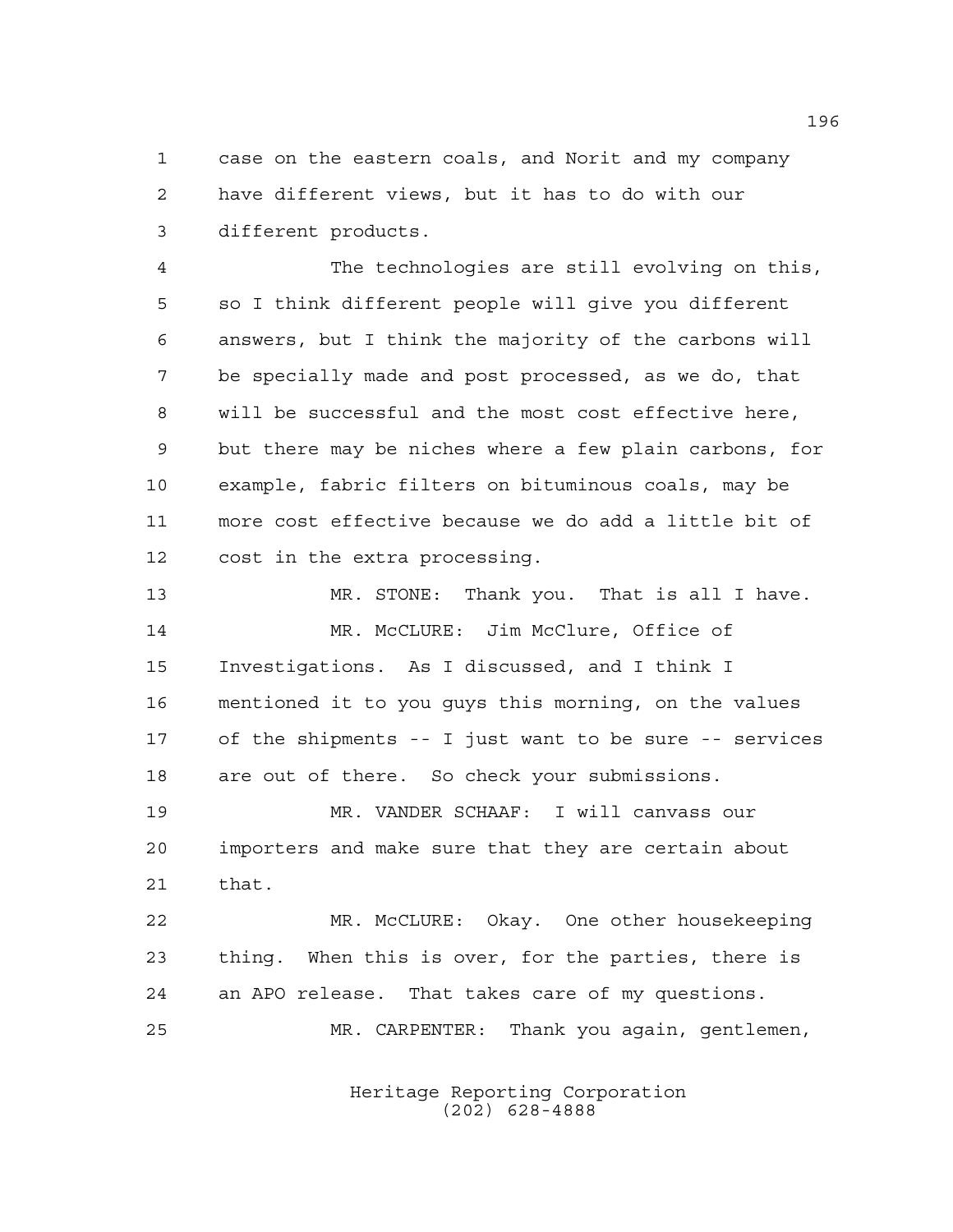case on the eastern coals, and Norit and my company have different views, but it has to do with our different products.

The technologies are still evolving on this, so I think different people will give you different answers, but I think the majority of the carbons will be specially made and post processed, as we do, that will be successful and the most cost effective here, but there may be niches where a few plain carbons, for example, fabric filters on bituminous coals, may be more cost effective because we do add a little bit of cost in the extra processing.

MR. STONE: Thank you. That is all I have.

MR. McCLURE: Jim McClure, Office of Investigations. As I discussed, and I think I mentioned it to you guys this morning, on the values of the shipments -- I just want to be sure -- services are out of there. So check your submissions.

MR. VANDER SCHAAF: I will canvass our importers and make sure that they are certain about that.

MR. McCLURE: Okay. One other housekeeping thing. When this is over, for the parties, there is an APO release. That takes care of my questions.

MR. CARPENTER: Thank you again, gentlemen,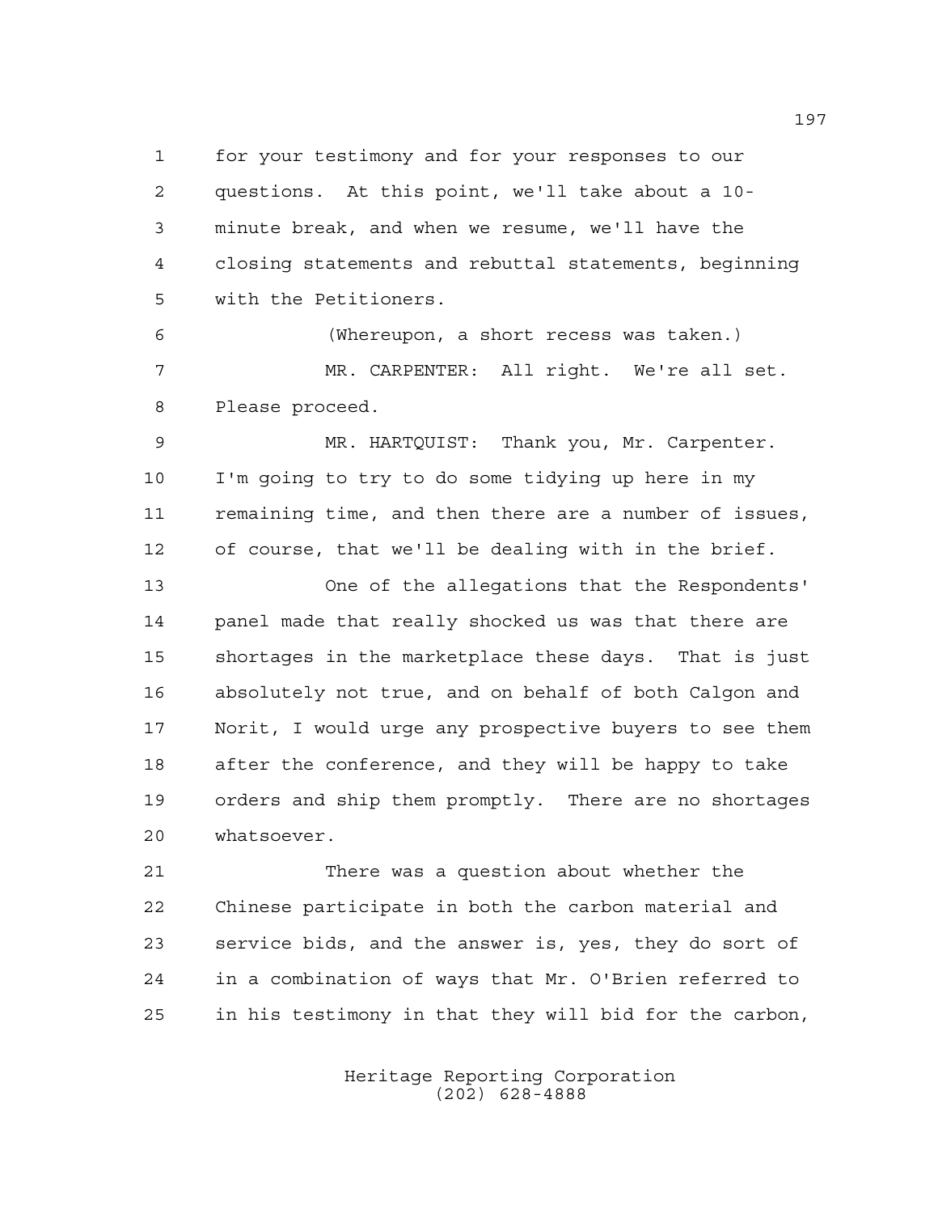for your testimony and for your responses to our questions. At this point, we'll take about a 10-minute break, and when we resume, we'll have the closing statements and rebuttal statements, beginning with the Petitioners.

(Whereupon, a short recess was taken.)

MR. CARPENTER: All right. We're all set. Please proceed.

MR. HARTQUIST: Thank you, Mr. Carpenter. I'm going to try to do some tidying up here in my remaining time, and then there are a number of issues, of course, that we'll be dealing with in the brief.

One of the allegations that the Respondents' panel made that really shocked us was that there are shortages in the marketplace these days. That is just absolutely not true, and on behalf of both Calgon and Norit, I would urge any prospective buyers to see them after the conference, and they will be happy to take orders and ship them promptly. There are no shortages whatsoever.

There was a question about whether the Chinese participate in both the carbon material and service bids, and the answer is, yes, they do sort of in a combination of ways that Mr. O'Brien referred to in his testimony in that they will bid for the carbon,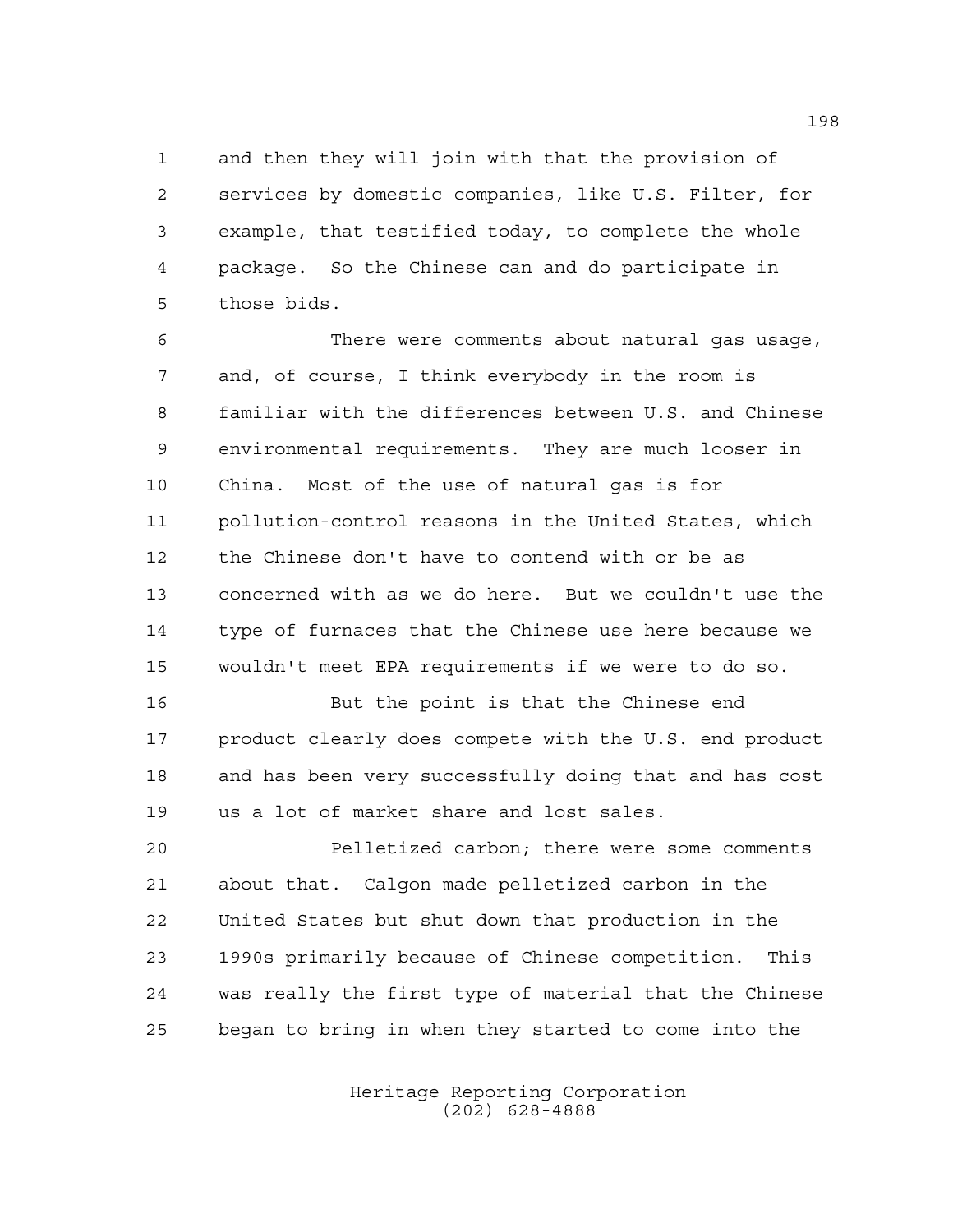and then they will join with that the provision of services by domestic companies, like U.S. Filter, for example, that testified today, to complete the whole package. So the Chinese can and do participate in those bids.

There were comments about natural gas usage, and, of course, I think everybody in the room is familiar with the differences between U.S. and Chinese environmental requirements. They are much looser in China. Most of the use of natural gas is for pollution-control reasons in the United States, which the Chinese don't have to contend with or be as concerned with as we do here. But we couldn't use the type of furnaces that the Chinese use here because we wouldn't meet EPA requirements if we were to do so.

But the point is that the Chinese end product clearly does compete with the U.S. end product and has been very successfully doing that and has cost us a lot of market share and lost sales.

Pelletized carbon; there were some comments about that. Calgon made pelletized carbon in the United States but shut down that production in the 1990s primarily because of Chinese competition. This was really the first type of material that the Chinese began to bring in when they started to come into the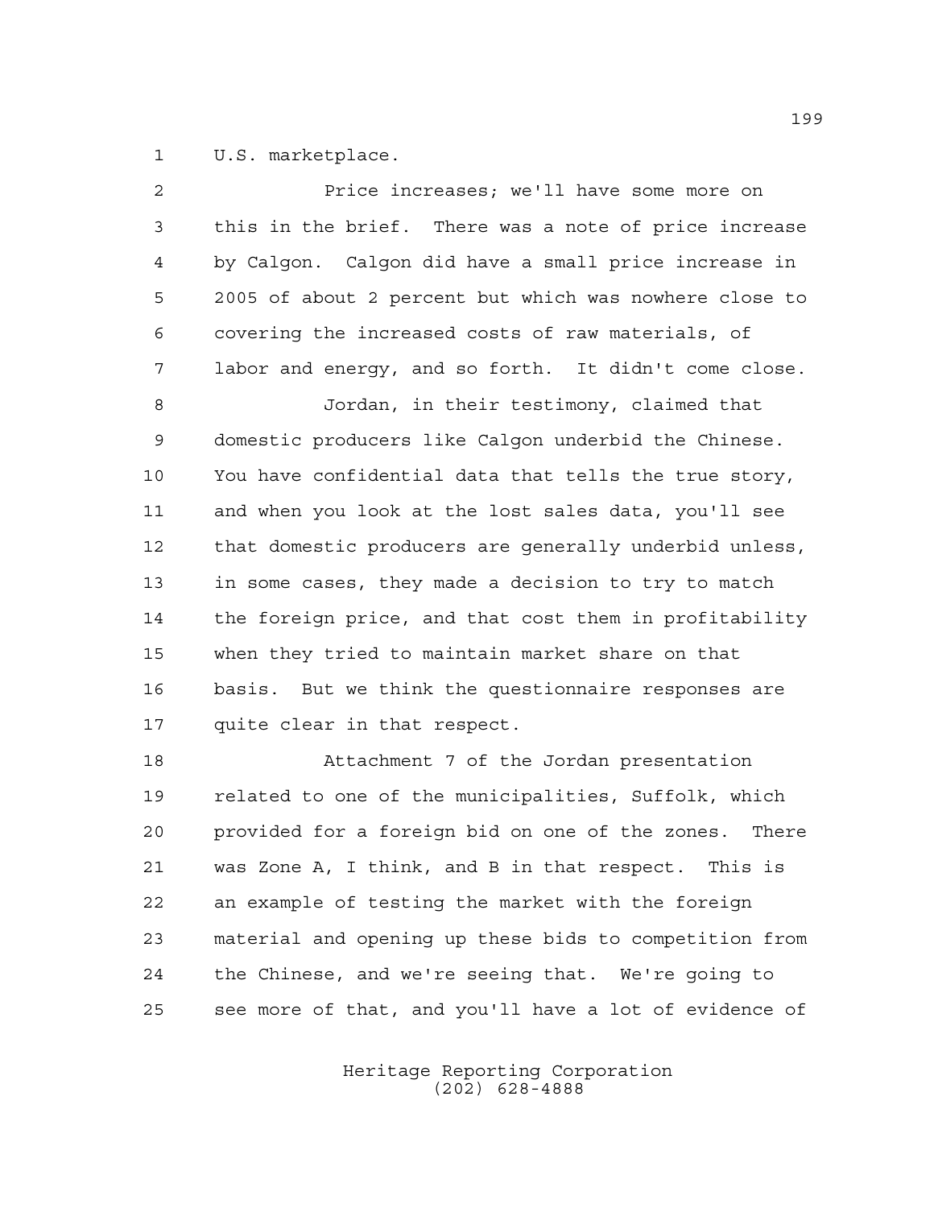U.S. marketplace.

Price increases; we'll have some more on this in the brief. There was a note of price increase by Calgon. Calgon did have a small price increase in 2005 of about 2 percent but which was nowhere close to covering the increased costs of raw materials, of labor and energy, and so forth. It didn't come close.

Jordan, in their testimony, claimed that domestic producers like Calgon underbid the Chinese. You have confidential data that tells the true story, and when you look at the lost sales data, you'll see that domestic producers are generally underbid unless, in some cases, they made a decision to try to match the foreign price, and that cost them in profitability when they tried to maintain market share on that basis. But we think the questionnaire responses are quite clear in that respect.

Attachment 7 of the Jordan presentation related to one of the municipalities, Suffolk, which provided for a foreign bid on one of the zones. There was Zone A, I think, and B in that respect. This is an example of testing the market with the foreign material and opening up these bids to competition from the Chinese, and we're seeing that. We're going to see more of that, and you'll have a lot of evidence of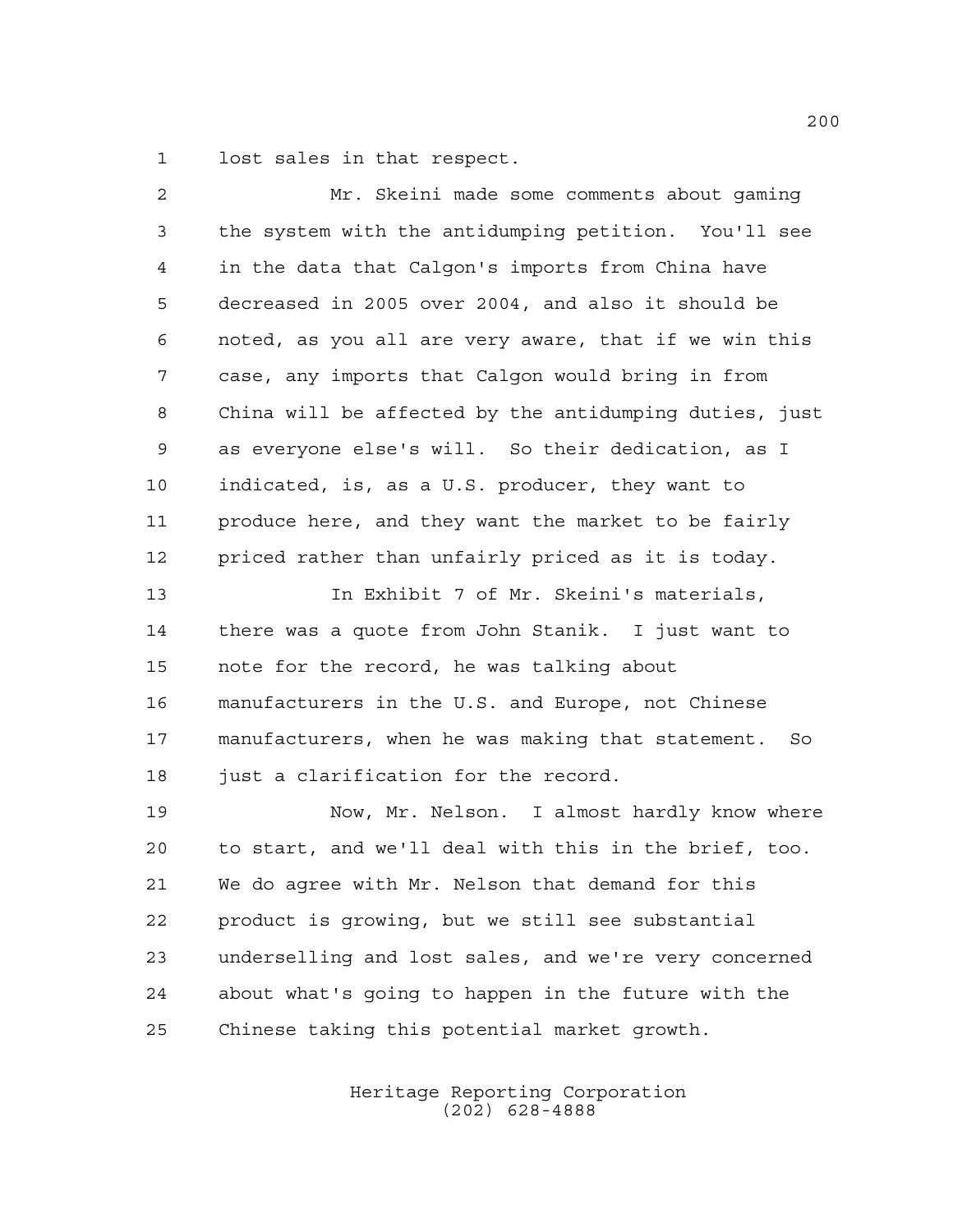lost sales in that respect.

Mr. Skeini made some comments about gaming the system with the antidumping petition. You'll see in the data that Calgon's imports from China have decreased in 2005 over 2004, and also it should be noted, as you all are very aware, that if we win this case, any imports that Calgon would bring in from China will be affected by the antidumping duties, just as everyone else's will. So their dedication, as I indicated, is, as a U.S. producer, they want to produce here, and they want the market to be fairly priced rather than unfairly priced as it is today.

In Exhibit 7 of Mr. Skeini's materials, there was a quote from John Stanik. I just want to note for the record, he was talking about manufacturers in the U.S. and Europe, not Chinese manufacturers, when he was making that statement. So just a clarification for the record.

Now, Mr. Nelson. I almost hardly know where to start, and we'll deal with this in the brief, too. We do agree with Mr. Nelson that demand for this product is growing, but we still see substantial underselling and lost sales, and we're very concerned about what's going to happen in the future with the Chinese taking this potential market growth.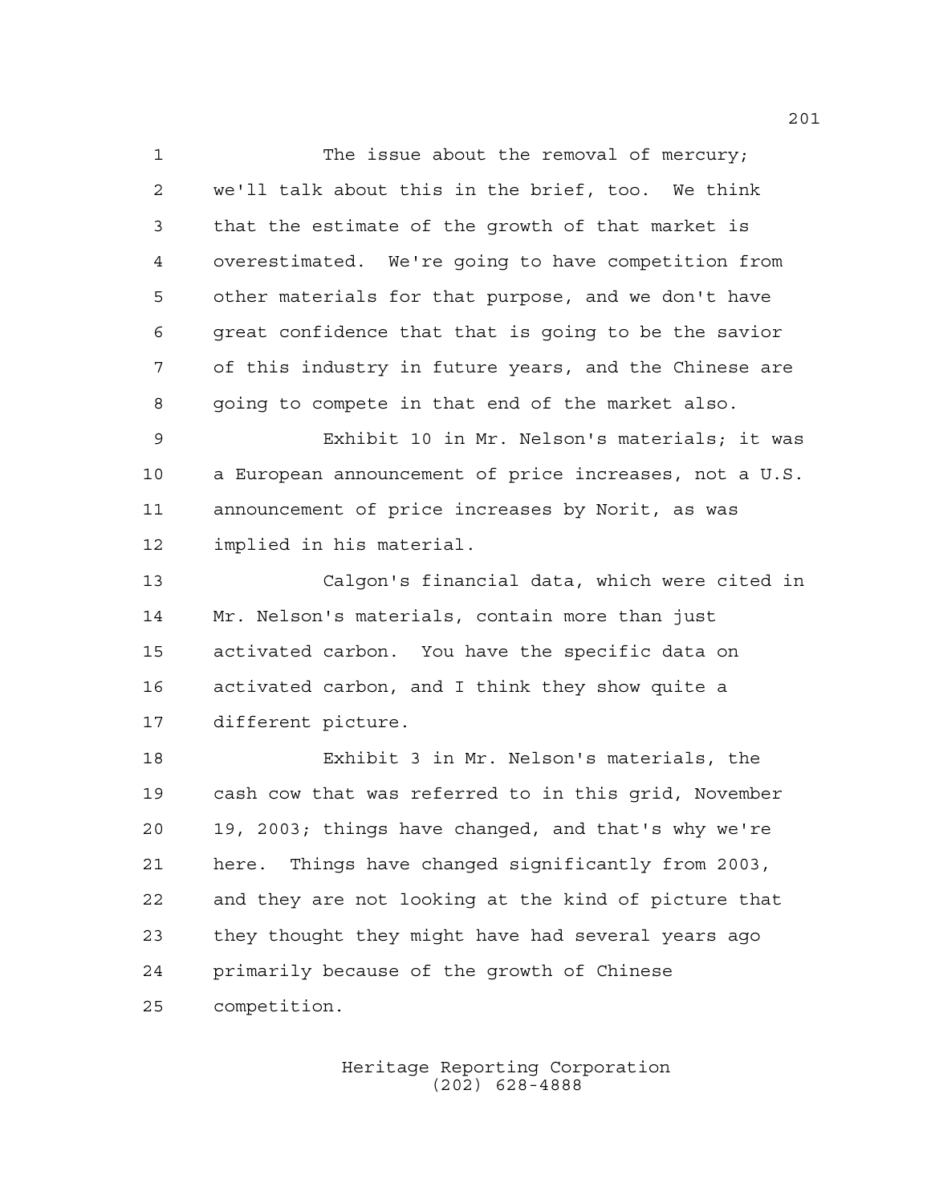The issue about the removal of mercury; we'll talk about this in the brief, too. We think that the estimate of the growth of that market is overestimated. We're going to have competition from other materials for that purpose, and we don't have great confidence that that is going to be the savior of this industry in future years, and the Chinese are going to compete in that end of the market also.

Exhibit 10 in Mr. Nelson's materials; it was a European announcement of price increases, not a U.S. announcement of price increases by Norit, as was implied in his material.

Calgon's financial data, which were cited in Mr. Nelson's materials, contain more than just activated carbon. You have the specific data on activated carbon, and I think they show quite a different picture.

Exhibit 3 in Mr. Nelson's materials, the cash cow that was referred to in this grid, November 19, 2003; things have changed, and that's why we're here. Things have changed significantly from 2003, and they are not looking at the kind of picture that they thought they might have had several years ago primarily because of the growth of Chinese competition.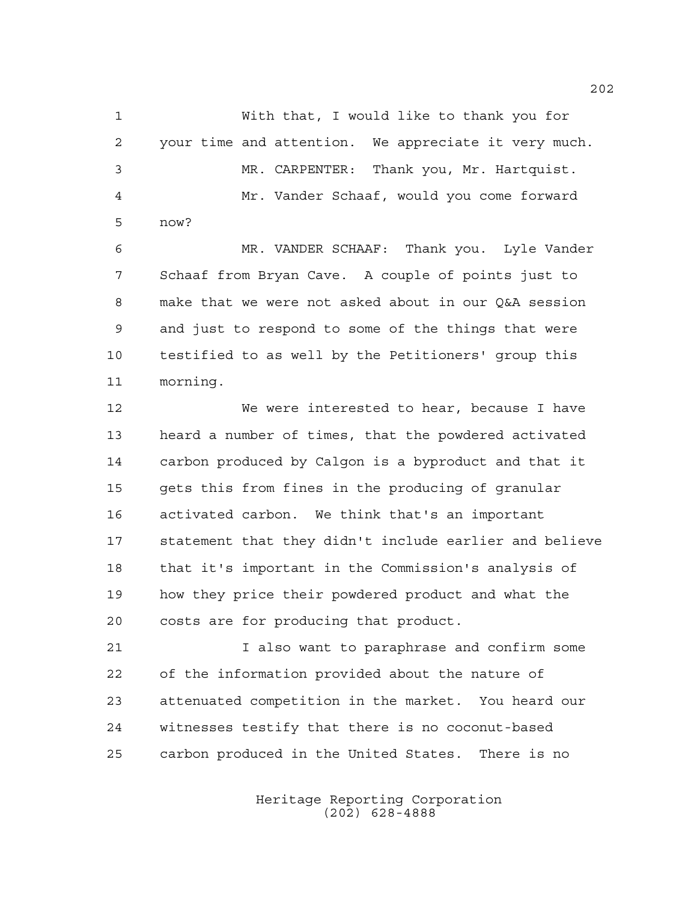With that, I would like to thank you for your time and attention. We appreciate it very much.

MR. CARPENTER: Thank you, Mr. Hartquist.

Mr. Vander Schaaf, would you come forward now?

MR. VANDER SCHAAF: Thank you. Lyle Vander Schaaf from Bryan Cave. A couple of points just to make that we were not asked about in our Q&A session and just to respond to some of the things that were testified to as well by the Petitioners' group this morning.

We were interested to hear, because I have heard a number of times, that the powdered activated carbon produced by Calgon is a byproduct and that it gets this from fines in the producing of granular activated carbon. We think that's an important statement that they didn't include earlier and believe that it's important in the Commission's analysis of how they price their powdered product and what the costs are for producing that product.

I also want to paraphrase and confirm some of the information provided about the nature of attenuated competition in the market. You heard our witnesses testify that there is no coconut-based carbon produced in the United States. There is no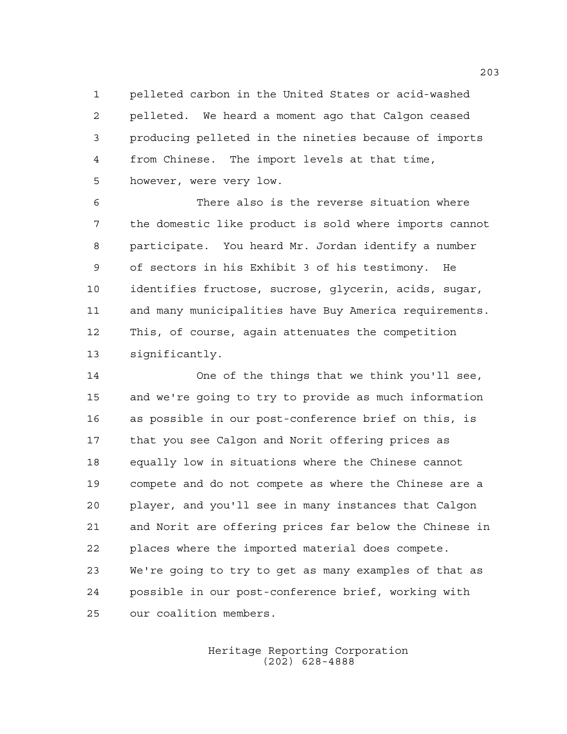pelleted carbon in the United States or acid-washed pelleted. We heard a moment ago that Calgon ceased producing pelleted in the nineties because of imports from Chinese. The import levels at that time, however, were very low.

There also is the reverse situation where the domestic like product is sold where imports cannot participate. You heard Mr. Jordan identify a number of sectors in his Exhibit 3 of his testimony. He identifies fructose, sucrose, glycerin, acids, sugar, and many municipalities have Buy America requirements. This, of course, again attenuates the competition significantly.

One of the things that we think you'll see, and we're going to try to provide as much information as possible in our post-conference brief on this, is that you see Calgon and Norit offering prices as equally low in situations where the Chinese cannot compete and do not compete as where the Chinese are a player, and you'll see in many instances that Calgon and Norit are offering prices far below the Chinese in places where the imported material does compete. We're going to try to get as many examples of that as possible in our post-conference brief, working with our coalition members.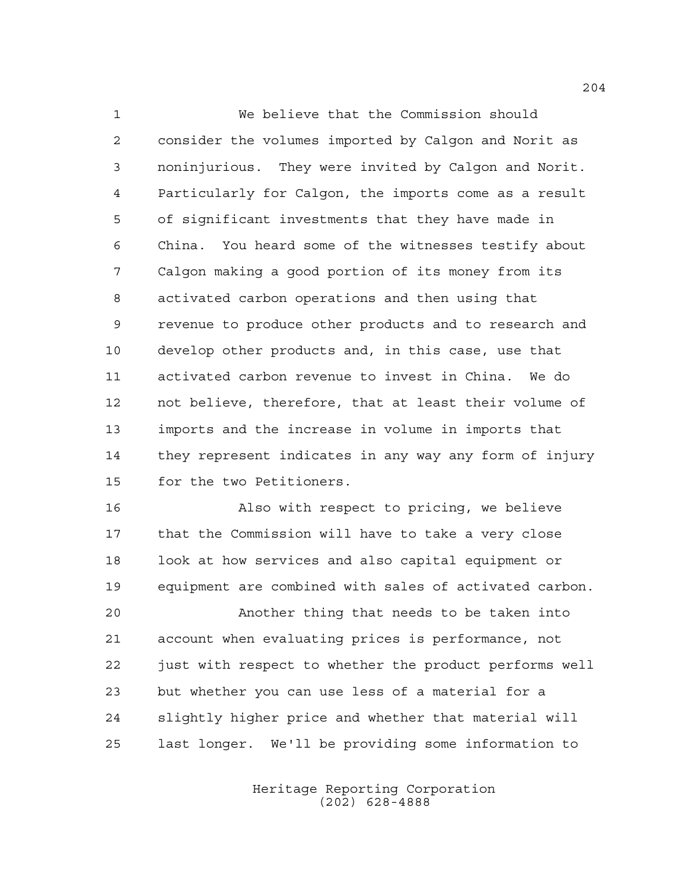We believe that the Commission should consider the volumes imported by Calgon and Norit as noninjurious. They were invited by Calgon and Norit. Particularly for Calgon, the imports come as a result of significant investments that they have made in China. You heard some of the witnesses testify about Calgon making a good portion of its money from its activated carbon operations and then using that revenue to produce other products and to research and develop other products and, in this case, use that activated carbon revenue to invest in China. We do not believe, therefore, that at least their volume of imports and the increase in volume in imports that they represent indicates in any way any form of injury for the two Petitioners.

Also with respect to pricing, we believe that the Commission will have to take a very close look at how services and also capital equipment or equipment are combined with sales of activated carbon.

Another thing that needs to be taken into account when evaluating prices is performance, not just with respect to whether the product performs well but whether you can use less of a material for a slightly higher price and whether that material will last longer. We'll be providing some information to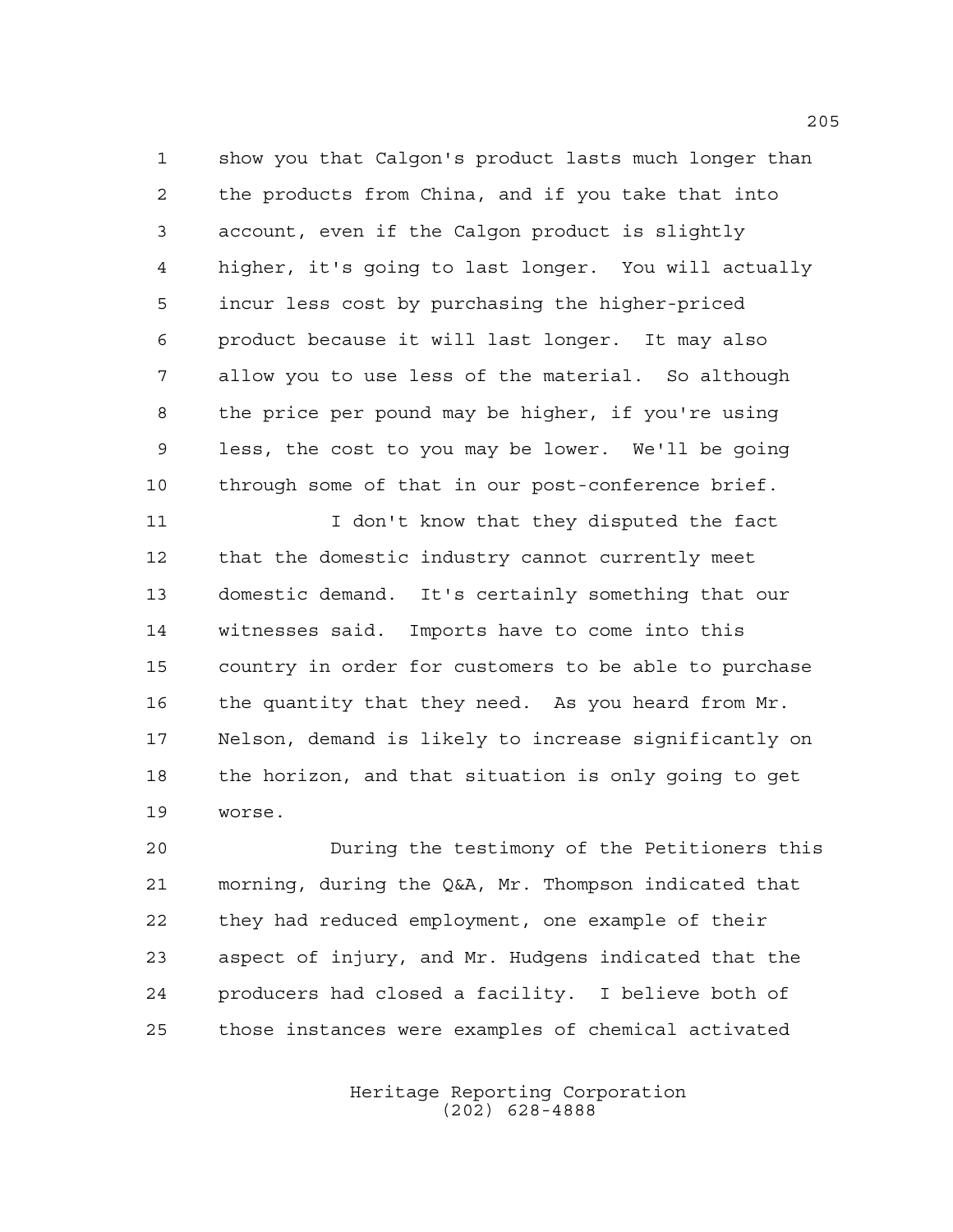show you that Calgon's product lasts much longer than the products from China, and if you take that into account, even if the Calgon product is slightly higher, it's going to last longer. You will actually incur less cost by purchasing the higher-priced product because it will last longer. It may also allow you to use less of the material. So although the price per pound may be higher, if you're using less, the cost to you may be lower. We'll be going through some of that in our post-conference brief.

I don't know that they disputed the fact that the domestic industry cannot currently meet domestic demand. It's certainly something that our witnesses said. Imports have to come into this country in order for customers to be able to purchase the quantity that they need. As you heard from Mr. Nelson, demand is likely to increase significantly on the horizon, and that situation is only going to get worse.

During the testimony of the Petitioners this morning, during the Q&A, Mr. Thompson indicated that they had reduced employment, one example of their aspect of injury, and Mr. Hudgens indicated that the producers had closed a facility. I believe both of those instances were examples of chemical activated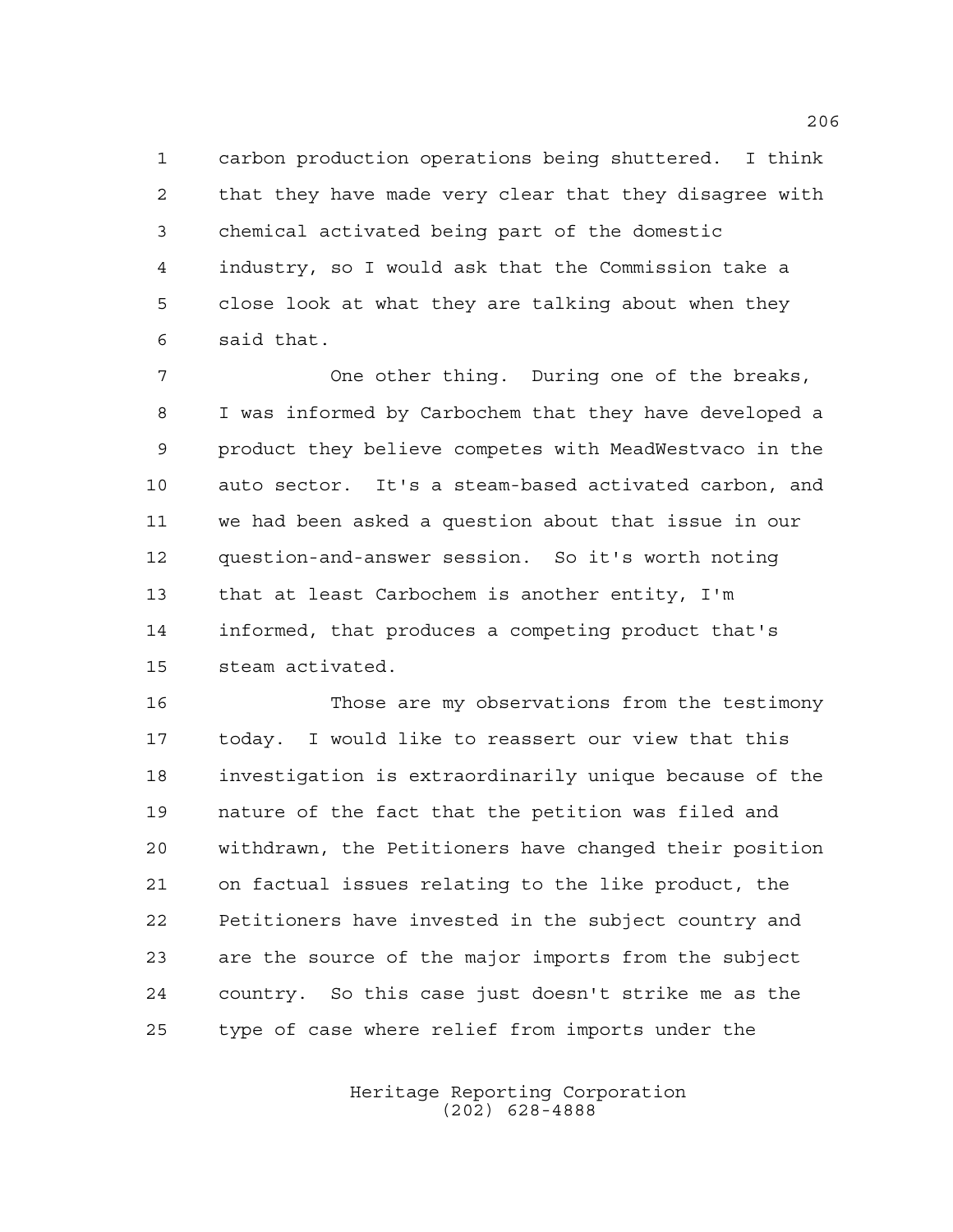carbon production operations being shuttered. I think that they have made very clear that they disagree with chemical activated being part of the domestic industry, so I would ask that the Commission take a close look at what they are talking about when they said that.

One other thing. During one of the breaks, I was informed by Carbochem that they have developed a product they believe competes with MeadWestvaco in the auto sector. It's a steam-based activated carbon, and we had been asked a question about that issue in our question-and-answer session. So it's worth noting that at least Carbochem is another entity, I'm informed, that produces a competing product that's steam activated.

Those are my observations from the testimony today. I would like to reassert our view that this investigation is extraordinarily unique because of the nature of the fact that the petition was filed and withdrawn, the Petitioners have changed their position on factual issues relating to the like product, the Petitioners have invested in the subject country and are the source of the major imports from the subject country. So this case just doesn't strike me as the type of case where relief from imports under the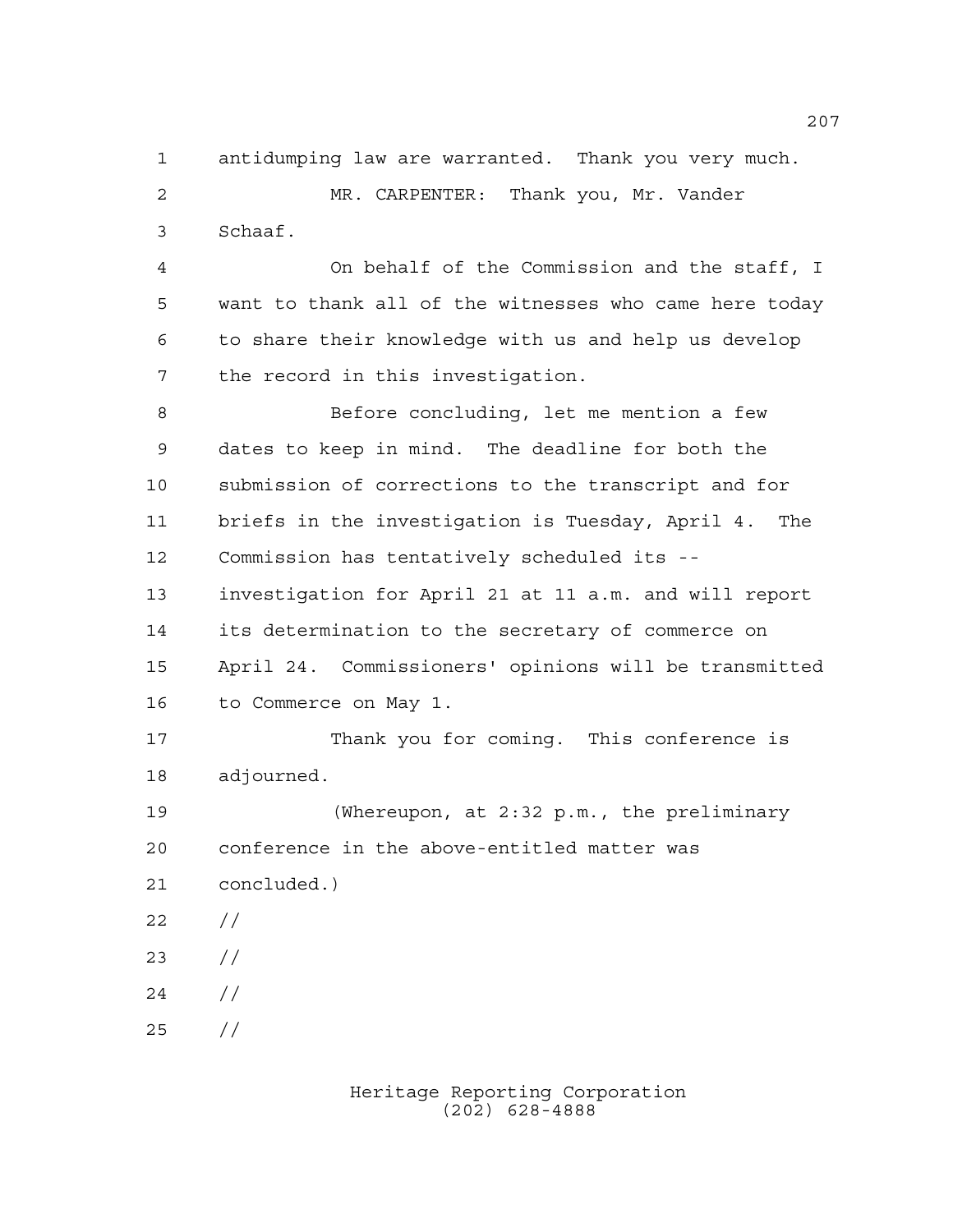antidumping law are warranted. Thank you very much.

MR. CARPENTER: Thank you, Mr. Vander Schaaf.

On behalf of the Commission and the staff, I want to thank all of the witnesses who came here today to share their knowledge with us and help us develop the record in this investigation.

Before concluding, let me mention a few dates to keep in mind. The deadline for both the submission of corrections to the transcript and for briefs in the investigation is Tuesday, April 4. The Commission has tentatively scheduled its -- investigation for April 21 at 11 a.m. and will report its determination to the secretary of commerce on April 24. Commissioners' opinions will be transmitted to Commerce on May 1.

Thank you for coming. This conference is adjourned.

(Whereupon, at 2:32 p.m., the preliminary conference in the above-entitled matter was concluded.)

//

//

//

//

Heritage Reporting Corporation
(202) 628-4888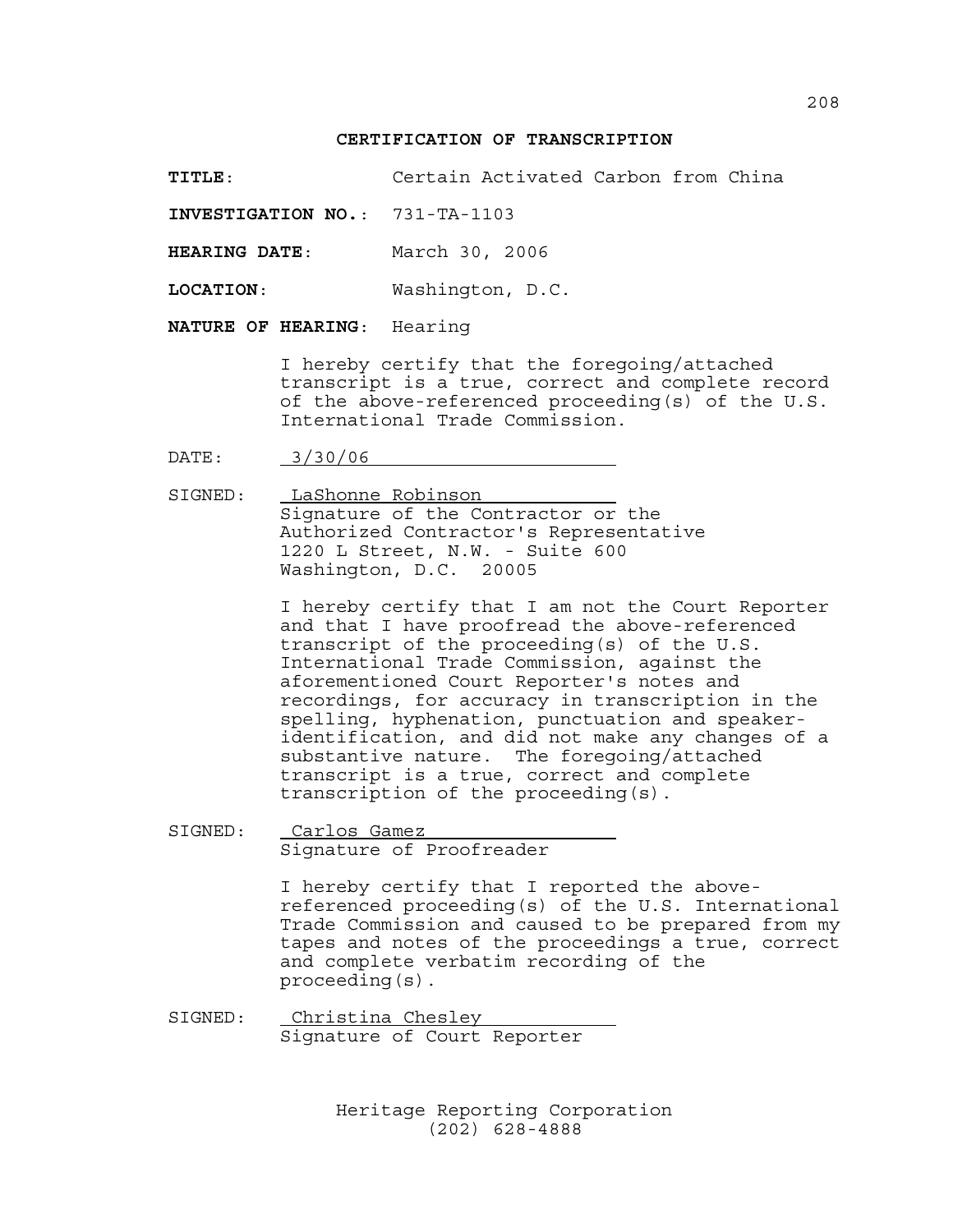## CERTIFICATION OF TRANSCRIPTION

**TITLE**: Certain Activated Carbon from China

**INVESTIGATION NO.**: 731-TA-1103

**HEARING DATE**: March 30, 2006

**LOCATION**: Washington, D.C.

**NATURE OF HEARING**: Hearing

I hereby certify that the foregoing/attached transcript is a true, correct and complete record of the above-referenced proceeding(s) of the U.S. International Trade Commission.

DATE: 3/30/06

SIGNED: LaShonne Robinson
Signature of the Contractor or the Authorized Contractor's Representative
1220 L Street, N.W. - Suite 600
Washington, D.C. 20005

I hereby certify that I am not the Court Reporter and that I have proofread the above-referenced transcript of the proceeding(s) of the U.S. International Trade Commission, against the aforementioned Court Reporter's notes and recordings, for accuracy in transcription in the spelling, hyphenation, punctuation and speaker-identification, and did not make any changes of a substantive nature. The foregoing/attached transcript is a true, correct and complete transcription of the proceeding(s).

SIGNED: Carlos Gamez
Signature of Proofreader

I hereby certify that I reported the above-referenced proceeding(s) of the U.S. International Trade Commission and caused to be prepared from my tapes and notes of the proceedings a true, correct and complete verbatim recording of the proceeding(s).

SIGNED: Christina Chesley
Signature of Court Reporter